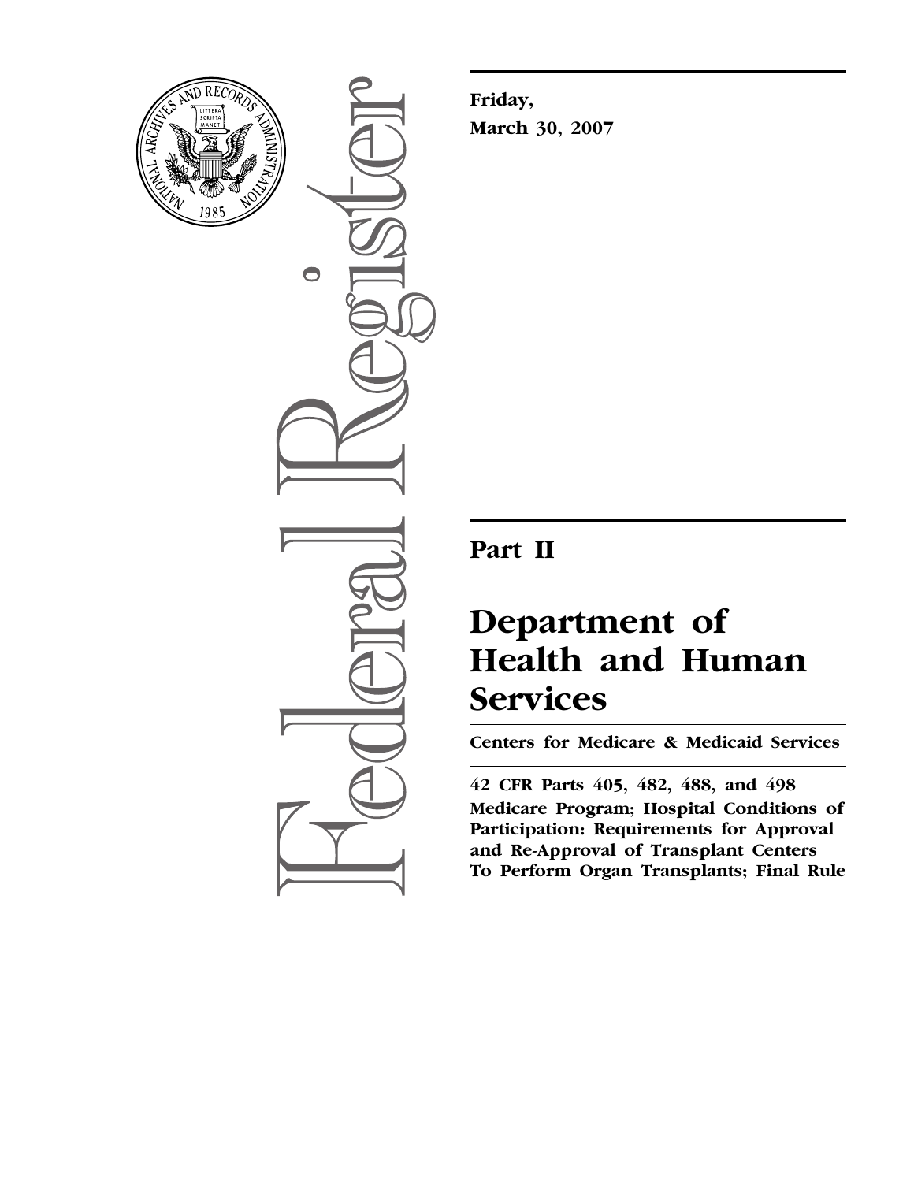Friday,

March 30, 2007

# Part II

# Department of Health and Human Services

**Centers for Medicare & Medicaid Services**

**42 CFR Parts 405, 482, 488, and 498**

**Medicare Program; Hospital Conditions of Participation: Requirements for Approval and Re-Approval of Transplant Centers To Perform Organ Transplants; Final Rule**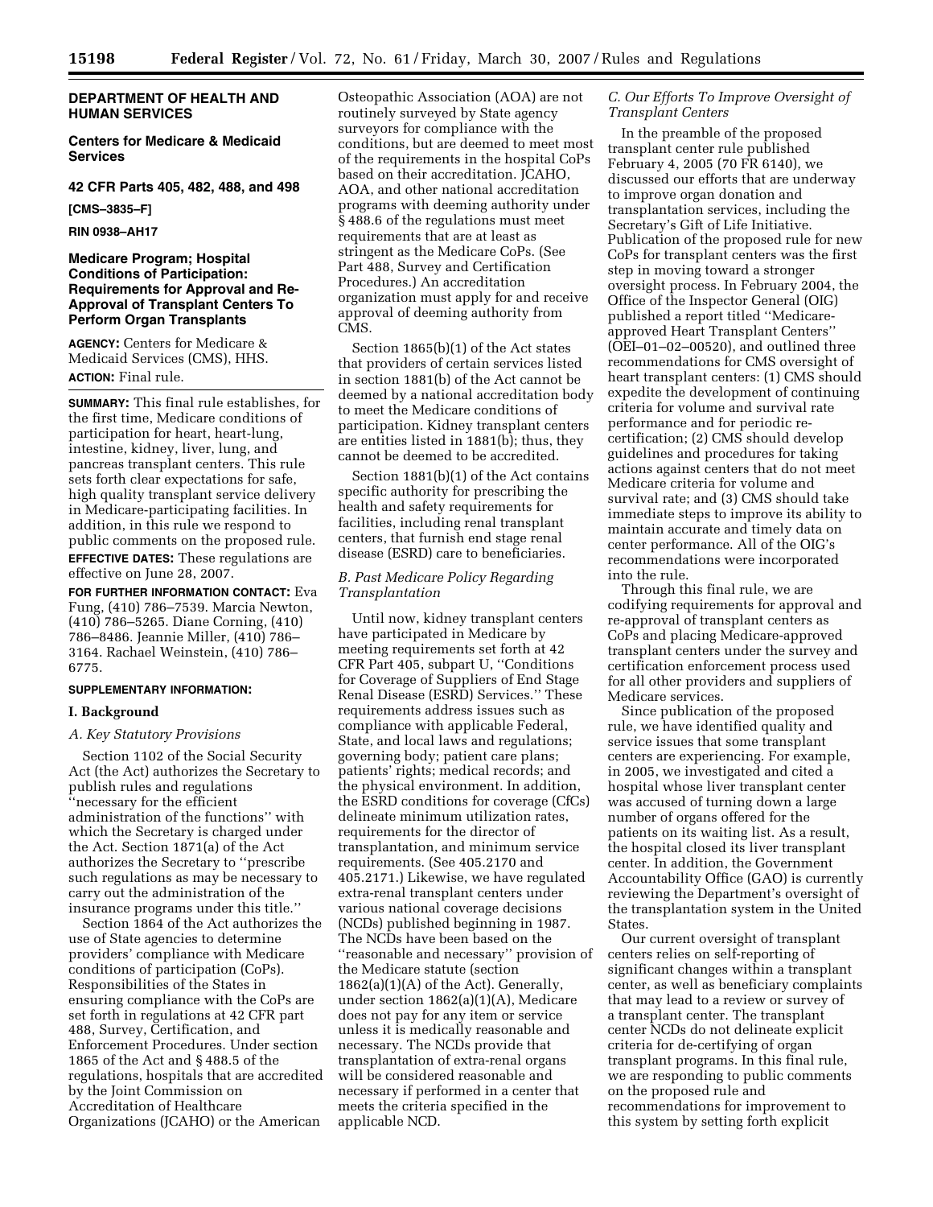**DEPARTMENT OF HEALTH AND HUMAN SERVICES**

**Centers for Medicare & Medicaid Services**

**42 CFR Parts 405, 482, 488, and 498**

**[CMS–3835–F]**

**RIN 0938–AH17**

# Medicare Program; Hospital Conditions of Participation: Requirements for Approval and Re-Approval of Transplant Centers To Perform Organ Transplants

**AGENCY:** Centers for Medicare & Medicaid Services (CMS), HHS.

**ACTION:** Final rule.

**SUMMARY:** This final rule establishes, for the first time, Medicare conditions of participation for heart, heart-lung, intestine, kidney, liver, lung, and pancreas transplant centers. This rule sets forth clear expectations for safe, high quality transplant service delivery in Medicare-participating facilities. In addition, in this rule we respond to public comments on the proposed rule.

**EFFECTIVE DATES:** These regulations are effective on June 28, 2007.

**FOR FURTHER INFORMATION CONTACT:** Eva Fung, (410) 786–7539. Marcia Newton, (410) 786–5265. Diane Corning, (410) 786–8486. Jeannie Miller, (410) 786–3164. Rachael Weinstein, (410) 786–6775.

**SUPPLEMENTARY INFORMATION:**

## I. Background

### A. Key Statutory Provisions

Section 1102 of the Social Security Act (the Act) authorizes the Secretary to publish rules and regulations ''necessary for the efficient administration of the functions'' with which the Secretary is charged under the Act. Section 1871(a) of the Act authorizes the Secretary to ''prescribe such regulations as may be necessary to carry out the administration of the insurance programs under this title.''

Section 1864 of the Act authorizes the use of State agencies to determine providers' compliance with Medicare conditions of participation (CoPs). Responsibilities of the States in ensuring compliance with the CoPs are set forth in regulations at 42 CFR part 488, Survey, Certification, and Enforcement Procedures. Under section 1865 of the Act and § 488.5 of the regulations, hospitals that are accredited by the Joint Commission on Accreditation of Healthcare Organizations (JCAHO) or the American Osteopathic Association (AOA) are not routinely surveyed by State agency surveyors for compliance with the conditions, but are deemed to meet most of the requirements in the hospital CoPs based on their accreditation. JCAHO, AOA, and other national accreditation programs with deeming authority under § 488.6 of the regulations must meet requirements that are at least as stringent as the Medicare CoPs. (See Part 488, Survey and Certification Procedures.) An accreditation organization must apply for and receive approval of deeming authority from CMS.

Section 1865(b)(1) of the Act states that providers of certain services listed in section 1881(b) of the Act cannot be deemed by a national accreditation body to meet the Medicare conditions of participation. Kidney transplant centers are entities listed in 1881(b); thus, they cannot be deemed to be accredited.

Section 1881(b)(1) of the Act contains specific authority for prescribing the health and safety requirements for facilities, including renal transplant centers, that furnish end stage renal disease (ESRD) care to beneficiaries.

### B. Past Medicare Policy Regarding Transplantation

Until now, kidney transplant centers have participated in Medicare by meeting requirements set forth at 42 CFR Part 405, subpart U, ''Conditions for Coverage of Suppliers of End Stage Renal Disease (ESRD) Services.'' These requirements address issues such as compliance with applicable Federal, State, and local laws and regulations; governing body; patient care plans; patients' rights; medical records; and the physical environment. In addition, the ESRD conditions for coverage (CfCs) delineate minimum utilization rates, requirements for the director of transplantation, and minimum service requirements. (See 405.2170 and 405.2171.) Likewise, we have regulated extra-renal transplant centers under various national coverage decisions (NCDs) published beginning in 1987. The NCDs have been based on the ''reasonable and necessary'' provision of the Medicare statute (section 1862(a)(1)(A) of the Act). Generally, under section 1862(a)(1)(A), Medicare does not pay for any item or service unless it is medically reasonable and necessary. The NCDs provide that transplantation of extra-renal organs will be considered reasonable and necessary if performed in a center that meets the criteria specified in the applicable NCD.

### C. Our Efforts To Improve Oversight of Transplant Centers

In the preamble of the proposed transplant center rule published February 4, 2005 (70 FR 6140), we discussed our efforts that are underway to improve organ donation and transplantation services, including the Secretary's Gift of Life Initiative. Publication of the proposed rule for new CoPs for transplant centers was the first step in moving toward a stronger oversight process. In February 2004, the Office of the Inspector General (OIG) published a report titled ''Medicare-approved Heart Transplant Centers'' (OEI–01–02–00520), and outlined three recommendations for CMS oversight of heart transplant centers: (1) CMS should expedite the development of continuing criteria for volume and survival rate performance and for periodic re-certification; (2) CMS should develop guidelines and procedures for taking actions against centers that do not meet Medicare criteria for volume and survival rate; and (3) CMS should take immediate steps to improve its ability to maintain accurate and timely data on center performance. All of the OIG's recommendations were incorporated into the rule.

Through this final rule, we are codifying requirements for approval and re-approval of transplant centers as CoPs and placing Medicare-approved transplant centers under the survey and certification enforcement process used for all other providers and suppliers of Medicare services.

Since publication of the proposed rule, we have identified quality and service issues that some transplant centers are experiencing. For example, in 2005, we investigated and cited a hospital whose liver transplant center was accused of turning down a large number of organs offered for the patients on its waiting list. As a result, the hospital closed its liver transplant center. In addition, the Government Accountability Office (GAO) is currently reviewing the Department's oversight of the transplantation system in the United States.

Our current oversight of transplant centers relies on self-reporting of significant changes within a transplant center, as well as beneficiary complaints that may lead to a review or survey of a transplant center. The transplant center NCDs do not delineate explicit criteria for de-certifying of organ transplant programs. In this final rule, we are responding to public comments on the proposed rule and recommendations for improvement to this system by setting forth explicit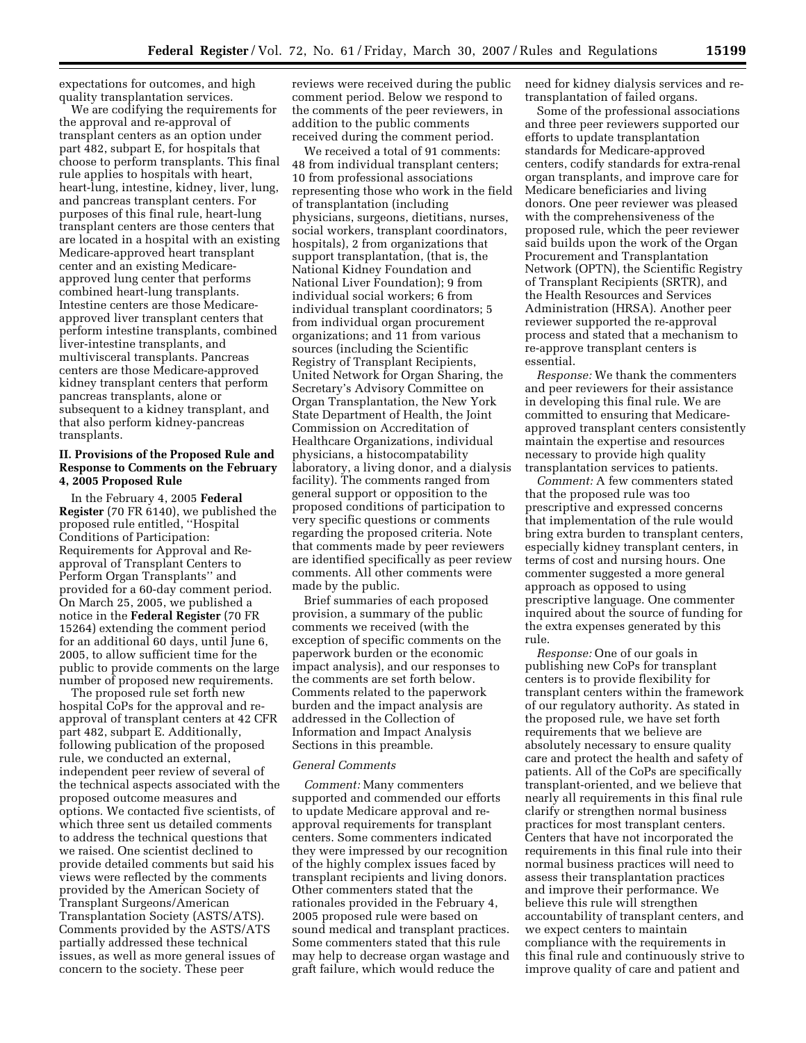expectations for outcomes, and high quality transplantation services.

We are codifying the requirements for the approval and re-approval of transplant centers as an option under part 482, subpart E, for hospitals that choose to perform transplants. This final rule applies to hospitals with heart, heart-lung, intestine, kidney, liver, lung, and pancreas transplant centers. For purposes of this final rule, heart-lung transplant centers are those centers that are located in a hospital with an existing Medicare-approved heart transplant center and an existing Medicare-approved lung center that performs combined heart-lung transplants. Intestine centers are those Medicare-approved liver transplant centers that perform intestine transplants, combined liver-intestine transplants, and multivisceral transplants. Pancreas centers are those Medicare-approved kidney transplant centers that perform pancreas transplants, alone or subsequent to a kidney transplant, and that also perform kidney-pancreas transplants.

## II. Provisions of the Proposed Rule and Response to Comments on the February 4, 2005 Proposed Rule

In the February 4, 2005 **Federal Register** (70 FR 6140), we published the proposed rule entitled, ''Hospital Conditions of Participation: Requirements for Approval and Re-approval of Transplant Centers to Perform Organ Transplants'' and provided for a 60-day comment period. On March 25, 2005, we published a notice in the **Federal Register** (70 FR 15264) extending the comment period for an additional 60 days, until June 6, 2005, to allow sufficient time for the public to provide comments on the large number of proposed new requirements.

The proposed rule set forth new hospital CoPs for the approval and re-approval of transplant centers at 42 CFR part 482, subpart E. Additionally, following publication of the proposed rule, we conducted an external, independent peer review of several of the technical aspects associated with the proposed outcome measures and options. We contacted five scientists, of which three sent us detailed comments to address the technical questions that we raised. One scientist declined to provide detailed comments but said his views were reflected by the comments provided by the American Society of Transplant Surgeons/American Transplantation Society (ASTS/ATS). Comments provided by the ASTS/ATS partially addressed these technical issues, as well as more general issues of concern to the society. These peer reviews were received during the public comment period. Below we respond to the comments of the peer reviewers, in addition to the public comments received during the comment period.

We received a total of 91 comments: 48 from individual transplant centers; 10 from professional associations representing those who work in the field of transplantation (including physicians, surgeons, dietitians, nurses, social workers, transplant coordinators, hospitals), 2 from organizations that support transplantation, (that is, the National Kidney Foundation and National Liver Foundation); 9 from individual social workers; 6 from individual transplant coordinators; 5 from individual organ procurement organizations; and 11 from various sources (including the Scientific Registry of Transplant Recipients, United Network for Organ Sharing, the Secretary's Advisory Committee on Organ Transplantation, the New York State Department of Health, the Joint Commission on Accreditation of Healthcare Organizations, individual physicians, a histocompatability laboratory, a living donor, and a dialysis facility). The comments ranged from general support or opposition to the proposed conditions of participation to very specific questions or comments regarding the proposed criteria. Note that comments made by peer reviewers are identified specifically as peer review comments. All other comments were made by the public.

Brief summaries of each proposed provision, a summary of the public comments we received (with the exception of specific comments on the paperwork burden or the economic impact analysis), and our responses to the comments are set forth below. Comments related to the paperwork burden and the impact analysis are addressed in the Collection of Information and Impact Analysis Sections in this preamble.

### *General Comments*

*Comment:* Many commenters supported and commended our efforts to update Medicare approval and re-approval requirements for transplant centers. Some commenters indicated they were impressed by our recognition of the highly complex issues faced by transplant recipients and living donors. Other commenters stated that the rationales provided in the February 4, 2005 proposed rule were based on sound medical and transplant practices. Some commenters stated that this rule may help to decrease organ wastage and graft failure, which would reduce the need for kidney dialysis services and re-transplantation of failed organs.

Some of the professional associations and three peer reviewers supported our efforts to update transplantation standards for Medicare-approved centers, codify standards for extra-renal organ transplants, and improve care for Medicare beneficiaries and living donors. One peer reviewer was pleased with the comprehensiveness of the proposed rule, which the peer reviewer said builds upon the work of the Organ Procurement and Transplantation Network (OPTN), the Scientific Registry of Transplant Recipients (SRTR), and the Health Resources and Services Administration (HRSA). Another peer reviewer supported the re-approval process and stated that a mechanism to re-approve transplant centers is essential.

*Response:* We thank the commenters and peer reviewers for their assistance in developing this final rule. We are committed to ensuring that Medicare-approved transplant centers consistently maintain the expertise and resources necessary to provide high quality transplantation services to patients.

*Comment:* A few commenters stated that the proposed rule was too prescriptive and expressed concerns that implementation of the rule would bring extra burden to transplant centers, especially kidney transplant centers, in terms of cost and nursing hours. One commenter suggested a more general approach as opposed to using prescriptive language. One commenter inquired about the source of funding for the extra expenses generated by this rule.

*Response:* One of our goals in publishing new CoPs for transplant centers is to provide flexibility for transplant centers within the framework of our regulatory authority. As stated in the proposed rule, we have set forth requirements that we believe are absolutely necessary to ensure quality care and protect the health and safety of patients. All of the CoPs are specifically transplant-oriented, and we believe that nearly all requirements in this final rule clarify or strengthen normal business practices for most transplant centers. Centers that have not incorporated the requirements in this final rule into their normal business practices will need to assess their transplantation practices and improve their performance. We believe this rule will strengthen accountability of transplant centers, and we expect centers to maintain compliance with the requirements in this final rule and continuously strive to improve quality of care and patient and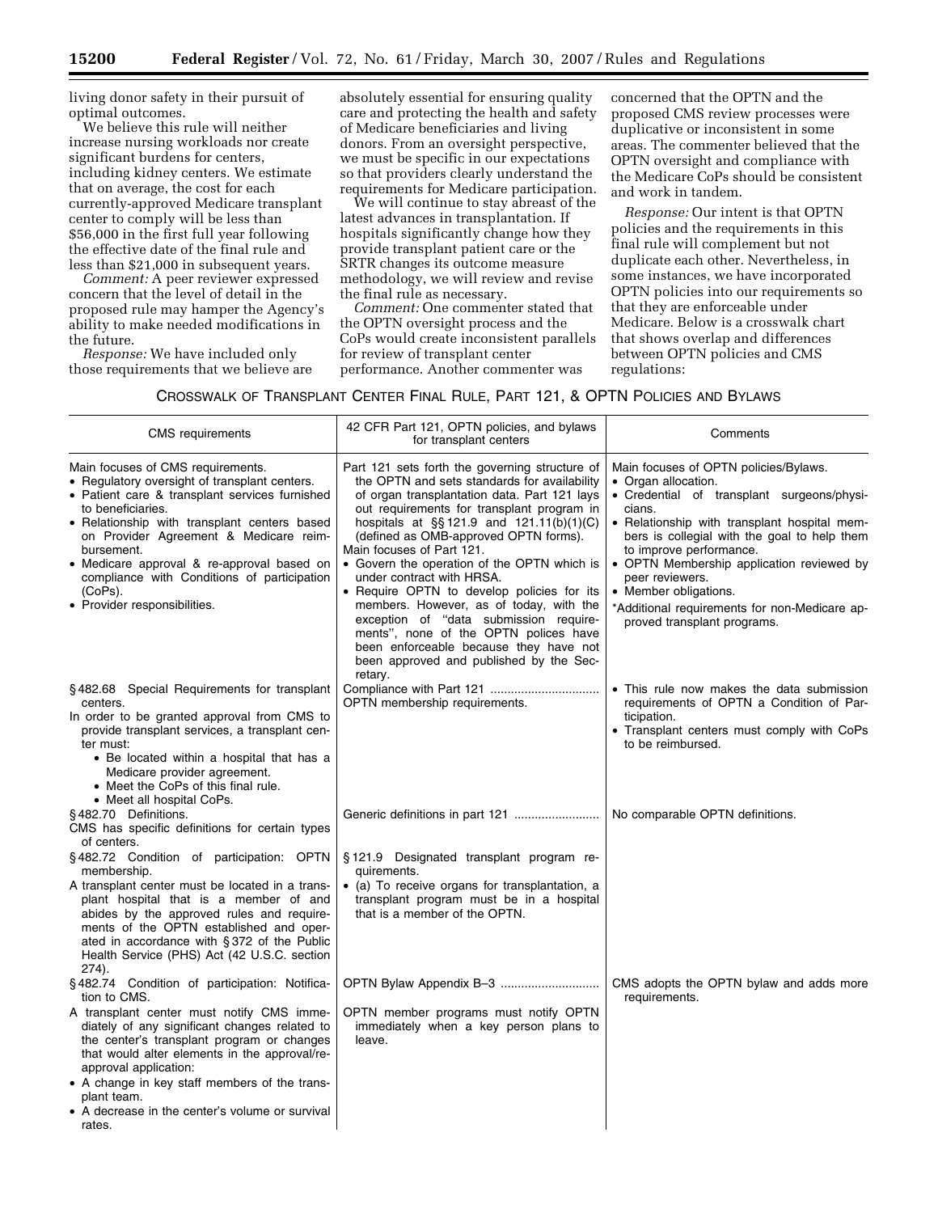living donor safety in their pursuit of optimal outcomes.

We believe this rule will neither increase nursing workloads nor create significant burdens for centers, including kidney centers. We estimate that on average, the cost for each currently-approved Medicare transplant center to comply will be less than $56,000 in the first full year following the effective date of the final rule and less than $21,000 in subsequent years.

*Comment:* A peer reviewer expressed concern that the level of detail in the proposed rule may hamper the Agency's ability to make needed modifications in the future.

*Response:* We have included only those requirements that we believe are absolutely essential for ensuring quality care and protecting the health and safety of Medicare beneficiaries and living donors. From an oversight perspective, we must be specific in our expectations so that providers clearly understand the requirements for Medicare participation.

We will continue to stay abreast of the latest advances in transplantation. If hospitals significantly change how they provide transplant patient care or the SRTR changes its outcome measure methodology, we will review and revise the final rule as necessary.

*Comment:* One commenter stated that the OPTN oversight process and the CoPs would create inconsistent parallels for review of transplant center performance. Another commenter was concerned that the OPTN and the proposed CMS review processes were duplicative or inconsistent in some areas. The commenter believed that the OPTN oversight and compliance with the Medicare CoPs should be consistent and work in tandem.

*Response:* Our intent is that OPTN policies and the requirements in this final rule will complement but not duplicate each other. Nevertheless, in some instances, we have incorporated OPTN policies into our requirements so that they are enforceable under Medicare. Below is a crosswalk chart that shows overlap and differences between OPTN policies and CMS regulations:

CROSSWALK OF TRANSPLANT CENTER FINAL RULE, PART 121, & OPTN POLICIES AND BYLAWS

| CMS requirements | 42 CFR Part 121, OPTN policies, and bylaws for transplant centers | Comments |
|---|---|---|
| Main focuses of CMS requirements.<br>• Regulatory oversight of transplant centers.<br>• Patient care & transplant services furnished to beneficiaries.<br>• Relationship with transplant centers based on Provider Agreement & Medicare reimbursement.<br>• Medicare approval & re-approval based on compliance with Conditions of participation (CoPs).<br>• Provider responsibilities. | Part 121 sets forth the governing structure of the OPTN and sets standards for availability of organ transplantation data. Part 121 lays out requirements for transplant program in hospitals at §§ 121.9 and 121.11(b)(1)(C) (defined as OMB-approved OPTN forms).<br>Main focuses of Part 121.<br>• Govern the operation of the OPTN which is under contract with HRSA.<br>• Require OPTN to develop policies for its members. However, as of today, with the exception of "data submission requirements", none of the OPTN polices have been enforceable because they have not been approved and published by the Secretary. | Main focuses of OPTN policies/Bylaws.<br>• Organ allocation.<br>• Credential of transplant surgeons/physicians.<br>• Relationship with transplant hospital members is collegial with the goal to help them to improve performance.<br>• OPTN Membership application reviewed by peer reviewers.<br>• Member obligations.<br>*Additional requirements for non-Medicare approved transplant programs. |
| § 482.68 Special Requirements for transplant centers.<br>In order to be granted approval from CMS to provide transplant services, a transplant center must:<br>• Be located within a hospital that has a Medicare provider agreement.<br>• Meet the CoPs of this final rule.<br>• Meet all hospital CoPs. | Compliance with Part 121 ...............................<br>OPTN membership requirements. | • This rule now makes the data submission requirements of OPTN a Condition of Participation.<br>• Transplant centers must comply with CoPs to be reimbursed. |
| § 482.70 Definitions.<br>CMS has specific definitions for certain types of centers. | Generic definitions in part 121 ........................ | No comparable OPTN definitions. |
| § 482.72 Condition of participation: OPTN membership.<br>A transplant center must be located in a transplant hospital that is a member of and abides by the approved rules and requirements of the OPTN established and operated in accordance with § 372 of the Public Health Service (PHS) Act (42 U.S.C. section 274). | § 121.9 Designated transplant program requirements.<br>• (a) To receive organs for transplantation, a transplant program must be in a hospital that is a member of the OPTN. | |
| § 482.74 Condition of participation: Notification to CMS.<br>A transplant center must notify CMS immediately of any significant changes related to the center's transplant program or changes that would alter elements in the approval/re-approval application:<br>• A change in key staff members of the transplant team.<br>• A decrease in the center's volume or survival rates. | OPTN Bylaw Appendix B–3 ............................<br>OPTN member programs must notify OPTN immediately when a key person plans to leave. | CMS adopts the OPTN bylaw and adds more requirements. |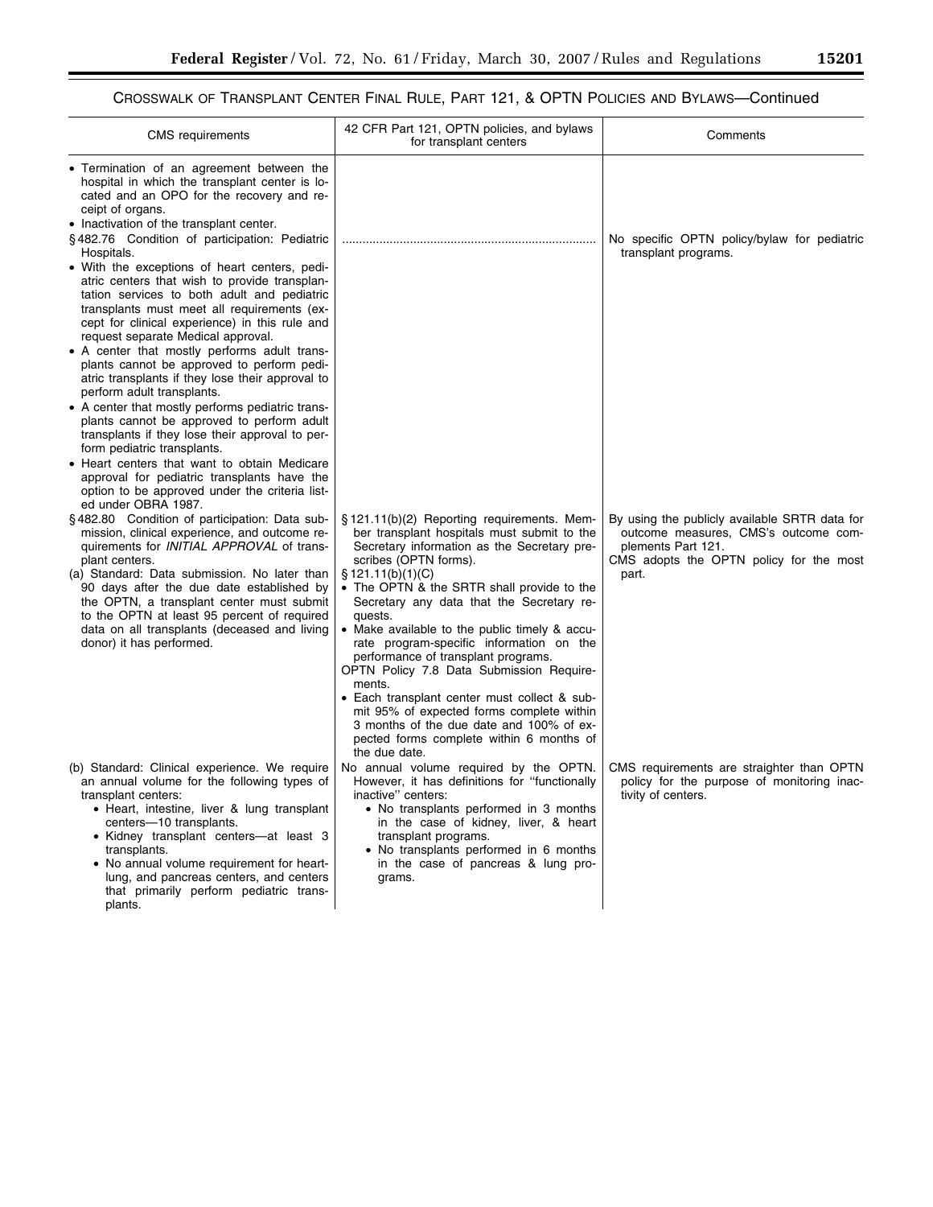## Crosswalk of Transplant Center Final Rule, Part 121, & OPTN Policies and Bylaws—Continued

| CMS requirements | 42 CFR Part 121, OPTN policies, and bylaws for transplant centers | Comments |
| --- | --- | --- |
| • Termination of an agreement between the hospital in which the transplant center is located and an OPO for the recovery and receipt of organs.<br>• Inactivation of the transplant center. | | |
| § 482.76 Condition of participation: Pediatric Hospitals.<br>• With the exceptions of heart centers, pediatric centers that wish to provide transplantation services to both adult and pediatric transplants must meet all requirements (except for clinical experience) in this rule and request separate Medical approval.<br>• A center that mostly performs adult transplants cannot be approved to perform pediatric transplants if they lose their approval to perform adult transplants.<br>• A center that mostly performs pediatric transplants cannot be approved to perform adult transplants if they lose their approval to perform pediatric transplants.<br>• Heart centers that want to obtain Medicare approval for pediatric transplants have the option to be approved under the criteria listed under OBRA 1987. | ........................................................................... | No specific OPTN policy/bylaw for pediatric transplant programs. |
| § 482.80 Condition of participation: Data submission, clinical experience, and outcome requirements for *INITIAL APPROVAL* of transplant centers.<br>(a) Standard: Data submission. No later than 90 days after the due date established by the OPTN, a transplant center must submit to the OPTN at least 95 percent of required data on all transplants (deceased and living donor) it has performed. | § 121.11(b)(2) Reporting requirements. Member transplant hospitals must submit to the Secretary information as the Secretary prescribes (OPTN forms).<br>§ 121.11(b)(1)(C)<br>• The OPTN & the SRTR shall provide to the Secretary any data that the Secretary requests.<br>• Make available to the public timely & accurate program-specific information on the performance of transplant programs.<br>OPTN Policy 7.8 Data Submission Requirements.<br>• Each transplant center must collect & submit 95% of expected forms complete within 3 months of the due date and 100% of expected forms complete within 6 months of the due date. | By using the publicly available SRTR data for outcome measures, CMS's outcome complements Part 121.<br>CMS adopts the OPTN policy for the most part. |
| (b) Standard: Clinical experience. We require an annual volume for the following types of transplant centers:<br>• Heart, intestine, liver & lung transplant centers—10 transplants.<br>• Kidney transplant centers—at least 3 transplants.<br>• No annual volume requirement for heart-lung, and pancreas centers, and centers that primarily perform pediatric transplants. | No annual volume required by the OPTN. However, it has definitions for "functionally inactive" centers:<br>• No transplants performed in 3 months in the case of kidney, liver, & heart transplant programs.<br>• No transplants performed in 6 months in the case of pancreas & lung programs. | CMS requirements are straighter than OPTN policy for the purpose of monitoring inactivity of centers. |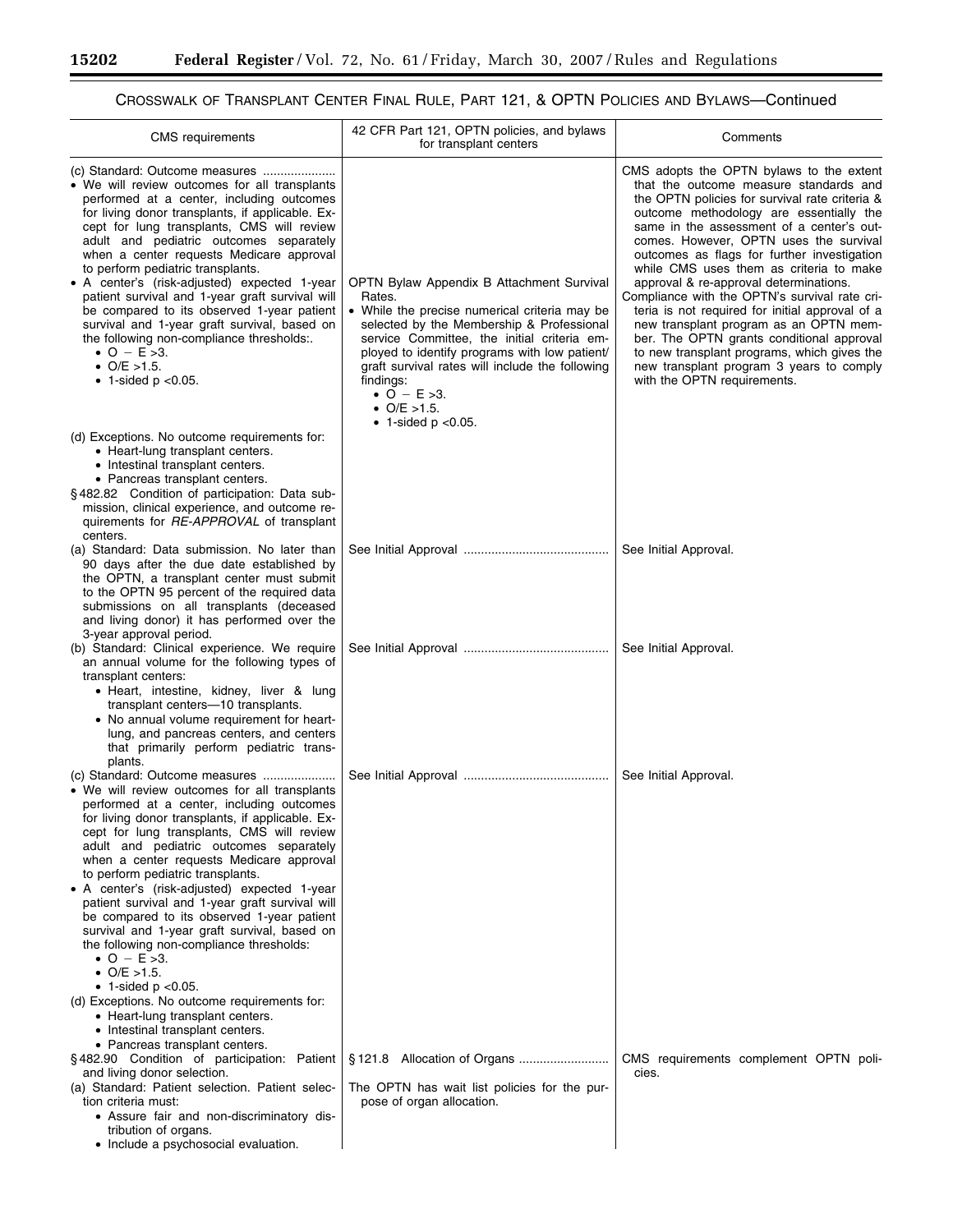## CROSSWALK OF TRANSPLANT CENTER FINAL RULE, PART 121, & OPTN POLICIES AND BYLAWS—Continued

| CMS requirements | 42 CFR Part 121, OPTN policies, and bylaws for transplant centers | Comments |
|---|---|---|
| (c) Standard: Outcome measures .....................<br>• We will review outcomes for all transplants performed at a center, including outcomes for living donor transplants, if applicable. Except for lung transplants, CMS will review adult and pediatric outcomes separately when a center requests Medicare approval to perform pediatric transplants.<br>• A center's (risk-adjusted) expected 1-year patient survival and 1-year graft survival will be compared to its observed 1-year patient survival and 1-year graft survival, based on the following non-compliance thresholds:.<br>• O − E >3.<br>• O/E >1.5.<br>• 1-sided p <0.05. | OPTN Bylaw Appendix B Attachment Survival Rates.<br>• While the precise numerical criteria may be selected by the Membership & Professional service Committee, the initial criteria employed to identify programs with low patient/graft survival rates will include the following findings:<br>• O − E >3.<br>• O/E >1.5.<br>• 1-sided p <0.05. | CMS adopts the OPTN bylaws to the extent that the outcome measure standards and the OPTN policies for survival rate criteria & outcome methodology are essentially the same in the assessment of a center's outcomes. However, OPTN uses the survival outcomes as flags for further investigation while CMS uses them as criteria to make approval & re-approval determinations.<br>Compliance with the OPTN's survival rate criteria is not required for initial approval of a new transplant program as an OPTN member. The OPTN grants conditional approval to new transplant programs, which gives the new transplant program 3 years to comply with the OPTN requirements. |
| (d) Exceptions. No outcome requirements for:<br>• Heart-lung transplant centers.<br>• Intestinal transplant centers.<br>• Pancreas transplant centers. | | |
| §482.82 Condition of participation: Data submission, clinical experience, and outcome requirements for *RE-APPROVAL* of transplant centers. | | |
| (a) Standard: Data submission. No later than 90 days after the due date established by the OPTN, a transplant center must submit to the OPTN 95 percent of the required data submissions on all transplants (deceased and living donor) it has performed over the 3-year approval period. | See Initial Approval .......................................... | See Initial Approval. |
| (b) Standard: Clinical experience. We require an annual volume for the following types of transplant centers:<br>• Heart, intestine, kidney, liver & lung transplant centers—10 transplants.<br>• No annual volume requirement for heart-lung, and pancreas centers, and centers that primarily perform pediatric transplants. | See Initial Approval .......................................... | See Initial Approval. |
| (c) Standard: Outcome measures .....................<br>• We will review outcomes for all transplants performed at a center, including outcomes for living donor transplants, if applicable. Except for lung transplants, CMS will review adult and pediatric outcomes separately when a center requests Medicare approval to perform pediatric transplants.<br>• A center's (risk-adjusted) expected 1-year patient survival and 1-year graft survival will be compared to its observed 1-year patient survival and 1-year graft survival, based on the following non-compliance thresholds:<br>• O − E >3.<br>• O/E >1.5.<br>• 1-sided p <0.05. | See Initial Approval .......................................... | See Initial Approval. |
| (d) Exceptions. No outcome requirements for:<br>• Heart-lung transplant centers.<br>• Intestinal transplant centers.<br>• Pancreas transplant centers. | | |
| §482.90 Condition of participation: Patient and living donor selection.<br>(a) Standard: Patient selection. Patient selection criteria must:<br>• Assure fair and non-discriminatory distribution of organs.<br>• Include a psychosocial evaluation. | §121.8 Allocation of Organs .........................<br>The OPTN has wait list policies for the purpose of organ allocation. | CMS requirements complement OPTN policies. |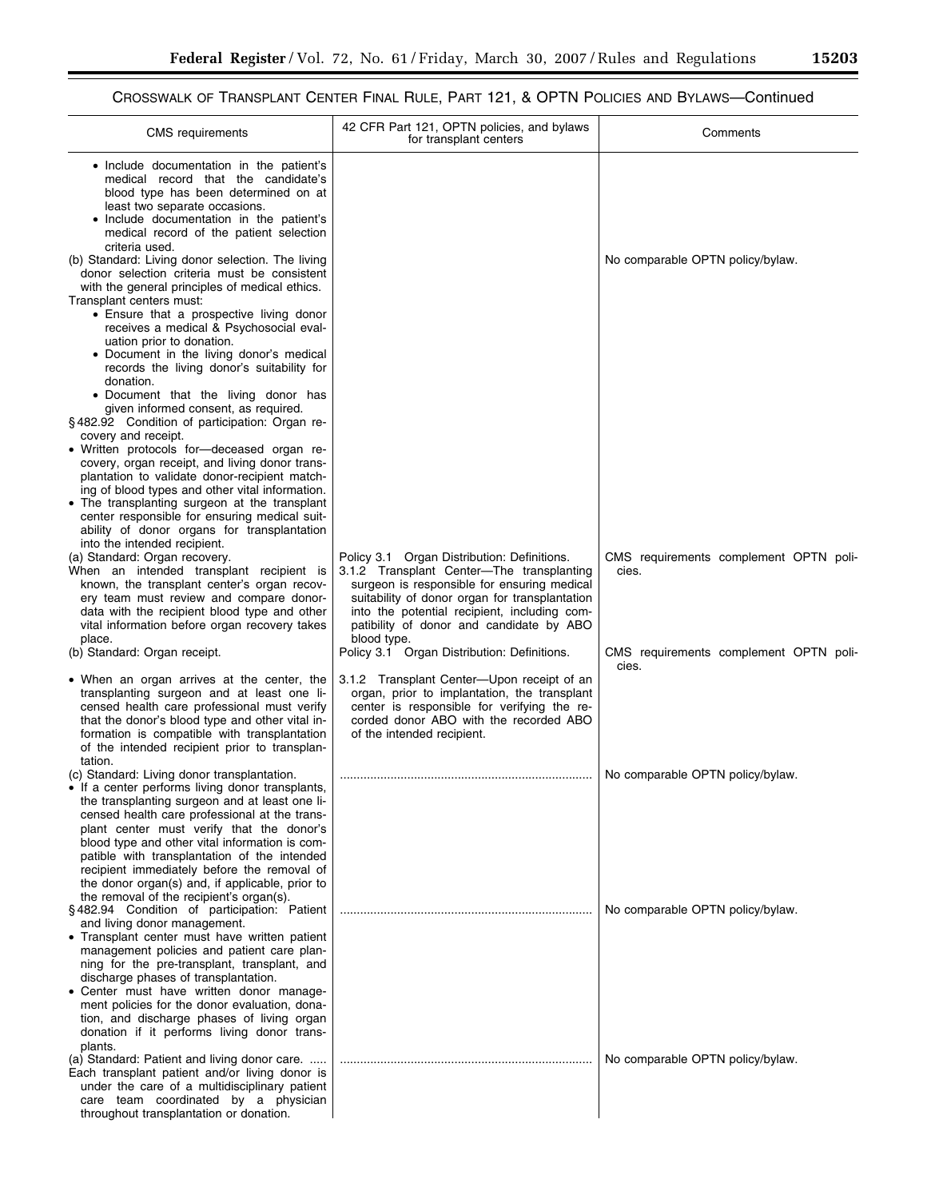# CROSSWALK OF TRANSPLANT CENTER FINAL RULE, PART 121, & OPTN POLICIES AND BYLAWS—Continued

| CMS requirements | 42 CFR Part 121, OPTN policies, and bylaws for transplant centers | Comments |
|---|---|---|
| • Include documentation in the patient's medical record that the candidate's blood type has been determined on at least two separate occasions.<br>• Include documentation in the patient's medical record of the patient selection criteria used. | | |
| (b) Standard: Living donor selection. The living donor selection criteria must be consistent with the general principles of medical ethics. Transplant centers must:<br>• Ensure that a prospective living donor receives a medical & Psychosocial evaluation prior to donation.<br>• Document in the living donor's medical records the living donor's suitability for donation.<br>• Document that the living donor has given informed consent, as required.<br>§ 482.92 Condition of participation: Organ recovery and receipt.<br>• Written protocols for—deceased organ recovery, organ receipt, and living donor transplantation to validate donor-recipient matching of blood types and other vital information.<br>• The transplanting surgeon at the transplant center responsible for ensuring medical suitability of donor organs for transplantation into the intended recipient. | | No comparable OPTN policy/bylaw. |
| (a) Standard: Organ recovery.<br>When an intended transplant recipient is known, the transplant center's organ recovery team must review and compare donor-data with the recipient blood type and other vital information before organ recovery takes place. | Policy 3.1 Organ Distribution: Definitions.<br>3.1.2 Transplant Center—The transplanting surgeon is responsible for ensuring medical suitability of donor organ for transplantation into the potential recipient, including compatibility of donor and candidate by ABO blood type. | CMS requirements complement OPTN policies. |
| (b) Standard: Organ receipt.<br>• When an organ arrives at the center, the transplanting surgeon and at least one licensed health care professional must verify that the donor's blood type and other vital information is compatible with transplantation of the intended recipient prior to transplantation. | Policy 3.1 Organ Distribution: Definitions.<br>3.1.2 Transplant Center—Upon receipt of an organ, prior to implantation, the transplant center is responsible for verifying the recorded donor ABO with the recorded ABO of the intended recipient. | CMS requirements complement OPTN policies. |
| (c) Standard: Living donor transplantation.<br>• If a center performs living donor transplants, the transplanting surgeon and at least one licensed health care professional at the transplant center must verify that the donor's blood type and other vital information is compatible with transplantation of the intended recipient immediately before the removal of the donor organ(s) and, if applicable, prior to the removal of the recipient's organ(s). | ........................................ | No comparable OPTN policy/bylaw. |
| § 482.94 Condition of participation: Patient and living donor management.<br>• Transplant center must have written patient management policies and patient care planning for the pre-transplant, transplant, and discharge phases of transplantation.<br>• Center must have written donor management policies for the donor evaluation, donation, and discharge phases of living organ donation if it performs living donor transplants. | ........................................ | No comparable OPTN policy/bylaw. |
| (a) Standard: Patient and living donor care. .....<br>Each transplant patient and/or living donor is under the care of a multidisciplinary patient care team coordinated by a physician throughout transplantation or donation. | ........................................ | No comparable OPTN policy/bylaw. |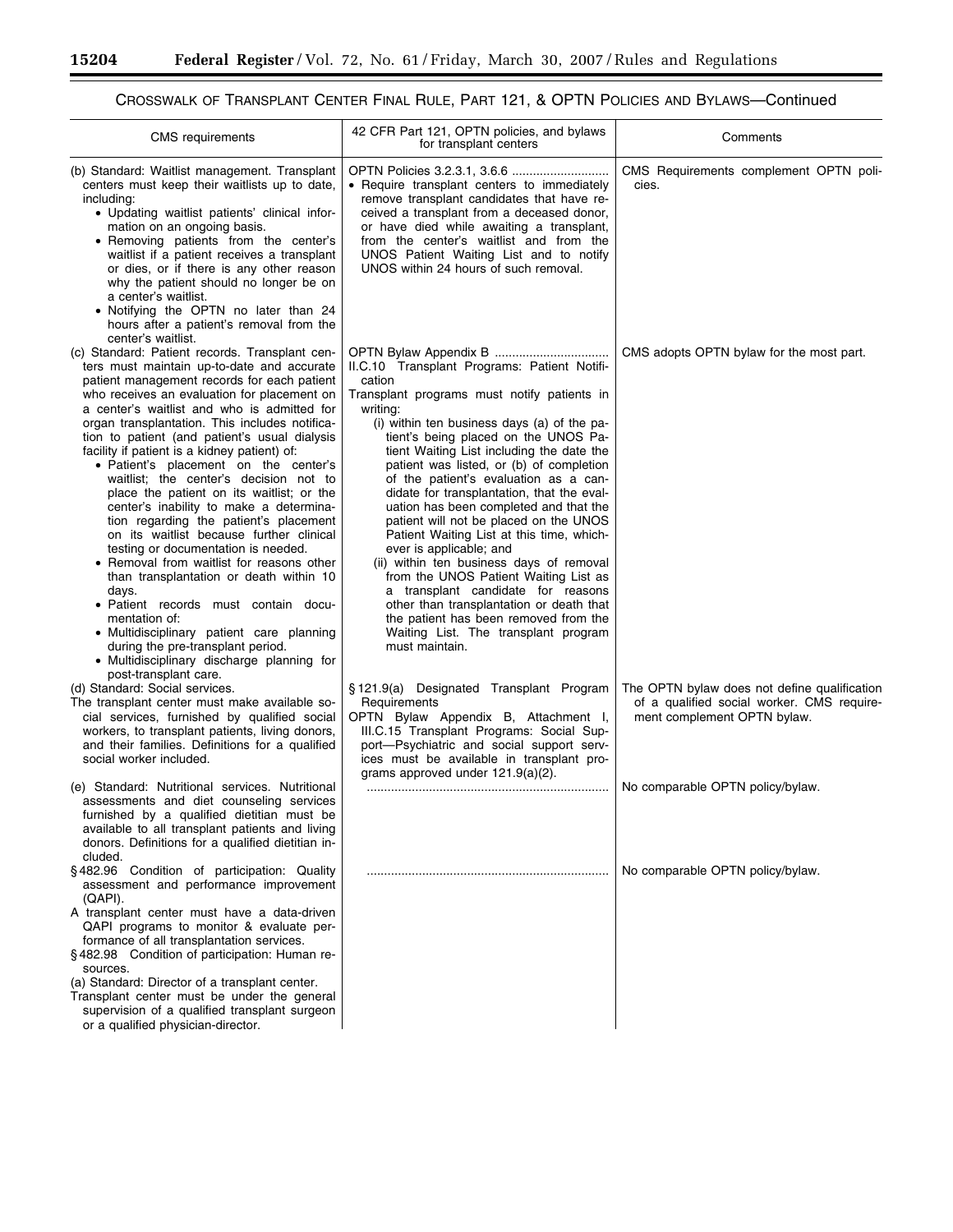## Crosswalk of Transplant Center Final Rule, Part 121, & OPTN Policies and Bylaws—Continued

| CMS requirements | 42 CFR Part 121, OPTN policies, and bylaws for transplant centers | Comments |
|---|---|---|
| (b) Standard: Waitlist management. Transplant centers must keep their waitlists up to date, including:<br>• Updating waitlist patients' clinical information on an ongoing basis.<br>• Removing patients from the center's waitlist if a patient receives a transplant or dies, or if there is any other reason why the patient should no longer be on a center's waitlist.<br>• Notifying the OPTN no later than 24 hours after a patient's removal from the center's waitlist. | OPTN Policies 3.2.3.1, 3.6.6<br>• Require transplant centers to immediately remove transplant candidates that have received a transplant from a deceased donor, or have died while awaiting a transplant, from the center's waitlist and from the UNOS Patient Waiting List and to notify UNOS within 24 hours of such removal. | CMS Requirements complement OPTN policies. |
| (c) Standard: Patient records. Transplant centers must maintain up-to-date and accurate patient management records for each patient who receives an evaluation for placement on a center's waitlist and who is admitted for organ transplantation. This includes notification to patient (and patient's usual dialysis facility if patient is a kidney patient) of:<br>• Patient's placement on the center's waitlist; the center's decision not to place the patient on its waitlist; or the center's inability to make a determination regarding the patient's placement on its waitlist because further clinical testing or documentation is needed.<br>• Removal from waitlist for reasons other than transplantation or death within 10 days.<br>• Patient records must contain documentation of:<br>• Multidisciplinary patient care planning during the pre-transplant period.<br>• Multidisciplinary discharge planning for post-transplant care. | OPTN Bylaw Appendix B<br>II.C.10 Transplant Programs: Patient Notification<br>Transplant programs must notify patients in writing:<br>(i) within ten business days (a) of the patient's being placed on the UNOS Patient Waiting List including the date the patient was listed, or (b) of completion of the patient's evaluation as a candidate for transplantation, that the evaluation has been completed and that the patient will not be placed on the UNOS Patient Waiting List at this time, whichever is applicable; and<br>(ii) within ten business days of removal from the UNOS Patient Waiting List as a transplant candidate for reasons other than transplantation or death that the patient has been removed from the Waiting List. The transplant program must maintain. | CMS adopts OPTN bylaw for the most part. |
| (d) Standard: Social services.<br>The transplant center must make available social services, furnished by qualified social workers, to transplant patients, living donors, and their families. Definitions for a qualified social worker included. | § 121.9(a) Designated Transplant Program Requirements<br>OPTN Bylaw Appendix B, Attachment I, III.C.15 Transplant Programs: Social Support—Psychiatric and social support services must be available in transplant programs approved under 121.9(a)(2). | The OPTN bylaw does not define qualification of a qualified social worker. CMS requirement complement OPTN bylaw. |
| (e) Standard: Nutritional services. Nutritional assessments and diet counseling services furnished by a qualified dietitian must be available to all transplant patients and living donors. Definitions for a qualified dietitian included. | | No comparable OPTN policy/bylaw. |
| § 482.96 Condition of participation: Quality assessment and performance improvement (QAPI).<br>A transplant center must have a data-driven QAPI programs to monitor & evaluate performance of all transplantation services.<br>§ 482.98 Condition of participation: Human resources.<br>(a) Standard: Director of a transplant center.<br>Transplant center must be under the general supervision of a qualified transplant surgeon or a qualified physician-director. | | No comparable OPTN policy/bylaw. |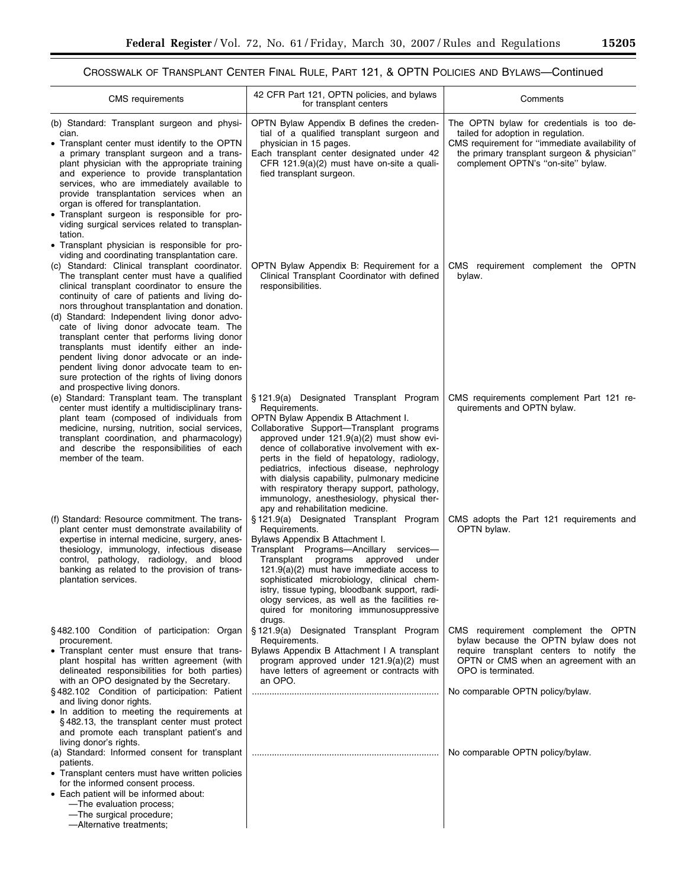## CROSSWALK OF TRANSPLANT CENTER FINAL RULE, PART 121, & OPTN POLICIES AND BYLAWS—Continued

| CMS requirements | 42 CFR Part 121, OPTN policies, and bylaws for transplant centers | Comments |
| --- | --- | --- |
| (b) Standard: Transplant surgeon and physician.<br>• Transplant center must identify to the OPTN a primary transplant surgeon and a transplant physician with the appropriate training and experience to provide transplantation services, who are immediately available to provide transplantation services when an organ is offered for transplantation.<br>• Transplant surgeon is responsible for providing surgical services related to transplantation.<br>• Transplant physician is responsible for providing and coordinating transplantation care. | OPTN Bylaw Appendix B defines the credential of a qualified transplant surgeon and physician in 15 pages.<br>Each transplant center designated under 42 CFR 121.9(a)(2) must have on-site a qualified transplant surgeon. | The OPTN bylaw for credentials is too detailed for adoption in regulation.<br>CMS requirement for "immediate availability of the primary transplant surgeon & physician" complement OPTN's "on-site" bylaw. |
| (c) Standard: Clinical transplant coordinator. The transplant center must have a qualified clinical transplant coordinator to ensure the continuity of care of patients and living donors throughout transplantation and donation.<br>(d) Standard: Independent living donor advocate of living donor advocate team. The transplant center that performs living donor transplants must identify either an independent living donor advocate or an independent living donor advocate team to ensure protection of the rights of living donors and prospective living donors. | OPTN Bylaw Appendix B: Requirement for a Clinical Transplant Coordinator with defined responsibilities. | CMS requirement complement the OPTN bylaw. |
| (e) Standard: Transplant team. The transplant center must identify a multidisciplinary transplant team (composed of individuals from medicine, nursing, nutrition, social services, transplant coordination, and pharmacology) and describe the responsibilities of each member of the team. | § 121.9(a) Designated Transplant Program Requirements.<br>OPTN Bylaw Appendix B Attachment I.<br>Collaborative Support—Transplant programs approved under 121.9(a)(2) must show evidence of collaborative involvement with experts in the field of hepatology, radiology, pediatrics, infectious disease, nephrology with dialysis capability, pulmonary medicine with respiratory therapy support, pathology, immunology, anesthesiology, physical therapy and rehabilitation medicine. | CMS requirements complement Part 121 requirements and OPTN bylaw. |
| (f) Standard: Resource commitment. The transplant center must demonstrate availability of expertise in internal medicine, surgery, anesthesiology, immunology, infectious disease control, pathology, radiology, and blood banking as related to the provision of transplantation services. | § 121.9(a) Designated Transplant Program Requirements.<br>Bylaws Appendix B Attachment I.<br>Transplant Programs—Ancillary services—Transplant programs approved under 121.9(a)(2) must have immediate access to sophisticated microbiology, clinical chemistry, tissue typing, bloodbank support, radiology services, as well as the facilities required for monitoring immunosuppressive drugs. | CMS adopts the Part 121 requirements and OPTN bylaw. |
| § 482.100 Condition of participation: Organ procurement.<br>• Transplant center must ensure that transplant hospital has written agreement (with delineated responsibilities for both parties) with an OPO designated by the Secretary. | § 121.9(a) Designated Transplant Program Requirements.<br>Bylaws Appendix B Attachment I A transplant program approved under 121.9(a)(2) must have letters of agreement or contracts with an OPO. | CMS requirement complement the OPTN bylaw because the OPTN bylaw does not require transplant centers to notify the OPTN or CMS when an agreement with an OPO is terminated. |
| § 482.102 Condition of participation: Patient and living donor rights.<br>• In addition to meeting the requirements at § 482.13, the transplant center must protect and promote each transplant patient's and living donor's rights. | .......................................................................... | No comparable OPTN policy/bylaw. |
| (a) Standard: Informed consent for transplant patients.<br>• Transplant centers must have written policies for the informed consent process.<br>• Each patient will be informed about:<br>—The evaluation process;<br>—The surgical procedure;<br>—Alternative treatments; | .......................................................................... | No comparable OPTN policy/bylaw. |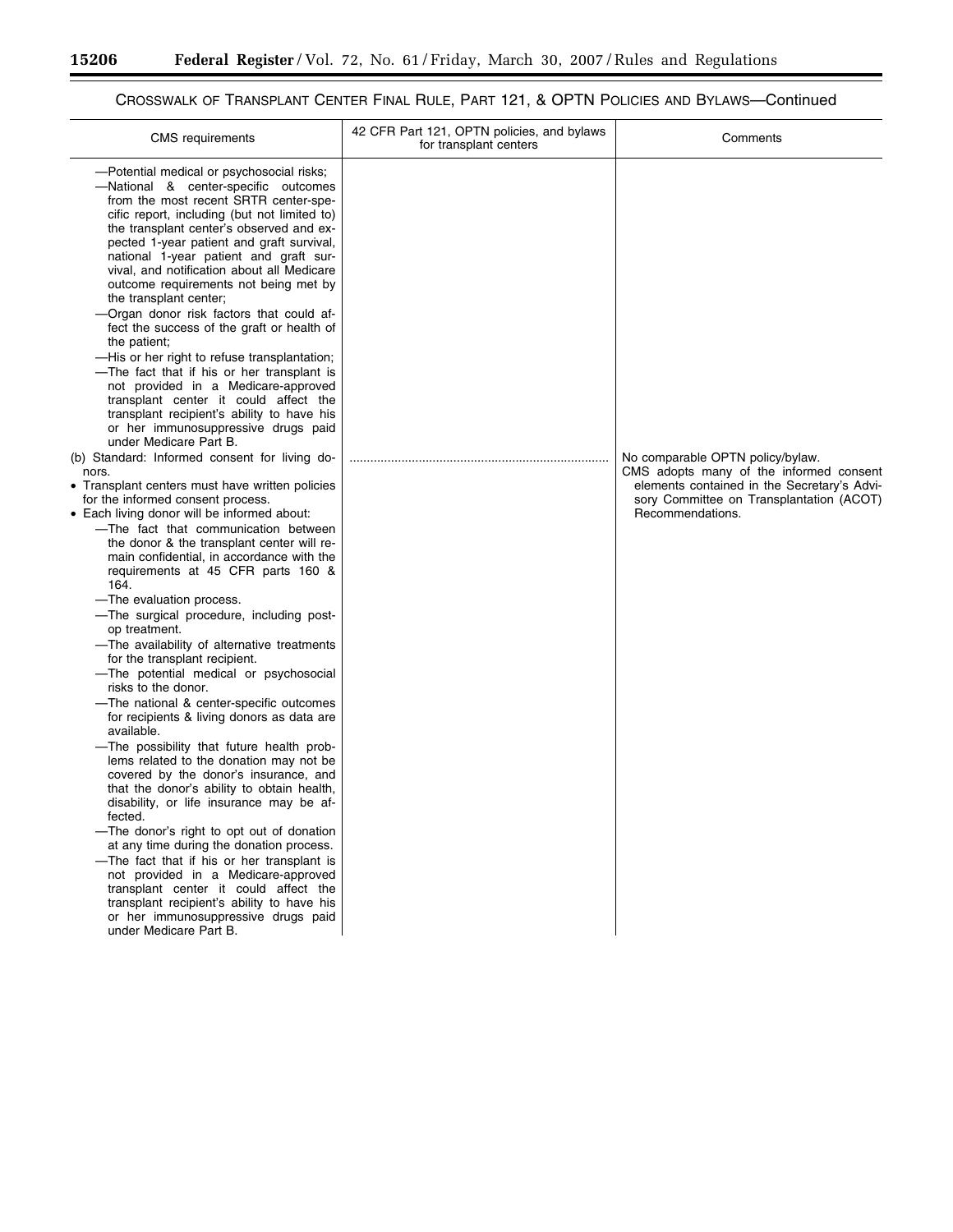## CROSSWALK OF TRANSPLANT CENTER FINAL RULE, PART 121, & OPTN POLICIES AND BYLAWS—Continued

| CMS requirements | 42 CFR Part 121, OPTN policies, and bylaws for transplant centers | Comments |
|---|---|---|
| —Potential medical or psychosocial risks;<br>—National & center-specific outcomes from the most recent SRTR center-specific report, including (but not limited to) the transplant center's observed and expected 1-year patient and graft survival, national 1-year patient and graft survival, and notification about all Medicare outcome requirements not being met by the transplant center;<br>—Organ donor risk factors that could affect the success of the graft or health of the patient;<br>—His or her right to refuse transplantation;<br>—The fact that if his or her transplant is not provided in a Medicare-approved transplant center it could affect the transplant recipient's ability to have his or her immunosuppressive drugs paid under Medicare Part B. | | |
| (b) Standard: Informed consent for living donors.<br>• Transplant centers must have written policies for the informed consent process.<br>• Each living donor will be informed about:<br>—The fact that communication between the donor & the transplant center will remain confidential, in accordance with the requirements at 45 CFR parts 160 & 164.<br>—The evaluation process.<br>—The surgical procedure, including post-op treatment.<br>—The availability of alternative treatments for the transplant recipient.<br>—The potential medical or psychosocial risks to the donor.<br>—The national & center-specific outcomes for recipients & living donors as data are available.<br>—The possibility that future health problems related to the donation may not be covered by the donor's insurance, and that the donor's ability to obtain health, disability, or life insurance may be affected.<br>—The donor's right to opt out of donation at any time during the donation process.<br>—The fact that if his or her transplant is not provided in a Medicare-approved transplant center it could affect the transplant recipient's ability to have his or her immunosuppressive drugs paid under Medicare Part B. | .......................................................................... | No comparable OPTN policy/bylaw.<br>CMS adopts many of the informed consent elements contained in the Secretary's Advisory Committee on Transplantation (ACOT) Recommendations. |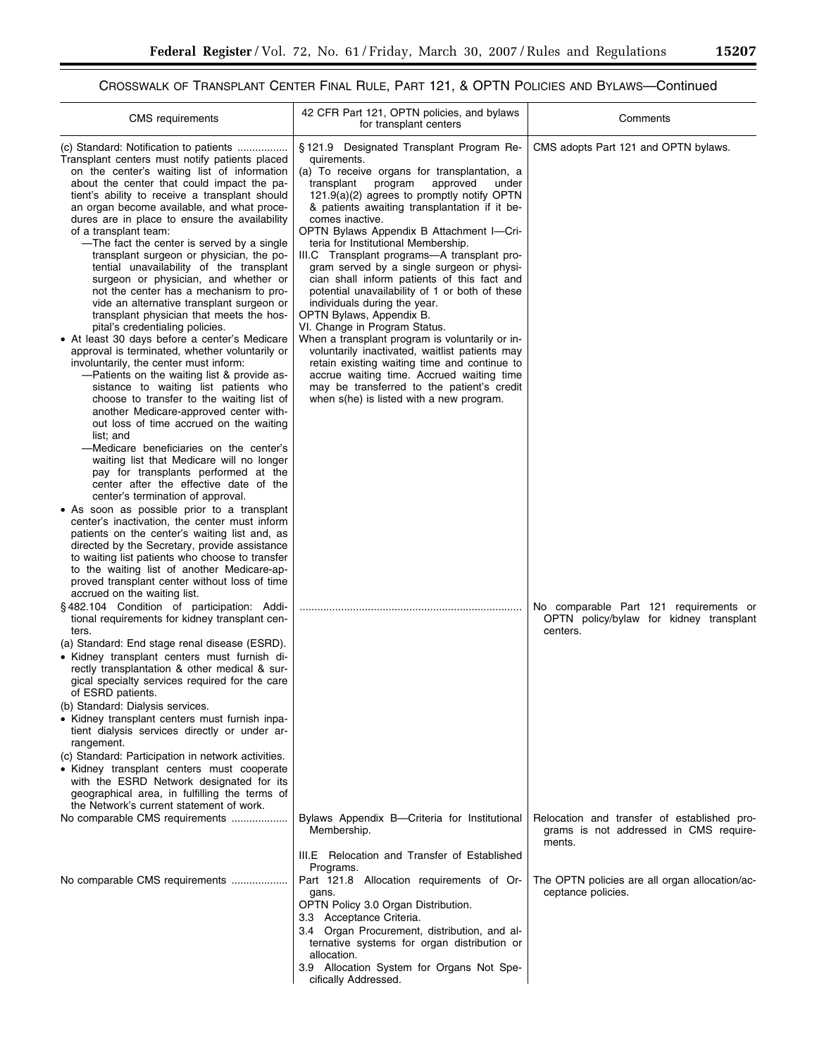## CROSSWALK OF TRANSPLANT CENTER FINAL RULE, PART 121, & OPTN POLICIES AND BYLAWS—Continued

| CMS requirements | 42 CFR Part 121, OPTN policies, and bylaws for transplant centers | Comments |
|---|---|---|
| (c) Standard: Notification to patients ................. Transplant centers must notify patients placed on the center's waiting list of information about the center that could impact the patient's ability to receive a transplant should an organ become available, and what procedures are in place to ensure the availability of a transplant team:<br>—The fact the center is served by a single transplant surgeon or physician, the potential unavailability of the transplant surgeon or physician, and whether or not the center has a mechanism to provide an alternative transplant surgeon or transplant physician that meets the hospital's credentialing policies.<br>• At least 30 days before a center's Medicare approval is terminated, whether voluntarily or involuntarily, the center must inform:<br>—Patients on the waiting list & provide assistance to waiting list patients who choose to transfer to the waiting list of another Medicare-approved center without loss of time accrued on the waiting list; and<br>—Medicare beneficiaries on the center's waiting list that Medicare will no longer pay for transplants performed at the center after the effective date of the center's termination of approval.<br>• As soon as possible prior to a transplant center's inactivation, the center must inform patients on the center's waiting list and, as directed by the Secretary, provide assistance to waiting list patients who choose to transfer to the waiting list of another Medicare-approved transplant center without loss of time accrued on the waiting list. | § 121.9 Designated Transplant Program Requirements.<br>(a) To receive organs for transplantation, a transplant program approved under 121.9(a)(2) agrees to promptly notify OPTN & patients awaiting transplantation if it becomes inactive.<br>OPTN Bylaws Appendix B Attachment I—Criteria for Institutional Membership.<br>III.C Transplant programs—A transplant program served by a single surgeon or physician shall inform patients of this fact and potential unavailability of 1 or both of these individuals during the year.<br>OPTN Bylaws, Appendix B.<br>VI. Change in Program Status.<br>When a transplant program is voluntarily or involuntarily inactivated, waitlist patients may retain existing waiting time and continue to accrue waiting time. Accrued waiting time may be transferred to the patient's credit when s(he) is listed with a new program. | CMS adopts Part 121 and OPTN bylaws. |
| § 482.104 Condition of participation: Additional requirements for kidney transplant centers.<br>(a) Standard: End stage renal disease (ESRD).<br>• Kidney transplant centers must furnish directly transplantation & other medical & surgical specialty services required for the care of ESRD patients.<br>(b) Standard: Dialysis services.<br>• Kidney transplant centers must furnish inpatient dialysis services directly or under arrangement.<br>(c) Standard: Participation in network activities.<br>• Kidney transplant centers must cooperate with the ESRD Network designated for its geographical area, in fulfilling the terms of the Network's current statement of work. | ......................................................................... | No comparable Part 121 requirements or OPTN policy/bylaw for kidney transplant centers. |
| No comparable CMS requirements ................... | Bylaws Appendix B—Criteria for Institutional Membership.<br>III.E Relocation and Transfer of Established Programs. | Relocation and transfer of established programs is not addressed in CMS requirements. |
| No comparable CMS requirements ................... | Part 121.8 Allocation requirements of Organs.<br>OPTN Policy 3.0 Organ Distribution.<br>3.3 Acceptance Criteria.<br>3.4 Organ Procurement, distribution, and alternative systems for organ distribution or allocation.<br>3.9 Allocation System for Organs Not Specifically Addressed. | The OPTN policies are all organ allocation/acceptance policies. |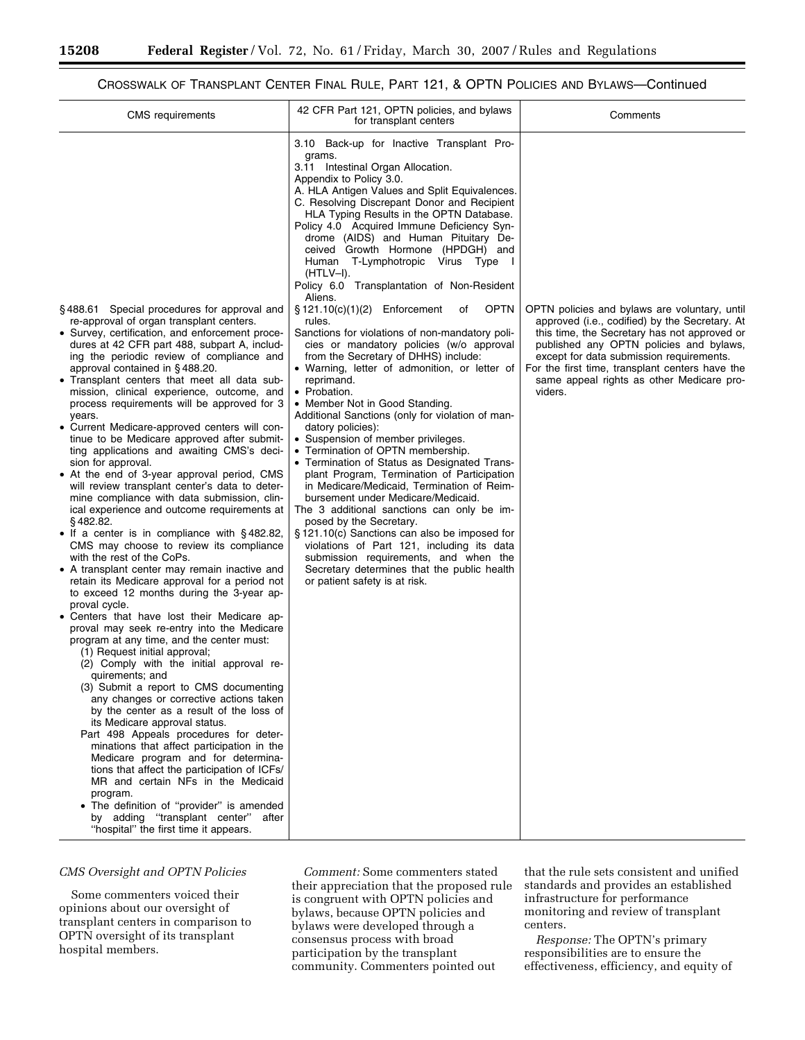## CROSSWALK OF TRANSPLANT CENTER FINAL RULE, PART 121, & OPTN POLICIES AND BYLAWS—Continued

| CMS requirements | 42 CFR Part 121, OPTN policies, and bylaws for transplant centers | Comments |
|---|---|---|
| | 3.10 Back-up for Inactive Transplant Programs.<br>3.11 Intestinal Organ Allocation.<br>Appendix to Policy 3.0.<br>A. HLA Antigen Values and Split Equivalences.<br>C. Resolving Discrepant Donor and Recipient HLA Typing Results in the OPTN Database.<br>Policy 4.0 Acquired Immune Deficiency Syndrome (AIDS) and Human Pituitary Deceived Growth Hormone (HPDGH) and Human T-Lymphotropic Virus Type I (HTLV–I).<br>Policy 6.0 Transplantation of Non-Resident Aliens. | |
| § 488.61 Special procedures for approval and re-approval of organ transplant centers.<br>• Survey, certification, and enforcement procedures at 42 CFR part 488, subpart A, including the periodic review of compliance and approval contained in § 488.20.<br>• Transplant centers that meet all data submission, clinical experience, outcome, and process requirements will be approved for 3 years.<br>• Current Medicare-approved centers will continue to be Medicare approved after submitting applications and awaiting CMS's decision for approval.<br>• At the end of 3-year approval period, CMS will review transplant center's data to determine compliance with data submission, clinical experience and outcome requirements at § 482.82.<br>• If a center is in compliance with § 482.82, CMS may choose to review its compliance with the rest of the CoPs.<br>• A transplant center may remain inactive and retain its Medicare approval for a period not to exceed 12 months during the 3-year approval cycle.<br>• Centers that have lost their Medicare approval may seek re-entry into the Medicare program at any time, and the center must:<br>(1) Request initial approval;<br>(2) Comply with the initial approval requirements; and<br>(3) Submit a report to CMS documenting any changes or corrective actions taken by the center as a result of the loss of its Medicare approval status.<br>Part 498 Appeals procedures for determinations that affect participation in the Medicare program and for determinations that affect the participation of ICFs/MR and certain NFs in the Medicaid program.<br>• The definition of "provider" is amended by adding "transplant center" after "hospital" the first time it appears. | § 121.10(c)(1)(2) Enforcement of OPTN rules.<br>Sanctions for violations of non-mandatory policies or mandatory policies (w/o approval from the Secretary of DHHS) include:<br>• Warning, letter of admonition, or letter of reprimand.<br>• Probation.<br>• Member Not in Good Standing.<br>Additional Sanctions (only for violation of mandatory policies):<br>• Suspension of member privileges.<br>• Termination of OPTN membership.<br>• Termination of Status as Designated Transplant Program, Termination of Participation in Medicare/Medicaid, Termination of Reimbursement under Medicare/Medicaid.<br>The 3 additional sanctions can only be imposed by the Secretary.<br>§ 121.10(c) Sanctions can also be imposed for violations of Part 121, including its data submission requirements, and when the Secretary determines that the public health or patient safety is at risk. | OPTN policies and bylaws are voluntary, until approved (i.e., codified) by the Secretary. At this time, the Secretary has not approved or published any OPTN policies and bylaws, except for data submission requirements.<br>For the first time, transplant centers have the same appeal rights as other Medicare providers. |

*CMS Oversight and OPTN Policies*

Some commenters voiced their opinions about our oversight of transplant centers in comparison to OPTN oversight of its transplant hospital members.

*Comment:* Some commenters stated their appreciation that the proposed rule is congruent with OPTN policies and bylaws, because OPTN policies and bylaws were developed through a consensus process with broad participation by the transplant community. Commenters pointed out that the rule sets consistent and unified standards and provides an established infrastructure for performance monitoring and review of transplant centers.

*Response:* The OPTN's primary responsibilities are to ensure the effectiveness, efficiency, and equity of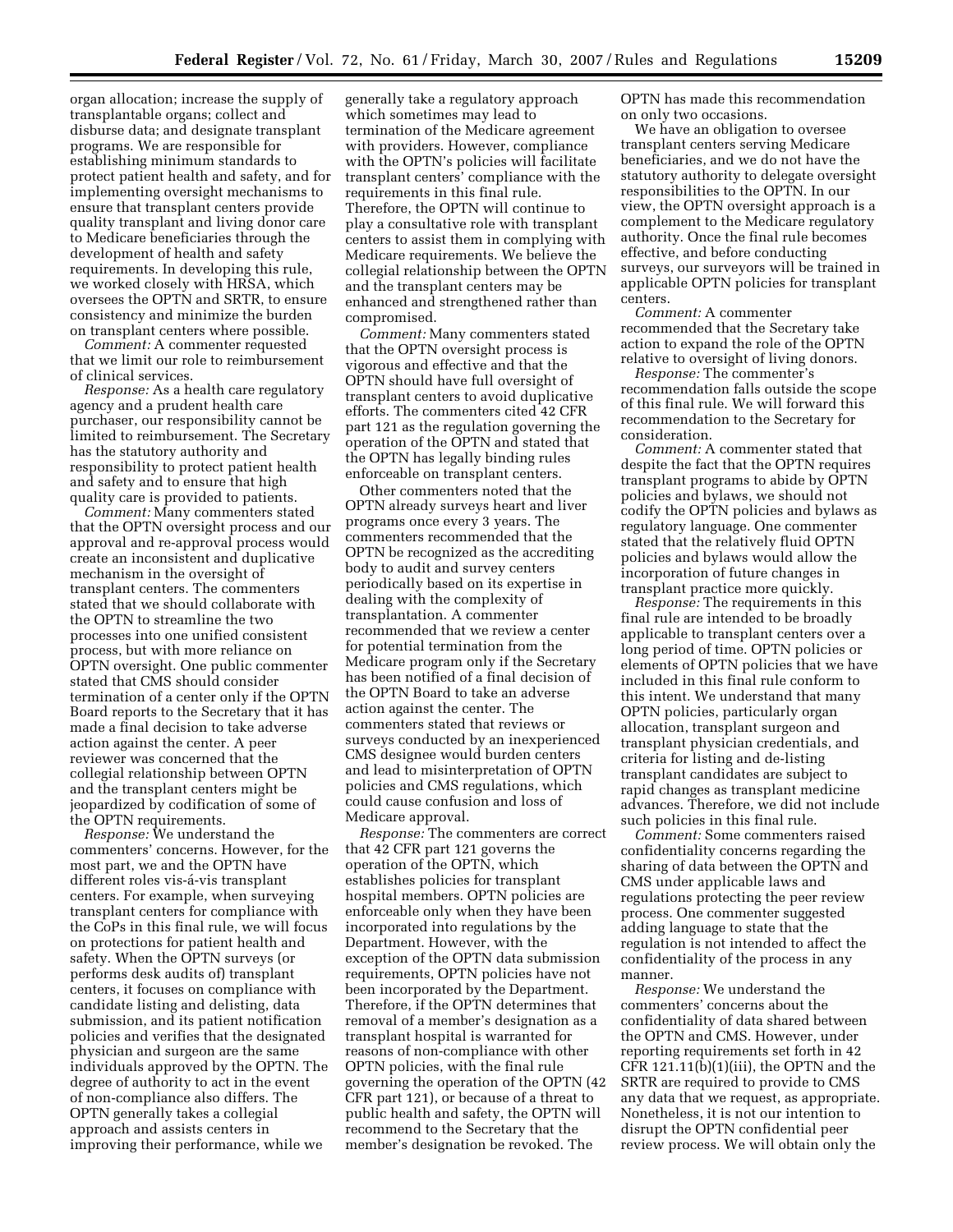organ allocation; increase the supply of transplantable organs; collect and disburse data; and designate transplant programs. We are responsible for establishing minimum standards to protect patient health and safety, and for implementing oversight mechanisms to ensure that transplant centers provide quality transplant and living donor care to Medicare beneficiaries through the development of health and safety requirements. In developing this rule, we worked closely with HRSA, which oversees the OPTN and SRTR, to ensure consistency and minimize the burden on transplant centers where possible.

*Comment:* A commenter requested that we limit our role to reimbursement of clinical services.

*Response:* As a health care regulatory agency and a prudent health care purchaser, our responsibility cannot be limited to reimbursement. The Secretary has the statutory authority and responsibility to protect patient health and safety and to ensure that high quality care is provided to patients.

*Comment:* Many commenters stated that the OPTN oversight process and our approval and re-approval process would create an inconsistent and duplicative mechanism in the oversight of transplant centers. The commenters stated that we should collaborate with the OPTN to streamline the two processes into one unified consistent process, but with more reliance on OPTN oversight. One public commenter stated that CMS should consider termination of a center only if the OPTN Board reports to the Secretary that it has made a final decision to take adverse action against the center. A peer reviewer was concerned that the collegial relationship between OPTN and the transplant centers might be jeopardized by codification of some of the OPTN requirements.

*Response:* We understand the commenters' concerns. However, for the most part, we and the OPTN have different roles vis-á-vis transplant centers. For example, when surveying transplant centers for compliance with the CoPs in this final rule, we will focus on protections for patient health and safety. When the OPTN surveys (or performs desk audits of) transplant centers, it focuses on compliance with candidate listing and delisting, data submission, and its patient notification policies and verifies that the designated physician and surgeon are the same individuals approved by the OPTN. The degree of authority to act in the event of non-compliance also differs. The OPTN generally takes a collegial approach and assists centers in improving their performance, while we generally take a regulatory approach which sometimes may lead to termination of the Medicare agreement with providers. However, compliance with the OPTN's policies will facilitate transplant centers' compliance with the requirements in this final rule. Therefore, the OPTN will continue to play a consultative role with transplant centers to assist them in complying with Medicare requirements. We believe the collegial relationship between the OPTN and the transplant centers may be enhanced and strengthened rather than compromised.

*Comment:* Many commenters stated that the OPTN oversight process is vigorous and effective and that the OPTN should have full oversight of transplant centers to avoid duplicative efforts. The commenters cited 42 CFR part 121 as the regulation governing the operation of the OPTN and stated that the OPTN has legally binding rules enforceable on transplant centers.

Other commenters noted that the OPTN already surveys heart and liver programs once every 3 years. The commenters recommended that the OPTN be recognized as the accrediting body to audit and survey centers periodically based on its expertise in dealing with the complexity of transplantation. A commenter recommended that we review a center for potential termination from the Medicare program only if the Secretary has been notified of a final decision of the OPTN Board to take an adverse action against the center. The commenters stated that reviews or surveys conducted by an inexperienced CMS designee would burden centers and lead to misinterpretation of OPTN policies and CMS regulations, which could cause confusion and loss of Medicare approval.

*Response:* The commenters are correct that 42 CFR part 121 governs the operation of the OPTN, which establishes policies for transplant hospital members. OPTN policies are enforceable only when they have been incorporated into regulations by the Department. However, with the exception of the OPTN data submission requirements, OPTN policies have not been incorporated by the Department. Therefore, if the OPTN determines that removal of a member's designation as a transplant hospital is warranted for reasons of non-compliance with other OPTN policies, with the final rule governing the operation of the OPTN (42 CFR part 121), or because of a threat to public health and safety, the OPTN will recommend to the Secretary that the member's designation be revoked. The OPTN has made this recommendation on only two occasions.

We have an obligation to oversee transplant centers serving Medicare beneficiaries, and we do not have the statutory authority to delegate oversight responsibilities to the OPTN. In our view, the OPTN oversight approach is a complement to the Medicare regulatory authority. Once the final rule becomes effective, and before conducting surveys, our surveyors will be trained in applicable OPTN policies for transplant centers.

*Comment:* A commenter recommended that the Secretary take action to expand the role of the OPTN relative to oversight of living donors.

*Response:* The commenter's recommendation falls outside the scope of this final rule. We will forward this recommendation to the Secretary for consideration.

*Comment:* A commenter stated that despite the fact that the OPTN requires transplant programs to abide by OPTN policies and bylaws, we should not codify the OPTN policies and bylaws as regulatory language. One commenter stated that the relatively fluid OPTN policies and bylaws would allow the incorporation of future changes in transplant practice more quickly.

*Response:* The requirements in this final rule are intended to be broadly applicable to transplant centers over a long period of time. OPTN policies or elements of OPTN policies that we have included in this final rule conform to this intent. We understand that many OPTN policies, particularly organ allocation, transplant surgeon and transplant physician credentials, and criteria for listing and de-listing transplant candidates are subject to rapid changes as transplant medicine advances. Therefore, we did not include such policies in this final rule.

*Comment:* Some commenters raised confidentiality concerns regarding the sharing of data between the OPTN and CMS under applicable laws and regulations protecting the peer review process. One commenter suggested adding language to state that the regulation is not intended to affect the confidentiality of the process in any manner.

*Response:* We understand the commenters' concerns about the confidentiality of data shared between the OPTN and CMS. However, under reporting requirements set forth in 42 CFR 121.11(b)(1)(iii), the OPTN and the SRTR are required to provide to CMS any data that we request, as appropriate. Nonetheless, it is not our intention to disrupt the OPTN confidential peer review process. We will obtain only the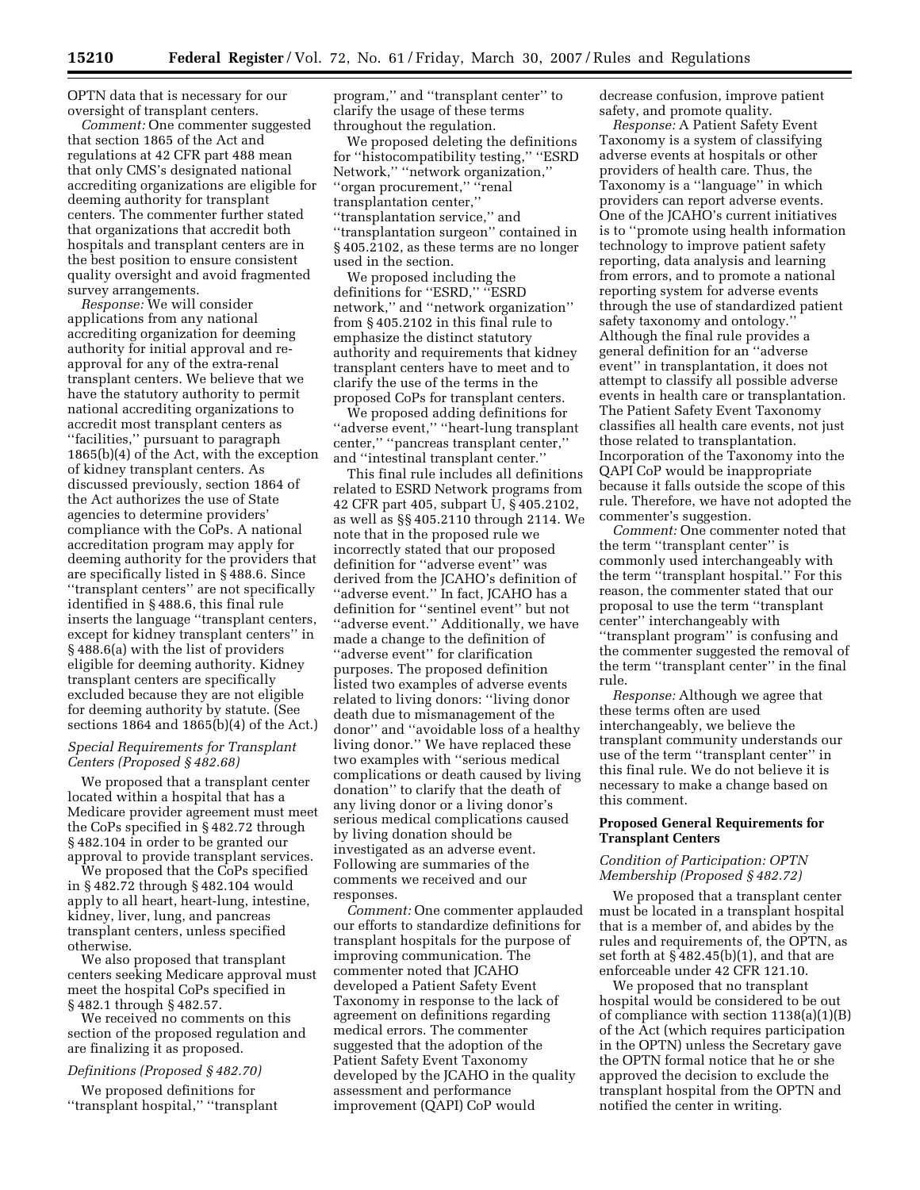OPTN data that is necessary for our oversight of transplant centers.

*Comment:* One commenter suggested that section 1865 of the Act and regulations at 42 CFR part 488 mean that only CMS's designated national accrediting organizations are eligible for deeming authority for transplant centers. The commenter further stated that organizations that accredit both hospitals and transplant centers are in the best position to ensure consistent quality oversight and avoid fragmented survey arrangements.

*Response:* We will consider applications from any national accrediting organization for deeming authority for initial approval and re-approval for any of the extra-renal transplant centers. We believe that we have the statutory authority to permit national accrediting organizations to accredit most transplant centers as ''facilities,'' pursuant to paragraph 1865(b)(4) of the Act, with the exception of kidney transplant centers. As discussed previously, section 1864 of the Act authorizes the use of State agencies to determine providers' compliance with the CoPs. A national accreditation program may apply for deeming authority for the providers that are specifically listed in § 488.6. Since ''transplant centers'' are not specifically identified in § 488.6, this final rule inserts the language ''transplant centers, except for kidney transplant centers'' in § 488.6(a) with the list of providers eligible for deeming authority. Kidney transplant centers are specifically excluded because they are not eligible for deeming authority by statute. (See sections 1864 and 1865(b)(4) of the Act.)

*Special Requirements for Transplant Centers (Proposed § 482.68)*

We proposed that a transplant center located within a hospital that has a Medicare provider agreement must meet the CoPs specified in § 482.72 through § 482.104 in order to be granted our approval to provide transplant services.

We proposed that the CoPs specified in § 482.72 through § 482.104 would apply to all heart, heart-lung, intestine, kidney, liver, lung, and pancreas transplant centers, unless specified otherwise.

We also proposed that transplant centers seeking Medicare approval must meet the hospital CoPs specified in § 482.1 through § 482.57.

We received no comments on this section of the proposed regulation and are finalizing it as proposed.

*Definitions (Proposed § 482.70)*

We proposed definitions for ''transplant hospital,'' ''transplant program,'' and ''transplant center'' to clarify the usage of these terms throughout the regulation.

We proposed deleting the definitions for ''histocompatibility testing,'' ''ESRD Network,'' ''network organization,'' ''organ procurement,'' ''renal transplantation center,'' ''transplantation service,'' and ''transplantation surgeon'' contained in § 405.2102, as these terms are no longer used in the section.

We proposed including the definitions for ''ESRD,'' ''ESRD network,'' and ''network organization'' from § 405.2102 in this final rule to emphasize the distinct statutory authority and requirements that kidney transplant centers have to meet and to clarify the use of the terms in the proposed CoPs for transplant centers.

We proposed adding definitions for ''adverse event,'' ''heart-lung transplant center,'' ''pancreas transplant center,'' and ''intestinal transplant center.''

This final rule includes all definitions related to ESRD Network programs from 42 CFR part 405, subpart U, § 405.2102, as well as §§ 405.2110 through 2114. We note that in the proposed rule we incorrectly stated that our proposed definition for ''adverse event'' was derived from the JCAHO's definition of ''adverse event.'' In fact, JCAHO has a definition for ''sentinel event'' but not ''adverse event.'' Additionally, we have made a change to the definition of ''adverse event'' for clarification purposes. The proposed definition listed two examples of adverse events related to living donors: ''living donor death due to mismanagement of the donor'' and ''avoidable loss of a healthy living donor.'' We have replaced these two examples with ''serious medical complications or death caused by living donation'' to clarify that the death of any living donor or a living donor's serious medical complications caused by living donation should be investigated as an adverse event. Following are summaries of the comments we received and our responses.

*Comment:* One commenter applauded our efforts to standardize definitions for transplant hospitals for the purpose of improving communication. The commenter noted that JCAHO developed a Patient Safety Event Taxonomy in response to the lack of agreement on definitions regarding medical errors. The commenter suggested that the adoption of the Patient Safety Event Taxonomy developed by the JCAHO in the quality assessment and performance improvement (QAPI) CoP would decrease confusion, improve patient safety, and promote quality.

*Response:* A Patient Safety Event Taxonomy is a system of classifying adverse events at hospitals or other providers of health care. Thus, the Taxonomy is a ''language'' in which providers can report adverse events. One of the JCAHO's current initiatives is to ''promote using health information technology to improve patient safety reporting, data analysis and learning from errors, and to promote a national reporting system for adverse events through the use of standardized patient safety taxonomy and ontology.'' Although the final rule provides a general definition for an ''adverse event'' in transplantation, it does not attempt to classify all possible adverse events in health care or transplantation. The Patient Safety Event Taxonomy classifies all health care events, not just those related to transplantation. Incorporation of the Taxonomy into the QAPI CoP would be inappropriate because it falls outside the scope of this rule. Therefore, we have not adopted the commenter's suggestion.

*Comment:* One commenter noted that the term ''transplant center'' is commonly used interchangeably with the term ''transplant hospital.'' For this reason, the commenter stated that our proposal to use the term ''transplant center'' interchangeably with ''transplant program'' is confusing and the commenter suggested the removal of the term ''transplant center'' in the final rule.

*Response:* Although we agree that these terms often are used interchangeably, we believe the transplant community understands our use of the term ''transplant center'' in this final rule. We do not believe it is necessary to make a change based on this comment.

**Proposed General Requirements for Transplant Centers**

*Condition of Participation: OPTN Membership (Proposed § 482.72)*

We proposed that a transplant center must be located in a transplant hospital that is a member of, and abides by the rules and requirements of, the OPTN, as set forth at § 482.45(b)(1), and that are enforceable under 42 CFR 121.10.

We proposed that no transplant hospital would be considered to be out of compliance with section 1138(a)(1)(B) of the Act (which requires participation in the OPTN) unless the Secretary gave the OPTN formal notice that he or she approved the decision to exclude the transplant hospital from the OPTN and notified the center in writing.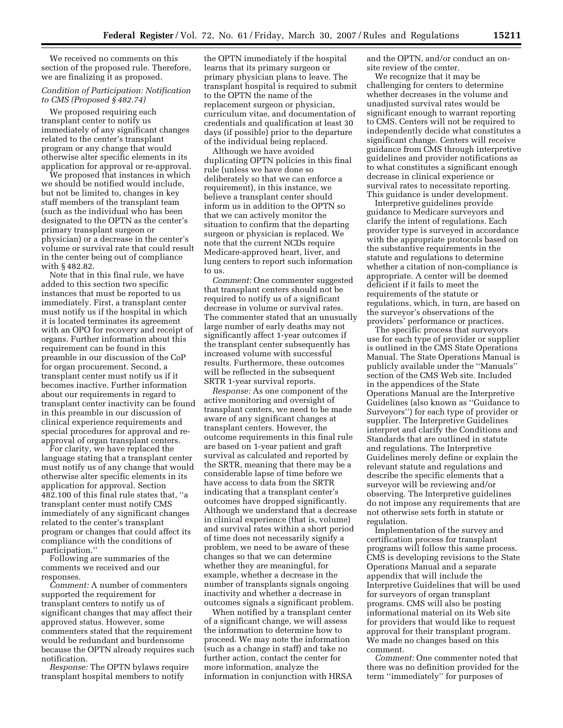We received no comments on this section of the proposed rule. Therefore, we are finalizing it as proposed.

*Condition of Participation: Notification to CMS (Proposed § 482.74)*

We proposed requiring each transplant center to notify us immediately of any significant changes related to the center's transplant program or any change that would otherwise alter specific elements in its application for approval or re-approval.

We proposed that instances in which we should be notified would include, but not be limited to, changes in key staff members of the transplant team (such as the individual who has been designated to the OPTN as the center's primary transplant surgeon or physician) or a decrease in the center's volume or survival rate that could result in the center being out of compliance with § 482.82.

Note that in this final rule, we have added to this section two specific instances that must be reported to us immediately. First, a transplant center must notify us if the hospital in which it is located terminates its agreement with an OPO for recovery and receipt of organs. Further information about this requirement can be found in this preamble in our discussion of the CoP for organ procurement. Second, a transplant center must notify us if it becomes inactive. Further information about our requirements in regard to transplant center inactivity can be found in this preamble in our discussion of clinical experience requirements and special procedures for approval and re-approval of organ transplant centers.

For clarity, we have replaced the language stating that a transplant center must notify us of any change that would otherwise alter specific elements in its application for approval. Section 482.100 of this final rule states that, ''a transplant center must notify CMS immediately of any significant changes related to the center's transplant program or changes that could affect its compliance with the conditions of participation.''

Following are summaries of the comments we received and our responses.

*Comment:* A number of commenters supported the requirement for transplant centers to notify us of significant changes that may affect their approved status. However, some commenters stated that the requirement would be redundant and burdensome because the OPTN already requires such notification.

*Response:* The OPTN bylaws require transplant hospital members to notify the OPTN immediately if the hospital learns that its primary surgeon or primary physician plans to leave. The transplant hospital is required to submit to the OPTN the name of the replacement surgeon or physician, curriculum vitae, and documentation of credentials and qualification at least 30 days (if possible) prior to the departure of the individual being replaced.

Although we have avoided duplicating OPTN policies in this final rule (unless we have done so deliberately so that we can enforce a requirement), in this instance, we believe a transplant center should inform us in addition to the OPTN so that we can actively monitor the situation to confirm that the departing surgeon or physician is replaced. We note that the current NCDs require Medicare-approved heart, liver, and lung centers to report such information to us.

*Comment:* One commenter suggested that transplant centers should not be required to notify us of a significant decrease in volume or survival rates. The commenter stated that an unusually large number of early deaths may not significantly affect 1-year outcomes if the transplant center subsequently has increased volume with successful results. Furthermore, these outcomes will be reflected in the subsequent SRTR 1-year survival reports.

*Response:* As one component of the active monitoring and oversight of transplant centers, we need to be made aware of any significant changes at transplant centers. However, the outcome requirements in this final rule are based on 1-year patient and graft survival as calculated and reported by the SRTR, meaning that there may be a considerable lapse of time before we have access to data from the SRTR indicating that a transplant center's outcomes have dropped significantly. Although we understand that a decrease in clinical experience (that is, volume) and survival rates within a short period of time does not necessarily signify a problem, we need to be aware of these changes so that we can determine whether they are meaningful, for example, whether a decrease in the number of transplants signals ongoing inactivity and whether a decrease in outcomes signals a significant problem.

When notified by a transplant center of a significant change, we will assess the information to determine how to proceed. We may note the information (such as a change in staff) and take no further action, contact the center for more information, analyze the information in conjunction with HRSA and the OPTN, and/or conduct an on-site review of the center.

We recognize that it may be challenging for centers to determine whether decreases in the volume and unadjusted survival rates would be significant enough to warrant reporting to CMS. Centers will not be required to independently decide what constitutes a significant change. Centers will receive guidance from CMS through interpretive guidelines and provider notifications as to what constitutes a significant enough decrease in clinical experience or survival rates to necessitate reporting. This guidance is under development.

Interpretive guidelines provide guidance to Medicare surveyors and clarify the intent of regulations. Each provider type is surveyed in accordance with the appropriate protocols based on the substantive requirements in the statute and regulations to determine whether a citation of non-compliance is appropriate. A center will be deemed deficient if it fails to meet the requirements of the statute or regulations, which, in turn, are based on the surveyor's observations of the providers' performance or practices.

The specific process that surveyors use for each type of provider or supplier is outlined in the CMS State Operations Manual. The State Operations Manual is publicly available under the ''Manuals'' section of the CMS Web site. Included in the appendices of the State Operations Manual are the Interpretive Guidelines (also known as ''Guidance to Surveyors'') for each type of provider or supplier. The Interpretive Guidelines interpret and clarify the Conditions and Standards that are outlined in statute and regulations. The Interpretive Guidelines merely define or explain the relevant statute and regulations and describe the specific elements that a surveyor will be reviewing and/or observing. The Interpretive guidelines do not impose any requirements that are not otherwise sets forth in statute or regulation.

Implementation of the survey and certification process for transplant programs will follow this same process. CMS is developing revisions to the State Operations Manual and a separate appendix that will include the Interpretive Guidelines that will be used for surveyors of organ transplant programs. CMS will also be posting informational material on its Web site for providers that would like to request approval for their transplant program. We made no changes based on this comment.

*Comment:* One commenter noted that there was no definition provided for the term ''immediately'' for purposes of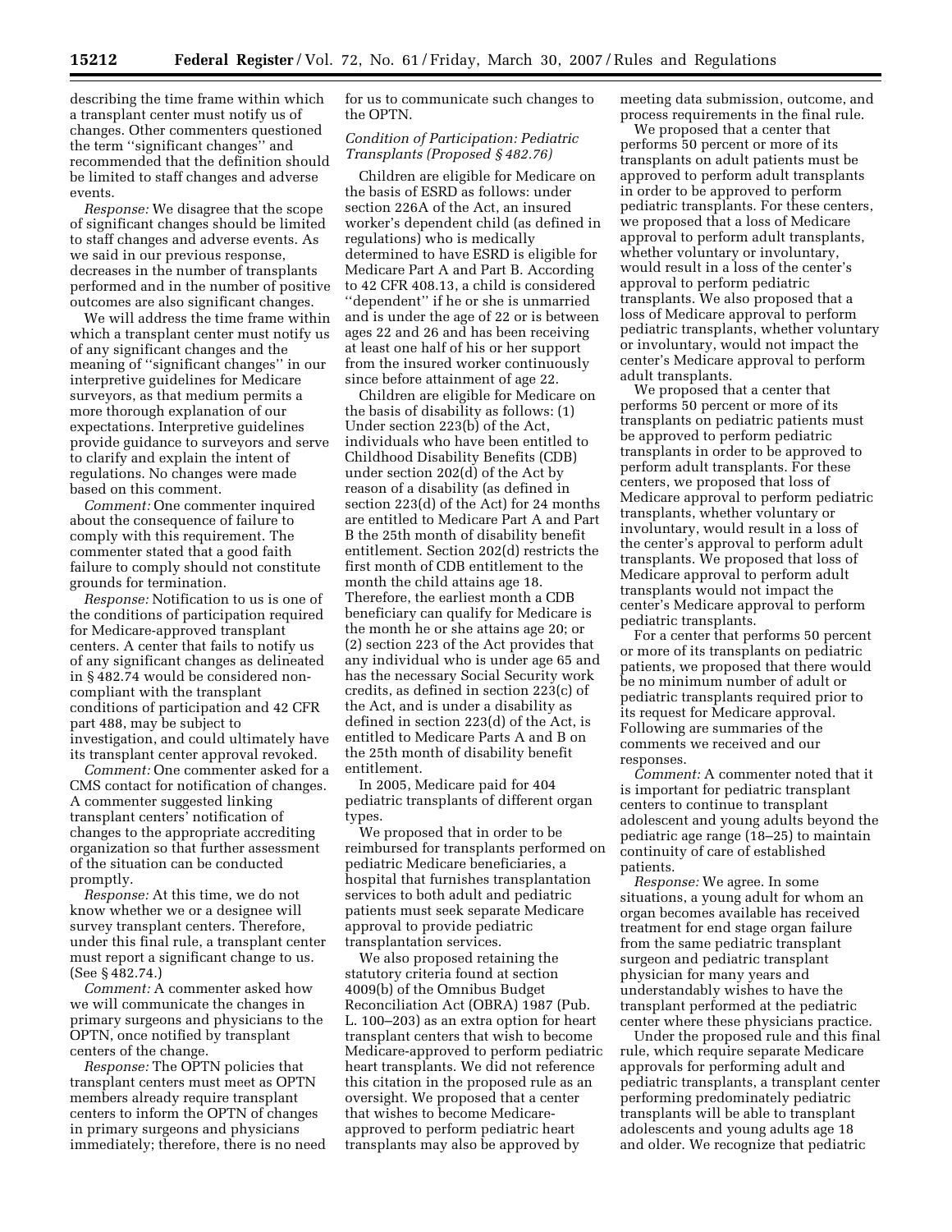describing the time frame within which a transplant center must notify us of changes. Other commenters questioned the term ''significant changes'' and recommended that the definition should be limited to staff changes and adverse events.

*Response:* We disagree that the scope of significant changes should be limited to staff changes and adverse events. As we said in our previous response, decreases in the number of transplants performed and in the number of positive outcomes are also significant changes.

We will address the time frame within which a transplant center must notify us of any significant changes and the meaning of ''significant changes'' in our interpretive guidelines for Medicare surveyors, as that medium permits a more thorough explanation of our expectations. Interpretive guidelines provide guidance to surveyors and serve to clarify and explain the intent of regulations. No changes were made based on this comment.

*Comment:* One commenter inquired about the consequence of failure to comply with this requirement. The commenter stated that a good faith failure to comply should not constitute grounds for termination.

*Response:* Notification to us is one of the conditions of participation required for Medicare-approved transplant centers. A center that fails to notify us of any significant changes as delineated in § 482.74 would be considered non-compliant with the transplant conditions of participation and 42 CFR part 488, may be subject to investigation, and could ultimately have its transplant center approval revoked.

*Comment:* One commenter asked for a CMS contact for notification of changes. A commenter suggested linking transplant centers' notification of changes to the appropriate accrediting organization so that further assessment of the situation can be conducted promptly.

*Response:* At this time, we do not know whether we or a designee will survey transplant centers. Therefore, under this final rule, a transplant center must report a significant change to us. (See § 482.74.)

*Comment:* A commenter asked how we will communicate the changes in primary surgeons and physicians to the OPTN, once notified by transplant centers of the change.

*Response:* The OPTN policies that transplant centers must meet as OPTN members already require transplant centers to inform the OPTN of changes in primary surgeons and physicians immediately; therefore, there is no need for us to communicate such changes to the OPTN.

### *Condition of Participation: Pediatric Transplants (Proposed § 482.76)*

Children are eligible for Medicare on the basis of ESRD as follows: under section 226A of the Act, an insured worker's dependent child (as defined in regulations) who is medically determined to have ESRD is eligible for Medicare Part A and Part B. According to 42 CFR 408.13, a child is considered ''dependent'' if he or she is unmarried and is under the age of 22 or is between ages 22 and 26 and has been receiving at least one half of his or her support from the insured worker continuously since before attainment of age 22.

Children are eligible for Medicare on the basis of disability as follows: (1) Under section 223(b) of the Act, individuals who have been entitled to Childhood Disability Benefits (CDB) under section 202(d) of the Act by reason of a disability (as defined in section 223(d) of the Act) for 24 months are entitled to Medicare Part A and Part B the 25th month of disability benefit entitlement. Section 202(d) restricts the first month of CDB entitlement to the month the child attains age 18. Therefore, the earliest month a CDB beneficiary can qualify for Medicare is the month he or she attains age 20; or (2) section 223 of the Act provides that any individual who is under age 65 and has the necessary Social Security work credits, as defined in section 223(c) of the Act, and is under a disability as defined in section 223(d) of the Act, is entitled to Medicare Parts A and B on the 25th month of disability benefit entitlement.

In 2005, Medicare paid for 404 pediatric transplants of different organ types.

We proposed that in order to be reimbursed for transplants performed on pediatric Medicare beneficiaries, a hospital that furnishes transplantation services to both adult and pediatric patients must seek separate Medicare approval to provide pediatric transplantation services.

We also proposed retaining the statutory criteria found at section 4009(b) of the Omnibus Budget Reconciliation Act (OBRA) 1987 (Pub. L. 100–203) as an extra option for heart transplant centers that wish to become Medicare-approved to perform pediatric heart transplants. We did not reference this citation in the proposed rule as an oversight. We proposed that a center that wishes to become Medicare-approved to perform pediatric heart transplants may also be approved by meeting data submission, outcome, and process requirements in the final rule.

We proposed that a center that performs 50 percent or more of its transplants on adult patients must be approved to perform adult transplants in order to be approved to perform pediatric transplants. For these centers, we proposed that a loss of Medicare approval to perform adult transplants, whether voluntary or involuntary, would result in a loss of the center's approval to perform pediatric transplants. We also proposed that a loss of Medicare approval to perform pediatric transplants, whether voluntary or involuntary, would not impact the center's Medicare approval to perform adult transplants.

We proposed that a center that performs 50 percent or more of its transplants on pediatric patients must be approved to perform pediatric transplants in order to be approved to perform adult transplants. For these centers, we proposed that loss of Medicare approval to perform pediatric transplants, whether voluntary or involuntary, would result in a loss of the center's approval to perform adult transplants. We proposed that loss of Medicare approval to perform adult transplants would not impact the center's Medicare approval to perform pediatric transplants.

For a center that performs 50 percent or more of its transplants on pediatric patients, we proposed that there would be no minimum number of adult or pediatric transplants required prior to its request for Medicare approval. Following are summaries of the comments we received and our responses.

*Comment:* A commenter noted that it is important for pediatric transplant centers to continue to transplant adolescent and young adults beyond the pediatric age range (18–25) to maintain continuity of care of established patients.

*Response:* We agree. In some situations, a young adult for whom an organ becomes available has received treatment for end stage organ failure from the same pediatric transplant surgeon and pediatric transplant physician for many years and understandably wishes to have the transplant performed at the pediatric center where these physicians practice.

Under the proposed rule and this final rule, which require separate Medicare approvals for performing adult and pediatric transplants, a transplant center performing predominately pediatric transplants will be able to transplant adolescents and young adults age 18 and older. We recognize that pediatric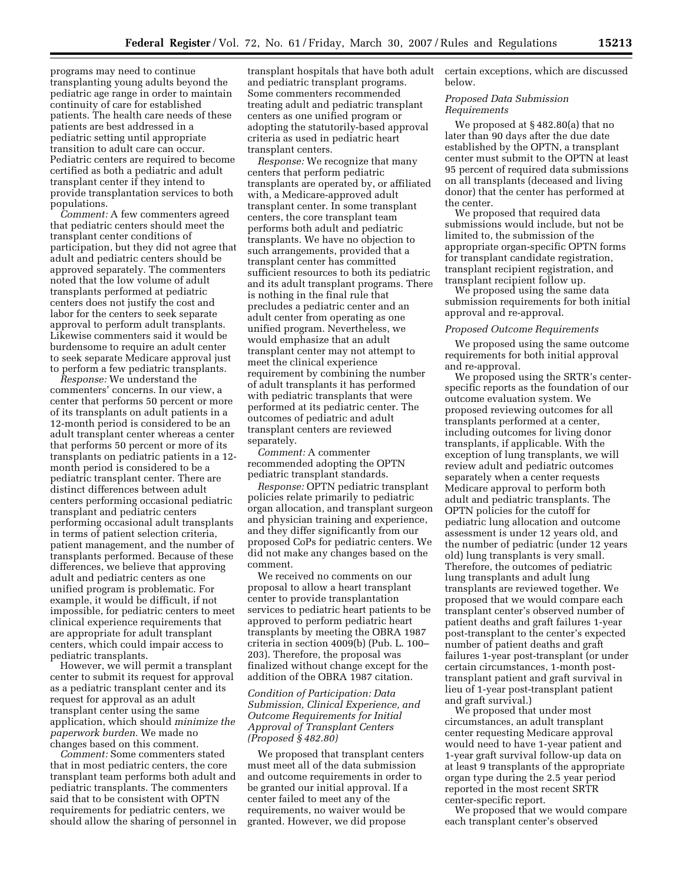programs may need to continue transplanting young adults beyond the pediatric age range in order to maintain continuity of care for established patients. The health care needs of these patients are best addressed in a pediatric setting until appropriate transition to adult care can occur. Pediatric centers are required to become certified as both a pediatric and adult transplant center if they intend to provide transplantation services to both populations.

*Comment:* A few commenters agreed that pediatric centers should meet the transplant center conditions of participation, but they did not agree that adult and pediatric centers should be approved separately. The commenters noted that the low volume of adult transplants performed at pediatric centers does not justify the cost and labor for the centers to seek separate approval to perform adult transplants. Likewise commenters said it would be burdensome to require an adult center to seek separate Medicare approval just to perform a few pediatric transplants.

*Response:* We understand the commenters' concerns. In our view, a center that performs 50 percent or more of its transplants on adult patients in a 12-month period is considered to be an adult transplant center whereas a center that performs 50 percent or more of its transplants on pediatric patients in a 12-month period is considered to be a pediatric transplant center. There are distinct differences between adult centers performing occasional pediatric transplant and pediatric centers performing occasional adult transplants in terms of patient selection criteria, patient management, and the number of transplants performed. Because of these differences, we believe that approving adult and pediatric centers as one unified program is problematic. For example, it would be difficult, if not impossible, for pediatric centers to meet clinical experience requirements that are appropriate for adult transplant centers, which could impair access to pediatric transplants.

However, we will permit a transplant center to submit its request for approval as a pediatric transplant center and its request for approval as an adult transplant center using the same application, which should *minimize the paperwork burden.* We made no changes based on this comment.

*Comment:* Some commenters stated that in most pediatric centers, the core transplant team performs both adult and pediatric transplants. The commenters said that to be consistent with OPTN requirements for pediatric centers, we should allow the sharing of personnel in transplant hospitals that have both adult and pediatric transplant programs. Some commenters recommended treating adult and pediatric transplant centers as one unified program or adopting the statutorily-based approval criteria as used in pediatric heart transplant centers.

*Response:* We recognize that many centers that perform pediatric transplants are operated by, or affiliated with, a Medicare-approved adult transplant center. In some transplant centers, the core transplant team performs both adult and pediatric transplants. We have no objection to such arrangements, provided that a transplant center has committed sufficient resources to both its pediatric and its adult transplant programs. There is nothing in the final rule that precludes a pediatric center and an adult center from operating as one unified program. Nevertheless, we would emphasize that an adult transplant center may not attempt to meet the clinical experience requirement by combining the number of adult transplants it has performed with pediatric transplants that were performed at its pediatric center. The outcomes of pediatric and adult transplant centers are reviewed separately.

*Comment:* A commenter recommended adopting the OPTN pediatric transplant standards.

*Response:* OPTN pediatric transplant policies relate primarily to pediatric organ allocation, and transplant surgeon and physician training and experience, and they differ significantly from our proposed CoPs for pediatric centers. We did not make any changes based on the comment.

We received no comments on our proposal to allow a heart transplant center to provide transplantation services to pediatric heart patients to be approved to perform pediatric heart transplants by meeting the OBRA 1987 criteria in section 4009(b) (Pub. L. 100–203). Therefore, the proposal was finalized without change except for the addition of the OBRA 1987 citation.

### *Condition of Participation: Data Submission, Clinical Experience, and Outcome Requirements for Initial Approval of Transplant Centers (Proposed § 482.80)*

We proposed that transplant centers must meet all of the data submission and outcome requirements in order to be granted our initial approval. If a center failed to meet any of the requirements, no waiver would be granted. However, we did propose certain exceptions, which are discussed below.

#### *Proposed Data Submission Requirements*

We proposed at § 482.80(a) that no later than 90 days after the due date established by the OPTN, a transplant center must submit to the OPTN at least 95 percent of required data submissions on all transplants (deceased and living donor) that the center has performed at the center.

We proposed that required data submissions would include, but not be limited to, the submission of the appropriate organ-specific OPTN forms for transplant candidate registration, transplant recipient registration, and transplant recipient follow up.

We proposed using the same data submission requirements for both initial approval and re-approval.

#### *Proposed Outcome Requirements*

We proposed using the same outcome requirements for both initial approval and re-approval.

We proposed using the SRTR's center-specific reports as the foundation of our outcome evaluation system. We proposed reviewing outcomes for all transplants performed at a center, including outcomes for living donor transplants, if applicable. With the exception of lung transplants, we will review adult and pediatric outcomes separately when a center requests Medicare approval to perform both adult and pediatric transplants. The OPTN policies for the cutoff for pediatric lung allocation and outcome assessment is under 12 years old, and the number of pediatric (under 12 years old) lung transplants is very small. Therefore, the outcomes of pediatric lung transplants and adult lung transplants are reviewed together. We proposed that we would compare each transplant center's observed number of patient deaths and graft failures 1-year post-transplant to the center's expected number of patient deaths and graft failures 1-year post-transplant (or under certain circumstances, 1-month post-transplant patient and graft survival in lieu of 1-year post-transplant patient and graft survival.)

We proposed that under most circumstances, an adult transplant center requesting Medicare approval would need to have 1-year patient and 1-year graft survival follow-up data on at least 9 transplants of the appropriate organ type during the 2.5 year period reported in the most recent SRTR center-specific report.

We proposed that we would compare each transplant center's observed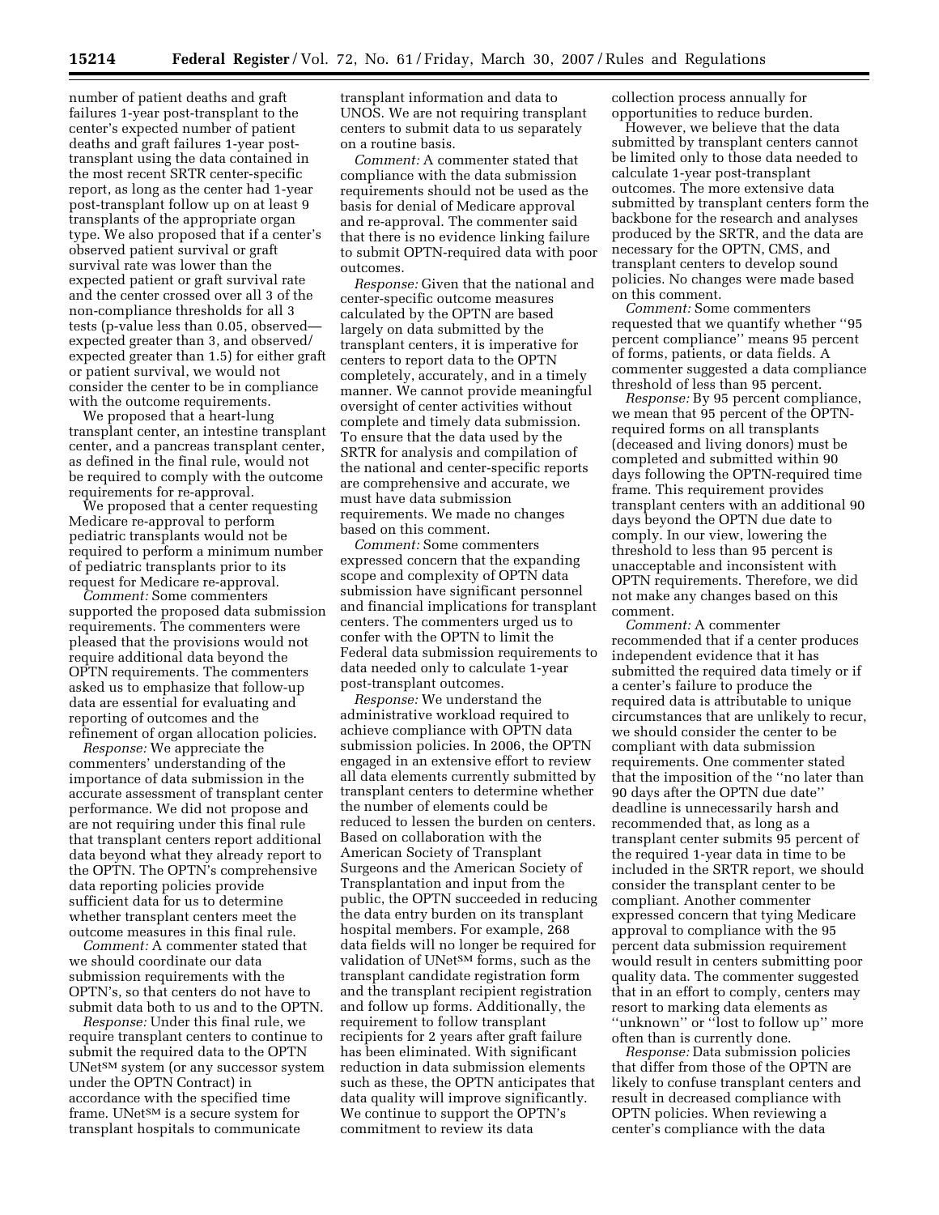number of patient deaths and graft failures 1-year post-transplant to the center's expected number of patient deaths and graft failures 1-year post-transplant using the data contained in the most recent SRTR center-specific report, as long as the center had 1-year post-transplant follow up on at least 9 transplants of the appropriate organ type. We also proposed that if a center's observed patient survival or graft survival rate was lower than the expected patient or graft survival rate and the center crossed over all 3 of the non-compliance thresholds for all 3 tests (p-value less than 0.05, observed—expected greater than 3, and observed/expected greater than 1.5) for either graft or patient survival, we would not consider the center to be in compliance with the outcome requirements.

We proposed that a heart-lung transplant center, an intestine transplant center, and a pancreas transplant center, as defined in the final rule, would not be required to comply with the outcome requirements for re-approval.

We proposed that a center requesting Medicare re-approval to perform pediatric transplants would not be required to perform a minimum number of pediatric transplants prior to its request for Medicare re-approval.

*Comment:* Some commenters supported the proposed data submission requirements. The commenters were pleased that the provisions would not require additional data beyond the OPTN requirements. The commenters asked us to emphasize that follow-up data are essential for evaluating and reporting of outcomes and the refinement of organ allocation policies.

*Response:* We appreciate the commenters' understanding of the importance of data submission in the accurate assessment of transplant center performance. We did not propose and are not requiring under this final rule that transplant centers report additional data beyond what they already report to the OPTN. The OPTN's comprehensive data reporting policies provide sufficient data for us to determine whether transplant centers meet the outcome measures in this final rule.

*Comment:* A commenter stated that we should coordinate our data submission requirements with the OPTN's, so that centers do not have to submit data both to us and to the OPTN.

*Response:* Under this final rule, we require transplant centers to continue to submit the required data to the OPTN UNet℠ system (or any successor system under the OPTN Contract) in accordance with the specified time frame. UNet℠ is a secure system for transplant hospitals to communicate transplant information and data to UNOS. We are not requiring transplant centers to submit data to us separately on a routine basis.

*Comment:* A commenter stated that compliance with the data submission requirements should not be used as the basis for denial of Medicare approval and re-approval. The commenter said that there is no evidence linking failure to submit OPTN-required data with poor outcomes.

*Response:* Given that the national and center-specific outcome measures calculated by the OPTN are based largely on data submitted by the transplant centers, it is imperative for centers to report data to the OPTN completely, accurately, and in a timely manner. We cannot provide meaningful oversight of center activities without complete and timely data submission. To ensure that the data used by the SRTR for analysis and compilation of the national and center-specific reports are comprehensive and accurate, we must have data submission requirements. We made no changes based on this comment.

*Comment:* Some commenters expressed concern that the expanding scope and complexity of OPTN data submission have significant personnel and financial implications for transplant centers. The commenters urged us to confer with the OPTN to limit the Federal data submission requirements to data needed only to calculate 1-year post-transplant outcomes.

*Response:* We understand the administrative workload required to achieve compliance with OPTN data submission policies. In 2006, the OPTN engaged in an extensive effort to review all data elements currently submitted by transplant centers to determine whether the number of elements could be reduced to lessen the burden on centers. Based on collaboration with the American Society of Transplant Surgeons and the American Society of Transplantation and input from the public, the OPTN succeeded in reducing the data entry burden on its transplant hospital members. For example, 268 data fields will no longer be required for validation of UNet℠ forms, such as the transplant candidate registration form and the transplant recipient registration and follow up forms. Additionally, the requirement to follow transplant recipients for 2 years after graft failure has been eliminated. With significant reduction in data submission elements such as these, the OPTN anticipates that data quality will improve significantly. We continue to support the OPTN's commitment to review its data collection process annually for opportunities to reduce burden.

However, we believe that the data submitted by transplant centers cannot be limited only to those data needed to calculate 1-year post-transplant outcomes. The more extensive data submitted by transplant centers form the backbone for the research and analyses produced by the SRTR, and the data are necessary for the OPTN, CMS, and transplant centers to develop sound policies. No changes were made based on this comment.

*Comment:* Some commenters requested that we quantify whether "95 percent compliance" means 95 percent of forms, patients, or data fields. A commenter suggested a data compliance threshold of less than 95 percent.

*Response:* By 95 percent compliance, we mean that 95 percent of the OPTN-required forms on all transplants (deceased and living donors) must be completed and submitted within 90 days following the OPTN-required time frame. This requirement provides transplant centers with an additional 90 days beyond the OPTN due date to comply. In our view, lowering the threshold to less than 95 percent is unacceptable and inconsistent with OPTN requirements. Therefore, we did not make any changes based on this comment.

*Comment:* A commenter recommended that if a center produces independent evidence that it has submitted the required data timely or if a center's failure to produce the required data is attributable to unique circumstances that are unlikely to recur, we should consider the center to be compliant with data submission requirements. One commenter stated that the imposition of the "no later than 90 days after the OPTN due date" deadline is unnecessarily harsh and recommended that, as long as a transplant center submits 95 percent of the required 1-year data in time to be included in the SRTR report, we should consider the transplant center to be compliant. Another commenter expressed concern that tying Medicare approval to compliance with the 95 percent data submission requirement would result in centers submitting poor quality data. The commenter suggested that in an effort to comply, centers may resort to marking data elements as "unknown" or "lost to follow up" more often than is currently done.

*Response:* Data submission policies that differ from those of the OPTN are likely to confuse transplant centers and result in decreased compliance with OPTN policies. When reviewing a center's compliance with the data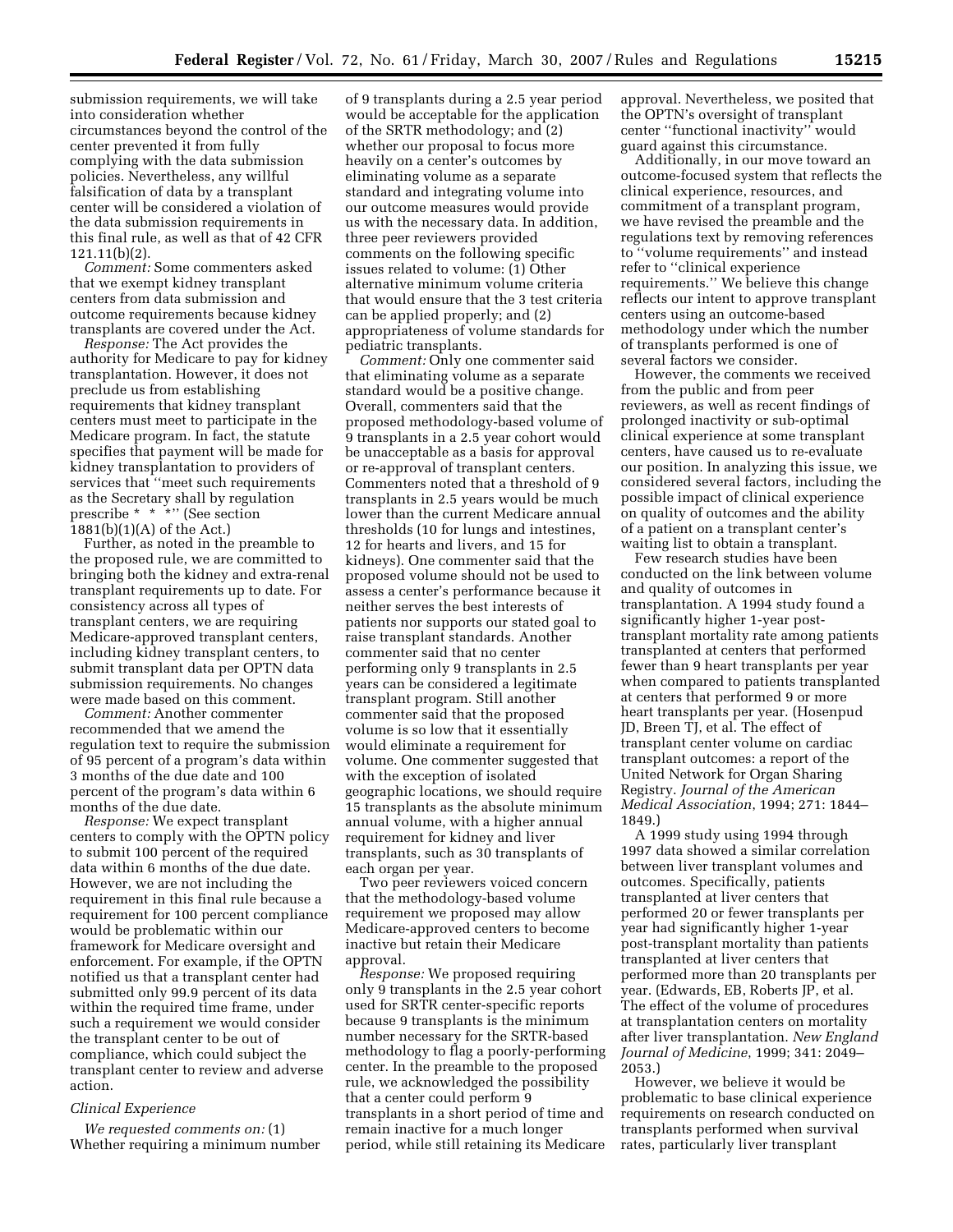submission requirements, we will take into consideration whether circumstances beyond the control of the center prevented it from fully complying with the data submission policies. Nevertheless, any willful falsification of data by a transplant center will be considered a violation of the data submission requirements in this final rule, as well as that of 42 CFR 121.11(b)(2).

*Comment:* Some commenters asked that we exempt kidney transplant centers from data submission and outcome requirements because kidney transplants are covered under the Act.

*Response:* The Act provides the authority for Medicare to pay for kidney transplantation. However, it does not preclude us from establishing requirements that kidney transplant centers must meet to participate in the Medicare program. In fact, the statute specifies that payment will be made for kidney transplantation to providers of services that ''meet such requirements as the Secretary shall by regulation prescribe * * *'' (See section 1881(b)(1)(A) of the Act.)

Further, as noted in the preamble to the proposed rule, we are committed to bringing both the kidney and extra-renal transplant requirements up to date. For consistency across all types of transplant centers, we are requiring Medicare-approved transplant centers, including kidney transplant centers, to submit transplant data per OPTN data submission requirements. No changes were made based on this comment.

*Comment:* Another commenter recommended that we amend the regulation text to require the submission of 95 percent of a program's data within 3 months of the due date and 100 percent of the program's data within 6 months of the due date.

*Response:* We expect transplant centers to comply with the OPTN policy to submit 100 percent of the required data within 6 months of the due date. However, we are not including the requirement in this final rule because a requirement for 100 percent compliance would be problematic within our framework for Medicare oversight and enforcement. For example, if the OPTN notified us that a transplant center had submitted only 99.9 percent of its data within the required time frame, under such a requirement we would consider the transplant center to be out of compliance, which could subject the transplant center to review and adverse action.

*Clinical Experience*

*We requested comments on:* (1) Whether requiring a minimum number of 9 transplants during a 2.5 year period would be acceptable for the application of the SRTR methodology; and (2) whether our proposal to focus more heavily on a center's outcomes by eliminating volume as a separate standard and integrating volume into our outcome measures would provide us with the necessary data. In addition, three peer reviewers provided comments on the following specific issues related to volume: (1) Other alternative minimum volume criteria that would ensure that the 3 test criteria can be applied properly; and (2) appropriateness of volume standards for pediatric transplants.

*Comment:* Only one commenter said that eliminating volume as a separate standard would be a positive change. Overall, commenters said that the proposed methodology-based volume of 9 transplants in a 2.5 year cohort would be unacceptable as a basis for approval or re-approval of transplant centers. Commenters noted that a threshold of 9 transplants in 2.5 years would be much lower than the current Medicare annual thresholds (10 for lungs and intestines, 12 for hearts and livers, and 15 for kidneys). One commenter said that the proposed volume should not be used to assess a center's performance because it neither serves the best interests of patients nor supports our stated goal to raise transplant standards. Another commenter said that no center performing only 9 transplants in 2.5 years can be considered a legitimate transplant program. Still another commenter said that the proposed volume is so low that it essentially would eliminate a requirement for volume. One commenter suggested that with the exception of isolated geographic locations, we should require 15 transplants as the absolute minimum annual volume, with a higher annual requirement for kidney and liver transplants, such as 30 transplants of each organ per year.

Two peer reviewers voiced concern that the methodology-based volume requirement we proposed may allow Medicare-approved centers to become inactive but retain their Medicare approval.

*Response:* We proposed requiring only 9 transplants in the 2.5 year cohort used for SRTR center-specific reports because 9 transplants is the minimum number necessary for the SRTR-based methodology to flag a poorly-performing center. In the preamble to the proposed rule, we acknowledged the possibility that a center could perform 9 transplants in a short period of time and remain inactive for a much longer period, while still retaining its Medicare approval. Nevertheless, we posited that the OPTN's oversight of transplant center ''functional inactivity'' would guard against this circumstance.

Additionally, in our move toward an outcome-focused system that reflects the clinical experience, resources, and commitment of a transplant program, we have revised the preamble and the regulations text by removing references to ''volume requirements'' and instead refer to ''clinical experience requirements.'' We believe this change reflects our intent to approve transplant centers using an outcome-based methodology under which the number of transplants performed is one of several factors we consider.

However, the comments we received from the public and from peer reviewers, as well as recent findings of prolonged inactivity or sub-optimal clinical experience at some transplant centers, have caused us to re-evaluate our position. In analyzing this issue, we considered several factors, including the possible impact of clinical experience on quality of outcomes and the ability of a patient on a transplant center's waiting list to obtain a transplant.

Few research studies have been conducted on the link between volume and quality of outcomes in transplantation. A 1994 study found a significantly higher 1-year post-transplant mortality rate among patients transplanted at centers that performed fewer than 9 heart transplants per year when compared to patients transplanted at centers that performed 9 or more heart transplants per year. (Hosenpud JD, Breen TJ, et al. The effect of transplant center volume on cardiac transplant outcomes: a report of the United Network for Organ Sharing Registry. *Journal of the American Medical Association*, 1994; 271: 1844–1849.)

A 1999 study using 1994 through 1997 data showed a similar correlation between liver transplant volumes and outcomes. Specifically, patients transplanted at liver centers that performed 20 or fewer transplants per year had significantly higher 1-year post-transplant mortality than patients transplanted at liver centers that performed more than 20 transplants per year. (Edwards, EB, Roberts JP, et al. The effect of the volume of procedures at transplantation centers on mortality after liver transplantation. *New England Journal of Medicine*, 1999; 341: 2049–2053.)

However, we believe it would be problematic to base clinical experience requirements on research conducted on transplants performed when survival rates, particularly liver transplant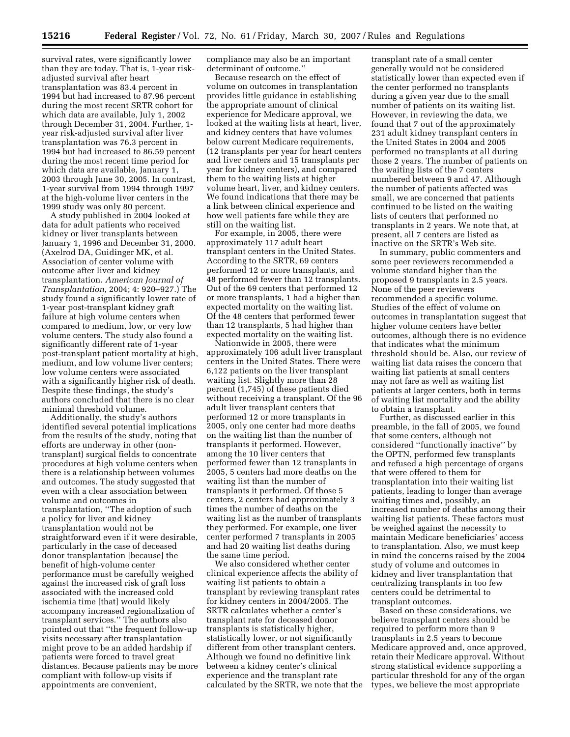survival rates, were significantly lower than they are today. That is, 1-year risk-adjusted survival after heart transplantation was 83.4 percent in 1994 but had increased to 87.96 percent during the most recent SRTR cohort for which data are available, July 1, 2002 through December 31, 2004. Further, 1-year risk-adjusted survival after liver transplantation was 76.3 percent in 1994 but had increased to 86.59 percent during the most recent time period for which data are available, January 1, 2003 through June 30, 2005. In contrast, 1-year survival from 1994 through 1997 at the high-volume liver centers in the 1999 study was only 80 percent.

A study published in 2004 looked at data for adult patients who received kidney or liver transplants between January 1, 1996 and December 31, 2000. (Axelrod DA, Guidinger MK, et al. Association of center volume with outcome after liver and kidney transplantation. *American Journal of Transplantation*, 2004; 4: 920–927.) The study found a significantly lower rate of 1-year post-transplant kidney graft failure at high volume centers when compared to medium, low, or very low volume centers. The study also found a significantly different rate of 1-year post-transplant patient mortality at high, medium, and low volume liver centers; low volume centers were associated with a significantly higher risk of death. Despite these findings, the study's authors concluded that there is no clear minimal threshold volume.

Additionally, the study's authors identified several potential implications from the results of the study, noting that efforts are underway in other (non-transplant) surgical fields to concentrate procedures at high volume centers when there is a relationship between volumes and outcomes. The study suggested that even with a clear association between volume and outcomes in transplantation, ''The adoption of such a policy for liver and kidney transplantation would not be straightforward even if it were desirable, particularly in the case of deceased donor transplantation [because] the benefit of high-volume center performance must be carefully weighed against the increased risk of graft loss associated with the increased cold ischemia time [that] would likely accompany increased regionalization of transplant services.'' The authors also pointed out that ''the frequent follow-up visits necessary after transplantation might prove to be an added hardship if patients were forced to travel great distances. Because patients may be more compliant with follow-up visits if appointments are convenient, compliance may also be an important determinant of outcome.''

Because research on the effect of volume on outcomes in transplantation provides little guidance in establishing the appropriate amount of clinical experience for Medicare approval, we looked at the waiting lists at heart, liver, and kidney centers that have volumes below current Medicare requirements, (12 transplants per year for heart centers and liver centers and 15 transplants per year for kidney centers), and compared them to the waiting lists at higher volume heart, liver, and kidney centers. We found indications that there may be a link between clinical experience and how well patients fare while they are still on the waiting list.

For example, in 2005, there were approximately 117 adult heart transplant centers in the United States. According to the SRTR, 69 centers performed 12 or more transplants, and 48 performed fewer than 12 transplants. Out of the 69 centers that performed 12 or more transplants, 1 had a higher than expected mortality on the waiting list. Of the 48 centers that performed fewer than 12 transplants, 5 had higher than expected mortality on the waiting list.

Nationwide in 2005, there were approximately 106 adult liver transplant centers in the United States. There were 6,122 patients on the liver transplant waiting list. Slightly more than 28 percent (1,745) of these patients died without receiving a transplant. Of the 96 adult liver transplant centers that performed 12 or more transplants in 2005, only one center had more deaths on the waiting list than the number of transplants it performed. However, among the 10 liver centers that performed fewer than 12 transplants in 2005, 5 centers had more deaths on the waiting list than the number of transplants it performed. Of those 5 centers, 2 centers had approximately 3 times the number of deaths on the waiting list as the number of transplants they performed. For example, one liver center performed 7 transplants in 2005 and had 20 waiting list deaths during the same time period.

We also considered whether center clinical experience affects the ability of waiting list patients to obtain a transplant by reviewing transplant rates for kidney centers in 2004/2005. The SRTR calculates whether a center's transplant rate for deceased donor transplants is statistically higher, statistically lower, or not significantly different from other transplant centers. Although we found no definitive link between a kidney center's clinical experience and the transplant rate calculated by the SRTR, we note that the transplant rate of a small center generally would not be considered statistically lower than expected even if the center performed no transplants during a given year due to the small number of patients on its waiting list. However, in reviewing the data, we found that 7 out of the approximately 231 adult kidney transplant centers in the United States in 2004 and 2005 performed no transplants at all during those 2 years. The number of patients on the waiting lists of the 7 centers numbered between 9 and 47. Although the number of patients affected was small, we are concerned that patients continued to be listed on the waiting lists of centers that performed no transplants in 2 years. We note that, at present, all 7 centers are listed as inactive on the SRTR's Web site.

In summary, public commenters and some peer reviewers recommended a volume standard higher than the proposed 9 transplants in 2.5 years. None of the peer reviewers recommended a specific volume. Studies of the effect of volume on outcomes in transplantation suggest that higher volume centers have better outcomes, although there is no evidence that indicates what the minimum threshold should be. Also, our review of waiting list data raises the concern that waiting list patients at small centers may not fare as well as waiting list patients at larger centers, both in terms of waiting list mortality and the ability to obtain a transplant.

Further, as discussed earlier in this preamble, in the fall of 2005, we found that some centers, although not considered ''functionally inactive'' by the OPTN, performed few transplants and refused a high percentage of organs that were offered to them for transplantation into their waiting list patients, leading to longer than average waiting times and, possibly, an increased number of deaths among their waiting list patients. These factors must be weighed against the necessity to maintain Medicare beneficiaries' access to transplantation. Also, we must keep in mind the concerns raised by the 2004 study of volume and outcomes in kidney and liver transplantation that centralizing transplants in too few centers could be detrimental to transplant outcomes.

Based on these considerations, we believe transplant centers should be required to perform more than 9 transplants in 2.5 years to become Medicare approved and, once approved, retain their Medicare approval. Without strong statistical evidence supporting a particular threshold for any of the organ types, we believe the most appropriate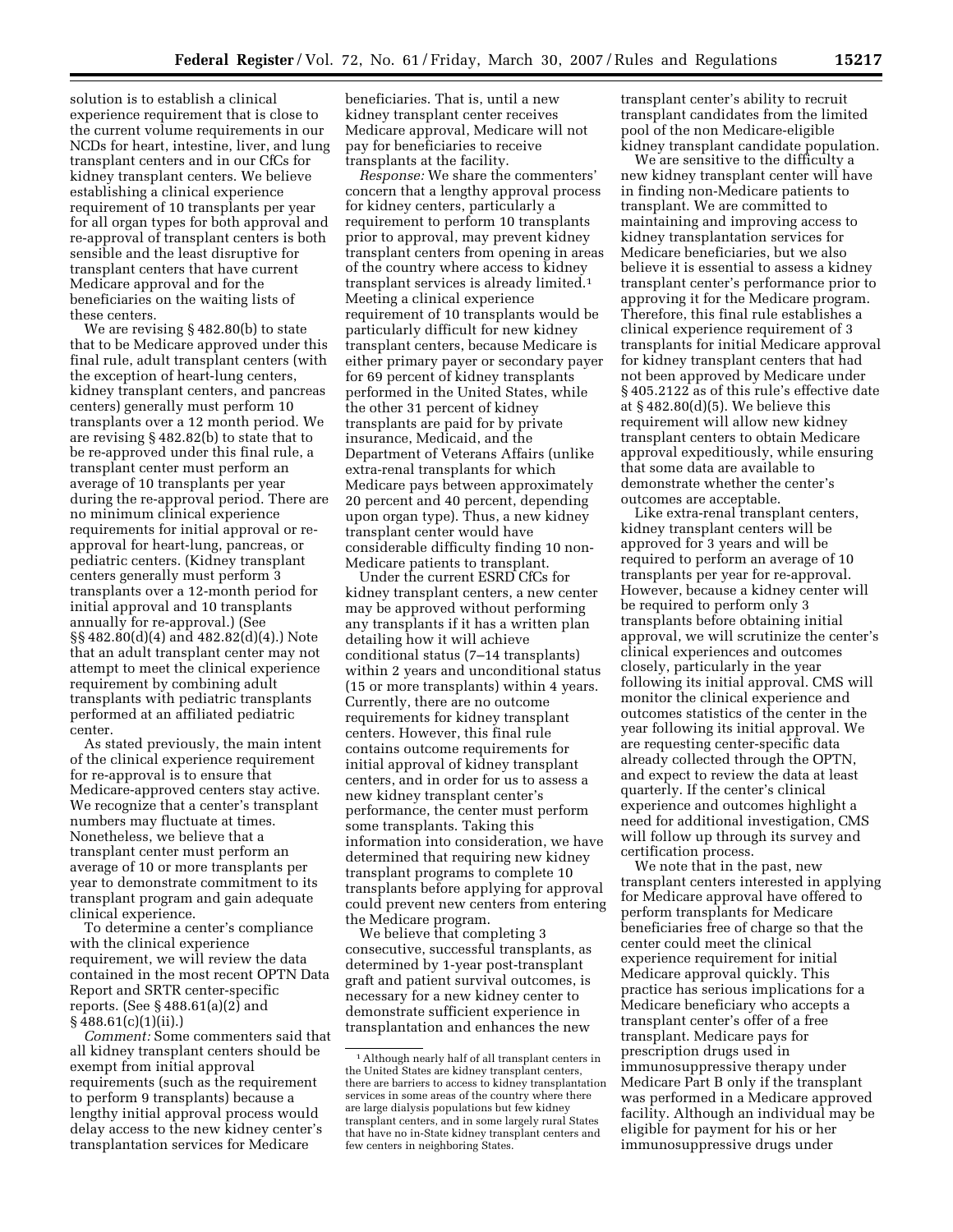solution is to establish a clinical experience requirement that is close to the current volume requirements in our NCDs for heart, intestine, liver, and lung transplant centers and in our CfCs for kidney transplant centers. We believe establishing a clinical experience requirement of 10 transplants per year for all organ types for both approval and re-approval of transplant centers is both sensible and the least disruptive for transplant centers that have current Medicare approval and for the beneficiaries on the waiting lists of these centers.

We are revising § 482.80(b) to state that to be Medicare approved under this final rule, adult transplant centers (with the exception of heart-lung centers, kidney transplant centers, and pancreas centers) generally must perform 10 transplants over a 12 month period. We are revising § 482.82(b) to state that to be re-approved under this final rule, a transplant center must perform an average of 10 transplants per year during the re-approval period. There are no minimum clinical experience requirements for initial approval or re-approval for heart-lung, pancreas, or pediatric centers. (Kidney transplant centers generally must perform 3 transplants over a 12-month period for initial approval and 10 transplants annually for re-approval.) (See §§ 482.80(d)(4) and 482.82(d)(4).) Note that an adult transplant center may not attempt to meet the clinical experience requirement by combining adult transplants with pediatric transplants performed at an affiliated pediatric center.

As stated previously, the main intent of the clinical experience requirement for re-approval is to ensure that Medicare-approved centers stay active. We recognize that a center's transplant numbers may fluctuate at times. Nonetheless, we believe that a transplant center must perform an average of 10 or more transplants per year to demonstrate commitment to its transplant program and gain adequate clinical experience.

To determine a center's compliance with the clinical experience requirement, we will review the data contained in the most recent OPTN Data Report and SRTR center-specific reports. (See § 488.61(a)(2) and § 488.61(c)(1)(ii).)

*Comment:* Some commenters said that all kidney transplant centers should be exempt from initial approval requirements (such as the requirement to perform 9 transplants) because a lengthy initial approval process would delay access to the new kidney center's transplantation services for Medicare beneficiaries. That is, until a new kidney transplant center receives Medicare approval, Medicare will not pay for beneficiaries to receive transplants at the facility.

*Response:* We share the commenters' concern that a lengthy approval process for kidney centers, particularly a requirement to perform 10 transplants prior to approval, may prevent kidney transplant centers from opening in areas of the country where access to kidney transplant services is already limited.[1] Meeting a clinical experience requirement of 10 transplants would be particularly difficult for new kidney transplant centers, because Medicare is either primary payer or secondary payer for 69 percent of kidney transplants performed in the United States, while the other 31 percent of kidney transplants are paid for by private insurance, Medicaid, and the Department of Veterans Affairs (unlike extra-renal transplants for which Medicare pays between approximately 20 percent and 40 percent, depending upon organ type). Thus, a new kidney transplant center would have considerable difficulty finding 10 non-Medicare patients to transplant.

Under the current ESRD CfCs for kidney transplant centers, a new center may be approved without performing any transplants if it has a written plan detailing how it will achieve conditional status (7–14 transplants) within 2 years and unconditional status (15 or more transplants) within 4 years. Currently, there are no outcome requirements for kidney transplant centers. However, this final rule contains outcome requirements for initial approval of kidney transplant centers, and in order for us to assess a new kidney transplant center's performance, the center must perform some transplants. Taking this information into consideration, we have determined that requiring new kidney transplant programs to complete 10 transplants before applying for approval could prevent new centers from entering the Medicare program.

We believe that completing 3 consecutive, successful transplants, as determined by 1-year post-transplant graft and patient survival outcomes, is necessary for a new kidney center to demonstrate sufficient experience in transplantation and enhances the new transplant center's ability to recruit transplant candidates from the limited pool of the non Medicare-eligible kidney transplant candidate population.

We are sensitive to the difficulty a new kidney transplant center will have in finding non-Medicare patients to transplant. We are committed to maintaining and improving access to kidney transplantation services for Medicare beneficiaries, but we also believe it is essential to assess a kidney transplant center's performance prior to approving it for the Medicare program. Therefore, this final rule establishes a clinical experience requirement of 3 transplants for initial Medicare approval for kidney transplant centers that had not been approved by Medicare under § 405.2122 as of this rule's effective date at § 482.80(d)(5). We believe this requirement will allow new kidney transplant centers to obtain Medicare approval expeditiously, while ensuring that some data are available to demonstrate whether the center's outcomes are acceptable.

Like extra-renal transplant centers, kidney transplant centers will be approved for 3 years and will be required to perform an average of 10 transplants per year for re-approval. However, because a kidney center will be required to perform only 3 transplants before obtaining initial approval, we will scrutinize the center's clinical experiences and outcomes closely, particularly in the year following its initial approval. CMS will monitor the clinical experience and outcomes statistics of the center in the year following its initial approval. We are requesting center-specific data already collected through the OPTN, and expect to review the data at least quarterly. If the center's clinical experience and outcomes highlight a need for additional investigation, CMS will follow up through its survey and certification process.

We note that in the past, new transplant centers interested in applying for Medicare approval have offered to perform transplants for Medicare beneficiaries free of charge so that the center could meet the clinical experience requirement for initial Medicare approval quickly. This practice has serious implications for a Medicare beneficiary who accepts a transplant center's offer of a free transplant. Medicare pays for prescription drugs used in immunosuppressive therapy under Medicare Part B only if the transplant was performed in a Medicare approved facility. Although an individual may be eligible for payment for his or her immunosuppressive drugs under

[1] Although nearly half of all transplant centers in the United States are kidney transplant centers, there are barriers to access to kidney transplantation services in some areas of the country where there are large dialysis populations but few kidney transplant centers, and in some largely rural States that have no in-State kidney transplant centers and few centers in neighboring States.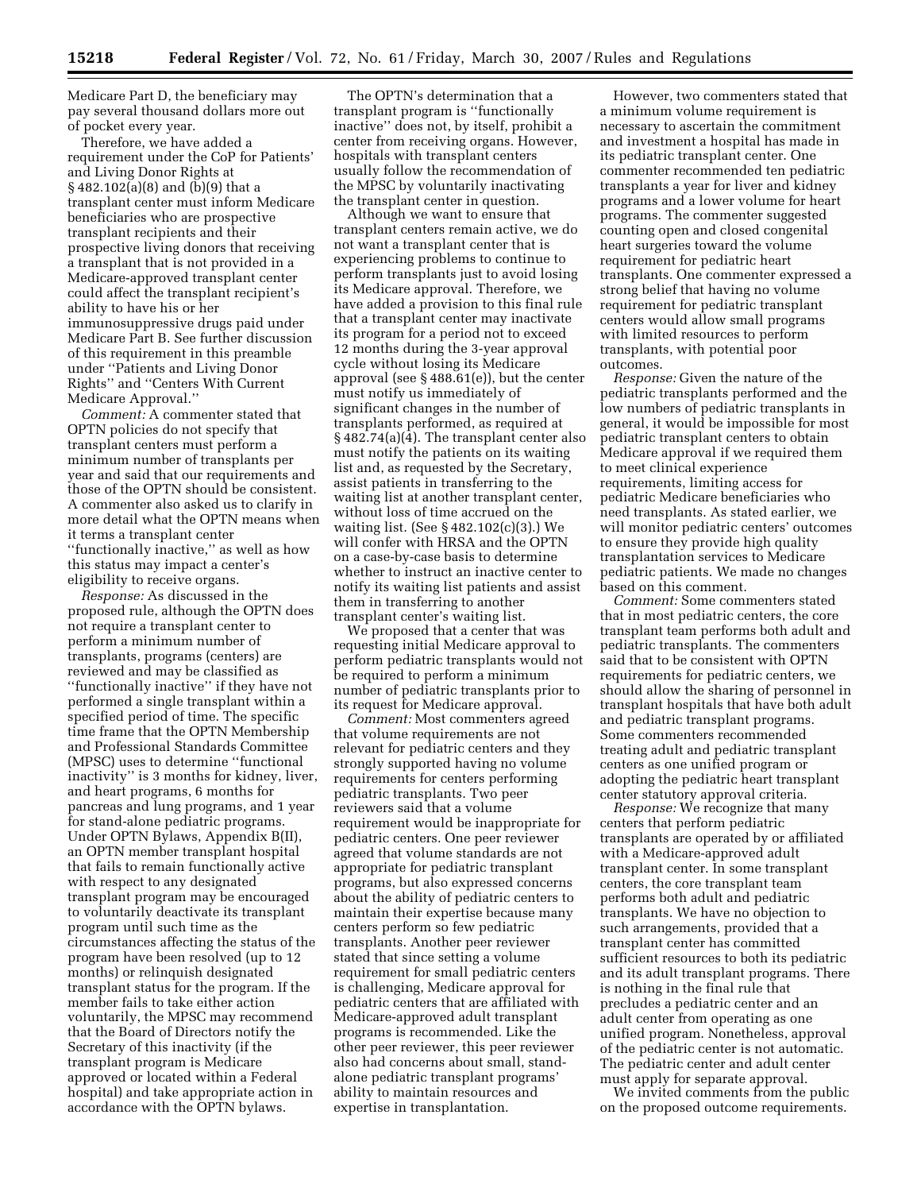Medicare Part D, the beneficiary may pay several thousand dollars more out of pocket every year.

Therefore, we have added a requirement under the CoP for Patients' and Living Donor Rights at § 482.102(a)(8) and (b)(9) that a transplant center must inform Medicare beneficiaries who are prospective transplant recipients and their prospective living donors that receiving a transplant that is not provided in a Medicare-approved transplant center could affect the transplant recipient's ability to have his or her immunosuppressive drugs paid under Medicare Part B. See further discussion of this requirement in this preamble under ''Patients and Living Donor Rights'' and ''Centers With Current Medicare Approval.''

*Comment:* A commenter stated that OPTN policies do not specify that transplant centers must perform a minimum number of transplants per year and said that our requirements and those of the OPTN should be consistent. A commenter also asked us to clarify in more detail what the OPTN means when it terms a transplant center ''functionally inactive,'' as well as how this status may impact a center's eligibility to receive organs.

*Response:* As discussed in the proposed rule, although the OPTN does not require a transplant center to perform a minimum number of transplants, programs (centers) are reviewed and may be classified as ''functionally inactive'' if they have not performed a single transplant within a specified period of time. The specific time frame that the OPTN Membership and Professional Standards Committee (MPSC) uses to determine ''functional inactivity'' is 3 months for kidney, liver, and heart programs, 6 months for pancreas and lung programs, and 1 year for stand-alone pediatric programs. Under OPTN Bylaws, Appendix B(II), an OPTN member transplant hospital that fails to remain functionally active with respect to any designated transplant program may be encouraged to voluntarily deactivate its transplant program until such time as the circumstances affecting the status of the program have been resolved (up to 12 months) or relinquish designated transplant status for the program. If the member fails to take either action voluntarily, the MPSC may recommend that the Board of Directors notify the Secretary of this inactivity (if the transplant program is Medicare approved or located within a Federal hospital) and take appropriate action in accordance with the OPTN bylaws.

The OPTN's determination that a transplant program is ''functionally inactive'' does not, by itself, prohibit a center from receiving organs. However, hospitals with transplant centers usually follow the recommendation of the MPSC by voluntarily inactivating the transplant center in question.

Although we want to ensure that transplant centers remain active, we do not want a transplant center that is experiencing problems to continue to perform transplants just to avoid losing its Medicare approval. Therefore, we have added a provision to this final rule that a transplant center may inactivate its program for a period not to exceed 12 months during the 3-year approval cycle without losing its Medicare approval (see § 488.61(e)), but the center must notify us immediately of significant changes in the number of transplants performed, as required at § 482.74(a)(4). The transplant center also must notify the patients on its waiting list and, as requested by the Secretary, assist patients in transferring to the waiting list at another transplant center, without loss of time accrued on the waiting list. (See § 482.102(c)(3).) We will confer with HRSA and the OPTN on a case-by-case basis to determine whether to instruct an inactive center to notify its waiting list patients and assist them in transferring to another transplant center's waiting list.

We proposed that a center that was requesting initial Medicare approval to perform pediatric transplants would not be required to perform a minimum number of pediatric transplants prior to its request for Medicare approval.

*Comment:* Most commenters agreed that volume requirements are not relevant for pediatric centers and they strongly supported having no volume requirements for centers performing pediatric transplants. Two peer reviewers said that a volume requirement would be inappropriate for pediatric centers. One peer reviewer agreed that volume standards are not appropriate for pediatric transplant programs, but also expressed concerns about the ability of pediatric centers to maintain their expertise because many centers perform so few pediatric transplants. Another peer reviewer stated that since setting a volume requirement for small pediatric centers is challenging, Medicare approval for pediatric centers that are affiliated with Medicare-approved adult transplant programs is recommended. Like the other peer reviewer, this peer reviewer also had concerns about small, stand-alone pediatric transplant programs' ability to maintain resources and expertise in transplantation.

However, two commenters stated that a minimum volume requirement is necessary to ascertain the commitment and investment a hospital has made in its pediatric transplant center. One commenter recommended ten pediatric transplants a year for liver and kidney programs and a lower volume for heart programs. The commenter suggested counting open and closed congenital heart surgeries toward the volume requirement for pediatric heart transplants. One commenter expressed a strong belief that having no volume requirement for pediatric transplant centers would allow small programs with limited resources to perform transplants, with potential poor outcomes.

*Response:* Given the nature of the pediatric transplants performed and the low numbers of pediatric transplants in general, it would be impossible for most pediatric transplant centers to obtain Medicare approval if we required them to meet clinical experience requirements, limiting access for pediatric Medicare beneficiaries who need transplants. As stated earlier, we will monitor pediatric centers' outcomes to ensure they provide high quality transplantation services to Medicare pediatric patients. We made no changes based on this comment.

*Comment:* Some commenters stated that in most pediatric centers, the core transplant team performs both adult and pediatric transplants. The commenters said that to be consistent with OPTN requirements for pediatric centers, we should allow the sharing of personnel in transplant hospitals that have both adult and pediatric transplant programs. Some commenters recommended treating adult and pediatric transplant centers as one unified program or adopting the pediatric heart transplant center statutory approval criteria.

*Response:* We recognize that many centers that perform pediatric transplants are operated by or affiliated with a Medicare-approved adult transplant center. In some transplant centers, the core transplant team performs both adult and pediatric transplants. We have no objection to such arrangements, provided that a transplant center has committed sufficient resources to both its pediatric and its adult transplant programs. There is nothing in the final rule that precludes a pediatric center and an adult center from operating as one unified program. Nonetheless, approval of the pediatric center is not automatic. The pediatric center and adult center must apply for separate approval.

We invited comments from the public on the proposed outcome requirements.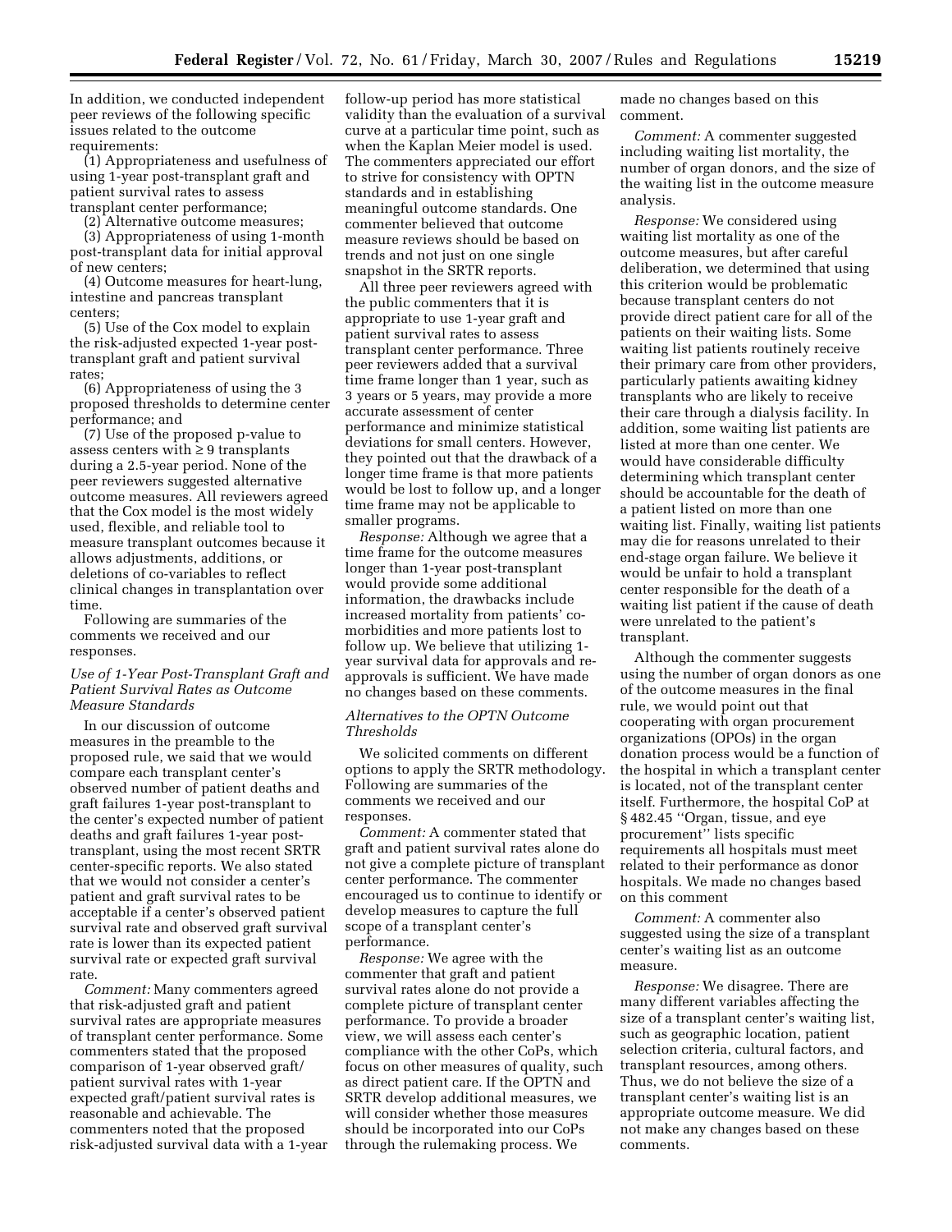In addition, we conducted independent peer reviews of the following specific issues related to the outcome requirements:

(1) Appropriateness and usefulness of using 1-year post-transplant graft and patient survival rates to assess transplant center performance;

(2) Alternative outcome measures;

(3) Appropriateness of using 1-month post-transplant data for initial approval of new centers;

(4) Outcome measures for heart-lung, intestine and pancreas transplant centers;

(5) Use of the Cox model to explain the risk-adjusted expected 1-year post-transplant graft and patient survival rates;

(6) Appropriateness of using the 3 proposed thresholds to determine center performance; and

(7) Use of the proposed p-value to assess centers with ≥ 9 transplants during a 2.5-year period. None of the peer reviewers suggested alternative outcome measures. All reviewers agreed that the Cox model is the most widely used, flexible, and reliable tool to measure transplant outcomes because it allows adjustments, additions, or deletions of co-variables to reflect clinical changes in transplantation over time.

Following are summaries of the comments we received and our responses.

*Use of 1-Year Post-Transplant Graft and Patient Survival Rates as Outcome Measure Standards*

In our discussion of outcome measures in the preamble to the proposed rule, we said that we would compare each transplant center's observed number of patient deaths and graft failures 1-year post-transplant to the center's expected number of patient deaths and graft failures 1-year post-transplant, using the most recent SRTR center-specific reports. We also stated that we would not consider a center's patient and graft survival rates to be acceptable if a center's observed patient survival rate and observed graft survival rate is lower than its expected patient survival rate or expected graft survival rate.

*Comment:* Many commenters agreed that risk-adjusted graft and patient survival rates are appropriate measures of transplant center performance. Some commenters stated that the proposed comparison of 1-year observed graft/patient survival rates with 1-year expected graft/patient survival rates is reasonable and achievable. The commenters noted that the proposed risk-adjusted survival data with a 1-year follow-up period has more statistical validity than the evaluation of a survival curve at a particular time point, such as when the Kaplan Meier model is used. The commenters appreciated our effort to strive for consistency with OPTN standards and in establishing meaningful outcome standards. One commenter believed that outcome measure reviews should be based on trends and not just on one single snapshot in the SRTR reports.

All three peer reviewers agreed with the public commenters that it is appropriate to use 1-year graft and patient survival rates to assess transplant center performance. Three peer reviewers added that a survival time frame longer than 1 year, such as 3 years or 5 years, may provide a more accurate assessment of center performance and minimize statistical deviations for small centers. However, they pointed out that the drawback of a longer time frame is that more patients would be lost to follow up, and a longer time frame may not be applicable to smaller programs.

*Response:* Although we agree that a time frame for the outcome measures longer than 1-year post-transplant would provide some additional information, the drawbacks include increased mortality from patients' co-morbidities and more patients lost to follow up. We believe that utilizing 1-year survival data for approvals and re-approvals is sufficient. We have made no changes based on these comments.

*Alternatives to the OPTN Outcome Thresholds*

We solicited comments on different options to apply the SRTR methodology. Following are summaries of the comments we received and our responses.

*Comment:* A commenter stated that graft and patient survival rates alone do not give a complete picture of transplant center performance. The commenter encouraged us to continue to identify or develop measures to capture the full scope of a transplant center's performance.

*Response:* We agree with the commenter that graft and patient survival rates alone do not provide a complete picture of transplant center performance. To provide a broader view, we will assess each center's compliance with the other CoPs, which focus on other measures of quality, such as direct patient care. If the OPTN and SRTR develop additional measures, we will consider whether those measures should be incorporated into our CoPs through the rulemaking process. We made no changes based on this comment.

*Comment:* A commenter suggested including waiting list mortality, the number of organ donors, and the size of the waiting list in the outcome measure analysis.

*Response:* We considered using waiting list mortality as one of the outcome measures, but after careful deliberation, we determined that using this criterion would be problematic because transplant centers do not provide direct patient care for all of the patients on their waiting lists. Some waiting list patients routinely receive their primary care from other providers, particularly patients awaiting kidney transplants who are likely to receive their care through a dialysis facility. In addition, some waiting list patients are listed at more than one center. We would have considerable difficulty determining which transplant center should be accountable for the death of a patient listed on more than one waiting list. Finally, waiting list patients may die for reasons unrelated to their end-stage organ failure. We believe it would be unfair to hold a transplant center responsible for the death of a waiting list patient if the cause of death were unrelated to the patient's transplant.

Although the commenter suggests using the number of organ donors as one of the outcome measures in the final rule, we would point out that cooperating with organ procurement organizations (OPOs) in the organ donation process would be a function of the hospital in which a transplant center is located, not of the transplant center itself. Furthermore, the hospital CoP at § 482.45 "Organ, tissue, and eye procurement" lists specific requirements all hospitals must meet related to their performance as donor hospitals. We made no changes based on this comment

*Comment:* A commenter also suggested using the size of a transplant center's waiting list as an outcome measure.

*Response:* We disagree. There are many different variables affecting the size of a transplant center's waiting list, such as geographic location, patient selection criteria, cultural factors, and transplant resources, among others. Thus, we do not believe the size of a transplant center's waiting list is an appropriate outcome measure. We did not make any changes based on these comments.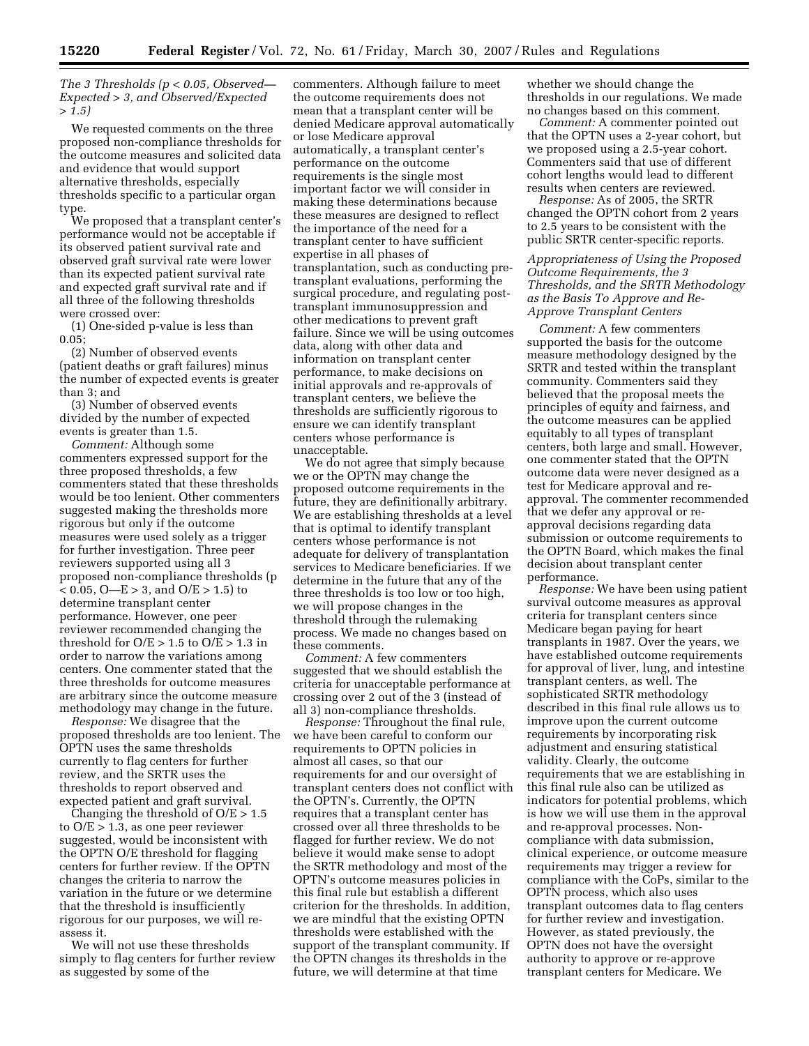*The 3 Thresholds ($p < 0.05$, Observed—Expected > 3, and Observed/Expected > 1.5)*

We requested comments on the three proposed non-compliance thresholds for the outcome measures and solicited data and evidence that would support alternative thresholds, especially thresholds specific to a particular organ type.

We proposed that a transplant center's performance would not be acceptable if its observed patient survival rate and observed graft survival rate were lower than its expected patient survival rate and expected graft survival rate and if all three of the following thresholds were crossed over:

(1) One-sided p-value is less than 0.05;

(2) Number of observed events (patient deaths or graft failures) minus the number of expected events were greater than 3; and

(3) Number of observed events divided by the number of expected events is greater than 1.5.

*Comment:* Although some commenters expressed support for the three proposed thresholds, a few commenters stated that these thresholds would be too lenient. Other commenters suggested making the thresholds more rigorous but only if the outcome measures were used solely as a trigger for further investigation. Three peer reviewers supported using all 3 proposed non-compliance thresholds ($p < 0.05$, O—E > 3, and O/E > 1.5) to determine transplant center performance. However, one peer reviewer recommended changing the threshold for O/E > 1.5 to O/E > 1.3 in order to narrow the variations among centers. One commenter stated that the three thresholds for outcome measures are arbitrary since the outcome measure methodology may change in the future.

*Response:* We disagree that the proposed thresholds are too lenient. The OPTN uses the same thresholds currently to flag centers for further review, and the SRTR uses the thresholds to report observed and expected patient and graft survival.

Changing the threshold of O/E > 1.5 to O/E > 1.3, as one peer reviewer suggested, would be inconsistent with the OPTN O/E threshold for flagging centers for further review. If the OPTN changes the criteria to narrow the variation in the future or we determine that the threshold is insufficiently rigorous for our purposes, we will re-assess it.

We will not use these thresholds simply to flag centers for further review as suggested by some of the commenters. Although failure to meet the outcome requirements does not mean that a transplant center will be denied Medicare approval automatically or lose Medicare approval automatically, a transplant center's performance on the outcome requirements is the single most important factor we will consider in making these determinations because these measures are designed to reflect the importance of the need for a transplant center to have sufficient expertise in all phases of transplantation, such as conducting pre-transplant evaluations, performing the surgical procedure, and regulating post-transplant immunosuppression and other medications to prevent graft failure. Since we will be using outcomes data, along with other data and information on transplant center performance, to make decisions on initial approvals and re-approvals of transplant centers, we believe the thresholds are sufficiently rigorous to ensure we can identify transplant centers whose performance is unacceptable.

We do not agree that simply because we or the OPTN may change the proposed outcome requirements in the future, they are definitionally arbitrary. We are establishing thresholds at a level that is optimal to identify transplant centers whose performance is not adequate for delivery of transplantation services to Medicare beneficiaries. If we determine in the future that any of the three thresholds is too low or too high, we will propose changes in the threshold through the rulemaking process. We made no changes based on these comments.

*Comment:* A few commenters suggested that we should establish the criteria for unacceptable performance at crossing over 2 out of the 3 (instead of all 3) non-compliance thresholds.

*Response:* Throughout the final rule, we have been careful to conform our requirements to OPTN policies in almost all cases, so that our requirements for and our oversight of transplant centers does not conflict with the OPTN's. Currently, the OPTN requires that a transplant center has crossed over all three thresholds to be flagged for further review. We do not believe it would make sense to adopt the SRTR methodology and most of the OPTN's outcome measures policies in this final rule but establish a different criterion for the thresholds. In addition, we are mindful that the existing OPTN thresholds were established with the support of the transplant community. If the OPTN changes its thresholds in the future, we will determine at that time whether we should change the thresholds in our regulations. We made no changes based on this comment.

*Comment:* A commenter pointed out that the OPTN uses a 2-year cohort, but we proposed using a 2.5-year cohort. Commenters said that use of different cohort lengths would lead to different results when centers are reviewed.

*Response:* As of 2005, the SRTR changed the OPTN cohort from 2 years to 2.5 years to be consistent with the public SRTR center-specific reports.

*Appropriateness of Using the Proposed Outcome Requirements, the 3 Thresholds, and the SRTR Methodology as the Basis To Approve and Re-Approve Transplant Centers*

*Comment:* A few commenters supported the basis for the outcome measure methodology designed by the SRTR and tested within the transplant community. Commenters said they believed that the proposal meets the principles of equity and fairness, and the outcome measures can be applied equitably to all types of transplant centers, both large and small. However, one commenter stated that the OPTN outcome data were never designed as a test for Medicare approval and re-approval. The commenter recommended that we defer any approval or re-approval decisions regarding data submission or outcome requirements to the OPTN Board, which makes the final decision about transplant center performance.

*Response:* We have been using patient survival outcome measures as approval criteria for transplant centers since Medicare began paying for heart transplants in 1987. Over the years, we have established outcome requirements for approval of liver, lung, and intestine transplant centers, as well. The sophisticated SRTR methodology described in this final rule allows us to improve upon the current outcome requirements by incorporating risk adjustment and ensuring statistical validity. Clearly, the outcome requirements that we are establishing in this final rule also can be utilized as indicators for potential problems, which is how we will use them in the approval and re-approval processes. Non-compliance with data submission, clinical experience, or outcome measure requirements may trigger a review for compliance with the CoPs, similar to the OPTN process, which also uses transplant outcomes data to flag centers for further review and investigation. However, as stated previously, the OPTN does not have the oversight authority to approve or re-approve transplant centers for Medicare. We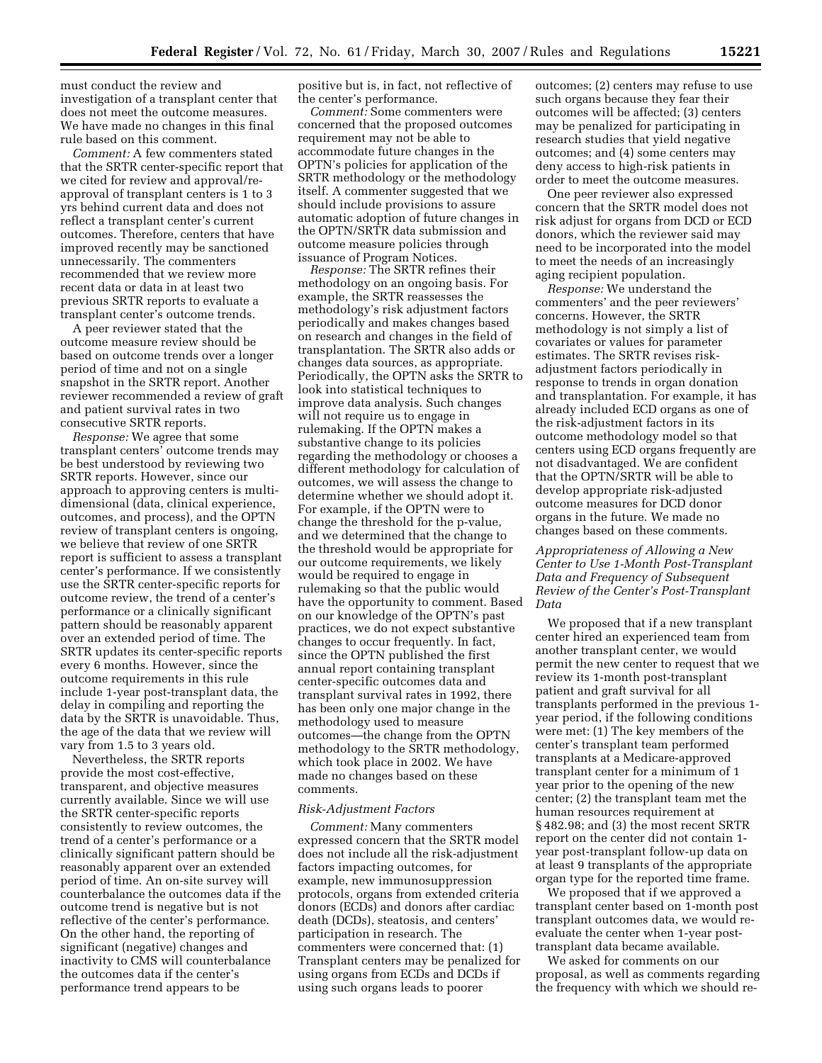must conduct the review and investigation of a transplant center that does not meet the outcome measures. We have made no changes in this final rule based on this comment.

*Comment:* A few commenters stated that the SRTR center-specific report that we cited for review and approval/re-approval of transplant centers is 1 to 3 yrs behind current data and does not reflect a transplant center's current outcomes. Therefore, centers that have improved recently may be sanctioned unnecessarily. The commenters recommended that we review more recent data or data in at least two previous SRTR reports to evaluate a transplant center's outcome trends.

A peer reviewer stated that the outcome measure review should be based on outcome trends over a longer period of time and not on a single snapshot in the SRTR report. Another reviewer recommended a review of graft and patient survival rates in two consecutive SRTR reports.

*Response:* We agree that some transplant centers' outcome trends may be best understood by reviewing two SRTR reports. However, since our approach to approving centers is multi-dimensional (data, clinical experience, outcomes, and process), and the OPTN review of transplant centers is ongoing, we believe that review of one SRTR report is sufficient to assess a transplant center's performance. If we consistently use the SRTR center-specific reports for outcome review, the trend of a center's performance or a clinically significant pattern should be reasonably apparent over an extended period of time. The SRTR updates its center-specific reports every 6 months. However, since the outcome requirements in this rule include 1-year post-transplant data, the delay in compiling and reporting the data by the SRTR is unavoidable. Thus, the age of the data that we review will vary from 1.5 to 3 years old.

Nevertheless, the SRTR reports provide the most cost-effective, transparent, and objective measures currently available. Since we will use the SRTR center-specific reports consistently to review outcomes, the trend of a center's performance or a clinically significant pattern should be reasonably apparent over an extended period of time. An on-site survey will counterbalance the outcomes data if the outcome trend is negative but is not reflective of the center's performance. On the other hand, the reporting of significant (negative) changes and inactivity to CMS will counterbalance the outcomes data if the center's performance trend appears to be positive but is, in fact, not reflective of the center's performance.

*Comment:* Some commenters were concerned that the proposed outcomes requirement may not be able to accommodate future changes in the OPTN's policies for application of the SRTR methodology or the methodology itself. A commenter suggested that we should include provisions to assure automatic adoption of future changes in the OPTN/SRTR data submission and outcome measure policies through issuance of Program Notices.

*Response:* The SRTR refines their methodology on an ongoing basis. For example, the SRTR reassesses the methodology's risk adjustment factors periodically and makes changes based on research and changes in the field of transplantation. The SRTR also adds or changes data sources, as appropriate. Periodically, the OPTN asks the SRTR to look into statistical techniques to improve data analysis. Such changes will not require us to engage in rulemaking. If the OPTN makes a substantive change to its policies regarding the methodology or chooses a different methodology for calculation of outcomes, we will assess the change to determine whether we should adopt it. For example, if the OPTN were to change the threshold for the p-value, and we determined that the change to the threshold would be appropriate for our outcome requirements, we likely would be required to engage in rulemaking so that the public would have the opportunity to comment. Based on our knowledge of the OPTN's past practices, we do not expect substantive changes to occur frequently. In fact, since the OPTN published the first annual report containing transplant center-specific outcomes data and transplant survival rates in 1992, there has been only one major change in the methodology used to measure outcomes—the change from the OPTN methodology to the SRTR methodology, which took place in 2002. We have made no changes based on these comments.

*Risk-Adjustment Factors*

*Comment:* Many commenters expressed concern that the SRTR model does not include all the risk-adjustment factors impacting outcomes, for example, new immunosuppression protocols, organs from extended criteria donors (ECDs) and donors after cardiac death (DCDs), steatosis, and centers' participation in research. The commenters were concerned that: (1) Transplant centers may be penalized for using organs from ECDs and DCDs if using such organs leads to poorer outcomes; (2) centers may refuse to use such organs because they fear their outcomes will be affected; (3) centers may be penalized for participating in research studies that yield negative outcomes; and (4) some centers may deny access to high-risk patients in order to meet the outcome measures.

One peer reviewer also expressed concern that the SRTR model does not risk adjust for organs from DCD or ECD donors, which the reviewer said may need to be incorporated into the model to meet the needs of an increasingly aging recipient population.

*Response:* We understand the commenters' and the peer reviewers' concerns. However, the SRTR methodology is not simply a list of covariates or values for parameter estimates. The SRTR revises risk-adjustment factors periodically in response to trends in organ donation and transplantation. For example, it has already included ECD organs as one of the risk-adjustment factors in its outcome methodology model so that centers using ECD organs frequently are not disadvantaged. We are confident that the OPTN/SRTR will be able to develop appropriate risk-adjusted outcome measures for DCD donor organs in the future. We made no changes based on these comments.

*Appropriateness of Allowing a New Center to Use 1-Month Post-Transplant Data and Frequency of Subsequent Review of the Center's Post-Transplant Data*

We proposed that if a new transplant center hired an experienced team from another transplant center, we would permit the new center to request that we review its 1-month post-transplant patient and graft survival for all transplants performed in the previous 1-year period, if the following conditions were met: (1) The key members of the center's transplant team performed transplants at a Medicare-approved transplant center for a minimum of 1 year prior to the opening of the new center; (2) the transplant team met the human resources requirement at § 482.98; and (3) the most recent SRTR report on the center did not contain 1-year post-transplant follow-up data on at least 9 transplants of the appropriate organ type for the reported time frame.

We proposed that if we approved a transplant center based on 1-month post transplant outcomes data, we would re-evaluate the center when 1-year post-transplant data became available.

We asked for comments on our proposal, as well as comments regarding the frequency with which we should re-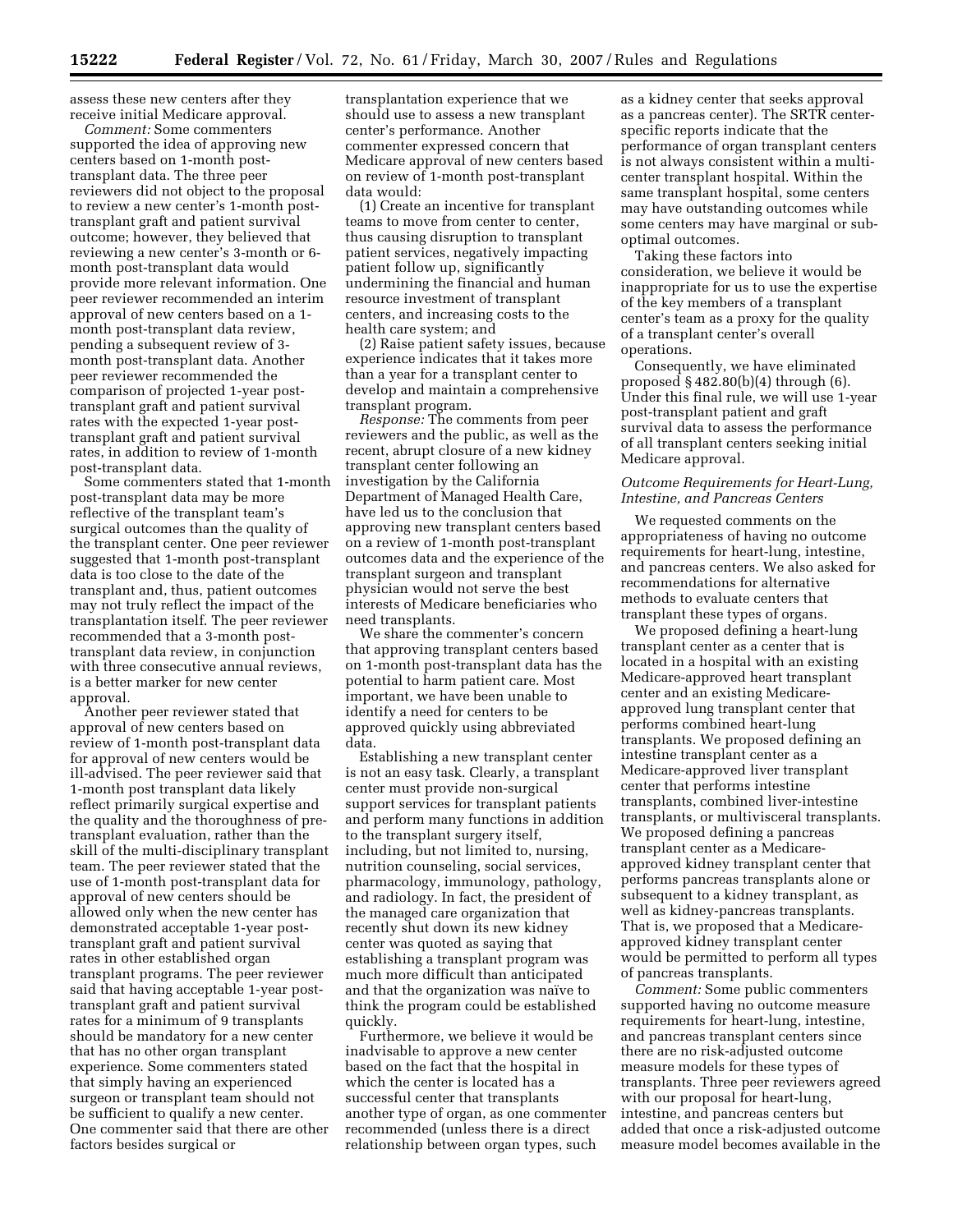assess these new centers after they receive initial Medicare approval.

*Comment:* Some commenters supported the idea of approving new centers based on 1-month post-transplant data. The three peer reviewers did not object to the proposal to review a new center's 1-month post-transplant graft and patient survival outcome; however, they believed that reviewing a new center's 3-month or 6-month post-transplant data would provide more relevant information. One peer reviewer recommended an interim approval of new centers based on a 1-month post-transplant data review, pending a subsequent review of 3-month post-transplant data. Another peer reviewer recommended the comparison of projected 1-year post-transplant graft and patient survival rates with the expected 1-year post-transplant graft and patient survival rates, in addition to review of 1-month post-transplant data.

Some commenters stated that 1-month post-transplant data may be more reflective of the transplant team's surgical outcomes than the quality of the transplant center. One peer reviewer suggested that 1-month post-transplant data is too close to the date of the transplant and, thus, patient outcomes may not truly reflect the impact of the transplantation itself. The peer reviewer recommended that a 3-month post-transplant data review, in conjunction with three consecutive annual reviews, is a better marker for new center approval.

Another peer reviewer stated that approval of new centers based on review of 1-month post-transplant data for approval of new centers would be ill-advised. The peer reviewer said that 1-month post transplant data likely reflect primarily surgical expertise and the quality and the thoroughness of pre-transplant evaluation, rather than the skill of the multi-disciplinary transplant team. The peer reviewer stated that the use of 1-month post-transplant data for approval of new centers should be allowed only when the new center has demonstrated acceptable 1-year post-transplant graft and patient survival rates in other established organ transplant programs. The peer reviewer said that having acceptable 1-year post-transplant graft and patient survival rates for a minimum of 9 transplants should be mandatory for a new center that has no other organ transplant experience. Some commenters stated that simply having an experienced surgeon or transplant team should not be sufficient to qualify a new center. One commenter said that there are other factors besides surgical or transplantation experience that we should use to assess a new transplant center's performance. Another commenter expressed concern that Medicare approval of new centers based on review of 1-month post-transplant data would:

(1) Create an incentive for transplant teams to move from center to center, thus causing disruption to transplant patient services, negatively impacting patient follow up, significantly undermining the financial and human resource investment of transplant centers, and increasing costs to the health care system; and

(2) Raise patient safety issues, because experience indicates that it takes more than a year for a transplant center to develop and maintain a comprehensive transplant program.

*Response:* The comments from peer reviewers and the public, as well as the recent, abrupt closure of a new kidney transplant center following an investigation by the California Department of Managed Health Care, have led us to the conclusion that approving new transplant centers based on a review of 1-month post-transplant outcomes data and the experience of the transplant surgeon and transplant physician would not serve the best interests of Medicare beneficiaries who need transplants.

We share the commenter's concern that approving transplant centers based on 1-month post-transplant data has the potential to harm patient care. Most important, we have been unable to identify a need for centers to be approved quickly using abbreviated data.

Establishing a new transplant center is not an easy task. Clearly, a transplant center must provide non-surgical support services for transplant patients and perform many functions in addition to the transplant surgery itself, including, but not limited to, nursing, nutrition counseling, social services, pharmacology, immunology, pathology, and radiology. In fact, the president of the managed care organization that recently shut down its new kidney center was quoted as saying that establishing a transplant program was much more difficult than anticipated and that the organization was naïve to think the program could be established quickly.

Furthermore, we believe it would be inadvisable to approve a new center based on the fact that the hospital in which the center is located has a successful center that transplants another type of organ, as one commenter recommended (unless there is a direct relationship between organ types, such as a kidney center that seeks approval as a pancreas center). The SRTR center-specific reports indicate that the performance of organ transplant centers is not always consistent within a multi-center transplant hospital. Within the same transplant hospital, some centers may have outstanding outcomes while some centers may have marginal or sub-optimal outcomes.

Taking these factors into consideration, we believe it would be inappropriate for us to use the expertise of the key members of a transplant center's team as a proxy for the quality of a transplant center's overall operations.

Consequently, we have eliminated proposed § 482.80(b)(4) through (6). Under this final rule, we will use 1-year post-transplant patient and graft survival data to assess the performance of all transplant centers seeking initial Medicare approval.

### *Outcome Requirements for Heart-Lung, Intestine, and Pancreas Centers*

We requested comments on the appropriateness of having no outcome requirements for heart-lung, intestine, and pancreas centers. We also asked for recommendations for alternative methods to evaluate centers that transplant these types of organs.

We proposed defining a heart-lung transplant center as a center that is located in a hospital with an existing Medicare-approved heart transplant center and an existing Medicare-approved lung transplant center that performs combined heart-lung transplants. We proposed defining an intestine transplant center as a Medicare-approved liver transplant center that performs intestine transplants, combined liver-intestine transplants, or multivisceral transplants. We proposed defining a pancreas transplant center as a Medicare-approved kidney transplant center that performs pancreas transplants alone or subsequent to a kidney transplant, as well as kidney-pancreas transplants. That is, we proposed that a Medicare-approved kidney transplant center would be permitted to perform all types of pancreas transplants.

*Comment:* Some public commenters supported having no outcome measure requirements for heart-lung, intestine, and pancreas transplant centers since there are no risk-adjusted outcome measure models for these types of transplants. Three peer reviewers agreed with our proposal for heart-lung, intestine, and pancreas centers but added that once a risk-adjusted outcome measure model becomes available in the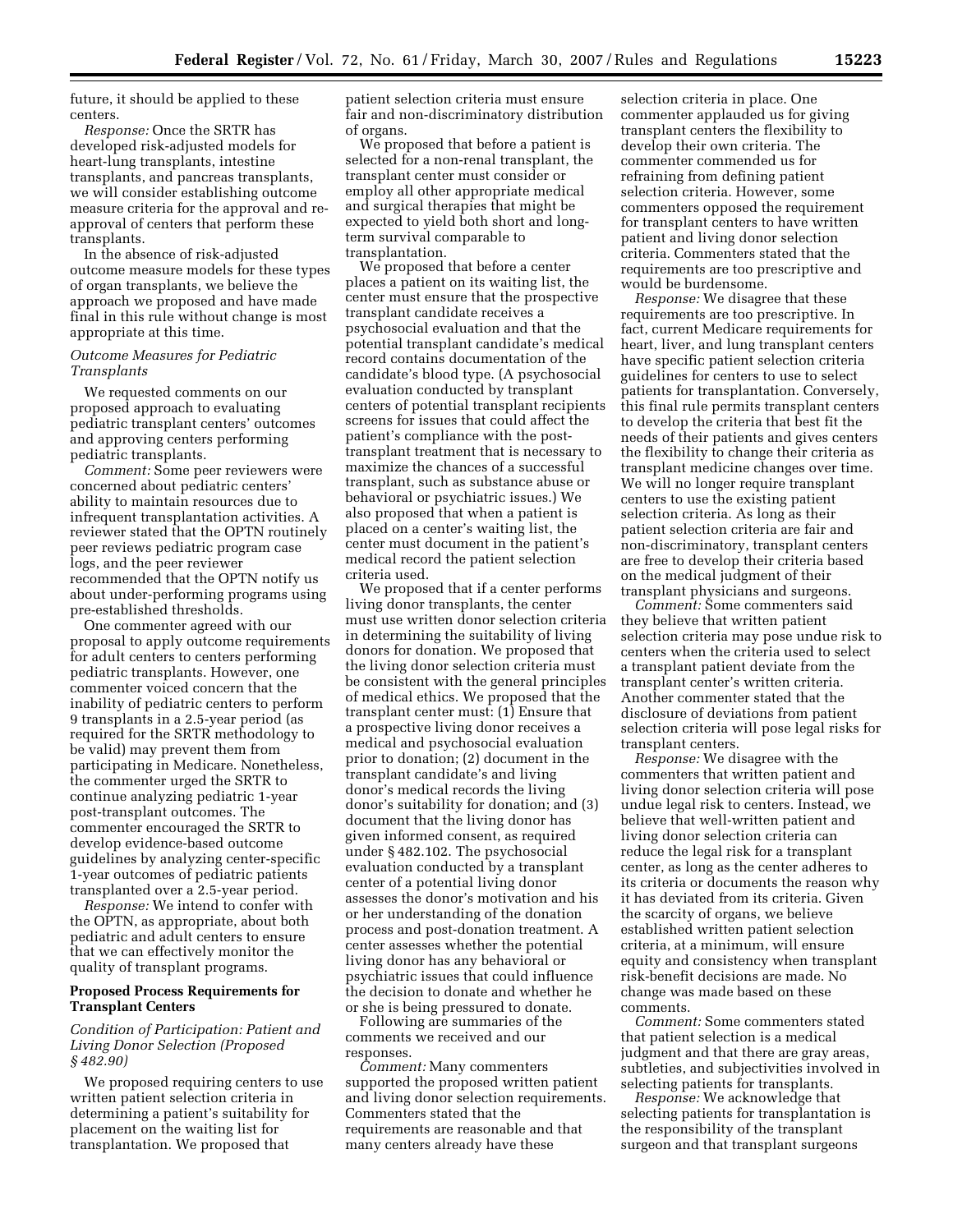future, it should be applied to these centers.

*Response:* Once the SRTR has developed risk-adjusted models for heart-lung transplants, intestine transplants, and pancreas transplants, we will consider establishing outcome measure criteria for the approval and re-approval of centers that perform these transplants.

In the absence of risk-adjusted outcome measure models for these types of organ transplants, we believe the approach we proposed and have made final in this rule without change is most appropriate at this time.

*Outcome Measures for Pediatric Transplants*

We requested comments on our proposed approach to evaluating pediatric transplant centers' outcomes and approving centers performing pediatric transplants.

*Comment:* Some peer reviewers were concerned about pediatric centers' ability to maintain resources due to infrequent transplantation activities. A reviewer stated that the OPTN routinely peer reviews pediatric program case logs, and the peer reviewer recommended that the OPTN notify us about under-performing programs using pre-established thresholds.

One commenter agreed with our proposal to apply outcome requirements for adult centers to centers performing pediatric transplants. However, one commenter voiced concern that the inability of pediatric centers to perform 9 transplants in a 2.5-year period (as required for the SRTR methodology to be valid) may prevent them from participating in Medicare. Nonetheless, the commenter urged the SRTR to continue analyzing pediatric 1-year post-transplant outcomes. The commenter encouraged the SRTR to develop evidence-based outcome guidelines by analyzing center-specific 1-year outcomes of pediatric patients transplanted over a 2.5-year period.

*Response:* We intend to confer with the OPTN, as appropriate, about both pediatric and adult centers to ensure that we can effectively monitor the quality of transplant programs.

**Proposed Process Requirements for Transplant Centers**

*Condition of Participation: Patient and Living Donor Selection (Proposed § 482.90)*

We proposed requiring centers to use written patient selection criteria in determining a patient's suitability for placement on the waiting list for transplantation. We proposed that patient selection criteria must ensure fair and non-discriminatory distribution of organs.

We proposed that before a patient is selected for a non-renal transplant, the transplant center must consider or employ all other appropriate medical and surgical therapies that might be expected to yield both short and long-term survival comparable to transplantation.

We proposed that before a center places a patient on its waiting list, the center must ensure that the prospective transplant candidate receives a psychosocial evaluation and that the potential transplant candidate's medical record contains documentation of the candidate's blood type. (A psychosocial evaluation conducted by transplant centers of potential transplant recipients screens for issues that could affect the patient's compliance with the post-transplant treatment that is necessary to maximize the chances of a successful transplant, such as substance abuse or behavioral or psychiatric issues.) We also proposed that when a patient is placed on a center's waiting list, the center must document in the patient's medical record the patient selection criteria used.

We proposed that if a center performs living donor transplants, the center must use written donor selection criteria in determining the suitability of living donors for donation. We proposed that the living donor selection criteria must be consistent with the general principles of medical ethics. We proposed that the transplant center must: (1) Ensure that a prospective living donor receives a medical and psychosocial evaluation prior to donation; (2) document in the transplant candidate's and living donor's medical records the living donor's suitability for donation; and (3) document that the living donor has given informed consent, as required under § 482.102. The psychosocial evaluation conducted by a transplant center of a potential living donor assesses the donor's motivation and his or her understanding of the donation process and post-donation treatment. A center assesses whether the potential living donor has any behavioral or psychiatric issues that could influence the decision to donate and whether he or she is being pressured to donate.

Following are summaries of the comments we received and our responses.

*Comment:* Many commenters supported the proposed written patient and living donor selection requirements. Commenters stated that the requirements are reasonable and that many centers already have these selection criteria in place. One commenter applauded us for giving transplant centers the flexibility to develop their own criteria. The commenter commended us for refraining from defining patient selection criteria. However, some commenters opposed the requirement for transplant centers to have written patient and living donor selection criteria. Commenters stated that the requirements are too prescriptive and would be burdensome.

*Response:* We disagree that these requirements are too prescriptive. In fact, current Medicare requirements for heart, liver, and lung transplant centers have specific patient selection criteria guidelines for centers to use to select patients for transplantation. Conversely, this final rule permits transplant centers to develop the criteria that best fit the needs of their patients and gives centers the flexibility to change their criteria as transplant medicine changes over time. We will no longer require transplant centers to use the existing patient selection criteria. As long as their patient selection criteria are fair and non-discriminatory, transplant centers are free to develop their criteria based on the medical judgment of their transplant physicians and surgeons.

*Comment:* Some commenters said they believe that written patient selection criteria may pose undue risk to centers when the criteria used to select a transplant patient deviate from the transplant center's written criteria. Another commenter stated that the disclosure of deviations from patient selection criteria will pose legal risks for transplant centers.

*Response:* We disagree with the commenters that written patient and living donor selection criteria will pose undue legal risk to centers. Instead, we believe that well-written patient and living donor selection criteria can reduce the legal risk for a transplant center, as long as the center adheres to its criteria or documents the reason why it has deviated from its criteria. Given the scarcity of organs, we believe established written patient selection criteria, at a minimum, will ensure equity and consistency when transplant risk-benefit decisions are made. No change was made based on these comments.

*Comment:* Some commenters stated that patient selection is a medical judgment and that there are gray areas, subtleties, and subjectivities involved in selecting patients for transplants.

*Response:* We acknowledge that selecting patients for transplantation is the responsibility of the transplant surgeon and that transplant surgeons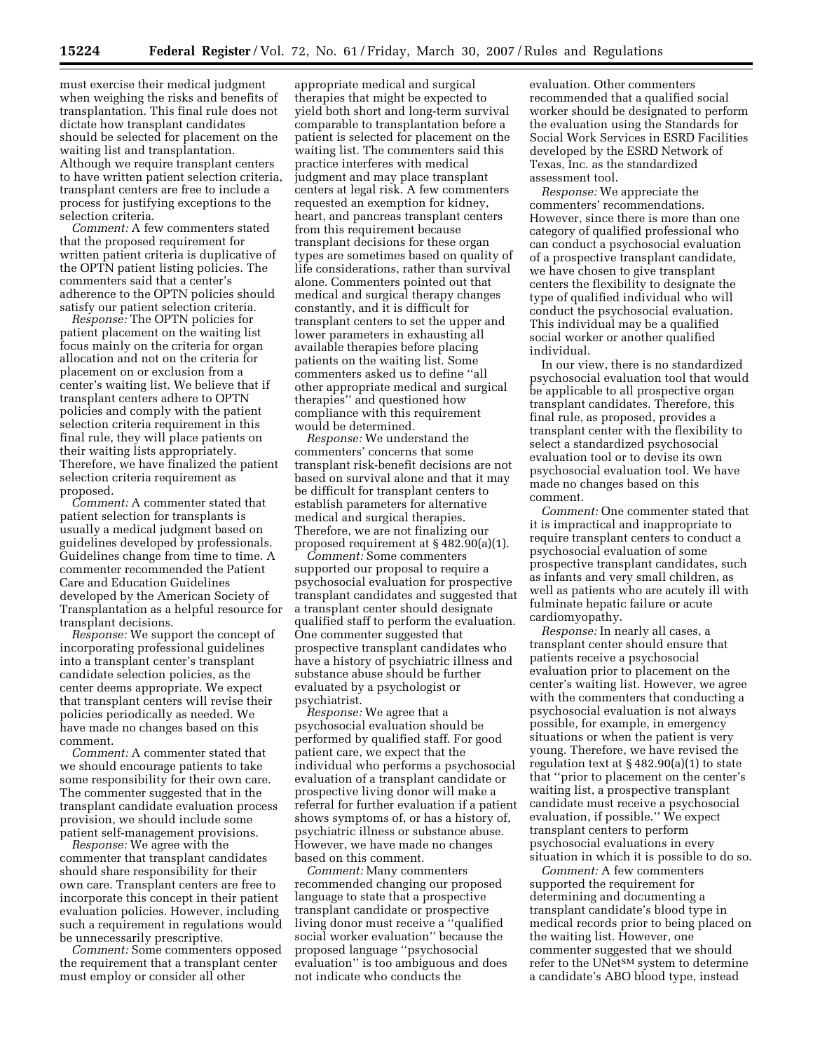must exercise their medical judgment when weighing the risks and benefits of transplantation. This final rule does not dictate how transplant candidates should be selected for placement on the waiting list and transplantation. Although we require transplant centers to have written patient selection criteria, transplant centers are free to include a process for justifying exceptions to the selection criteria.

*Comment:* A few commenters stated that the proposed requirement for written patient criteria is duplicative of the OPTN patient listing policies. The commenters said that a center's adherence to the OPTN policies should satisfy our patient selection criteria.

*Response:* The OPTN policies for patient placement on the waiting list focus mainly on the criteria for organ allocation and not on the criteria for placement on or exclusion from a center's waiting list. We believe that if transplant centers adhere to OPTN policies and comply with the patient selection criteria requirement in this final rule, they will place patients on their waiting lists appropriately. Therefore, we have finalized the patient selection criteria requirement as proposed.

*Comment:* A commenter stated that patient selection for transplants is usually a medical judgment based on guidelines developed by professionals. Guidelines change from time to time. A commenter recommended the Patient Care and Education Guidelines developed by the American Society of Transplantation as a helpful resource for transplant decisions.

*Response:* We support the concept of incorporating professional guidelines into a transplant center's transplant candidate selection policies, as the center deems appropriate. We expect that transplant centers will revise their policies periodically as needed. We have made no changes based on this comment.

*Comment:* A commenter stated that we should encourage patients to take some responsibility for their own care. The commenter suggested that in the transplant candidate evaluation process provision, we should include some patient self-management provisions.

*Response:* We agree with the commenter that transplant candidates should share responsibility for their own care. Transplant centers are free to incorporate this concept in their patient evaluation policies. However, including such a requirement in regulations would be unnecessarily prescriptive.

*Comment:* Some commenters opposed the requirement that a transplant center must employ or consider all other appropriate medical and surgical therapies that might be expected to yield both short and long-term survival comparable to transplantation before a patient is selected for placement on the waiting list. The commenters said this practice interferes with medical judgment and may place transplant centers at legal risk. A few commenters requested an exemption for kidney, heart, and pancreas transplant centers from this requirement because transplant decisions for these organ types are sometimes based on quality of life considerations, rather than survival alone. Commenters pointed out that medical and surgical therapy changes constantly, and it is difficult for transplant centers to set the upper and lower parameters in exhausting all available therapies before placing patients on the waiting list. Some commenters asked us to define ''all other appropriate medical and surgical therapies'' and questioned how compliance with this requirement would be determined.

*Response:* We understand the commenters' concerns that some transplant risk-benefit decisions are not based on survival alone and that it may be difficult for transplant centers to establish parameters for alternative medical and surgical therapies. Therefore, we are not finalizing our proposed requirement at § 482.90(a)(1).

*Comment:* Some commenters supported our proposal to require a psychosocial evaluation for prospective transplant candidates and suggested that a transplant center should designate qualified staff to perform the evaluation. One commenter suggested that prospective transplant candidates who have a history of psychiatric illness and substance abuse should be further evaluated by a psychologist or psychiatrist.

*Response:* We agree that a psychosocial evaluation should be performed by qualified staff. For good patient care, we expect that the individual who performs a psychosocial evaluation of a transplant candidate or prospective living donor will make a referral for further evaluation if a patient shows symptoms of, or has a history of, psychiatric illness or substance abuse. However, we have made no changes based on this comment.

*Comment:* Many commenters recommended changing our proposed language to state that a prospective transplant candidate or prospective living donor must receive a ''qualified social worker evaluation'' because the proposed language ''psychosocial evaluation'' is too ambiguous and does not indicate who conducts the evaluation. Other commenters recommended that a qualified social worker should be designated to perform the evaluation using the Standards for Social Work Services in ESRD Facilities developed by the ESRD Network of Texas, Inc. as the standardized assessment tool.

*Response:* We appreciate the commenters' recommendations. However, since there is more than one category of qualified professional who can conduct a psychosocial evaluation of a prospective transplant candidate, we have chosen to give transplant centers the flexibility to designate the type of qualified individual who will conduct the psychosocial evaluation. This individual may be a qualified social worker or another qualified individual.

In our view, there is no standardized psychosocial evaluation tool that would be applicable to all prospective organ transplant candidates. Therefore, this final rule, as proposed, provides a transplant center with the flexibility to select a standardized psychosocial evaluation tool or to devise its own psychosocial evaluation tool. We have made no changes based on this comment.

*Comment:* One commenter stated that it is impractical and inappropriate to require transplant centers to conduct a psychosocial evaluation of some prospective transplant candidates, such as infants and very small children, as well as patients who are acutely ill with fulminate hepatic failure or acute cardiomyopathy.

*Response:* In nearly all cases, a transplant center should ensure that patients receive a psychosocial evaluation prior to placement on the center's waiting list. However, we agree with the commenters that conducting a psychosocial evaluation is not always possible, for example, in emergency situations or when the patient is very young. Therefore, we have revised the regulation text at § 482.90(a)(1) to state that ''prior to placement on the center's waiting list, a prospective transplant candidate must receive a psychosocial evaluation, if possible.'' We expect transplant centers to perform psychosocial evaluations in every situation in which it is possible to do so.

*Comment:* A few commenters supported the requirement for determining and documenting a transplant candidate's blood type in medical records prior to being placed on the waiting list. However, one commenter suggested that we should refer to the UNet℠ system to determine a candidate's ABO blood type, instead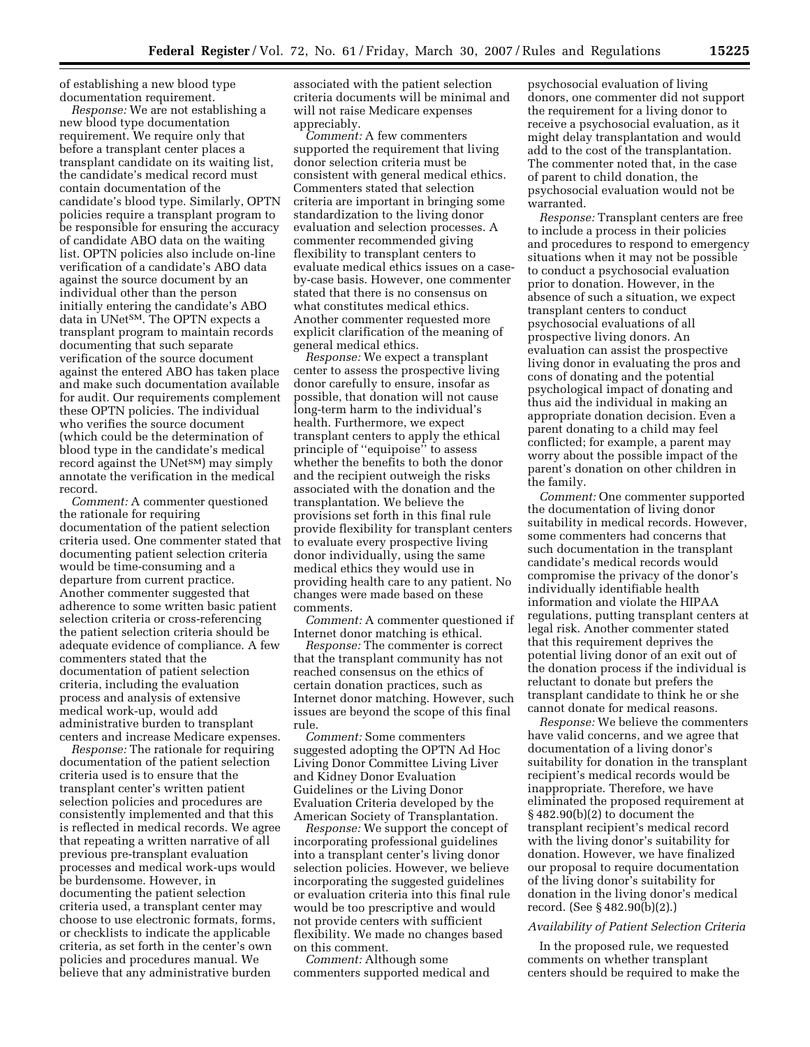of establishing a new blood type documentation requirement.

*Response:* We are not establishing a new blood type documentation requirement. We require only that before a transplant center places a transplant candidate on its waiting list, the candidate's medical record must contain documentation of the candidate's blood type. Similarly, OPTN policies require a transplant program to be responsible for ensuring the accuracy of candidate ABO data on the waiting list. OPTN policies also include on-line verification of a candidate's ABO data against the source document by an individual other than the person initially entering the candidate's ABO data in UNet℠. The OPTN expects a transplant program to maintain records documenting that such separate verification of the source document against the entered ABO has taken place and make such documentation available for audit. Our requirements complement these OPTN policies. The individual who verifies the source document (which could be the determination of blood type in the candidate's medical record against the UNet℠) may simply annotate the verification in the medical record.

*Comment:* A commenter questioned the rationale for requiring documentation of the patient selection criteria used. One commenter stated that documenting patient selection criteria would be time-consuming and a departure from current practice. Another commenter suggested that adherence to some written basic patient selection criteria or cross-referencing the patient selection criteria should be adequate evidence of compliance. A few commenters stated that the documentation of patient selection criteria, including the evaluation process and analysis of extensive medical work-up, would add administrative burden to transplant centers and increase Medicare expenses.

*Response:* The rationale for requiring documentation of the patient selection criteria used is to ensure that the transplant center's written patient selection policies and procedures are consistently implemented and that this is reflected in medical records. We agree that repeating a written narrative of all previous pre-transplant evaluation processes and medical work-ups would be burdensome. However, in documenting the patient selection criteria used, a transplant center may choose to use electronic formats, forms, or checklists to indicate the applicable criteria, as set forth in the center's own policies and procedures manual. We believe that any administrative burden associated with the patient selection criteria documents will be minimal and will not raise Medicare expenses appreciably.

*Comment:* A few commenters supported the requirement that living donor selection criteria must be consistent with general medical ethics. Commenters stated that selection criteria are important in bringing some standardization to the living donor evaluation and selection processes. A commenter recommended giving flexibility to transplant centers to evaluate medical ethics issues on a case-by-case basis. However, one commenter stated that there is no consensus on what constitutes medical ethics. Another commenter requested more explicit clarification of the meaning of general medical ethics.

*Response:* We expect a transplant center to assess the prospective living donor carefully to ensure, insofar as possible, that donation will not cause long-term harm to the individual's health. Furthermore, we expect transplant centers to apply the ethical principle of "equipoise" to assess whether the benefits to both the donor and the recipient outweigh the risks associated with the donation and the transplantation. We believe the provisions set forth in this final rule provide flexibility for transplant centers to evaluate every prospective living donor individually, using the same medical ethics they would use in providing health care to any patient. No changes were made based on these comments.

*Comment:* A commenter questioned if Internet donor matching is ethical.

*Response:* The commenter is correct that the transplant community has not reached consensus on the ethics of certain donation practices, such as Internet donor matching. However, such issues are beyond the scope of this final rule.

*Comment:* Some commenters suggested adopting the OPTN Ad Hoc Living Donor Committee Living Liver and Kidney Donor Evaluation Guidelines or the Living Donor Evaluation Criteria developed by the American Society of Transplantation.

*Response:* We support the concept of incorporating professional guidelines into a transplant center's living donor selection policies. However, we believe incorporating the suggested guidelines or evaluation criteria into this final rule would be too prescriptive and would not provide centers with sufficient flexibility. We made no changes based on this comment.

*Comment:* Although some commenters supported medical and psychosocial evaluation of living donors, one commenter did not support the requirement for a living donor to receive a psychosocial evaluation, as it might delay transplantation and would add to the cost of the transplantation. The commenter noted that, in the case of parent to child donation, the psychosocial evaluation would not be warranted.

*Response:* Transplant centers are free to include a process in their policies and procedures to respond to emergency situations when it may not be possible to conduct a psychosocial evaluation prior to donation. However, in the absence of such a situation, we expect transplant centers to conduct psychosocial evaluations of all prospective living donors. An evaluation can assist the prospective living donor in evaluating the pros and cons of donating and the potential psychological impact of donating and thus aid the individual in making an appropriate donation decision. Even a parent donating to a child may feel conflicted; for example, a parent may worry about the possible impact of the parent's donation on other children in the family.

*Comment:* One commenter supported the documentation of living donor suitability in medical records. However, some commenters had concerns that such documentation in the transplant candidate's medical records would compromise the privacy of the donor's individually identifiable health information and violate the HIPAA regulations, putting transplant centers at legal risk. Another commenter stated that this requirement deprives the potential living donor of an exit out of the donation process if the individual is reluctant to donate but prefers the transplant candidate to think he or she cannot donate for medical reasons.

*Response:* We believe the commenters have valid concerns, and we agree that documentation of a living donor's suitability for donation in the transplant recipient's medical records would be inappropriate. Therefore, we have eliminated the proposed requirement at § 482.90(b)(2) to document the transplant recipient's medical record with the living donor's suitability for donation. However, we have finalized our proposal to require documentation of the living donor's suitability for donation in the living donor's medical record. (See § 482.90(b)(2).)

*Availability of Patient Selection Criteria*

In the proposed rule, we requested comments on whether transplant centers should be required to make the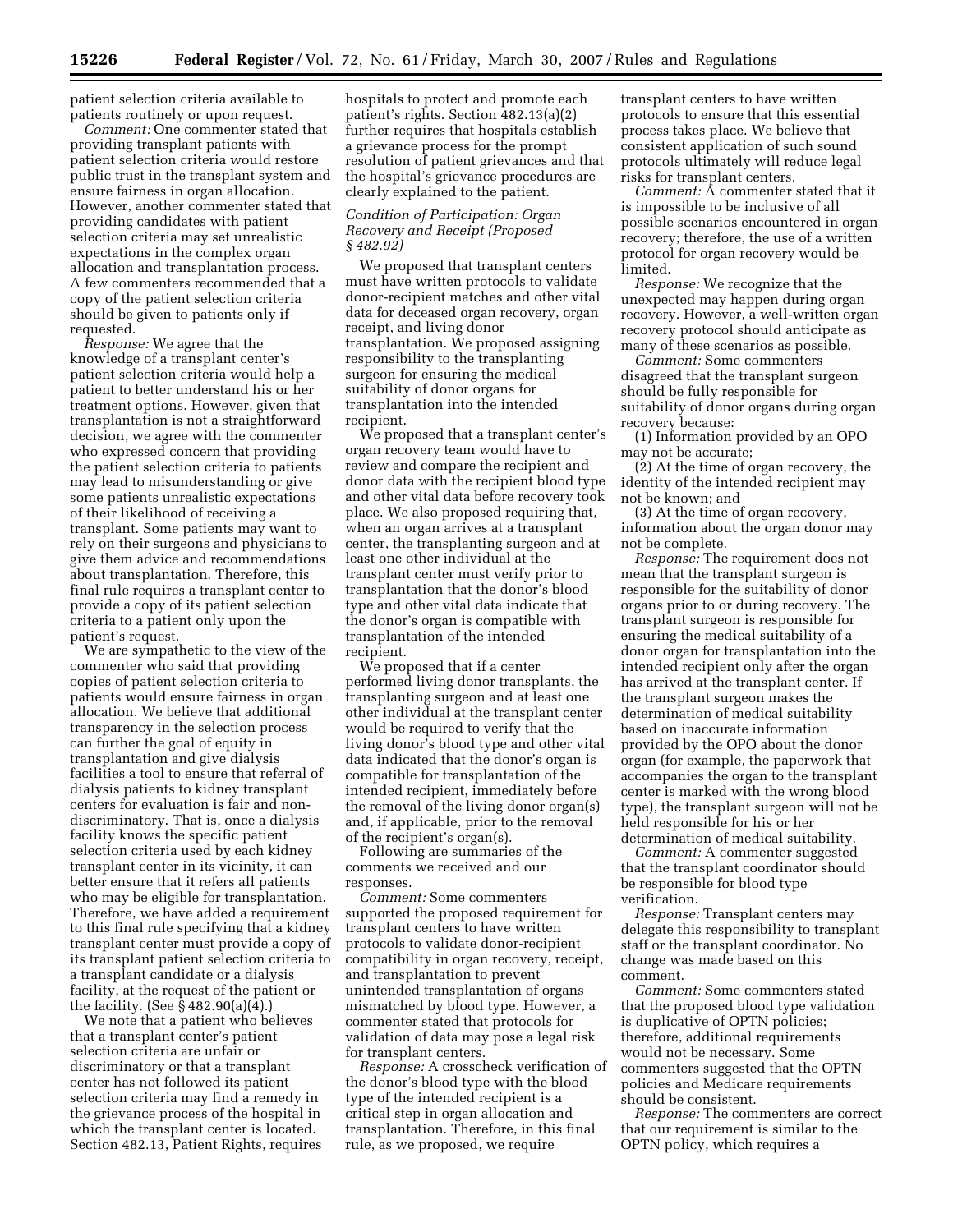patient selection criteria available to patients routinely or upon request.

*Comment:* One commenter stated that providing transplant patients with patient selection criteria would restore public trust in the transplant system and ensure fairness in organ allocation. However, another commenter stated that providing candidates with patient selection criteria may set unrealistic expectations in the complex organ allocation and transplantation process. A few commenters recommended that a copy of the patient selection criteria should be given to patients only if requested.

*Response:* We agree that the knowledge of a transplant center's patient selection criteria would help a patient to better understand his or her treatment options. However, given that transplantation is not a straightforward decision, we agree with the commenter who expressed concern that providing the patient selection criteria to patients may lead to misunderstanding or give some patients unrealistic expectations of their likelihood of receiving a transplant. Some patients may want to rely on their surgeons and physicians to give them advice and recommendations about transplantation. Therefore, this final rule requires a transplant center to provide a copy of its patient selection criteria to a patient only upon the patient's request.

We are sympathetic to the view of the commenter who said that providing copies of patient selection criteria to patients would ensure fairness in organ allocation. We believe that additional transparency in the selection process can further the goal of equity in transplantation and give dialysis facilities a tool to ensure that referral of dialysis patients to kidney transplant centers for evaluation is fair and non-discriminatory. That is, once a dialysis facility knows the specific patient selection criteria used by each kidney transplant center in its vicinity, it can better ensure that it refers all patients who may be eligible for transplantation. Therefore, we have added a requirement to this final rule specifying that a kidney transplant center must provide a copy of its transplant patient selection criteria to a transplant candidate or a dialysis facility, at the request of the patient or the facility. (See § 482.90(a)(4).)

We note that a patient who believes that a transplant center's patient selection criteria are unfair or discriminatory or that a transplant center has not followed its patient selection criteria may find a remedy in the grievance process of the hospital in which the transplant center is located. Section 482.13, Patient Rights, requires hospitals to protect and promote each patient's rights. Section 482.13(a)(2) further requires that hospitals establish a grievance process for the prompt resolution of patient grievances and that the hospital's grievance procedures are clearly explained to the patient.

*Condition of Participation: Organ Recovery and Receipt (Proposed § 482.92)*

We proposed that transplant centers must have written protocols to validate donor-recipient matches and other vital data for deceased organ recovery, organ receipt, and living donor transplantation. We proposed assigning responsibility to the transplanting surgeon for ensuring the medical suitability of donor organs for transplantation into the intended recipient.

We proposed that a transplant center's organ recovery team would have to review and compare the recipient and donor data with the recipient blood type and other vital data before recovery took place. We also proposed requiring that, when an organ arrives at a transplant center, the transplanting surgeon and at least one other individual at the transplant center must verify prior to transplantation that the donor's blood type and other vital data indicate that the donor's organ is compatible with transplantation of the intended recipient.

We proposed that if a center performed living donor transplants, the transplanting surgeon and at least one other individual at the transplant center would be required to verify that the living donor's blood type and other vital data indicated that the donor's organ is compatible for transplantation of the intended recipient, immediately before the removal of the living donor organ(s) and, if applicable, prior to the removal of the recipient's organ(s).

Following are summaries of the comments we received and our responses.

*Comment:* Some commenters supported the proposed requirement for transplant centers to have written protocols to validate donor-recipient compatibility in organ recovery, receipt, and transplantation to prevent unintended transplantation of organs mismatched by blood type. However, a commenter stated that protocols for validation of data may pose a legal risk for transplant centers.

*Response:* A crosscheck verification of the donor's blood type with the blood type of the intended recipient is a critical step in organ allocation and transplantation. Therefore, in this final rule, as we proposed, we require transplant centers to have written protocols to ensure that this essential process takes place. We believe that consistent application of such sound protocols ultimately will reduce legal risks for transplant centers.

*Comment:* A commenter stated that it is impossible to be inclusive of all possible scenarios encountered in organ recovery; therefore, the use of a written protocol for organ recovery would be limited.

*Response:* We recognize that the unexpected may happen during organ recovery. However, a well-written organ recovery protocol should anticipate as many of these scenarios as possible.

*Comment:* Some commenters disagreed that the transplant surgeon should be fully responsible for suitability of donor organs during organ recovery because:

(1) Information provided by an OPO may not be accurate;

(2) At the time of organ recovery, the identity of the intended recipient may not be known; and

(3) At the time of organ recovery, information about the organ donor may not be complete.

*Response:* The requirement does not mean that the transplant surgeon is responsible for the suitability of donor organs prior to or during recovery. The transplant surgeon is responsible for ensuring the medical suitability of a donor organ for transplantation into the intended recipient only after the organ has arrived at the transplant center. If the transplant surgeon makes the determination of medical suitability based on inaccurate information provided by the OPO about the donor organ (for example, the paperwork that accompanies the organ to the transplant center is marked with the wrong blood type), the transplant surgeon will not be held responsible for his or her determination of medical suitability.

*Comment:* A commenter suggested that the transplant coordinator should be responsible for blood type verification.

*Response:* Transplant centers may delegate this responsibility to transplant staff or the transplant coordinator. No change was made based on this comment.

*Comment:* Some commenters stated that the proposed blood type validation is duplicative of OPTN policies; therefore, additional requirements would not be necessary. Some commenters suggested that the OPTN policies and Medicare requirements should be consistent.

*Response:* The commenters are correct that our requirement is similar to the OPTN policy, which requires a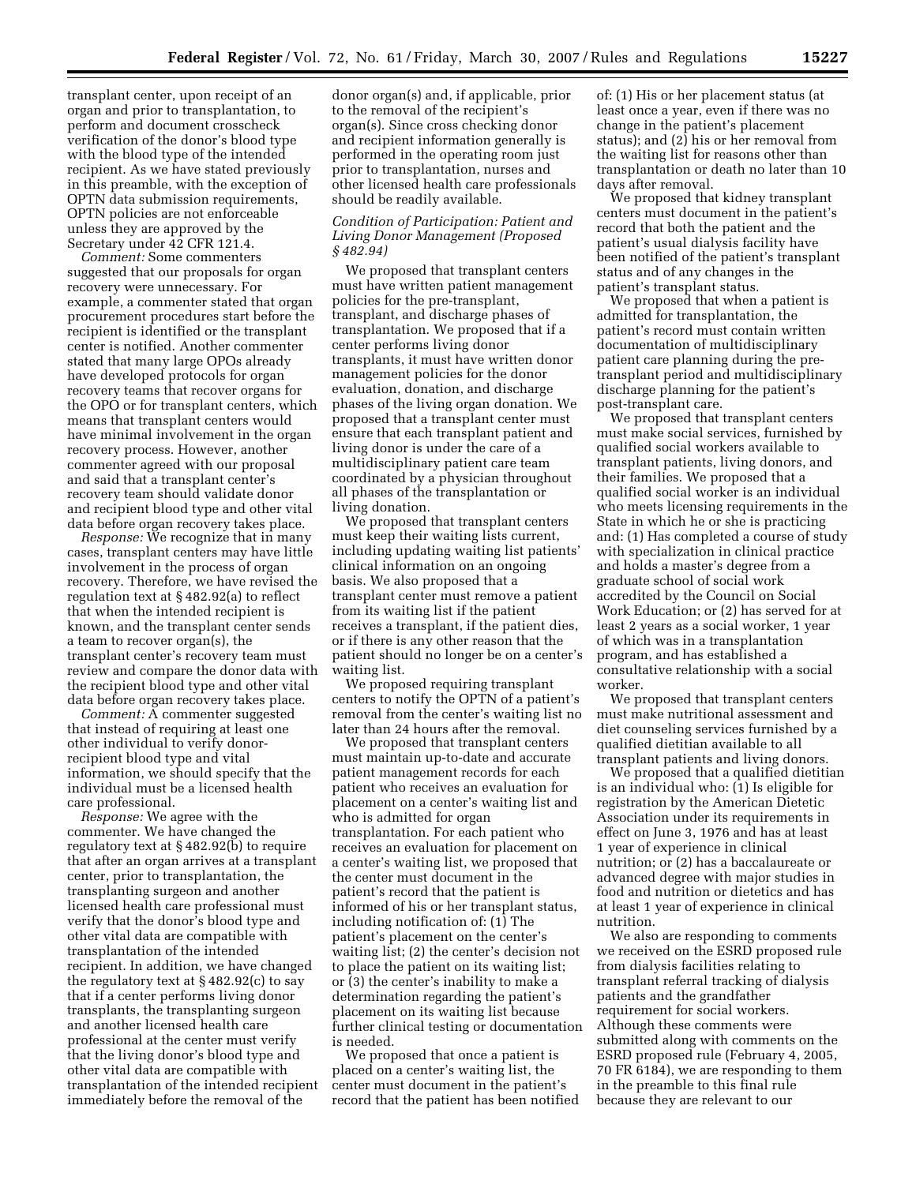transplant center, upon receipt of an organ and prior to transplantation, to perform and document crosscheck verification of the donor's blood type with the blood type of the intended recipient. As we have stated previously in this preamble, with the exception of OPTN data submission requirements, OPTN policies are not enforceable unless they are approved by the Secretary under 42 CFR 121.4.

*Comment:* Some commenters suggested that our proposals for organ recovery were unnecessary. For example, a commenter stated that organ procurement procedures start before the recipient is identified or the transplant center is notified. Another commenter stated that many large OPOs already have developed protocols for organ recovery teams that recover organs for the OPO or for transplant centers, which means that transplant centers would have minimal involvement in the organ recovery process. However, another commenter agreed with our proposal and said that a transplant center's recovery team should validate donor and recipient blood type and other vital data before organ recovery takes place.

*Response:* We recognize that in many cases, transplant centers may have little involvement in the process of organ recovery. Therefore, we have revised the regulation text at § 482.92(a) to reflect that when the intended recipient is known, and the transplant center sends a team to recover organ(s), the transplant center's recovery team must review and compare the donor data with the recipient blood type and other vital data before organ recovery takes place.

*Comment:* A commenter suggested that instead of requiring at least one other individual to verify donor-recipient blood type and vital information, we should specify that the individual must be a licensed health care professional.

*Response:* We agree with the commenter. We have changed the regulatory text at § 482.92(b) to require that after an organ arrives at a transplant center, prior to transplantation, the transplanting surgeon and another licensed health care professional must verify that the donor's blood type and other vital data are compatible with transplantation of the intended recipient. In addition, we have changed the regulatory text at § 482.92(c) to say that if a center performs living donor transplants, the transplanting surgeon and another licensed health care professional at the center must verify that the living donor's blood type and other vital data are compatible with transplantation of the intended recipient immediately before the removal of the donor organ(s) and, if applicable, prior to the removal of the recipient's organ(s). Since cross checking donor and recipient information generally is performed in the operating room just prior to transplantation, nurses and other licensed health care professionals should be readily available.

### *Condition of Participation: Patient and Living Donor Management (Proposed § 482.94)*

We proposed that transplant centers must have written patient management policies for the pre-transplant, transplant, and discharge phases of transplantation. We proposed that if a center performs living donor transplants, it must have written donor management policies for the donor evaluation, donation, and discharge phases of the living organ donation. We proposed that a transplant center must ensure that each transplant patient and living donor is under the care of a multidisciplinary patient care team coordinated by a physician throughout all phases of the transplantation or living donation.

We proposed that transplant centers must keep their waiting lists current, including updating waiting list patients' clinical information on an ongoing basis. We also proposed that a transplant center must remove a patient from its waiting list if the patient receives a transplant, if the patient dies, or if there is any other reason that the patient should no longer be on a center's waiting list.

We proposed requiring transplant centers to notify the OPTN of a patient's removal from the center's waiting list no later than 24 hours after the removal.

We proposed that transplant centers must maintain up-to-date and accurate patient management records for each patient who receives an evaluation for placement on a center's waiting list and who is admitted for organ transplantation. For each patient who receives an evaluation for placement on a center's waiting list, we proposed that the center must document in the patient's record that the patient is informed of his or her transplant status, including notification of: (1) The patient's placement on the center's waiting list; (2) the center's decision not to place the patient on its waiting list; or (3) the center's inability to make a determination regarding the patient's placement on its waiting list because further clinical testing or documentation is needed.

We proposed that once a patient is placed on a center's waiting list, the center must document in the patient's record that the patient has been notified of: (1) His or her placement status (at least once a year, even if there was no change in the patient's placement status); and (2) his or her removal from the waiting list for reasons other than transplantation or death no later than 10 days after removal.

We proposed that kidney transplant centers must document in the patient's record that both the patient and the patient's usual dialysis facility have been notified of the patient's transplant status and of any changes in the patient's transplant status.

We proposed that when a patient is admitted for transplantation, the patient's record must contain written documentation of multidisciplinary patient care planning during the pre-transplant period and multidisciplinary discharge planning for the patient's post-transplant care.

We proposed that transplant centers must make social services, furnished by qualified social workers available to transplant patients, living donors, and their families. We proposed that a qualified social worker is an individual who meets licensing requirements in the State in which he or she is practicing and: (1) Has completed a course of study with specialization in clinical practice and holds a master's degree from a graduate school of social work accredited by the Council on Social Work Education; or (2) has served for at least 2 years as a social worker, 1 year of which was in a transplantation program, and has established a consultative relationship with a social worker.

We proposed that transplant centers must make nutritional assessment and diet counseling services furnished by a qualified dietitian available to all transplant patients and living donors.

We proposed that a qualified dietitian is an individual who: (1) Is eligible for registration by the American Dietetic Association under its requirements in effect on June 3, 1976 and has at least 1 year of experience in clinical nutrition; or (2) has a baccalaureate or advanced degree with major studies in food and nutrition or dietetics and has at least 1 year of experience in clinical nutrition.

We also are responding to comments we received on the ESRD proposed rule from dialysis facilities relating to transplant referral tracking of dialysis patients and the grandfather requirement for social workers. Although these comments were submitted along with comments on the ESRD proposed rule (February 4, 2005, 70 FR 6184), we are responding to them in the preamble to this final rule because they are relevant to our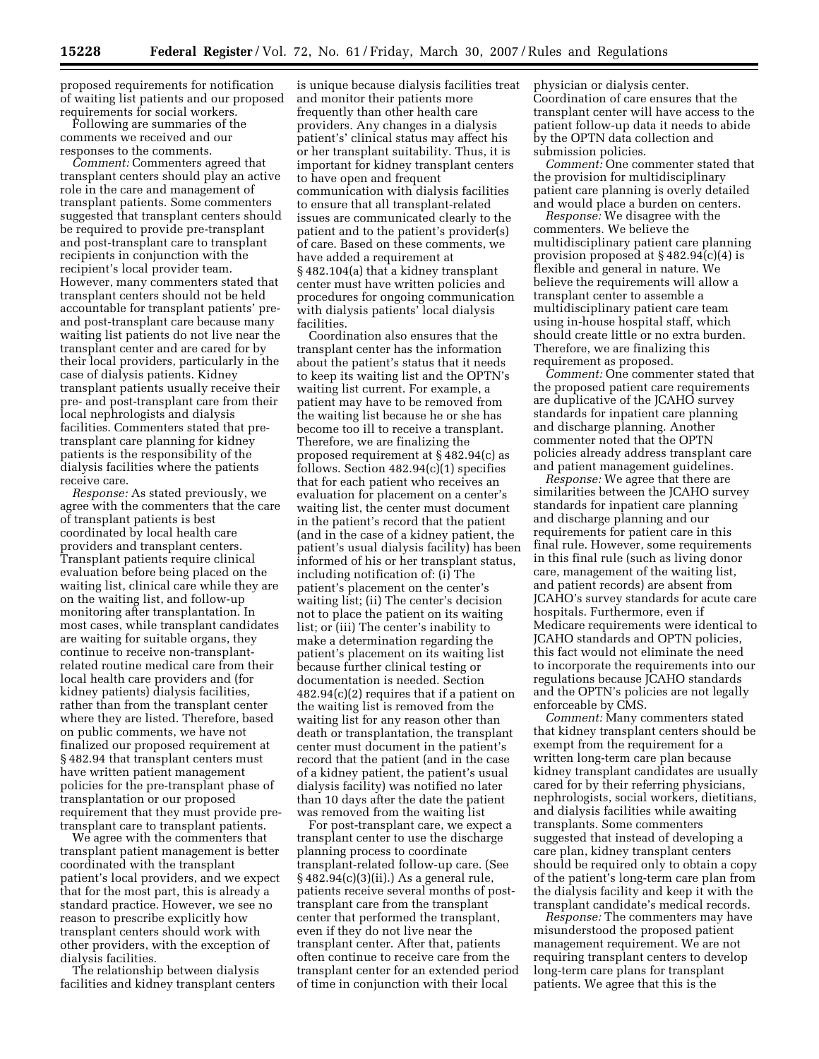proposed requirements for notification of waiting list patients and our proposed requirements for social workers.

Following are summaries of the comments we received and our responses to the comments.

*Comment:* Commenters agreed that transplant centers should play an active role in the care and management of transplant patients. Some commenters suggested that transplant centers should be required to provide pre-transplant and post-transplant care to transplant recipients in conjunction with the recipient's local provider team. However, many commenters stated that transplant centers should not be held accountable for transplant patients' pre- and post-transplant care because many waiting list patients do not live near the transplant center and are cared for by their local providers, particularly in the case of dialysis patients. Kidney transplant patients usually receive their pre- and post-transplant care from their local nephrologists and dialysis facilities. Commenters stated that pre-transplant care planning for kidney patients is the responsibility of the dialysis facilities where the patients receive care.

*Response:* As stated previously, we agree with the commenters that the care of transplant patients is best coordinated by local health care providers and transplant centers. Transplant patients require clinical evaluation before being placed on the waiting list, clinical care while they are on the waiting list, and follow-up monitoring after transplantation. In most cases, while transplant candidates are waiting for suitable organs, they continue to receive non-transplant-related routine medical care from their local health care providers and (for kidney patients) dialysis facilities, rather than from the transplant center where they are listed. Therefore, based on public comments, we have not finalized our proposed requirement at § 482.94 that transplant centers must have written patient management policies for the pre-transplant phase of transplantation or our proposed requirement that they must provide pre-transplant care to transplant patients.

We agree with the commenters that transplant patient management is better coordinated with the transplant patient's local providers, and we expect that for the most part, this is already a standard practice. However, we see no reason to prescribe explicitly how transplant centers should work with other providers, with the exception of dialysis facilities.

The relationship between dialysis facilities and kidney transplant centers is unique because dialysis facilities treat and monitor their patients more frequently than other health care providers. Any changes in a dialysis patient's' clinical status may affect his or her transplant suitability. Thus, it is important for kidney transplant centers to have open and frequent communication with dialysis facilities to ensure that all transplant-related issues are communicated clearly to the patient and to the patient's provider(s) of care. Based on these comments, we have added a requirement at § 482.104(a) that a kidney transplant center must have written policies and procedures for ongoing communication with dialysis patients' local dialysis facilities.

Coordination also ensures that the transplant center has the information about the patient's status that it needs to keep its waiting list and the OPTN's waiting list current. For example, a patient may have to be removed from the waiting list because he or she has become too ill to receive a transplant. Therefore, we are finalizing the proposed requirement at § 482.94(c) as follows. Section 482.94(c)(1) specifies that for each patient who receives an evaluation for placement on a center's waiting list, the center must document in the patient's record that the patient (and in the case of a kidney patient, the patient's usual dialysis facility) has been informed of his or her transplant status, including notification of: (i) The patient's placement on the center's waiting list; (ii) The center's decision not to place the patient on its waiting list; or (iii) The center's inability to make a determination regarding the patient's placement on its waiting list because further clinical testing or documentation is needed. Section 482.94(c)(2) requires that if a patient on the waiting list is removed from the waiting list for any reason other than death or transplantation, the transplant center must document in the patient's record that the patient (and in the case of a kidney patient, the patient's usual dialysis facility) was notified no later than 10 days after the date the patient was removed from the waiting list

For post-transplant care, we expect a transplant center to use the discharge planning process to coordinate transplant-related follow-up care. (See § 482.94(c)(3)(ii).) As a general rule, patients receive several months of post-transplant care from the transplant center that performed the transplant, even if they do not live near the transplant center. After that, patients often continue to receive care from the transplant center for an extended period of time in conjunction with their local physician or dialysis center. Coordination of care ensures that the transplant center will have access to the patient follow-up data it needs to abide by the OPTN data collection and submission policies.

*Comment:* One commenter stated that the provision for multidisciplinary patient care planning is overly detailed and would place a burden on centers.

*Response:* We disagree with the commenters. We believe the multidisciplinary patient care planning provision proposed at § 482.94(c)(4) is flexible and general in nature. We believe the requirements will allow a transplant center to assemble a multidisciplinary patient care team using in-house hospital staff, which should create little or no extra burden. Therefore, we are finalizing this requirement as proposed.

*Comment:* One commenter stated that the proposed patient care requirements are duplicative of the JCAHO survey standards for inpatient care planning and discharge planning. Another commenter noted that the OPTN policies already address transplant care and patient management guidelines.

*Response:* We agree that there are similarities between the JCAHO survey standards for inpatient care planning and discharge planning and our requirements for patient care in this final rule. However, some requirements in this final rule (such as living donor care, management of the waiting list, and patient records) are absent from JCAHO's survey standards for acute care hospitals. Furthermore, even if Medicare requirements were identical to JCAHO standards and OPTN policies, this fact would not eliminate the need to incorporate the requirements into our regulations because JCAHO standards and the OPTN's policies are not legally enforceable by CMS.

*Comment:* Many commenters stated that kidney transplant centers should be exempt from the requirement for a written long-term care plan because kidney transplant candidates are usually cared for by their referring physicians, nephrologists, social workers, dietitians, and dialysis facilities while awaiting transplants. Some commenters suggested that instead of developing a care plan, kidney transplant centers should be required only to obtain a copy of the patient's long-term care plan from the dialysis facility and keep it with the transplant candidate's medical records.

*Response:* The commenters may have misunderstood the proposed patient management requirement. We are not requiring transplant centers to develop long-term care plans for transplant patients. We agree that this is the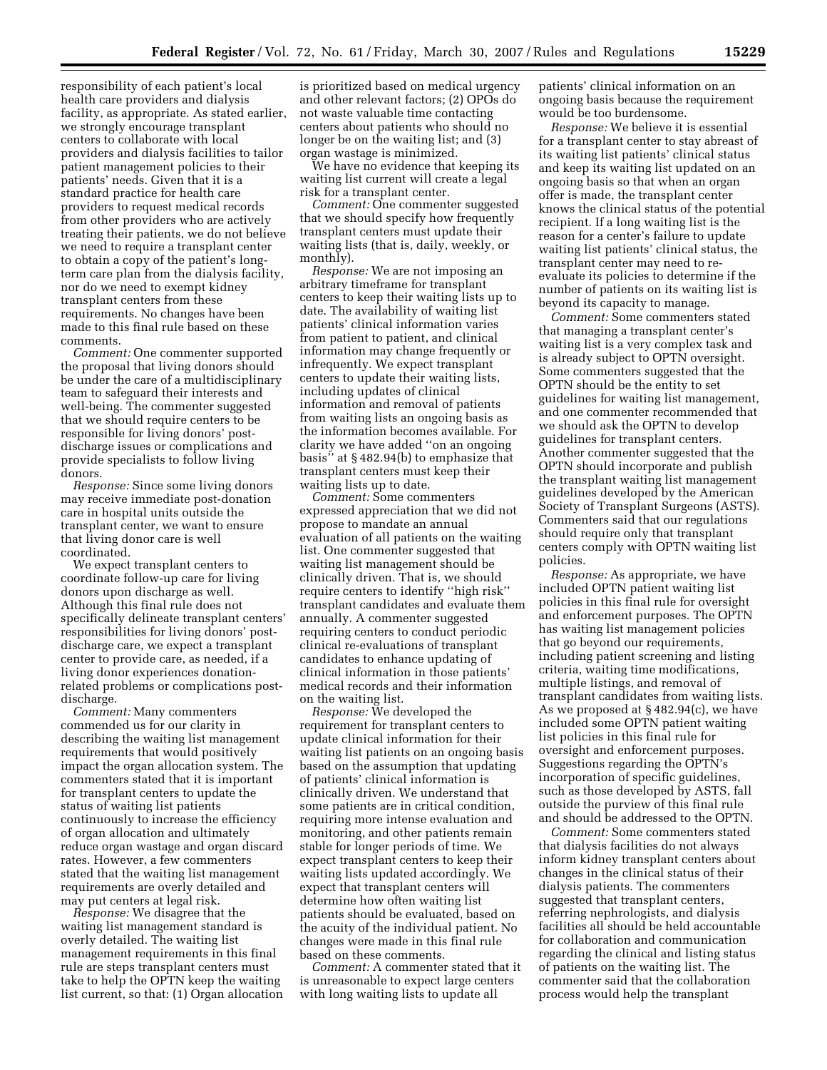responsibility of each patient's local health care providers and dialysis facility, as appropriate. As stated earlier, we strongly encourage transplant centers to collaborate with local providers and dialysis facilities to tailor patient management policies to their patients' needs. Given that it is a standard practice for health care providers to request medical records from other providers who are actively treating their patients, we do not believe we need to require a transplant center to obtain a copy of the patient's long-term care plan from the dialysis facility, nor do we need to exempt kidney transplant centers from these requirements. No changes have been made to this final rule based on these comments.

*Comment:* One commenter supported the proposal that living donors should be under the care of a multidisciplinary team to safeguard their interests and well-being. The commenter suggested that we should require centers to be responsible for living donors' post-discharge issues or complications and provide specialists to follow living donors.

*Response:* Since some living donors may receive immediate post-donation care in hospital units outside the transplant center, we want to ensure that living donor care is well coordinated.

We expect transplant centers to coordinate follow-up care for living donors upon discharge as well. Although this final rule does not specifically delineate transplant centers' responsibilities for living donors' post-discharge care, we expect a transplant center to provide care, as needed, if a living donor experiences donation-related problems or complications post-discharge.

*Comment:* Many commenters commended us for our clarity in describing the waiting list management requirements that would positively impact the organ allocation system. The commenters stated that it is important for transplant centers to update the status of waiting list patients continuously to increase the efficiency of organ allocation and ultimately reduce organ wastage and organ discard rates. However, a few commenters stated that the waiting list management requirements are overly detailed and may put centers at legal risk.

*Response:* We disagree that the waiting list management standard is overly detailed. The waiting list management requirements in this final rule are steps transplant centers must take to help the OPTN keep the waiting list current, so that: (1) Organ allocation is prioritized based on medical urgency and other relevant factors; (2) OPOs do not waste valuable time contacting centers about patients who should no longer be on the waiting list; and (3) organ wastage is minimized.

We have no evidence that keeping its waiting list current will create a legal risk for a transplant center.

*Comment:* One commenter suggested that we should specify how frequently transplant centers must update their waiting lists (that is, daily, weekly, or monthly).

*Response:* We are not imposing an arbitrary timeframe for transplant centers to keep their waiting lists up to date. The availability of waiting list patients' clinical information varies from patient to patient, and clinical information may change frequently or infrequently. We expect transplant centers to update their waiting lists, including updates of clinical information and removal of patients from waiting lists an ongoing basis as the information becomes available. For clarity we have added "on an ongoing basis" at § 482.94(b) to emphasize that transplant centers must keep their waiting lists up to date.

*Comment:* Some commenters expressed appreciation that we did not propose to mandate an annual evaluation of all patients on the waiting list. One commenter suggested that waiting list management should be clinically driven. That is, we should require centers to identify "high risk" transplant candidates and evaluate them annually. A commenter suggested requiring centers to conduct periodic clinical re-evaluations of transplant candidates to enhance updating of clinical information in those patients' medical records and their information on the waiting list.

*Response:* We developed the requirement for transplant centers to update clinical information for their waiting list patients on an ongoing basis based on the assumption that updating of patients' clinical information is clinically driven. We understand that some patients are in critical condition, requiring more intense evaluation and monitoring, and other patients remain stable for longer periods of time. We expect transplant centers to keep their waiting lists updated accordingly. We expect that transplant centers will determine how often waiting list patients should be evaluated, based on the acuity of the individual patient. No changes were made in this final rule based on these comments.

*Comment:* A commenter stated that it is unreasonable to expect large centers with long waiting lists to update all patients' clinical information on an ongoing basis because the requirement would be too burdensome.

*Response:* We believe it is essential for a transplant center to stay abreast of its waiting list patients' clinical status and keep its waiting list updated on an ongoing basis so that when an organ offer is made, the transplant center knows the clinical status of the potential recipient. If a long waiting list is the reason for a center's failure to update waiting list patients' clinical status, the transplant center may need to re-evaluate its policies to determine if the number of patients on its waiting list is beyond its capacity to manage.

*Comment:* Some commenters stated that managing a transplant center's waiting list is a very complex task and is already subject to OPTN oversight. Some commenters suggested that the OPTN should be the entity to set guidelines for waiting list management, and one commenter recommended that we should ask the OPTN to develop guidelines for transplant centers. Another commenter suggested that the OPTN should incorporate and publish the transplant waiting list management guidelines developed by the American Society of Transplant Surgeons (ASTS). Commenters said that our regulations should require only that transplant centers comply with OPTN waiting list policies.

*Response:* As appropriate, we have included OPTN patient waiting list policies in this final rule for oversight and enforcement purposes. The OPTN has waiting list management policies that go beyond our requirements, including patient screening and listing criteria, waiting time modifications, multiple listings, and removal of transplant candidates from waiting lists. As we proposed at § 482.94(c), we have included some OPTN patient waiting list policies in this final rule for oversight and enforcement purposes. Suggestions regarding the OPTN's incorporation of specific guidelines, such as those developed by ASTS, fall outside the purview of this final rule and should be addressed to the OPTN.

*Comment:* Some commenters stated that dialysis facilities do not always inform kidney transplant centers about changes in the clinical status of their dialysis patients. The commenters suggested that transplant centers, referring nephrologists, and dialysis facilities all should be held accountable for collaboration and communication regarding the clinical and listing status of patients on the waiting list. The commenter said that the collaboration process would help the transplant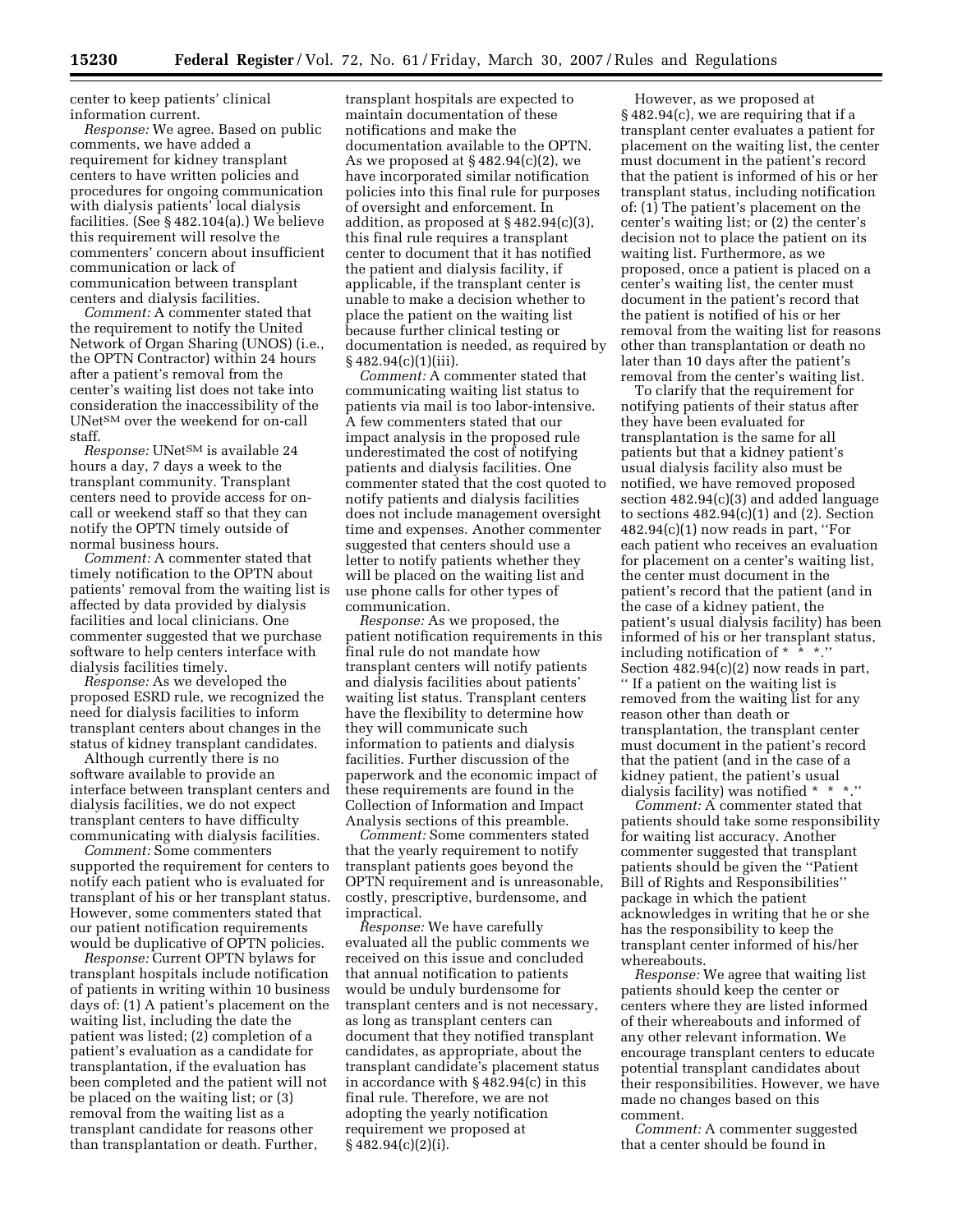center to keep patients' clinical information current.

*Response:* We agree. Based on public comments, we have added a requirement for kidney transplant centers to have written policies and procedures for ongoing communication with dialysis patients' local dialysis facilities. (See § 482.104(a).) We believe this requirement will resolve the commenters' concern about insufficient communication or lack of communication between transplant centers and dialysis facilities.

*Comment:* A commenter stated that the requirement to notify the United Network of Organ Sharing (UNOS) (i.e., the OPTN Contractor) within 24 hours after a patient's removal from the center's waiting list does not take into consideration the inaccessibility of the UNet℠ over the weekend for on-call staff.

*Response:* UNet℠ is available 24 hours a day, 7 days a week to the transplant community. Transplant centers need to provide access for on-call or weekend staff so that they can notify the OPTN timely outside of normal business hours.

*Comment:* A commenter stated that timely notification to the OPTN about patients' removal from the waiting list is affected by data provided by dialysis facilities and local clinicians. One commenter suggested that we purchase software to help centers interface with dialysis facilities timely.

*Response:* As we developed the proposed ESRD rule, we recognized the need for dialysis facilities to inform transplant centers about changes in the status of kidney transplant candidates.

Although currently there is no software available to provide an interface between transplant centers and dialysis facilities, we do not expect transplant centers to have difficulty communicating with dialysis facilities.

*Comment:* Some commenters supported the requirement for centers to notify each patient who is evaluated for transplant of his or her transplant status. However, some commenters stated that our patient notification requirements would be duplicative of OPTN policies.

*Response:* Current OPTN bylaws for transplant hospitals include notification of patients in writing within 10 business days of: (1) A patient's placement on the waiting list, including the date the patient was listed; (2) completion of a patient's evaluation as a candidate for transplantation, if the evaluation has been completed and the patient will not be placed on the waiting list; or (3) removal from the waiting list as a transplant candidate for reasons other than transplantation or death. Further, transplant hospitals are expected to maintain documentation of these notifications and make the documentation available to the OPTN. As we proposed at § 482.94(c)(2), we have incorporated similar notification policies into this final rule for purposes of oversight and enforcement. In addition, as proposed at § 482.94(c)(3), this final rule requires a transplant center to document that it has notified the patient and dialysis facility, if applicable, if the transplant center is unable to make a decision whether to place the patient on the waiting list because further clinical testing or documentation is needed, as required by § 482.94(c)(1)(iii).

*Comment:* A commenter stated that communicating waiting list status to patients via mail is too labor-intensive. A few commenters stated that our impact analysis in the proposed rule underestimated the cost of notifying patients and dialysis facilities. One commenter stated that the cost quoted to notify patients and dialysis facilities does not include management oversight time and expenses. Another commenter suggested that centers should use a letter to notify patients whether they will be placed on the waiting list and use phone calls for other types of communication.

*Response:* As we proposed, the patient notification requirements in this final rule do not mandate how transplant centers will notify patients and dialysis facilities about patients' waiting list status. Transplant centers have the flexibility to determine how they will communicate such information to patients and dialysis facilities. Further discussion of the paperwork and the economic impact of these requirements are found in the Collection of Information and Impact Analysis sections of this preamble.

*Comment:* Some commenters stated that the yearly requirement to notify transplant patients goes beyond the OPTN requirement and is unreasonable, costly, prescriptive, burdensome, and impractical.

*Response:* We have carefully evaluated all the public comments we received on this issue and concluded that annual notification to patients would be unduly burdensome for transplant centers and is not necessary, as long as transplant centers can document that they notified transplant candidates, as appropriate, about the transplant candidate's placement status in accordance with § 482.94(c) in this final rule. Therefore, we are not adopting the yearly notification requirement we proposed at § 482.94(c)(2)(i).

However, as we proposed at § 482.94(c), we are requiring that if a transplant center evaluates a patient for placement on the waiting list, the center must document in the patient's record that the patient is informed of his or her transplant status, including notification of: (1) The patient's placement on the center's waiting list; or (2) the center's decision not to place the patient on its waiting list. Furthermore, as we proposed, once a patient is placed on a center's waiting list, the center must document in the patient's record that the patient is notified of his or her removal from the waiting list for reasons other than transplantation or death no later than 10 days after the patient's removal from the center's waiting list.

To clarify that the requirement for notifying patients of their status after they have been evaluated for transplantation is the same for all patients but that a kidney patient's usual dialysis facility also must be notified, we have removed proposed section 482.94(c)(3) and added language to sections 482.94(c)(1) and (2). Section 482.94(c)(1) now reads in part, ''For each patient who receives an evaluation for placement on a center's waiting list, the center must document in the patient's record that the patient (and in the case of a kidney patient, the patient's usual dialysis facility) has been informed of his or her transplant status, including notification of * * *.'' Section 482.94(c)(2) now reads in part, '' If a patient on the waiting list is removed from the waiting list for any reason other than death or transplantation, the transplant center must document in the patient's record that the patient (and in the case of a kidney patient, the patient's usual dialysis facility) was notified * * *.''

*Comment:* A commenter stated that patients should take some responsibility for waiting list accuracy. Another commenter suggested that transplant patients should be given the ''Patient Bill of Rights and Responsibilities'' package in which the patient acknowledges in writing that he or she has the responsibility to keep the transplant center informed of his/her whereabouts.

*Response:* We agree that waiting list patients should keep the center or centers where they are listed informed of their whereabouts and informed of any other relevant information. We encourage transplant centers to educate potential transplant candidates about their responsibilities. However, we have made no changes based on this comment.

*Comment:* A commenter suggested that a center should be found in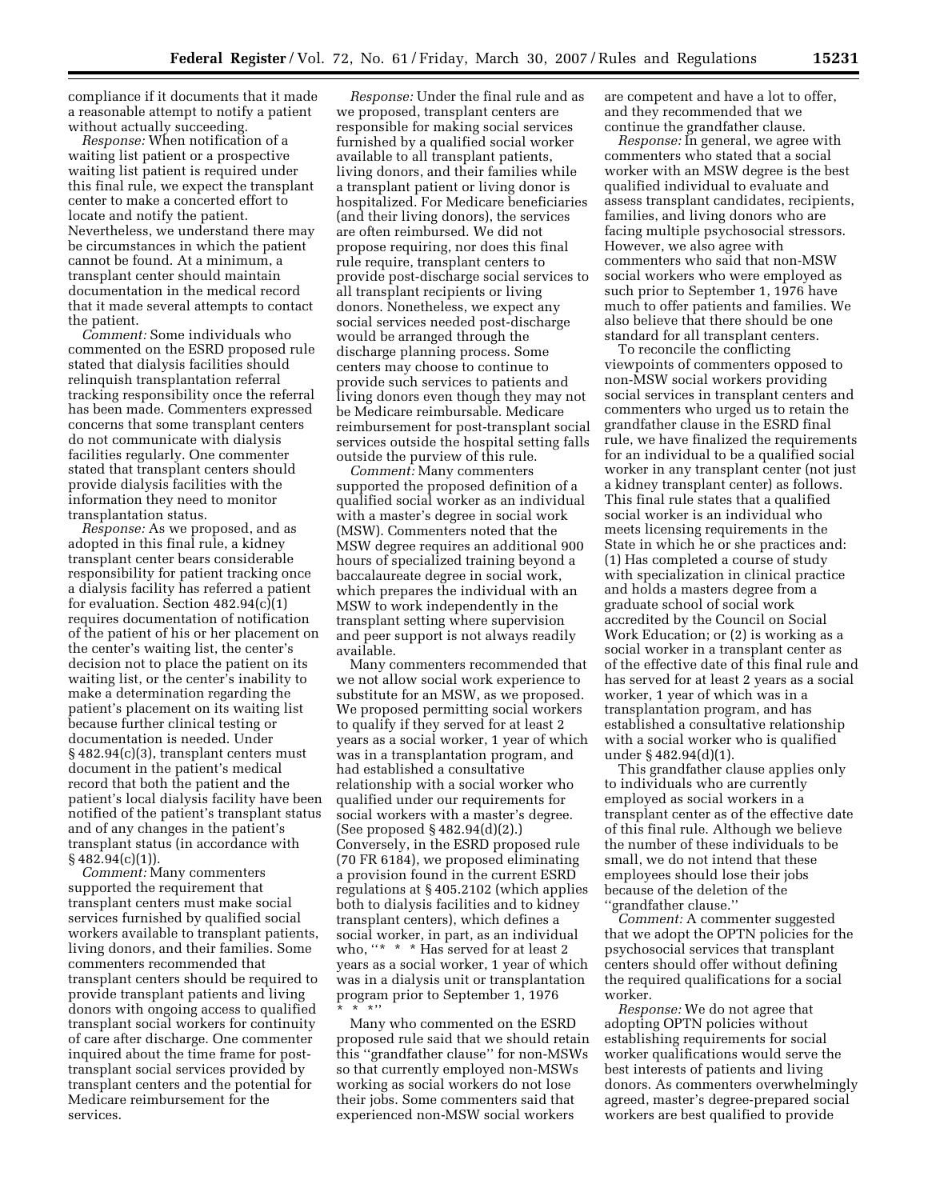compliance if it documents that it made a reasonable attempt to notify a patient without actually succeeding.

*Response:* When notification of a waiting list patient or a prospective waiting list patient is required under this final rule, we expect the transplant center to make a concerted effort to locate and notify the patient. Nevertheless, we understand there may be circumstances in which the patient cannot be found. At a minimum, a transplant center should maintain documentation in the medical record that it made several attempts to contact the patient.

*Comment:* Some individuals who commented on the ESRD proposed rule stated that dialysis facilities should relinquish transplantation referral tracking responsibility once the referral has been made. Commenters expressed concerns that some transplant centers do not communicate with dialysis facilities regularly. One commenter stated that transplant centers should provide dialysis facilities with the information they need to monitor transplantation status.

*Response:* As we proposed, and as adopted in this final rule, a kidney transplant center bears considerable responsibility for patient tracking once a dialysis facility has referred a patient for evaluation. Section 482.94(c)(1) requires documentation of notification of the patient of his or her placement on the center's waiting list, the center's decision not to place the patient on its waiting list, or the center's inability to make a determination regarding the patient's placement on its waiting list because further clinical testing or documentation is needed. Under § 482.94(c)(3), transplant centers must document in the patient's medical record that both the patient and the patient's local dialysis facility have been notified of the patient's transplant status and of any changes in the patient's transplant status (in accordance with § 482.94(c)(1)).

*Comment:* Many commenters supported the requirement that transplant centers must make social services furnished by qualified social workers available to transplant patients, living donors, and their families. Some commenters recommended that transplant centers should be required to provide transplant patients and living donors with ongoing access to qualified transplant social workers for continuity of care after discharge. One commenter inquired about the time frame for post-transplant social services provided by transplant centers and the potential for Medicare reimbursement for the services.

*Response:* Under the final rule and as we proposed, transplant centers are responsible for making social services furnished by a qualified social worker available to all transplant patients, living donors, and their families while a transplant patient or living donor is hospitalized. For Medicare beneficiaries (and their living donors), the services are often reimbursed. We did not propose requiring, nor does this final rule require, transplant centers to provide post-discharge social services to all transplant recipients or living donors. Nonetheless, we expect any social services needed post-discharge would be arranged through the discharge planning process. Some centers may choose to continue to provide such services to patients and living donors even though they may not be Medicare reimbursable. Medicare reimbursement for post-transplant social services outside the hospital setting falls outside the purview of this rule.

*Comment:* Many commenters supported the proposed definition of a qualified social worker as an individual with a master's degree in social work (MSW). Commenters noted that the MSW degree requires an additional 900 hours of specialized training beyond a baccalaureate degree in social work, which prepares the individual with an MSW to work independently in the transplant setting where supervision and peer support is not always readily available.

Many commenters recommended that we not allow social work experience to substitute for an MSW, as we proposed. We proposed permitting social workers to qualify if they served for at least 2 years as a social worker, 1 year of which was in a transplantation program, and had established a consultative relationship with a social worker who qualified under our requirements for social workers with a master's degree. (See proposed § 482.94(d)(2).) Conversely, in the ESRD proposed rule (70 FR 6184), we proposed eliminating a provision found in the current ESRD regulations at § 405.2102 (which applies both to dialysis facilities and to kidney transplant centers), which defines a social worker, in part, as an individual who, "* * * Has served for at least 2 years as a social worker, 1 year of which was in a dialysis unit or transplantation program prior to September 1, 1976 * * *"

Many who commented on the ESRD proposed rule said that we should retain this "grandfather clause" for non-MSWs so that currently employed non-MSWs working as social workers do not lose their jobs. Some commenters said that experienced non-MSW social workers are competent and have a lot to offer, and they recommended that we continue the grandfather clause.

*Response:* In general, we agree with commenters who stated that a social worker with an MSW degree is the best qualified individual to evaluate and assess transplant candidates, recipients, families, and living donors who are facing multiple psychosocial stressors. However, we also agree with commenters who said that non-MSW social workers who were employed as such prior to September 1, 1976 have much to offer patients and families. We also believe that there should be one standard for all transplant centers.

To reconcile the conflicting viewpoints of commenters opposed to non-MSW social workers providing social services in transplant centers and commenters who urged us to retain the grandfather clause in the ESRD final rule, we have finalized the requirements for an individual to be a qualified social worker in any transplant center (not just a kidney transplant center) as follows. This final rule states that a qualified social worker is an individual who meets licensing requirements in the State in which he or she practices and: (1) Has completed a course of study with specialization in clinical practice and holds a masters degree from a graduate school of social work accredited by the Council on Social Work Education; or (2) is working as a social worker in a transplant center as of the effective date of this final rule and has served for at least 2 years as a social worker, 1 year of which was in a transplantation program, and has established a consultative relationship with a social worker who is qualified under § 482.94(d)(1).

This grandfather clause applies only to individuals who are currently employed as social workers in a transplant center as of the effective date of this final rule. Although we believe the number of these individuals to be small, we do not intend that these employees should lose their jobs because of the deletion of the "grandfather clause."

*Comment:* A commenter suggested that we adopt the OPTN policies for the psychosocial services that transplant centers should offer without defining the required qualifications for a social worker.

*Response:* We do not agree that adopting OPTN policies without establishing requirements for social worker qualifications would serve the best interests of patients and living donors. As commenters overwhelmingly agreed, master's degree-prepared social workers are best qualified to provide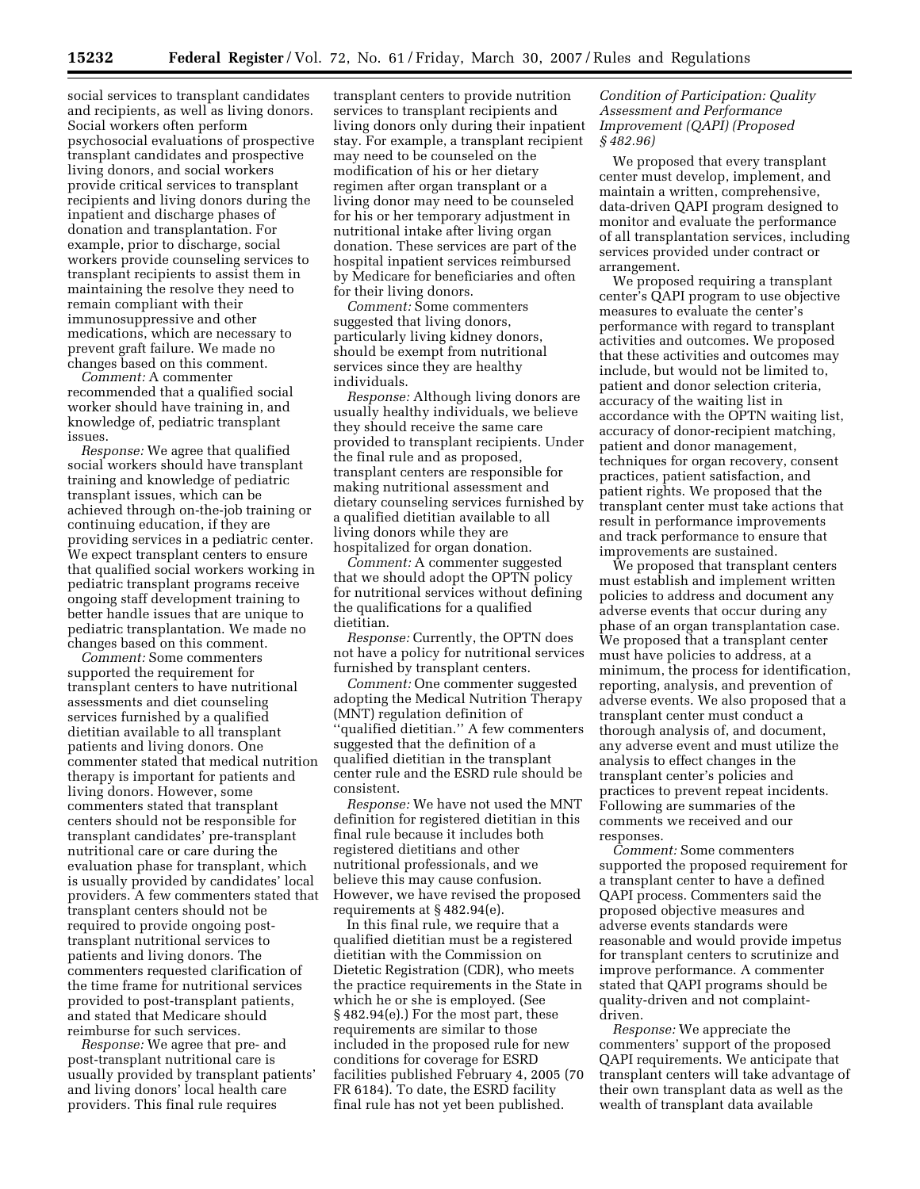social services to transplant candidates and recipients, as well as living donors. Social workers often perform psychosocial evaluations of prospective transplant candidates and prospective living donors, and social workers provide critical services to transplant recipients and living donors during the inpatient and discharge phases of donation and transplantation. For example, prior to discharge, social workers provide counseling services to transplant recipients to assist them in maintaining the resolve they need to remain compliant with their immunosuppressive and other medications, which are necessary to prevent graft failure. We made no changes based on this comment.

*Comment:* A commenter recommended that a qualified social worker should have training in, and knowledge of, pediatric transplant issues.

*Response:* We agree that qualified social workers should have transplant training and knowledge of pediatric transplant issues, which can be achieved through on-the-job training or continuing education, if they are providing services in a pediatric center. We expect transplant centers to ensure that qualified social workers working in pediatric transplant programs receive ongoing staff development training to better handle issues that are unique to pediatric transplantation. We made no changes based on this comment.

*Comment:* Some commenters supported the requirement for transplant centers to have nutritional assessments and diet counseling services furnished by a qualified dietitian available to all transplant patients and living donors. One commenter stated that medical nutrition therapy is important for patients and living donors. However, some commenters stated that transplant centers should not be responsible for transplant candidates' pre-transplant nutritional care or care during the evaluation phase for transplant, which is usually provided by candidates' local providers. A few commenters stated that transplant centers should not be required to provide ongoing post-transplant nutritional services to patients and living donors. The commenters requested clarification of the time frame for nutritional services provided to post-transplant patients, and stated that Medicare should reimburse for such services.

*Response:* We agree that pre- and post-transplant nutritional care is usually provided by transplant patients' and living donors' local health care providers. This final rule requires transplant centers to provide nutrition services to transplant recipients and living donors only during their inpatient stay. For example, a transplant recipient may need to be counseled on the modification of his or her dietary regimen after organ transplant or a living donor may need to be counseled for his or her temporary adjustment in nutritional intake after living organ donation. These services are part of the hospital inpatient services reimbursed by Medicare for beneficiaries and often for their living donors.

*Comment:* Some commenters suggested that living donors, particularly living kidney donors, should be exempt from nutritional services since they are healthy individuals.

*Response:* Although living donors are usually healthy individuals, we believe they should receive the same care provided to transplant recipients. Under the final rule and as proposed, transplant centers are responsible for making nutritional assessment and dietary counseling services furnished by a qualified dietitian available to all living donors while they are hospitalized for organ donation.

*Comment:* A commenter suggested that we should adopt the OPTN policy for nutritional services without defining the qualifications for a qualified dietitian.

*Response:* Currently, the OPTN does not have a policy for nutritional services furnished by transplant centers.

*Comment:* One commenter suggested adopting the Medical Nutrition Therapy (MNT) regulation definition of "qualified dietitian." A few commenters suggested that the definition of a qualified dietitian in the transplant center rule and the ESRD rule should be consistent.

*Response:* We have not used the MNT definition for registered dietitian in this final rule because it includes both registered dietitians and other nutritional professionals, and we believe this may cause confusion. However, we have revised the proposed requirements at § 482.94(e).

In this final rule, we require that a qualified dietitian must be a registered dietitian with the Commission on Dietetic Registration (CDR), who meets the practice requirements in the State in which he or she is employed. (See § 482.94(e).) For the most part, these requirements are similar to those included in the proposed rule for new conditions for coverage for ESRD facilities published February 4, 2005 (70 FR 6184). To date, the ESRD facility final rule has not yet been published.

*Condition of Participation: Quality Assessment and Performance Improvement (QAPI) (Proposed § 482.96)*

We proposed that every transplant center must develop, implement, and maintain a written, comprehensive, data-driven QAPI program designed to monitor and evaluate the performance of all transplantation services, including services provided under contract or arrangement.

We proposed requiring a transplant center's QAPI program to use objective measures to evaluate the center's performance with regard to transplant activities and outcomes. We proposed that these activities and outcomes may include, but would not be limited to, patient and donor selection criteria, accuracy of the waiting list in accordance with the OPTN waiting list, accuracy of donor-recipient matching, patient and donor management, techniques for organ recovery, consent practices, patient satisfaction, and patient rights. We proposed that the transplant center must take actions that result in performance improvements and track performance to ensure that improvements are sustained.

We proposed that transplant centers must establish and implement written policies to address and document any adverse events that occur during any phase of an organ transplantation case. We proposed that a transplant center must have policies to address, at a minimum, the process for identification, reporting, analysis, and prevention of adverse events. We also proposed that a transplant center must conduct a thorough analysis of, and document, any adverse event and must utilize the analysis to effect changes in the transplant center's policies and practices to prevent repeat incidents. Following are summaries of the comments we received and our responses.

*Comment:* Some commenters supported the proposed requirement for a transplant center to have a defined QAPI process. Commenters said the proposed objective measures and adverse events standards were reasonable and would provide impetus for transplant centers to scrutinize and improve performance. A commenter stated that QAPI programs should be quality-driven and not complaint-driven.

*Response:* We appreciate the commenters' support of the proposed QAPI requirements. We anticipate that transplant centers will take advantage of their own transplant data as well as the wealth of transplant data available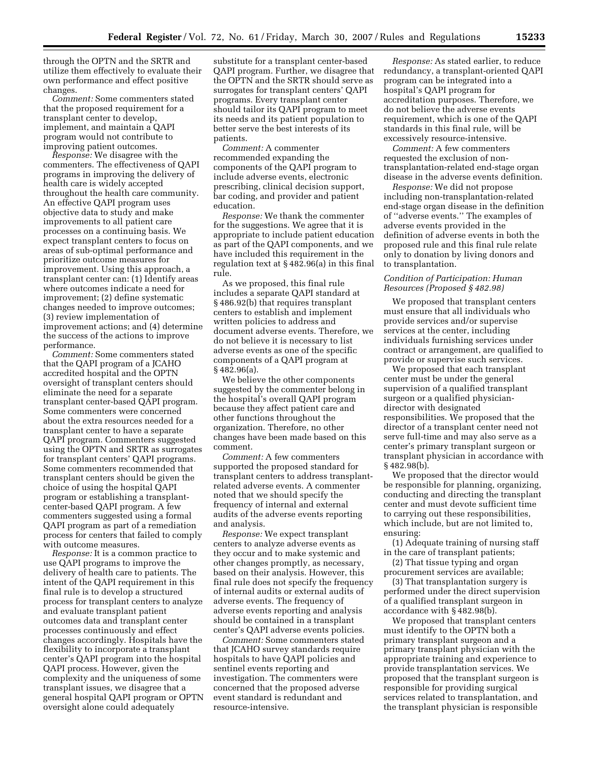through the OPTN and the SRTR and utilize them effectively to evaluate their own performance and effect positive changes.

*Comment:* Some commenters stated that the proposed requirement for a transplant center to develop, implement, and maintain a QAPI program would not contribute to improving patient outcomes.

*Response:* We disagree with the commenters. The effectiveness of QAPI programs in improving the delivery of health care is widely accepted throughout the health care community. An effective QAPI program uses objective data to study and make improvements to all patient care processes on a continuing basis. We expect transplant centers to focus on areas of sub-optimal performance and prioritize outcome measures for improvement. Using this approach, a transplant center can: (1) Identify areas where outcomes indicate a need for improvement; (2) define systematic changes needed to improve outcomes; (3) review implementation of improvement actions; and (4) determine the success of the actions to improve performance.

*Comment:* Some commenters stated that the QAPI program of a JCAHO accredited hospital and the OPTN oversight of transplant centers should eliminate the need for a separate transplant center-based QAPI program. Some commenters were concerned about the extra resources needed for a transplant center to have a separate QAPI program. Commenters suggested using the OPTN and SRTR as surrogates for transplant centers' QAPI programs. Some commenters recommended that transplant centers should be given the choice of using the hospital QAPI program or establishing a transplant-center-based QAPI program. A few commenters suggested using a formal QAPI program as part of a remediation process for centers that failed to comply with outcome measures.

*Response:* It is a common practice to use QAPI programs to improve the delivery of health care to patients. The intent of the QAPI requirement in this final rule is to develop a structured process for transplant centers to analyze and evaluate transplant patient outcomes data and transplant center processes continuously and effect changes accordingly. Hospitals have the flexibility to incorporate a transplant center's QAPI program into the hospital QAPI process. However, given the complexity and the uniqueness of some transplant issues, we disagree that a general hospital QAPI program or OPTN oversight alone could adequately substitute for a transplant center-based QAPI program. Further, we disagree that the OPTN and the SRTR should serve as surrogates for transplant centers' QAPI programs. Every transplant center should tailor its QAPI program to meet its needs and its patient population to better serve the best interests of its patients.

*Comment:* A commenter recommended expanding the components of the QAPI program to include adverse events, electronic prescribing, clinical decision support, bar coding, and provider and patient education.

*Response:* We thank the commenter for the suggestions. We agree that it is appropriate to include patient education as part of the QAPI components, and we have included this requirement in the regulation text at § 482.96(a) in this final rule.

As we proposed, this final rule includes a separate QAPI standard at § 486.92(b) that requires transplant centers to establish and implement written policies to address and document adverse events. Therefore, we do not believe it is necessary to list adverse events as one of the specific components of a QAPI program at § 482.96(a).

We believe the other components suggested by the commenter belong in the hospital's overall QAPI program because they affect patient care and other functions throughout the organization. Therefore, no other changes have been made based on this comment.

*Comment:* A few commenters supported the proposed standard for transplant centers to address transplant-related adverse events. A commenter noted that we should specify the frequency of internal and external audits of the adverse events reporting and analysis.

*Response:* We expect transplant centers to analyze adverse events as they occur and to make systemic and other changes promptly, as necessary, based on their analysis. However, this final rule does not specify the frequency of internal audits or external audits of adverse events. The frequency of adverse events reporting and analysis should be contained in a transplant center's QAPI adverse events policies.

*Comment:* Some commenters stated that JCAHO survey standards require hospitals to have QAPI policies and sentinel events reporting and investigation. The commenters were concerned that the proposed adverse event standard is redundant and resource-intensive.

*Response:* As stated earlier, to reduce redundancy, a transplant-oriented QAPI program can be integrated into a hospital's QAPI program for accreditation purposes. Therefore, we do not believe the adverse events requirement, which is one of the QAPI standards in this final rule, will be excessively resource-intensive.

*Comment:* A few commenters requested the exclusion of non-transplantation-related end-stage organ disease in the adverse events definition.

*Response:* We did not propose including non-transplantation-related end-stage organ disease in the definition of ''adverse events.'' The examples of adverse events provided in the definition of adverse events in both the proposed rule and this final rule relate only to donation by living donors and to transplantation.

### *Condition of Participation: Human Resources (Proposed § 482.98)*

We proposed that transplant centers must ensure that all individuals who provide services and/or supervise services at the center, including individuals furnishing services under contract or arrangement, are qualified to provide or supervise such services.

We proposed that each transplant center must be under the general supervision of a qualified transplant surgeon or a qualified physician-director with designated responsibilities. We proposed that the director of a transplant center need not serve full-time and may also serve as a center's primary transplant surgeon or transplant physician in accordance with § 482.98(b).

We proposed that the director would be responsible for planning, organizing, conducting and directing the transplant center and must devote sufficient time to carrying out these responsibilities, which include, but are not limited to, ensuring:

(1) Adequate training of nursing staff in the care of transplant patients;

(2) That tissue typing and organ procurement services are available;

(3) That transplantation surgery is performed under the direct supervision of a qualified transplant surgeon in accordance with § 482.98(b).

We proposed that transplant centers must identify to the OPTN both a primary transplant surgeon and a primary transplant physician with the appropriate training and experience to provide transplantation services. We proposed that the transplant surgeon is responsible for providing surgical services related to transplantation, and the transplant physician is responsible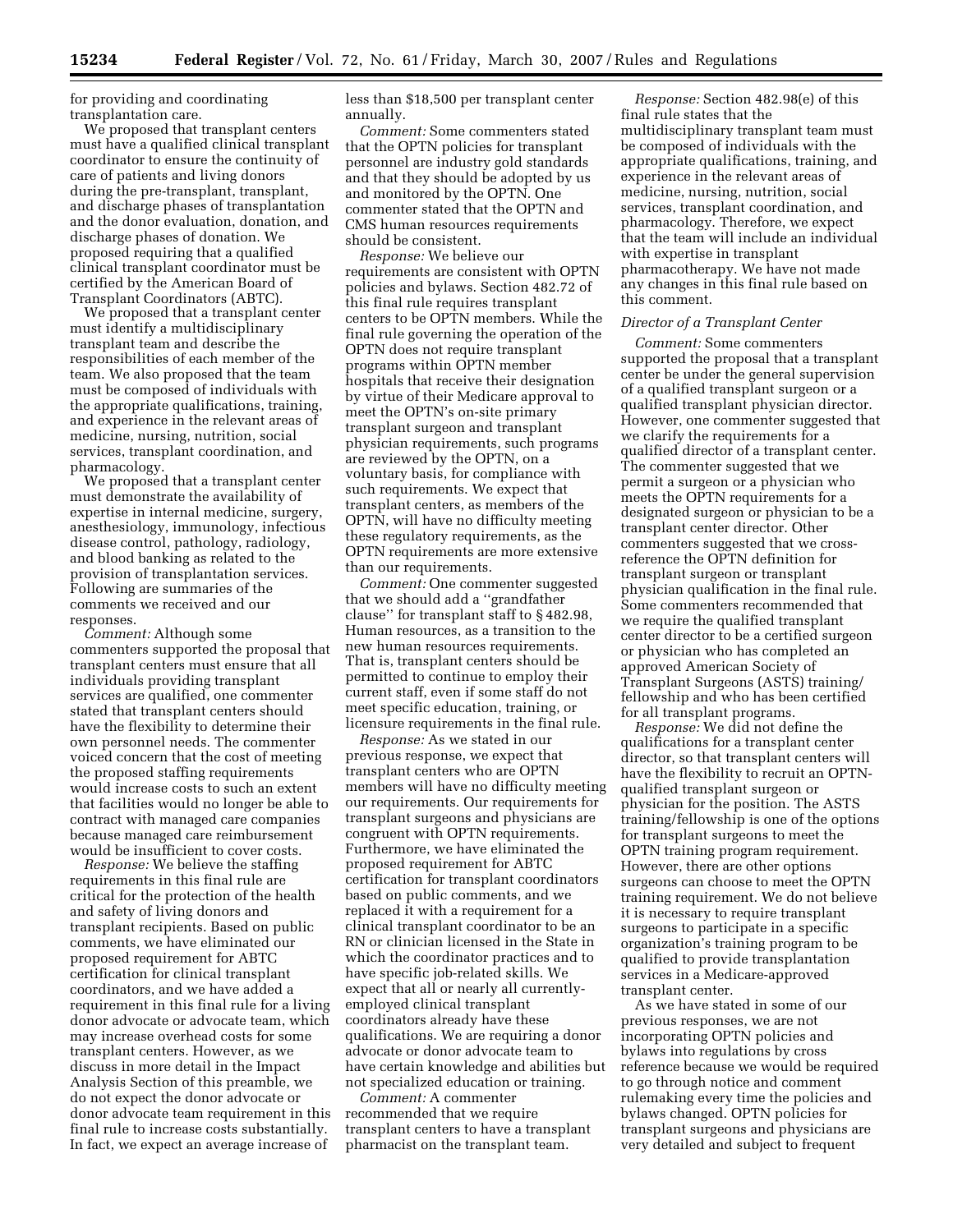for providing and coordinating transplantation care.

We proposed that transplant centers must have a qualified clinical transplant coordinator to ensure the continuity of care of patients and living donors during the pre-transplant, transplant, and discharge phases of transplantation and the donor evaluation, donation, and discharge phases of donation. We proposed requiring that a qualified clinical transplant coordinator must be certified by the American Board of Transplant Coordinators (ABTC).

We proposed that a transplant center must identify a multidisciplinary transplant team and describe the responsibilities of each member of the team. We also proposed that the team must be composed of individuals with the appropriate qualifications, training, and experience in the relevant areas of medicine, nursing, nutrition, social services, transplant coordination, and pharmacology.

We proposed that a transplant center must demonstrate the availability of expertise in internal medicine, surgery, anesthesiology, immunology, infectious disease control, pathology, radiology, and blood banking as related to the provision of transplantation services. Following are summaries of the comments we received and our responses.

*Comment:* Although some commenters supported the proposal that transplant centers must ensure that all individuals providing transplant services are qualified, one commenter stated that transplant centers should have the flexibility to determine their own personnel needs. The commenter voiced concern that the cost of meeting the proposed staffing requirements would increase costs to such an extent that facilities would no longer be able to contract with managed care companies because managed care reimbursement would be insufficient to cover costs.

*Response:* We believe the staffing requirements in this final rule are critical for the protection of the health and safety of living donors and transplant recipients. Based on public comments, we have eliminated our proposed requirement for ABTC certification for clinical transplant coordinators, and we have added a requirement in this final rule for a living donor advocate or advocate team, which may increase overhead costs for some transplant centers. However, as we discuss in more detail in the Impact Analysis Section of this preamble, we do not expect the donor advocate or donor advocate team requirement in this final rule to increase costs substantially. In fact, we expect an average increase of less than $18,500 per transplant center annually.

*Comment:* Some commenters stated that the OPTN policies for transplant personnel are industry gold standards and that they should be adopted by us and monitored by the OPTN. One commenter stated that the OPTN and CMS human resources requirements should be consistent.

*Response:* We believe our requirements are consistent with OPTN policies and bylaws. Section 482.72 of this final rule requires transplant centers to be OPTN members. While the final rule governing the operation of the OPTN does not require transplant programs within OPTN member hospitals that receive their designation by virtue of their Medicare approval to meet the OPTN's on-site primary transplant surgeon and transplant physician requirements, such programs are reviewed by the OPTN, on a voluntary basis, for compliance with such requirements. We expect that transplant centers, as members of the OPTN, will have no difficulty meeting these regulatory requirements, as the OPTN requirements are more extensive than our requirements.

*Comment:* One commenter suggested that we should add a ''grandfather clause'' for transplant staff to § 482.98, Human resources, as a transition to the new human resources requirements. That is, transplant centers should be permitted to continue to employ their current staff, even if some staff do not meet specific education, training, or licensure requirements in the final rule.

*Response:* As we stated in our previous response, we expect that transplant centers who are OPTN members will have no difficulty meeting our requirements. Our requirements for transplant surgeons and physicians are congruent with OPTN requirements. Furthermore, we have eliminated the proposed requirement for ABTC certification for transplant coordinators based on public comments, and we replaced it with a requirement for a clinical transplant coordinator to be an RN or clinician licensed in the State in which the coordinator practices and to have specific job-related skills. We expect that all or nearly all currently-employed clinical transplant coordinators already have these qualifications. We are requiring a donor advocate or donor advocate team to have certain knowledge and abilities but not specialized education or training.

*Comment:* A commenter recommended that we require transplant centers to have a transplant pharmacist on the transplant team.

*Response:* Section 482.98(e) of this final rule states that the multidisciplinary transplant team must be composed of individuals with the appropriate qualifications, training, and experience in the relevant areas of medicine, nursing, nutrition, social services, transplant coordination, and pharmacology. Therefore, we expect that the team will include an individual with expertise in transplant pharmacotherapy. We have not made any changes in this final rule based on this comment.

*Director of a Transplant Center*

*Comment:* Some commenters supported the proposal that a transplant center be under the general supervision of a qualified transplant surgeon or a qualified transplant physician director. However, one commenter suggested that we clarify the requirements for a qualified director of a transplant center. The commenter suggested that we permit a surgeon or a physician who meets the OPTN requirements for a designated surgeon or physician to be a transplant center director. Other commenters suggested that we cross-reference the OPTN definition for transplant surgeon or transplant physician qualification in the final rule. Some commenters recommended that we require the qualified transplant center director to be a certified surgeon or physician who has completed an approved American Society of Transplant Surgeons (ASTS) training/fellowship and who has been certified for all transplant programs.

*Response:* We did not define the qualifications for a transplant center director, so that transplant centers will have the flexibility to recruit an OPTN-qualified transplant surgeon or physician for the position. The ASTS training/fellowship is one of the options for transplant surgeons to meet the OPTN training program requirement. However, there are other options surgeons can choose to meet the OPTN training requirement. We do not believe it is necessary to require transplant surgeons to participate in a specific organization's training program to be qualified to provide transplantation services in a Medicare-approved transplant center.

As we have stated in some of our previous responses, we are not incorporating OPTN policies and bylaws into regulations by cross reference because we would be required to go through notice and comment rulemaking every time the policies and bylaws changed. OPTN policies for transplant surgeons and physicians are very detailed and subject to frequent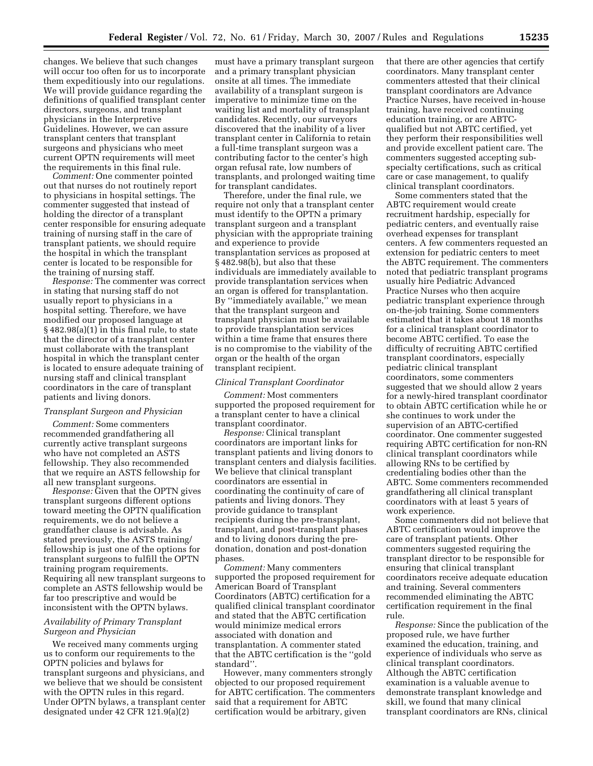changes. We believe that such changes will occur too often for us to incorporate them expeditiously into our regulations. We will provide guidance regarding the definitions of qualified transplant center directors, surgeons, and transplant physicians in the Interpretive Guidelines. However, we can assure transplant centers that transplant surgeons and physicians who meet current OPTN requirements will meet the requirements in this final rule.

*Comment:* One commenter pointed out that nurses do not routinely report to physicians in hospital settings. The commenter suggested that instead of holding the director of a transplant center responsible for ensuring adequate training of nursing staff in the care of transplant patients, we should require the hospital in which the transplant center is located to be responsible for the training of nursing staff.

*Response:* The commenter was correct in stating that nursing staff do not usually report to physicians in a hospital setting. Therefore, we have modified our proposed language at § 482.98(a)(1) in this final rule, to state that the director of a transplant center must collaborate with the transplant hospital in which the transplant center is located to ensure adequate training of nursing staff and clinical transplant coordinators in the care of transplant patients and living donors.

*Transplant Surgeon and Physician*

*Comment:* Some commenters recommended grandfathering all currently active transplant surgeons who have not completed an ASTS fellowship. They also recommended that we require an ASTS fellowship for all new transplant surgeons.

*Response:* Given that the OPTN gives transplant surgeons different options toward meeting the OPTN qualification requirements, we do not believe a grandfather clause is advisable. As stated previously, the ASTS training/fellowship is just one of the options for transplant surgeons to fulfill the OPTN training program requirements. Requiring all new transplant surgeons to complete an ASTS fellowship would be far too prescriptive and would be inconsistent with the OPTN bylaws.

*Availability of Primary Transplant Surgeon and Physician*

We received many comments urging us to conform our requirements to the OPTN policies and bylaws for transplant surgeons and physicians, and we believe that we should be consistent with the OPTN rules in this regard. Under OPTN bylaws, a transplant center designated under 42 CFR 121.9(a)(2) must have a primary transplant surgeon and a primary transplant physician onsite at all times. The immediate availability of a transplant surgeon is imperative to minimize time on the waiting list and mortality of transplant candidates. Recently, our surveyors discovered that the inability of a liver transplant center in California to retain a full-time transplant surgeon was a contributing factor to the center's high organ refusal rate, low numbers of transplants, and prolonged waiting time for transplant candidates.

Therefore, under the final rule, we require not only that a transplant center must identify to the OPTN a primary transplant surgeon and a transplant physician with the appropriate training and experience to provide transplantation services as proposed at § 482.98(b), but also that these individuals are immediately available to provide transplantation services when an organ is offered for transplantation. By ''immediately available,'' we mean that the transplant surgeon and transplant physician must be available to provide transplantation services within a time frame that ensures there is no compromise to the viability of the organ or the health of the organ transplant recipient.

*Clinical Transplant Coordinator*

*Comment:* Most commenters supported the proposed requirement for a transplant center to have a clinical transplant coordinator.

*Response:* Clinical transplant coordinators are important links for transplant patients and living donors to transplant centers and dialysis facilities. We believe that clinical transplant coordinators are essential in coordinating the continuity of care of patients and living donors. They provide guidance to transplant recipients during the pre-transplant, transplant, and post-transplant phases and to living donors during the pre-donation, donation and post-donation phases.

*Comment:* Many commenters supported the proposed requirement for American Board of Transplant Coordinators (ABTC) certification for a qualified clinical transplant coordinator and stated that the ABTC certification would minimize medical errors associated with donation and transplantation. A commenter stated that the ABTC certification is the ''gold standard''.

However, many commenters strongly objected to our proposed requirement for ABTC certification. The commenters said that a requirement for ABTC certification would be arbitrary, given that there are other agencies that certify coordinators. Many transplant center commenters attested that their clinical transplant coordinators are Advance Practice Nurses, have received in-house training, have received continuing education training, or are ABTC-qualified but not ABTC certified, yet they perform their responsibilities well and provide excellent patient care. The commenters suggested accepting sub-specialty certifications, such as critical care or case management, to qualify clinical transplant coordinators.

Some commenters stated that the ABTC requirement would create recruitment hardship, especially for pediatric centers, and eventually raise overhead expenses for transplant centers. A few commenters requested an extension for pediatric centers to meet the ABTC requirement. The commenters noted that pediatric transplant programs usually hire Pediatric Advanced Practice Nurses who then acquire pediatric transplant experience through on-the-job training. Some commenters estimated that it takes about 18 months for a clinical transplant coordinator to become ABTC certified. To ease the difficulty of recruiting ABTC certified transplant coordinators, especially pediatric clinical transplant coordinators, some commenters suggested that we should allow 2 years for a newly-hired transplant coordinator to obtain ABTC certification while he or she continues to work under the supervision of an ABTC-certified coordinator. One commenter suggested requiring ABTC certification for non-RN clinical transplant coordinators while allowing RNs to be certified by credentialing bodies other than the ABTC. Some commenters recommended grandfathering all clinical transplant coordinators with at least 5 years of work experience.

Some commenters did not believe that ABTC certification would improve the care of transplant patients. Other commenters suggested requiring the transplant director to be responsible for ensuring that clinical transplant coordinators receive adequate education and training. Several commenters recommended eliminating the ABTC certification requirement in the final rule.

*Response:* Since the publication of the proposed rule, we have further examined the education, training, and experience of individuals who serve as clinical transplant coordinators. Although the ABTC certification examination is a valuable avenue to demonstrate transplant knowledge and skill, we found that many clinical transplant coordinators are RNs, clinical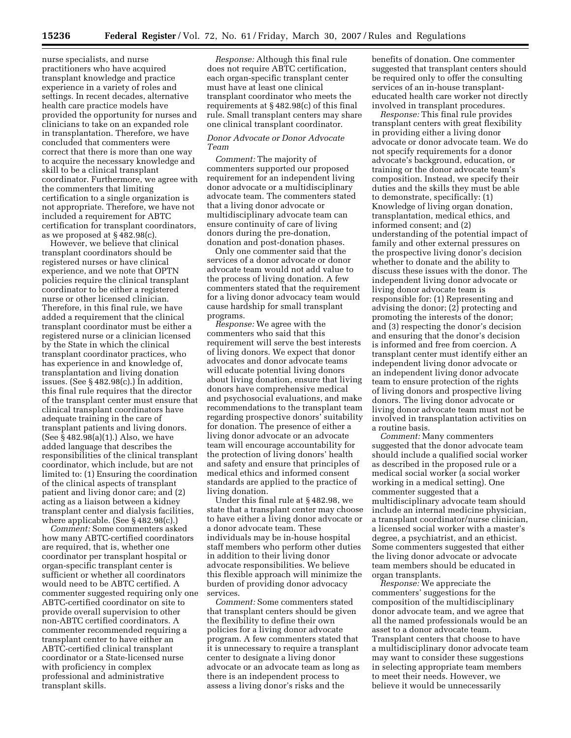nurse specialists, and nurse practitioners who have acquired transplant knowledge and practice experience in a variety of roles and settings. In recent decades, alternative health care practice models have provided the opportunity for nurses and clinicians to take on an expanded role in transplantation. Therefore, we have concluded that commenters were correct that there is more than one way to acquire the necessary knowledge and skill to be a clinical transplant coordinator. Furthermore, we agree with the commenters that limiting certification to a single organization is not appropriate. Therefore, we have not included a requirement for ABTC certification for transplant coordinators, as we proposed at § 482.98(c).

However, we believe that clinical transplant coordinators should be registered nurses or have clinical experience, and we note that OPTN policies require the clinical transplant coordinator to be either a registered nurse or other licensed clinician. Therefore, in this final rule, we have added a requirement that the clinical transplant coordinator must be either a registered nurse or a clinician licensed by the State in which the clinical transplant coordinator practices, who has experience in and knowledge of, transplantation and living donation issues. (See § 482.98(c).) In addition, this final rule requires that the director of the transplant center must ensure that clinical transplant coordinators have adequate training in the care of transplant patients and living donors. (See § 482.98(a)(1).) Also, we have added language that describes the responsibilities of the clinical transplant coordinator, which include, but are not limited to: (1) Ensuring the coordination of the clinical aspects of transplant patient and living donor care; and (2) acting as a liaison between a kidney transplant center and dialysis facilities, where applicable. (See § 482.98(c).)

*Comment:* Some commenters asked how many ABTC-certified coordinators are required, that is, whether one coordinator per transplant hospital or organ-specific transplant center is sufficient or whether all coordinators would need to be ABTC certified. A commenter suggested requiring only one ABTC-certified coordinator on site to provide overall supervision to other non-ABTC certified coordinators. A commenter recommended requiring a transplant center to have either an ABTC-certified clinical transplant coordinator or a State-licensed nurse with proficiency in complex professional and administrative transplant skills.

*Response:* Although this final rule does not require ABTC certification, each organ-specific transplant center must have at least one clinical transplant coordinator who meets the requirements at § 482.98(c) of this final rule. Small transplant centers may share one clinical transplant coordinator.

### *Donor Advocate or Donor Advocate Team*

*Comment:* The majority of commenters supported our proposed requirement for an independent living donor advocate or a multidisciplinary advocate team. The commenters stated that a living donor advocate or multidisciplinary advocate team can ensure continuity of care of living donors during the pre-donation, donation and post-donation phases.

Only one commenter said that the services of a donor advocate or donor advocate team would not add value to the process of living donation. A few commenters stated that the requirement for a living donor advocacy team would cause hardship for small transplant programs.

*Response:* We agree with the commenters who said that this requirement will serve the best interests of living donors. We expect that donor advocates and donor advocate teams will educate potential living donors about living donation, ensure that living donors have comprehensive medical and psychosocial evaluations, and make recommendations to the transplant team regarding prospective donors' suitability for donation. The presence of either a living donor advocate or an advocate team will encourage accountability for the protection of living donors' health and safety and ensure that principles of medical ethics and informed consent standards are applied to the practice of living donation.

Under this final rule at § 482.98, we state that a transplant center may choose to have either a living donor advocate or a donor advocate team. These individuals may be in-house hospital staff members who perform other duties in addition to their living donor advocate responsibilities. We believe this flexible approach will minimize the burden of providing donor advocacy services.

*Comment:* Some commenters stated that transplant centers should be given the flexibility to define their own policies for a living donor advocate program. A few commenters stated that it is unnecessary to require a transplant center to designate a living donor advocate or an advocate team as long as there is an independent process to assess a living donor's risks and the benefits of donation. One commenter suggested that transplant centers should be required only to offer the consulting services of an in-house transplant-educated health care worker not directly involved in transplant procedures.

*Response:* This final rule provides transplant centers with great flexibility in providing either a living donor advocate or donor advocate team. We do not specify requirements for a donor advocate's background, education, or training or the donor advocate team's composition. Instead, we specify their duties and the skills they must be able to demonstrate, specifically: (1) Knowledge of living organ donation, transplantation, medical ethics, and informed consent; and (2) understanding of the potential impact of family and other external pressures on the prospective living donor's decision whether to donate and the ability to discuss these issues with the donor. The independent living donor advocate or living donor advocate team is responsible for: (1) Representing and advising the donor; (2) protecting and promoting the interests of the donor; and (3) respecting the donor's decision and ensuring that the donor's decision is informed and free from coercion. A transplant center must identify either an independent living donor advocate or an independent living donor advocate team to ensure protection of the rights of living donors and prospective living donors. The living donor advocate or living donor advocate team must not be involved in transplantation activities on a routine basis.

*Comment:* Many commenters suggested that the donor advocate team should include a qualified social worker as described in the proposed rule or a medical social worker (a social worker working in a medical setting). One commenter suggested that a multidisciplinary advocate team should include an internal medicine physician, a transplant coordinator/nurse clinician, a licensed social worker with a master's degree, a psychiatrist, and an ethicist. Some commenters suggested that either the living donor advocate or advocate team members should be educated in organ transplants.

*Response:* We appreciate the commenters' suggestions for the composition of the multidisciplinary donor advocate team, and we agree that all the named professionals would be an asset to a donor advocate team. Transplant centers that choose to have a multidisciplinary donor advocate team may want to consider these suggestions in selecting appropriate team members to meet their needs. However, we believe it would be unnecessarily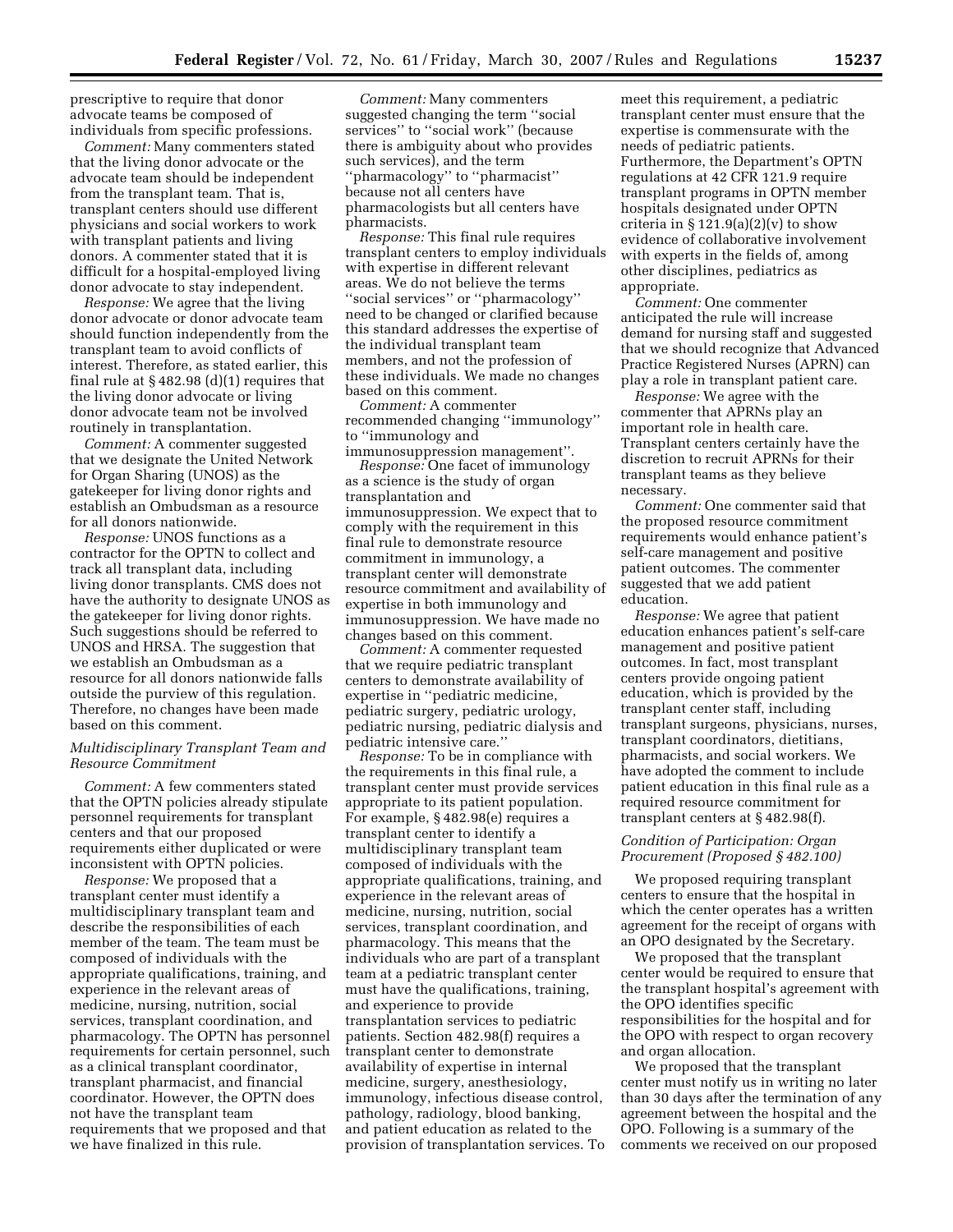prescriptive to require that donor advocate teams be composed of individuals from specific professions.

*Comment:* Many commenters stated that the living donor advocate or the advocate team should be independent from the transplant team. That is, transplant centers should use different physicians and social workers to work with transplant patients and living donors. A commenter stated that it is difficult for a hospital-employed living donor advocate to stay independent.

*Response:* We agree that the living donor advocate or donor advocate team should function independently from the transplant team to avoid conflicts of interest. Therefore, as stated earlier, this final rule at § 482.98 (d)(1) requires that the living donor advocate or living donor advocate team not be involved routinely in transplantation.

*Comment:* A commenter suggested that we designate the United Network for Organ Sharing (UNOS) as the gatekeeper for living donor rights and establish an Ombudsman as a resource for all donors nationwide.

*Response:* UNOS functions as a contractor for the OPTN to collect and track all transplant data, including living donor transplants. CMS does not have the authority to designate UNOS as the gatekeeper for living donor rights. Such suggestions should be referred to UNOS and HRSA. The suggestion that we establish an Ombudsman as a resource for all donors nationwide falls outside the purview of this regulation. Therefore, no changes have been made based on this comment.

### *Multidisciplinary Transplant Team and Resource Commitment*

*Comment:* A few commenters stated that the OPTN policies already stipulate personnel requirements for transplant centers and that our proposed requirements either duplicated or were inconsistent with OPTN policies.

*Response:* We proposed that a transplant center must identify a multidisciplinary transplant team and describe the responsibilities of each member of the team. The team must be composed of individuals with the appropriate qualifications, training, and experience in the relevant areas of medicine, nursing, nutrition, social services, transplant coordination, and pharmacology. The OPTN has personnel requirements for certain personnel, such as a clinical transplant coordinator, transplant pharmacist, and financial coordinator. However, the OPTN does not have the transplant team requirements that we proposed and that we have finalized in this rule.

*Comment:* Many commenters suggested changing the term ''social services'' to ''social work'' (because there is ambiguity about who provides such services), and the term ''pharmacology'' to ''pharmacist'' because not all centers have pharmacologists but all centers have pharmacists.

*Response:* This final rule requires transplant centers to employ individuals with expertise in different relevant areas. We do not believe the terms ''social services'' or ''pharmacology'' need to be changed or clarified because this standard addresses the expertise of the individual transplant team members, and not the profession of these individuals. We made no changes based on this comment.

*Comment:* A commenter recommended changing ''immunology'' to ''immunology and immunosuppression management''.

*Response:* One facet of immunology as a science is the study of organ transplantation and immunosuppression. We expect that to comply with the requirement in this final rule to demonstrate resource commitment in immunology, a transplant center will demonstrate resource commitment and availability of expertise in both immunology and immunosuppression. We have made no changes based on this comment.

*Comment:* A commenter requested that we require pediatric transplant centers to demonstrate availability of expertise in ''pediatric medicine, pediatric surgery, pediatric urology, pediatric nursing, pediatric dialysis and pediatric intensive care.''

*Response:* To be in compliance with the requirements in this final rule, a transplant center must provide services appropriate to its patient population. For example, § 482.98(e) requires a transplant center to identify a multidisciplinary transplant team composed of individuals with the appropriate qualifications, training, and experience in the relevant areas of medicine, nursing, nutrition, social services, transplant coordination, and pharmacology. This means that the individuals who are part of a transplant team at a pediatric transplant center must have the qualifications, training, and experience to provide transplantation services to pediatric patients. Section 482.98(f) requires a transplant center to demonstrate availability of expertise in internal medicine, surgery, anesthesiology, immunology, infectious disease control, pathology, radiology, blood banking, and patient education as related to the provision of transplantation services. To meet this requirement, a pediatric transplant center must ensure that the expertise is commensurate with the needs of pediatric patients. Furthermore, the Department's OPTN regulations at 42 CFR 121.9 require transplant programs in OPTN member hospitals designated under OPTN criteria in § 121.9(a)(2)(v) to show evidence of collaborative involvement with experts in the fields of, among other disciplines, pediatrics as appropriate.

*Comment:* One commenter anticipated the rule will increase demand for nursing staff and suggested that we should recognize that Advanced Practice Registered Nurses (APRN) can play a role in transplant patient care.

*Response:* We agree with the commenter that APRNs play an important role in health care. Transplant centers certainly have the discretion to recruit APRNs for their transplant teams as they believe necessary.

*Comment:* One commenter said that the proposed resource commitment requirements would enhance patient's self-care management and positive patient outcomes. The commenter suggested that we add patient education.

*Response:* We agree that patient education enhances patient's self-care management and positive patient outcomes. In fact, most transplant centers provide ongoing patient education, which is provided by the transplant center staff, including transplant surgeons, physicians, nurses, transplant coordinators, dietitians, pharmacists, and social workers. We have adopted the comment to include patient education in this final rule as a required resource commitment for transplant centers at § 482.98(f).

### *Condition of Participation: Organ Procurement (Proposed § 482.100)*

We proposed requiring transplant centers to ensure that the hospital in which the center operates has a written agreement for the receipt of organs with an OPO designated by the Secretary.

We proposed that the transplant center would be required to ensure that the transplant hospital's agreement with the OPO identifies specific responsibilities for the hospital and for the OPO with respect to organ recovery and organ allocation.

We proposed that the transplant center must notify us in writing no later than 30 days after the termination of any agreement between the hospital and the OPO. Following is a summary of the comments we received on our proposed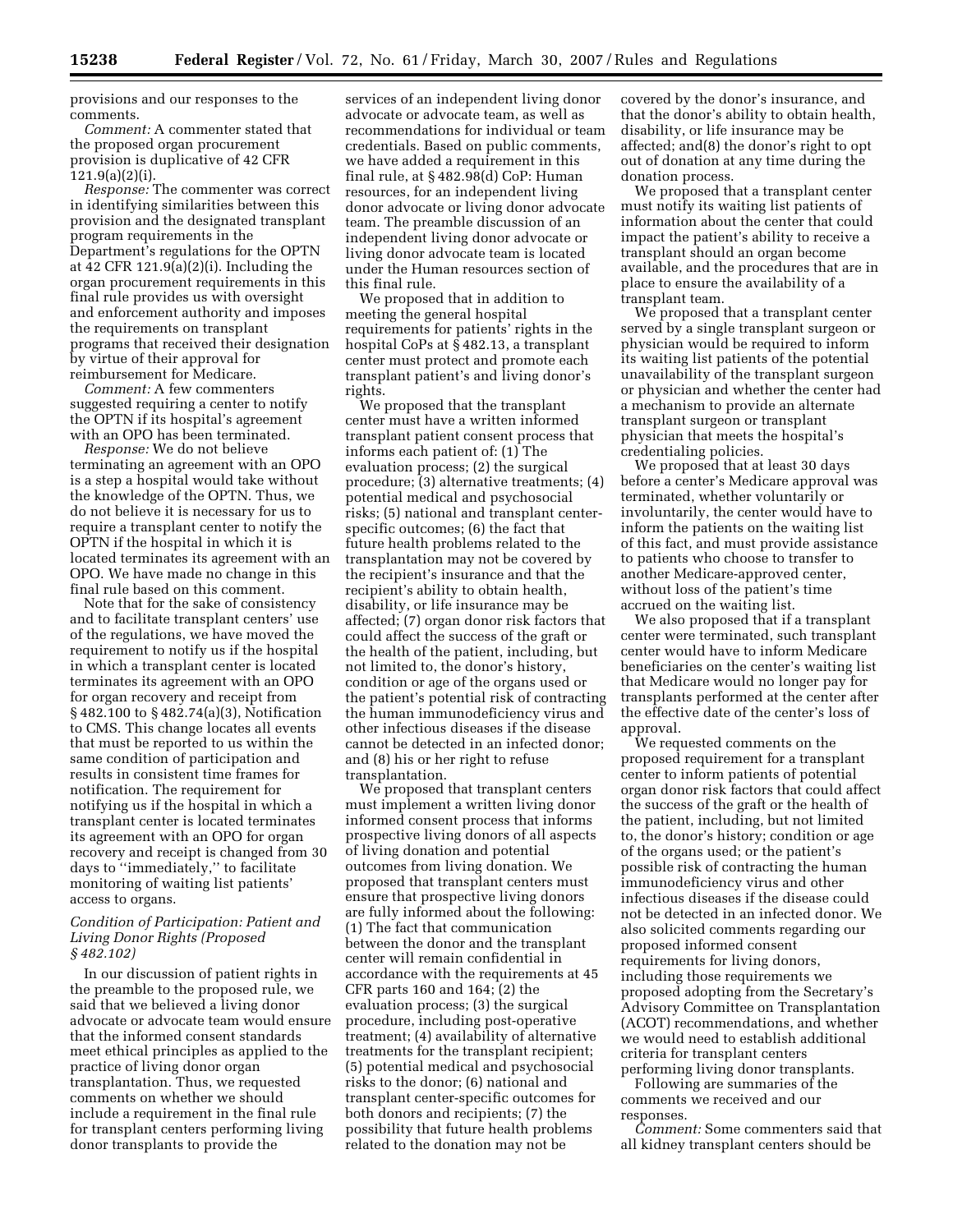provisions and our responses to the comments.

*Comment:* A commenter stated that the proposed organ procurement provision is duplicative of 42 CFR 121.9(a)(2)(i).

*Response:* The commenter was correct in identifying similarities between this provision and the designated transplant program requirements in the Department's regulations for the OPTN at 42 CFR 121.9(a)(2)(i). Including the organ procurement requirements in this final rule provides us with oversight and enforcement authority and imposes the requirements on transplant programs that received their designation by virtue of their approval for reimbursement for Medicare.

*Comment:* A few commenters suggested requiring a center to notify the OPTN if its hospital's agreement with an OPO has been terminated.

*Response:* We do not believe terminating an agreement with an OPO is a step a hospital would take without the knowledge of the OPTN. Thus, we do not believe it is necessary for us to require a transplant center to notify the OPTN if the hospital in which it is located terminates its agreement with an OPO. We have made no change in this final rule based on this comment.

Note that for the sake of consistency and to facilitate transplant centers' use of the regulations, we have moved the requirement to notify us if the hospital in which a transplant center is located terminates its agreement with an OPO for organ recovery and receipt from § 482.100 to § 482.74(a)(3), Notification to CMS. This change locates all events that must be reported to us within the same condition of participation and results in consistent time frames for notification. The requirement for notifying us if the hospital in which a transplant center is located terminates its agreement with an OPO for organ recovery and receipt is changed from 30 days to ''immediately,'' to facilitate monitoring of waiting list patients' access to organs.

### *Condition of Participation: Patient and Living Donor Rights (Proposed § 482.102)*

In our discussion of patient rights in the preamble to the proposed rule, we said that we believed a living donor advocate or advocate team would ensure that the informed consent standards meet ethical principles as applied to the practice of living donor organ transplantation. Thus, we requested comments on whether we should include a requirement in the final rule for transplant centers performing living donor transplants to provide the services of an independent living donor advocate or advocate team, as well as recommendations for individual or team credentials. Based on public comments, we have added a requirement in this final rule, at § 482.98(d) CoP: Human resources, for an independent living donor advocate or living donor advocate team. The preamble discussion of an independent living donor advocate or living donor advocate team is located under the Human resources section of this final rule.

We proposed that in addition to meeting the general hospital requirements for patients' rights in the hospital CoPs at § 482.13, a transplant center must protect and promote each transplant patient's and living donor's rights.

We proposed that the transplant center must have a written informed transplant patient consent process that informs each patient of: (1) The evaluation process; (2) the surgical procedure; (3) alternative treatments; (4) potential medical and psychosocial risks; (5) national and transplant center-specific outcomes; (6) the fact that future health problems related to the transplantation may not be covered by the recipient's insurance and that the recipient's ability to obtain health, disability, or life insurance may be affected; (7) organ donor risk factors that could affect the success of the graft or the health of the patient, including, but not limited to, the donor's history, condition or age of the organs used or the patient's potential risk of contracting the human immunodeficiency virus and other infectious diseases if the disease cannot be detected in an infected donor; and (8) his or her right to refuse transplantation.

We proposed that transplant centers must implement a written living donor informed consent process that informs prospective living donors of all aspects of living donation and potential outcomes from living donation. We proposed that transplant centers must ensure that prospective living donors are fully informed about the following: (1) The fact that communication between the donor and the transplant center will remain confidential in accordance with the requirements at 45 CFR parts 160 and 164; (2) the evaluation process; (3) the surgical procedure, including post-operative treatment; (4) availability of alternative treatments for the transplant recipient; (5) potential medical and psychosocial risks to the donor; (6) national and transplant center-specific outcomes for both donors and recipients; (7) the possibility that future health problems related to the donation may not be covered by the donor's insurance, and that the donor's ability to obtain health, disability, or life insurance may be affected; and(8) the donor's right to opt out of donation at any time during the donation process.

We proposed that a transplant center must notify its waiting list patients of information about the center that could impact the patient's ability to receive a transplant should an organ become available, and the procedures that are in place to ensure the availability of a transplant team.

We proposed that a transplant center served by a single transplant surgeon or physician would be required to inform its waiting list patients of the potential unavailability of the transplant surgeon or physician and whether the center had a mechanism to provide an alternate transplant surgeon or transplant physician that meets the hospital's credentialing policies.

We proposed that at least 30 days before a center's Medicare approval was terminated, whether voluntarily or involuntarily, the center would have to inform the patients on the waiting list of this fact, and must provide assistance to patients who choose to transfer to another Medicare-approved center, without loss of the patient's time accrued on the waiting list.

We also proposed that if a transplant center were terminated, such transplant center would have to inform Medicare beneficiaries on the center's waiting list that Medicare would no longer pay for transplants performed at the center after the effective date of the center's loss of approval.

We requested comments on the proposed requirement for a transplant center to inform patients of potential organ donor risk factors that could affect the success of the graft or the health of the patient, including, but not limited to, the donor's history; condition or age of the organs used; or the patient's possible risk of contracting the human immunodeficiency virus and other infectious diseases if the disease could not be detected in an infected donor. We also solicited comments regarding our proposed informed consent requirements for living donors, including those requirements we proposed adopting from the Secretary's Advisory Committee on Transplantation (ACOT) recommendations, and whether we would need to establish additional criteria for transplant centers performing living donor transplants.

Following are summaries of the comments we received and our responses.

*Comment:* Some commenters said that all kidney transplant centers should be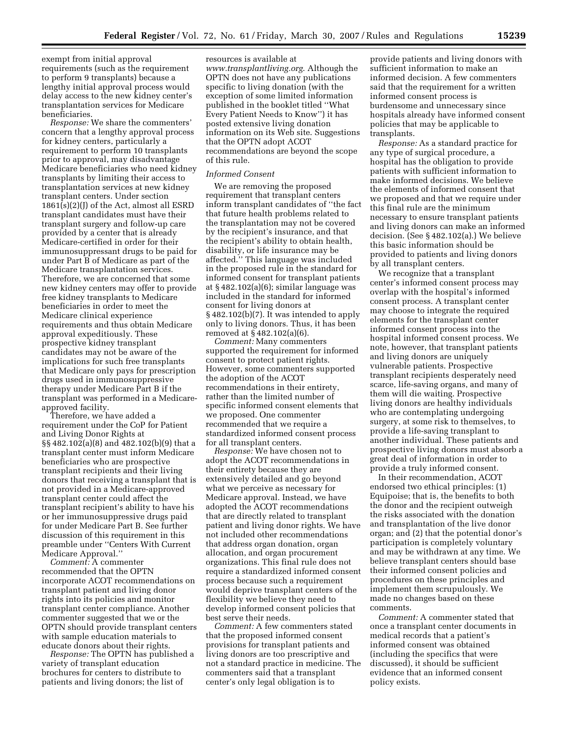exempt from initial approval requirements (such as the requirement to perform 9 transplants) because a lengthy initial approval process would delay access to the new kidney center's transplantation services for Medicare beneficiaries.

*Response:* We share the commenters' concern that a lengthy approval process for kidney centers, particularly a requirement to perform 10 transplants prior to approval, may disadvantage Medicare beneficiaries who need kidney transplants by limiting their access to transplantation services at new kidney transplant centers. Under section 1861(s)(2)(J) of the Act, almost all ESRD transplant candidates must have their transplant surgery and follow-up care provided by a center that is already Medicare-certified in order for their immunosuppressant drugs to be paid for under Part B of Medicare as part of the Medicare transplantation services. Therefore, we are concerned that some new kidney centers may offer to provide free kidney transplants to Medicare beneficiaries in order to meet the Medicare clinical experience requirements and thus obtain Medicare approval expeditiously. These prospective kidney transplant candidates may not be aware of the implications for such free transplants that Medicare only pays for prescription drugs used in immunosuppressive therapy under Medicare Part B if the transplant was performed in a Medicare-approved facility.

Therefore, we have added a requirement under the CoP for Patient and Living Donor Rights at §§ 482.102(a)(8) and 482.102(b)(9) that a transplant center must inform Medicare beneficiaries who are prospective transplant recipients and their living donors that receiving a transplant that is not provided in a Medicare-approved transplant center could affect the transplant recipient's ability to have his or her immunosuppressive drugs paid for under Medicare Part B. See further discussion of this requirement in this preamble under "Centers With Current Medicare Approval."

*Comment:* A commenter recommended that the OPTN incorporate ACOT recommendations on transplant patient and living donor rights into its policies and monitor transplant center compliance. Another commenter suggested that we or the OPTN should provide transplant centers with sample education materials to educate donors about their rights.

*Response:* The OPTN has published a variety of transplant education brochures for centers to distribute to patients and living donors; the list of resources is available at *www.transplantliving.org*. Although the OPTN does not have any publications specific to living donation (with the exception of some limited information published in the booklet titled "What Every Patient Needs to Know") it has posted extensive living donation information on its Web site. Suggestions that the OPTN adopt ACOT recommendations are beyond the scope of this rule.

*Informed Consent*

We are removing the proposed requirement that transplant centers inform transplant candidates of "the fact that future health problems related to the transplantation may not be covered by the recipient's insurance, and that the recipient's ability to obtain health, disability, or life insurance may be affected." This language was included in the proposed rule in the standard for informed consent for transplant patients at § 482.102(a)(6); similar language was included in the standard for informed consent for living donors at § 482.102(b)(7). It was intended to apply only to living donors. Thus, it has been removed at § 482.102(a)(6).

*Comment:* Many commenters supported the requirement for informed consent to protect patient rights. However, some commenters supported the adoption of the ACOT recommendations in their entirety, rather than the limited number of specific informed consent elements that we proposed. One commenter recommended that we require a standardized informed consent process for all transplant centers.

*Response:* We have chosen not to adopt the ACOT recommendations in their entirety because they are extensively detailed and go beyond what we perceive as necessary for Medicare approval. Instead, we have adopted the ACOT recommendations that are directly related to transplant patient and living donor rights. We have not included other recommendations that address organ donation, organ allocation, and organ procurement organizations. This final rule does not require a standardized informed consent process because such a requirement would deprive transplant centers of the flexibility we believe they need to develop informed consent policies that best serve their needs.

*Comment:* A few commenters stated that the proposed informed consent provisions for transplant patients and living donors are too prescriptive and not a standard practice in medicine. The commenters said that a transplant center's only legal obligation is to provide patients and living donors with sufficient information to make an informed decision. A few commenters said that the requirement for a written informed consent process is burdensome and unnecessary since hospitals already have informed consent policies that may be applicable to transplants.

*Response:* As a standard practice for any type of surgical procedure, a hospital has the obligation to provide patients with sufficient information to make informed decisions. We believe the elements of informed consent that we proposed and that we require under this final rule are the minimum necessary to ensure transplant patients and living donors can make an informed decision. (See § 482.102(a).) We believe this basic information should be provided to patients and living donors by all transplant centers.

We recognize that a transplant center's informed consent process may overlap with the hospital's informed consent process. A transplant center may choose to integrate the required elements for the transplant center informed consent process into the hospital informed consent process. We note, however, that transplant patients and living donors are uniquely vulnerable patients. Prospective transplant recipients desperately need scarce, life-saving organs, and many of them will die waiting. Prospective living donors are healthy individuals who are contemplating undergoing surgery, at some risk to themselves, to provide a life-saving transplant to another individual. These patients and prospective living donors must absorb a great deal of information in order to provide a truly informed consent.

In their recommendation, ACOT endorsed two ethical principles: (1) Equipoise; that is, the benefits to both the donor and the recipient outweigh the risks associated with the donation and transplantation of the live donor organ; and (2) that the potential donor's participation is completely voluntary and may be withdrawn at any time. We believe transplant centers should base their informed consent policies and procedures on these principles and implement them scrupulously. We made no changes based on these comments.

*Comment:* A commenter stated that once a transplant center documents in medical records that a patient's informed consent was obtained (including the specifics that were discussed), it should be sufficient evidence that an informed consent policy exists.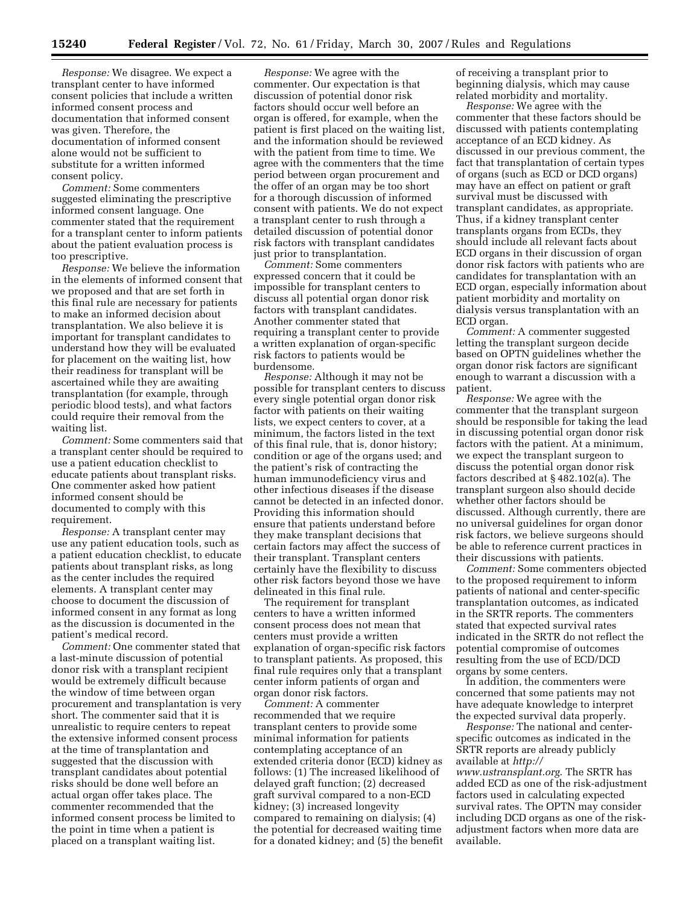*Response:* We disagree. We expect a transplant center to have informed consent policies that include a written informed consent process and documentation that informed consent was given. Therefore, the documentation of informed consent alone would not be sufficient to substitute for a written informed consent policy.

*Comment:* Some commenters suggested eliminating the prescriptive informed consent language. One commenter stated that the requirement for a transplant center to inform patients about the patient evaluation process is too prescriptive.

*Response:* We believe the information in the elements of informed consent that we proposed and that are set forth in this final rule are necessary for patients to make an informed decision about transplantation. We also believe it is important for transplant candidates to understand how they will be evaluated for placement on the waiting list, how their readiness for transplant will be ascertained while they are awaiting transplantation (for example, through periodic blood tests), and what factors could require their removal from the waiting list.

*Comment:* Some commenters said that a transplant center should be required to use a patient education checklist to educate patients about transplant risks. One commenter asked how patient informed consent should be documented to comply with this requirement.

*Response:* A transplant center may use any patient education tools, such as a patient education checklist, to educate patients about transplant risks, as long as the center includes the required elements. A transplant center may choose to document the discussion of informed consent in any format as long as the discussion is documented in the patient's medical record.

*Comment:* One commenter stated that a last-minute discussion of potential donor risk with a transplant recipient would be extremely difficult because the window of time between organ procurement and transplantation is very short. The commenter said that it is unrealistic to require centers to repeat the extensive informed consent process at the time of transplantation and suggested that the discussion with transplant candidates about potential risks should be done well before an actual organ offer takes place. The commenter recommended that the informed consent process be limited to the point in time when a patient is placed on a transplant waiting list.

*Response:* We agree with the commenter. Our expectation is that discussion of potential donor risk factors should occur well before an organ is offered, for example, when the patient is first placed on the waiting list, and the information should be reviewed with the patient from time to time. We agree with the commenters that the time period between organ procurement and the offer of an organ may be too short for a thorough discussion of informed consent with patients. We do not expect a transplant center to rush through a detailed discussion of potential donor risk factors with transplant candidates just prior to transplantation.

*Comment:* Some commenters expressed concern that it could be impossible for transplant centers to discuss all potential organ donor risk factors with transplant candidates. Another commenter stated that requiring a transplant center to provide a written explanation of organ-specific risk factors to patients would be burdensome.

*Response:* Although it may not be possible for transplant centers to discuss every single potential organ donor risk factor with patients on their waiting lists, we expect centers to cover, at a minimum, the factors listed in the text of this final rule, that is, donor history; condition or age of the organs used; and the patient's risk of contracting the human immunodeficiency virus and other infectious diseases if the disease cannot be detected in an infected donor. Providing this information should ensure that patients understand before they make transplant decisions that certain factors may affect the success of their transplant. Transplant centers certainly have the flexibility to discuss other risk factors beyond those we have delineated in this final rule.

The requirement for transplant centers to have a written informed consent process does not mean that centers must provide a written explanation of organ-specific risk factors to transplant patients. As proposed, this final rule requires only that a transplant center inform patients of organ and organ donor risk factors.

*Comment:* A commenter recommended that we require transplant centers to provide some minimal information for patients contemplating acceptance of an extended criteria donor (ECD) kidney as follows: (1) The increased likelihood of delayed graft function; (2) decreased graft survival compared to a non-ECD kidney; (3) increased longevity compared to remaining on dialysis; (4) the potential for decreased waiting time for a donated kidney; and (5) the benefit of receiving a transplant prior to beginning dialysis, which may cause related morbidity and mortality.

*Response:* We agree with the commenter that these factors should be discussed with patients contemplating acceptance of an ECD kidney. As discussed in our previous comment, the fact that transplantation of certain types of organs (such as ECD or DCD organs) may have an effect on patient or graft survival must be discussed with transplant candidates, as appropriate. Thus, if a kidney transplant center transplants organs from ECDs, they should include all relevant facts about ECD organs in their discussion of organ donor risk factors with patients who are candidates for transplantation with an ECD organ, especially information about patient morbidity and mortality on dialysis versus transplantation with an ECD organ.

*Comment:* A commenter suggested letting the transplant surgeon decide based on OPTN guidelines whether the organ donor risk factors are significant enough to warrant a discussion with a patient.

*Response:* We agree with the commenter that the transplant surgeon should be responsible for taking the lead in discussing potential organ donor risk factors with the patient. At a minimum, we expect the transplant surgeon to discuss the potential organ donor risk factors described at § 482.102(a). The transplant surgeon also should decide whether other factors should be discussed. Although currently, there are no universal guidelines for organ donor risk factors, we believe surgeons should be able to reference current practices in their discussions with patients.

*Comment:* Some commenters objected to the proposed requirement to inform patients of national and center-specific transplantation outcomes, as indicated in the SRTR reports. The commenters stated that expected survival rates indicated in the SRTR do not reflect the potential compromise of outcomes resulting from the use of ECD/DCD organs by some centers.

In addition, the commenters were concerned that some patients may not have adequate knowledge to interpret the expected survival data properly.

*Response:* The national and center-specific outcomes as indicated in the SRTR reports are already publicly available at *http://www.ustransplant.org*. The SRTR has added ECD as one of the risk-adjustment factors used in calculating expected survival rates. The OPTN may consider including DCD organs as one of the risk-adjustment factors when more data are available.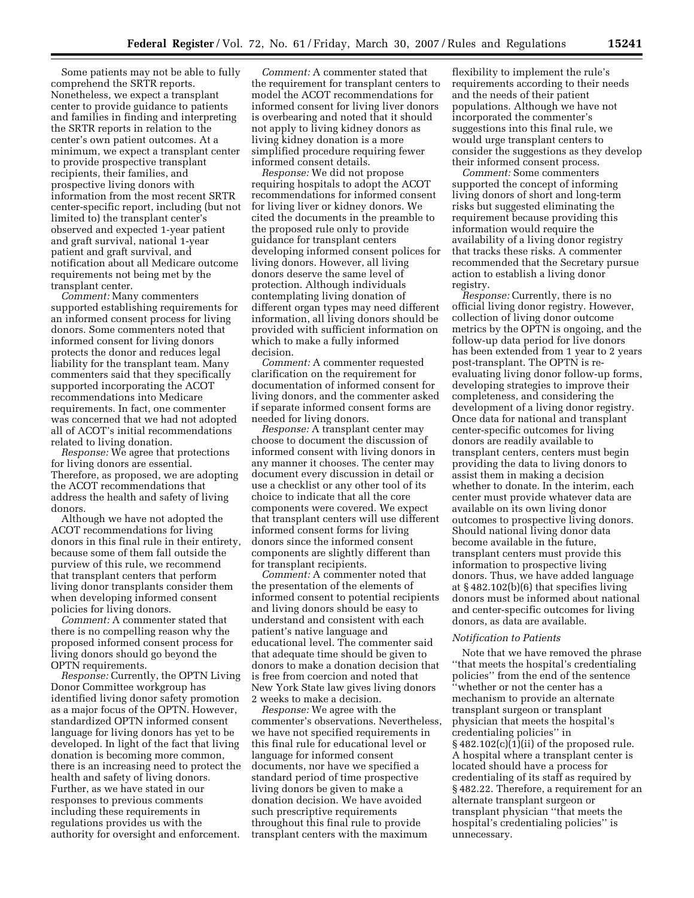Some patients may not be able to fully comprehend the SRTR reports. Nonetheless, we expect a transplant center to provide guidance to patients and families in finding and interpreting the SRTR reports in relation to the center's own patient outcomes. At a minimum, we expect a transplant center to provide prospective transplant recipients, their families, and prospective living donors with information from the most recent SRTR center-specific report, including (but not limited to) the transplant center's observed and expected 1-year patient and graft survival, national 1-year patient and graft survival, and notification about all Medicare outcome requirements not being met by the transplant center.

*Comment:* Many commenters supported establishing requirements for an informed consent process for living donors. Some commenters noted that informed consent for living donors protects the donor and reduces legal liability for the transplant team. Many commenters said that they specifically supported incorporating the ACOT recommendations into Medicare requirements. In fact, one commenter was concerned that we had not adopted all of ACOT's initial recommendations related to living donation.

*Response:* We agree that protections for living donors are essential. Therefore, as proposed, we are adopting the ACOT recommendations that address the health and safety of living donors.

Although we have not adopted the ACOT recommendations for living donors in this final rule in their entirety, because some of them fall outside the purview of this rule, we recommend that transplant centers that perform living donor transplants consider them when developing informed consent policies for living donors.

*Comment:* A commenter stated that there is no compelling reason why the proposed informed consent process for living donors should go beyond the OPTN requirements.

*Response:* Currently, the OPTN Living Donor Committee workgroup has identified living donor safety promotion as a major focus of the OPTN. However, standardized OPTN informed consent language for living donors has yet to be developed. In light of the fact that living donation is becoming more common, there is an increasing need to protect the health and safety of living donors. Further, as we have stated in our responses to previous comments including these requirements in regulations provides us with the authority for oversight and enforcement.

*Comment:* A commenter stated that the requirement for transplant centers to model the ACOT recommendations for informed consent for living liver donors is overbearing and noted that it should not apply to living kidney donors as living kidney donation is a more simplified procedure requiring fewer informed consent details.

*Response:* We did not propose requiring hospitals to adopt the ACOT recommendations for informed consent for living liver or kidney donors. We cited the documents in the preamble to the proposed rule only to provide guidance for transplant centers developing informed consent polices for living donors. However, all living donors deserve the same level of protection. Although individuals contemplating living donation of different organ types may need different information, all living donors should be provided with sufficient information on which to make a fully informed decision.

*Comment:* A commenter requested clarification on the requirement for documentation of informed consent for living donors, and the commenter asked if separate informed consent forms are needed for living donors.

*Response:* A transplant center may choose to document the discussion of informed consent with living donors in any manner it chooses. The center may document every discussion in detail or use a checklist or any other tool of its choice to indicate that all the core components were covered. We expect that transplant centers will use different informed consent forms for living donors since the informed consent components are slightly different than for transplant recipients.

*Comment:* A commenter noted that the presentation of the elements of informed consent to potential recipients and living donors should be easy to understand and consistent with each patient's native language and educational level. The commenter said that adequate time should be given to donors to make a donation decision that is free from coercion and noted that New York State law gives living donors 2 weeks to make a decision.

*Response:* We agree with the commenter's observations. Nevertheless, we have not specified requirements in this final rule for educational level or language for informed consent documents, nor have we specified a standard period of time prospective living donors be given to make a donation decision. We have avoided such prescriptive requirements throughout this final rule to provide transplant centers with the maximum flexibility to implement the rule's requirements according to their needs and the needs of their patient populations. Although we have not incorporated the commenter's suggestions into this final rule, we would urge transplant centers to consider the suggestions as they develop their informed consent process.

*Comment:* Some commenters supported the concept of informing living donors of short and long-term risks but suggested eliminating the requirement because providing this information would require the availability of a living donor registry that tracks these risks. A commenter recommended that the Secretary pursue action to establish a living donor registry.

*Response:* Currently, there is no official living donor registry. However, collection of living donor outcome metrics by the OPTN is ongoing, and the follow-up data period for live donors has been extended from 1 year to 2 years post-transplant. The OPTN is re-evaluating living donor follow-up forms, developing strategies to improve their completeness, and considering the development of a living donor registry. Once data for national and transplant center-specific outcomes for living donors are readily available to transplant centers, centers must begin providing the data to living donors to assist them in making a decision whether to donate. In the interim, each center must provide whatever data are available on its own living donor outcomes to prospective living donors. Should national living donor data become available in the future, transplant centers must provide this information to prospective living donors. Thus, we have added language at § 482.102(b)(6) that specifies living donors must be informed about national and center-specific outcomes for living donors, as data are available.

### *Notification to Patients*

Note that we have removed the phrase ''that meets the hospital's credentialing policies'' from the end of the sentence ''whether or not the center has a mechanism to provide an alternate transplant surgeon or transplant physician that meets the hospital's credentialing policies'' in § 482.102(c)(1)(ii) of the proposed rule. A hospital where a transplant center is located should have a process for credentialing of its staff as required by § 482.22. Therefore, a requirement for an alternate transplant surgeon or transplant physician ''that meets the hospital's credentialing policies'' is unnecessary.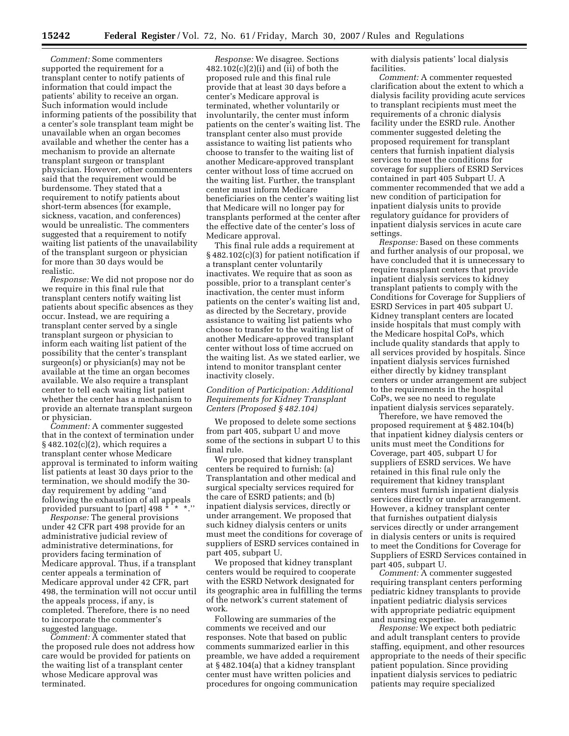*Comment:* Some commenters supported the requirement for a transplant center to notify patients of information that could impact the patients' ability to receive an organ. Such information would include informing patients of the possibility that a center's sole transplant team might be unavailable when an organ becomes available and whether the center has a mechanism to provide an alternate transplant surgeon or transplant physician. However, other commenters said that the requirement would be burdensome. They stated that a requirement to notify patients about short-term absences (for example, sickness, vacation, and conferences) would be unrealistic. The commenters suggested that a requirement to notify waiting list patients of the unavailability of the transplant surgeon or physician for more than 30 days would be realistic.

*Response:* We did not propose nor do we require in this final rule that transplant centers notify waiting list patients about specific absences as they occur. Instead, we are requiring a transplant center served by a single transplant surgeon or physician to inform each waiting list patient of the possibility that the center's transplant surgeon(s) or physician(s) may not be available at the time an organ becomes available. We also require a transplant center to tell each waiting list patient whether the center has a mechanism to provide an alternate transplant surgeon or physician.

*Comment:* A commenter suggested that in the context of termination under § 482.102(c)(2), which requires a transplant center whose Medicare approval is terminated to inform waiting list patients at least 30 days prior to the termination, we should modify the 30-day requirement by adding ''and following the exhaustion of all appeals provided pursuant to [part] 498 * * *.''

*Response:* The general provisions under 42 CFR part 498 provide for an administrative judicial review of administrative determinations, for providers facing termination of Medicare approval. Thus, if a transplant center appeals a termination of Medicare approval under 42 CFR, part 498, the termination will not occur until the appeals process, if any, is completed. Therefore, there is no need to incorporate the commenter's suggested language.

*Comment:* A commenter stated that the proposed rule does not address how care would be provided for patients on the waiting list of a transplant center whose Medicare approval was terminated.

*Response:* We disagree. Sections 482.102(c)(2)(i) and (ii) of both the proposed rule and this final rule provide that at least 30 days before a center's Medicare approval is terminated, whether voluntarily or involuntarily, the center must inform patients on the center's waiting list. The transplant center also must provide assistance to waiting list patients who choose to transfer to the waiting list of another Medicare-approved transplant center without loss of time accrued on the waiting list. Further, the transplant center must inform Medicare beneficiaries on the center's waiting list that Medicare will no longer pay for transplants performed at the center after the effective date of the center's loss of Medicare approval.

This final rule adds a requirement at § 482.102(c)(3) for patient notification if a transplant center voluntarily inactivates. We require that as soon as possible, prior to a transplant center's inactivation, the center must inform patients on the center's waiting list and, as directed by the Secretary, provide assistance to waiting list patients who choose to transfer to the waiting list of another Medicare-approved transplant center without loss of time accrued on the waiting list. As we stated earlier, we intend to monitor transplant center inactivity closely.

### *Condition of Participation: Additional Requirements for Kidney Transplant Centers (Proposed § 482.104)*

We proposed to delete some sections from part 405, subpart U and move some of the sections in subpart U to this final rule.

We proposed that kidney transplant centers be required to furnish: (a) Transplantation and other medical and surgical specialty services required for the care of ESRD patients; and (b) inpatient dialysis services, directly or under arrangement. We proposed that such kidney dialysis centers or units must meet the conditions for coverage of suppliers of ESRD services contained in part 405, subpart U.

We proposed that kidney transplant centers would be required to cooperate with the ESRD Network designated for its geographic area in fulfilling the terms of the network's current statement of work.

Following are summaries of the comments we received and our responses. Note that based on public comments summarized earlier in this preamble, we have added a requirement at § 482.104(a) that a kidney transplant center must have written policies and procedures for ongoing communication with dialysis patients' local dialysis facilities.

*Comment:* A commenter requested clarification about the extent to which a dialysis facility providing acute services to transplant recipients must meet the requirements of a chronic dialysis facility under the ESRD rule. Another commenter suggested deleting the proposed requirement for transplant centers that furnish inpatient dialysis services to meet the conditions for coverage for suppliers of ESRD Services contained in part 405 Subpart U. A commenter recommended that we add a new condition of participation for inpatient dialysis units to provide regulatory guidance for providers of inpatient dialysis services in acute care settings.

*Response:* Based on these comments and further analysis of our proposal, we have concluded that it is unnecessary to require transplant centers that provide inpatient dialysis services to kidney transplant patients to comply with the Conditions for Coverage for Suppliers of ESRD Services in part 405 subpart U. Kidney transplant centers are located inside hospitals that must comply with the Medicare hospital CoPs, which include quality standards that apply to all services provided by hospitals. Since inpatient dialysis services furnished either directly by kidney transplant centers or under arrangement are subject to the requirements in the hospital CoPs, we see no need to regulate inpatient dialysis services separately.

Therefore, we have removed the proposed requirement at § 482.104(b) that inpatient kidney dialysis centers or units must meet the Conditions for Coverage, part 405, subpart U for suppliers of ESRD services. We have retained in this final rule only the requirement that kidney transplant centers must furnish inpatient dialysis services directly or under arrangement. However, a kidney transplant center that furnishes outpatient dialysis services directly or under arrangement in dialysis centers or units is required to meet the Conditions for Coverage for Suppliers of ESRD Services contained in part 405, subpart U.

*Comment:* A commenter suggested requiring transplant centers performing pediatric kidney transplants to provide inpatient pediatric dialysis services with appropriate pediatric equipment and nursing expertise.

*Response:* We expect both pediatric and adult transplant centers to provide staffing, equipment, and other resources appropriate to the needs of their specific patient population. Since providing inpatient dialysis services to pediatric patients may require specialized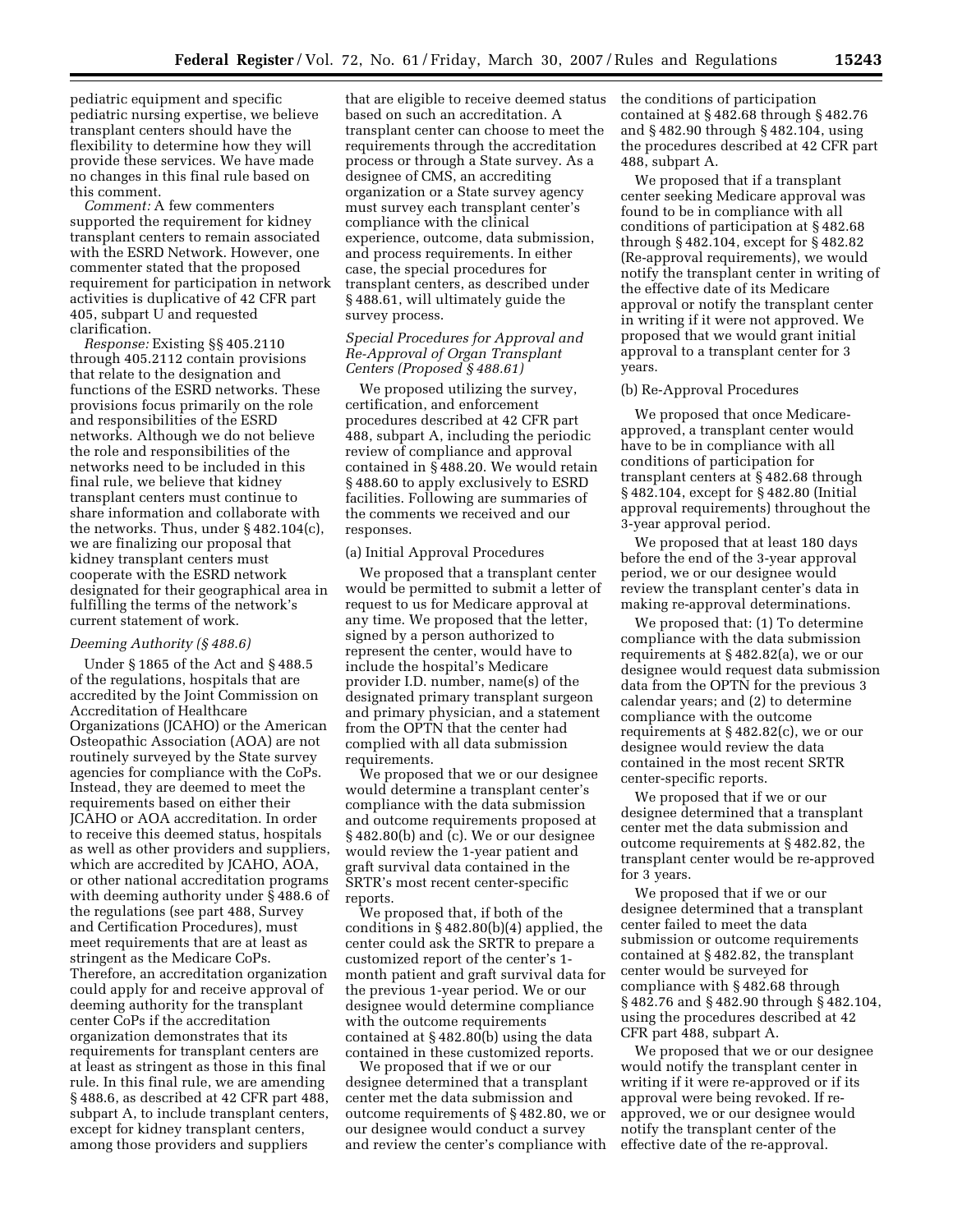pediatric equipment and specific pediatric nursing expertise, we believe transplant centers should have the flexibility to determine how they will provide these services. We have made no changes in this final rule based on this comment.

*Comment:* A few commenters supported the requirement for kidney transplant centers to remain associated with the ESRD Network. However, one commenter stated that the proposed requirement for participation in network activities is duplicative of 42 CFR part 405, subpart U and requested clarification.

*Response:* Existing §§ 405.2110 through 405.2112 contain provisions that relate to the designation and functions of the ESRD networks. These provisions focus primarily on the role and responsibilities of the ESRD networks. Although we do not believe the role and responsibilities of the networks need to be included in this final rule, we believe that kidney transplant centers must continue to share information and collaborate with the networks. Thus, under § 482.104(c), we are finalizing our proposal that kidney transplant centers must cooperate with the ESRD network designated for their geographical area in fulfilling the terms of the network's current statement of work.

*Deeming Authority (§ 488.6)*

Under § 1865 of the Act and § 488.5 of the regulations, hospitals that are accredited by the Joint Commission on Accreditation of Healthcare Organizations (JCAHO) or the American Osteopathic Association (AOA) are not routinely surveyed by the State survey agencies for compliance with the CoPs. Instead, they are deemed to meet the requirements based on either their JCAHO or AOA accreditation. In order to receive this deemed status, hospitals as well as other providers and suppliers, which are accredited by JCAHO, AOA, or other national accreditation programs with deeming authority under § 488.6 of the regulations (see part 488, Survey and Certification Procedures), must meet requirements that are at least as stringent as the Medicare CoPs. Therefore, an accreditation organization could apply for and receive approval of deeming authority for the transplant center CoPs if the accreditation organization demonstrates that its requirements for transplant centers are at least as stringent as those in this final rule. In this final rule, we are amending § 488.6, as described at 42 CFR part 488, subpart A, to include transplant centers, except for kidney transplant centers, among those providers and suppliers that are eligible to receive deemed status based on such an accreditation. A transplant center can choose to meet the requirements through the accreditation process or through a State survey. As a designee of CMS, an accrediting organization or a State survey agency must survey each transplant center's compliance with the clinical experience, outcome, data submission, and process requirements. In either case, the special procedures for transplant centers, as described under § 488.61, will ultimately guide the survey process.

*Special Procedures for Approval and Re-Approval of Organ Transplant Centers (Proposed § 488.61)*

We proposed utilizing the survey, certification, and enforcement procedures described at 42 CFR part 488, subpart A, including the periodic review of compliance and approval contained in § 488.20. We would retain § 488.60 to apply exclusively to ESRD facilities. Following are summaries of the comments we received and our responses.

(a) Initial Approval Procedures

We proposed that a transplant center would be permitted to submit a letter of request to us for Medicare approval at any time. We proposed that the letter, signed by a person authorized to represent the center, would have to include the hospital's Medicare provider I.D. number, name(s) of the designated primary transplant surgeon and primary physician, and a statement from the OPTN that the center had complied with all data submission requirements.

We proposed that we or our designee would determine a transplant center's compliance with the data submission and outcome requirements proposed at § 482.80(b) and (c). We or our designee would review the 1-year patient and graft survival data contained in the SRTR's most recent center-specific reports.

We proposed that, if both of the conditions in § 482.80(b)(4) applied, the center could ask the SRTR to prepare a customized report of the center's 1-month patient and graft survival data for the previous 1-year period. We or our designee would determine compliance with the outcome requirements contained at § 482.80(b) using the data contained in these customized reports.

We proposed that if we or our designee determined that a transplant center met the data submission and outcome requirements of § 482.80, we or our designee would conduct a survey and review the center's compliance with the conditions of participation contained at § 482.68 through § 482.76 and § 482.90 through § 482.104, using the procedures described at 42 CFR part 488, subpart A.

We proposed that if a transplant center seeking Medicare approval was found to be in compliance with all conditions of participation at § 482.68 through § 482.104, except for § 482.82 (Re-approval requirements), we would notify the transplant center in writing of the effective date of its Medicare approval or notify the transplant center in writing if it were not approved. We proposed that we would grant initial approval to a transplant center for 3 years.

(b) Re-Approval Procedures

We proposed that once Medicare-approved, a transplant center would have to be in compliance with all conditions of participation for transplant centers at § 482.68 through § 482.104, except for § 482.80 (Initial approval requirements) throughout the 3-year approval period.

We proposed that at least 180 days before the end of the 3-year approval period, we or our designee would review the transplant center's data in making re-approval determinations.

We proposed that: (1) To determine compliance with the data submission requirements at § 482.82(a), we or our designee would request data submission data from the OPTN for the previous 3 calendar years; and (2) to determine compliance with the outcome requirements at § 482.82(c), we or our designee would review the data contained in the most recent SRTR center-specific reports.

We proposed that if we or our designee determined that a transplant center met the data submission and outcome requirements at § 482.82, the transplant center would be re-approved for 3 years.

We proposed that if we or our designee determined that a transplant center failed to meet the data submission or outcome requirements contained at § 482.82, the transplant center would be surveyed for compliance with § 482.68 through § 482.76 and § 482.90 through § 482.104, using the procedures described at 42 CFR part 488, subpart A.

We proposed that we or our designee would notify the transplant center in writing if it were re-approved or if its approval were being revoked. If re-approved, we or our designee would notify the transplant center of the effective date of the re-approval.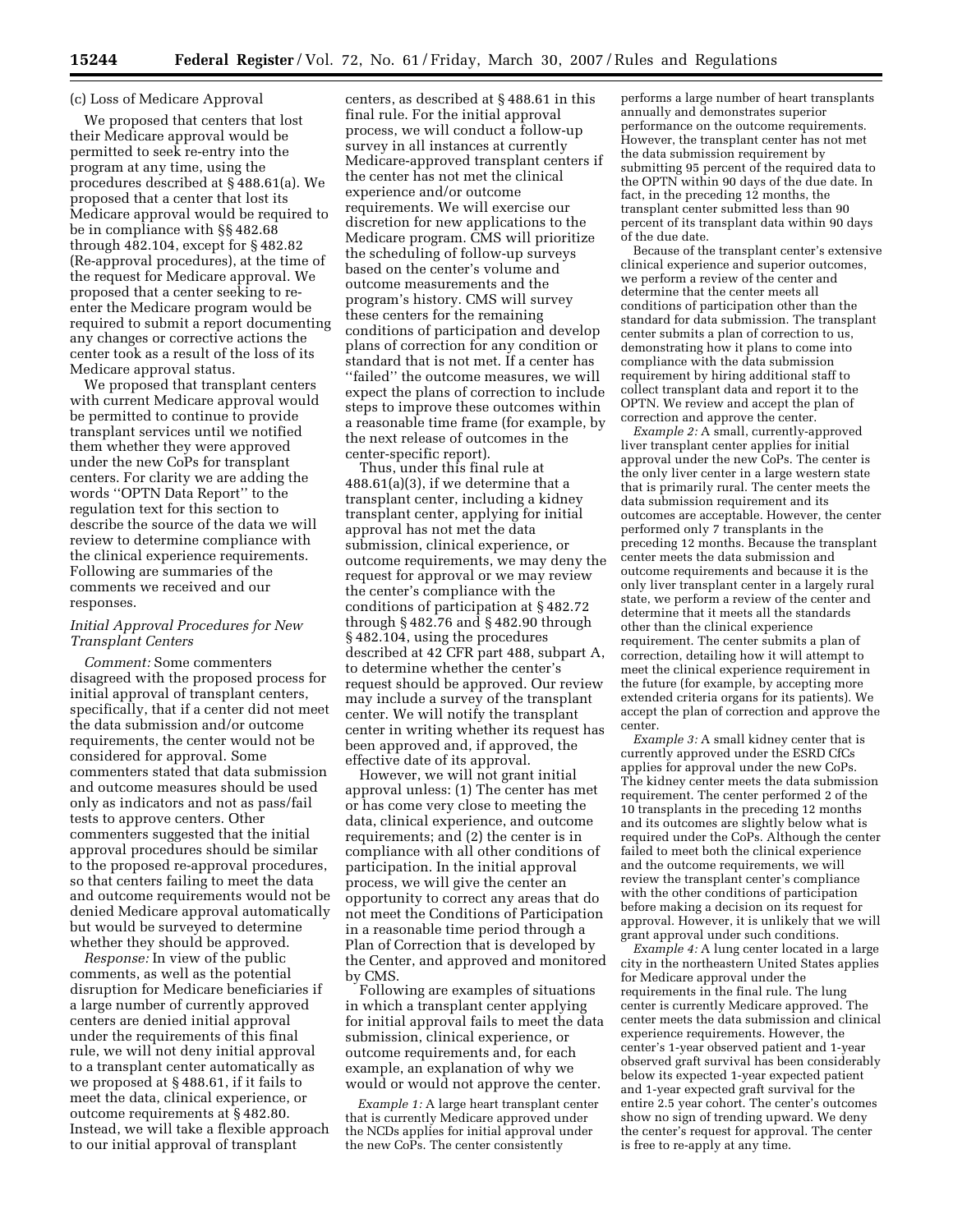(c) Loss of Medicare Approval

We proposed that centers that lost their Medicare approval would be permitted to seek re-entry into the program at any time, using the procedures described at § 488.61(a). We proposed that a center that lost its Medicare approval would be required to be in compliance with §§ 482.68 through 482.104, except for § 482.82 (Re-approval procedures), at the time of the request for Medicare approval. We proposed that a center seeking to re-enter the Medicare program would be required to submit a report documenting any changes or corrective actions the center took as a result of the loss of its Medicare approval status.

We proposed that transplant centers with current Medicare approval would be permitted to continue to provide transplant services until we notified them whether they were approved under the new CoPs for transplant centers. For clarity we are adding the words ''OPTN Data Report'' to the regulation text for this section to describe the source of the data we will review to determine compliance with the clinical experience requirements. Following are summaries of the comments we received and our responses.

*Initial Approval Procedures for New Transplant Centers*

*Comment:* Some commenters disagreed with the proposed process for initial approval of transplant centers, specifically, that if a center did not meet the data submission and/or outcome requirements, the center would not be considered for approval. Some commenters stated that data submission and outcome measures should be used only as indicators and not as pass/fail tests to approve centers. Other commenters suggested that the initial approval procedures should be similar to the proposed re-approval procedures, so that centers failing to meet the data and outcome requirements would not be denied Medicare approval automatically but would be surveyed to determine whether they should be approved.

*Response:* In view of the public comments, as well as the potential disruption for Medicare beneficiaries if a large number of currently approved centers are denied initial approval under the requirements of this final rule, we will not deny initial approval to a transplant center automatically as we proposed at § 488.61, if it fails to meet the data, clinical experience, or outcome requirements at § 482.80. Instead, we will take a flexible approach to our initial approval of transplant centers, as described at § 488.61 in this final rule. For the initial approval process, we will conduct a follow-up survey in all instances at currently Medicare-approved transplant centers if the center has not met the clinical experience and/or outcome requirements. We will exercise our discretion for new applications to the Medicare program. CMS will prioritize the scheduling of follow-up surveys based on the center's volume and outcome measurements and the program's history. CMS will survey these centers for the remaining conditions of participation and develop plans of correction for any condition or standard that is not met. If a center has ''failed'' the outcome measures, we will expect the plans of correction to include steps to improve these outcomes within a reasonable time frame (for example, by the next release of outcomes in the center-specific report).

Thus, under this final rule at 488.61(a)(3), if we determine that a transplant center, including a kidney transplant center, applying for initial approval has not met the data submission, clinical experience, or outcome requirements, we may deny the request for approval or we may review the center's compliance with the conditions of participation at § 482.72 through § 482.76 and § 482.90 through § 482.104, using the procedures described at 42 CFR part 488, subpart A, to determine whether the center's request should be approved. Our review may include a survey of the transplant center. We will notify the transplant center in writing whether its request has been approved and, if approved, the effective date of its approval.

However, we will not grant initial approval unless: (1) The center has met or has come very close to meeting the data, clinical experience, and outcome requirements; and (2) the center is in compliance with all other conditions of participation. In the initial approval process, we will give the center an opportunity to correct any areas that do not meet the Conditions of Participation in a reasonable time period through a Plan of Correction that is developed by the Center, and approved and monitored by CMS.

Following are examples of situations in which a transplant center applying for initial approval fails to meet the data submission, clinical experience, or outcome requirements and, for each example, an explanation of why we would or would not approve the center.

*Example 1:* A large heart transplant center that is currently Medicare approved under the NCDs applies for initial approval under the new CoPs. The center consistently performs a large number of heart transplants annually and demonstrates superior performance on the outcome requirements. However, the transplant center has not met the data submission requirement by submitting 95 percent of the required data to the OPTN within 90 days of the due date. In fact, in the preceding 12 months, the transplant center submitted less than 90 percent of its transplant data within 90 days of the due date.

Because of the transplant center's extensive clinical experience and superior outcomes, we perform a review of the center and determine that the center meets all conditions of participation other than the standard for data submission. The transplant center submits a plan of correction to us, demonstrating how it plans to come into compliance with the data submission requirement by hiring additional staff to collect transplant data and report it to the OPTN. We review and accept the plan of correction and approve the center.

*Example 2:* A small, currently-approved liver transplant center applies for initial approval under the new CoPs. The center is the only liver center in a large western state that is primarily rural. The center meets the data submission requirement and its outcomes are acceptable. However, the center performed only 7 transplants in the preceding 12 months. Because the transplant center meets the data submission and outcome requirements and because it is the only liver transplant center in a largely rural state, we perform a review of the center and determine that it meets all the standards other than the clinical experience requirement. The center submits a plan of correction, detailing how it will attempt to meet the clinical experience requirement in the future (for example, by accepting more extended criteria organs for its patients). We accept the plan of correction and approve the center.

*Example 3:* A small kidney center that is currently approved under the ESRD CfCs applies for approval under the new CoPs. The kidney center meets the data submission requirement. The center performed 2 of the 10 transplants in the preceding 12 months and its outcomes are slightly below what is required under the CoPs. Although the center failed to meet both the clinical experience and the outcome requirements, we will review the transplant center's compliance with the other conditions of participation before making a decision on its request for approval. However, it is unlikely that we will grant approval under such conditions.

*Example 4:* A lung center located in a large city in the northeastern United States applies for Medicare approval under the requirements in the final rule. The lung center is currently Medicare approved. The center meets the data submission and clinical experience requirements. However, the center's 1-year observed patient and 1-year observed graft survival has been considerably below its expected 1-year expected patient and 1-year expected graft survival for the entire 2.5 year cohort. The center's outcomes show no sign of trending upward. We deny the center's request for approval. The center is free to re-apply at any time.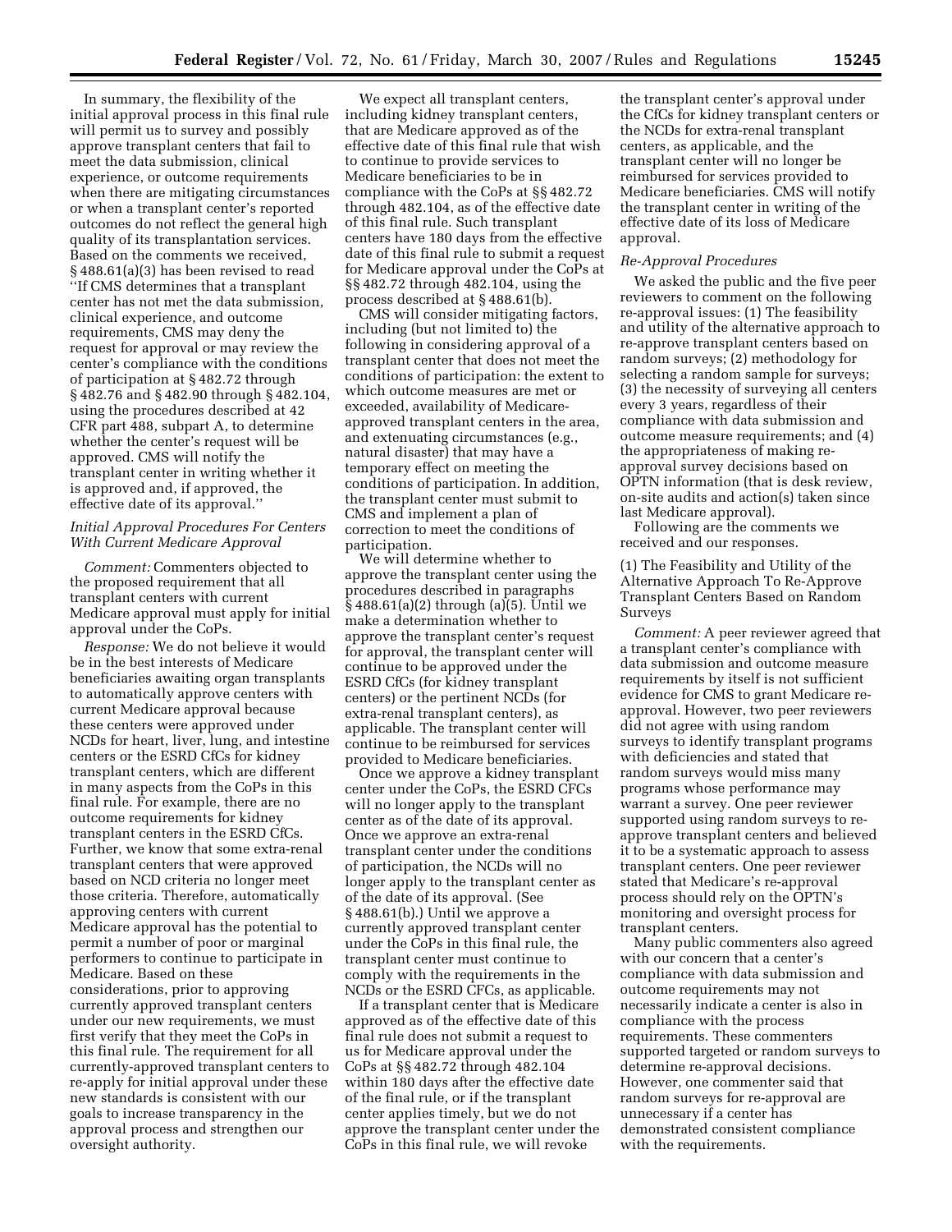In summary, the flexibility of the initial approval process in this final rule will permit us to survey and possibly approve transplant centers that fail to meet the data submission, clinical experience, or outcome requirements when there are mitigating circumstances or when a transplant center's reported outcomes do not reflect the general high quality of its transplantation services. Based on the comments we received, § 488.61(a)(3) has been revised to read ''If CMS determines that a transplant center has not met the data submission, clinical experience, and outcome requirements, CMS may deny the request for approval or may review the center's compliance with the conditions of participation at § 482.72 through § 482.76 and § 482.90 through § 482.104, using the procedures described at 42 CFR part 488, subpart A, to determine whether the center's request will be approved. CMS will notify the transplant center in writing whether it is approved and, if approved, the effective date of its approval.''

*Initial Approval Procedures For Centers With Current Medicare Approval*

*Comment:* Commenters objected to the proposed requirement that all transplant centers with current Medicare approval must apply for initial approval under the CoPs.

*Response:* We do not believe it would be in the best interests of Medicare beneficiaries awaiting organ transplants to automatically approve centers with current Medicare approval because these centers were approved under NCDs for heart, liver, lung, and intestine centers or the ESRD CfCs for kidney transplant centers, which are different in many aspects from the CoPs in this final rule. For example, there are no outcome requirements for kidney transplant centers in the ESRD CfCs. Further, we know that some extra-renal transplant centers that were approved based on NCD criteria no longer meet those criteria. Therefore, automatically approving centers with current Medicare approval has the potential to permit a number of poor or marginal performers to continue to participate in Medicare. Based on these considerations, prior to approving currently approved transplant centers under our new requirements, we must first verify that they meet the CoPs in this final rule. The requirement for all currently-approved transplant centers to re-apply for initial approval under these new standards is consistent with our goals to increase transparency in the approval process and strengthen our oversight authority.

We expect all transplant centers, including kidney transplant centers, that are Medicare approved as of the effective date of this final rule that wish to continue to provide services to Medicare beneficiaries to be in compliance with the CoPs at §§ 482.72 through 482.104, as of the effective date of this final rule. Such transplant centers have 180 days from the effective date of this final rule to submit a request for Medicare approval under the CoPs at §§ 482.72 through 482.104, using the process described at § 488.61(b).

CMS will consider mitigating factors, including (but not limited to) the following in considering approval of a transplant center that does not meet the conditions of participation: the extent to which outcome measures are met or exceeded, availability of Medicare-approved transplant centers in the area, and extenuating circumstances (e.g., natural disaster) that may have a temporary effect on meeting the conditions of participation. In addition, the transplant center must submit to CMS and implement a plan of correction to meet the conditions of participation.

We will determine whether to approve the transplant center using the procedures described in paragraphs § 488.61(a)(2) through (a)(5). Until we make a determination whether to approve the transplant center's request for approval, the transplant center will continue to be approved under the ESRD CfCs (for kidney transplant centers) or the pertinent NCDs (for extra-renal transplant centers), as applicable. The transplant center will continue to be reimbursed for services provided to Medicare beneficiaries.

Once we approve a kidney transplant center under the CoPs, the ESRD CFCs will no longer apply to the transplant center as of the date of its approval. Once we approve an extra-renal transplant center under the conditions of participation, the NCDs will no longer apply to the transplant center as of the date of its approval. (See § 488.61(b).) Until we approve a currently approved transplant center under the CoPs in this final rule, the transplant center must continue to comply with the requirements in the NCDs or the ESRD CFCs, as applicable.

If a transplant center that is Medicare approved as of the effective date of this final rule does not submit a request to us for Medicare approval under the CoPs at §§ 482.72 through 482.104 within 180 days after the effective date of the final rule, or if the transplant center applies timely, but we do not approve the transplant center under the CoPs in this final rule, we will revoke the transplant center's approval under the CfCs for kidney transplant centers or the NCDs for extra-renal transplant centers, as applicable, and the transplant center will no longer be reimbursed for services provided to Medicare beneficiaries. CMS will notify the transplant center in writing of the effective date of its loss of Medicare approval.

*Re-Approval Procedures*

We asked the public and the five peer reviewers to comment on the following re-approval issues: (1) The feasibility and utility of the alternative approach to re-approve transplant centers based on random surveys; (2) methodology for selecting a random sample for surveys; (3) the necessity of surveying all centers every 3 years, regardless of their compliance with data submission and outcome measure requirements; and (4) the appropriateness of making re-approval survey decisions based on OPTN information (that is desk review, on-site audits and action(s) taken since last Medicare approval).

Following are the comments we received and our responses.

(1) The Feasibility and Utility of the Alternative Approach To Re-Approve Transplant Centers Based on Random Surveys

*Comment:* A peer reviewer agreed that a transplant center's compliance with data submission and outcome measure requirements by itself is not sufficient evidence for CMS to grant Medicare re-approval. However, two peer reviewers did not agree with using random surveys to identify transplant programs with deficiencies and stated that random surveys would miss many programs whose performance may warrant a survey. One peer reviewer supported using random surveys to re-approve transplant centers and believed it to be a systematic approach to assess transplant centers. One peer reviewer stated that Medicare's re-approval process should rely on the OPTN's monitoring and oversight process for transplant centers.

Many public commenters also agreed with our concern that a center's compliance with data submission and outcome requirements may not necessarily indicate a center is also in compliance with the process requirements. These commenters supported targeted or random surveys to determine re-approval decisions. However, one commenter said that random surveys for re-approval are unnecessary if a center has demonstrated consistent compliance with the requirements.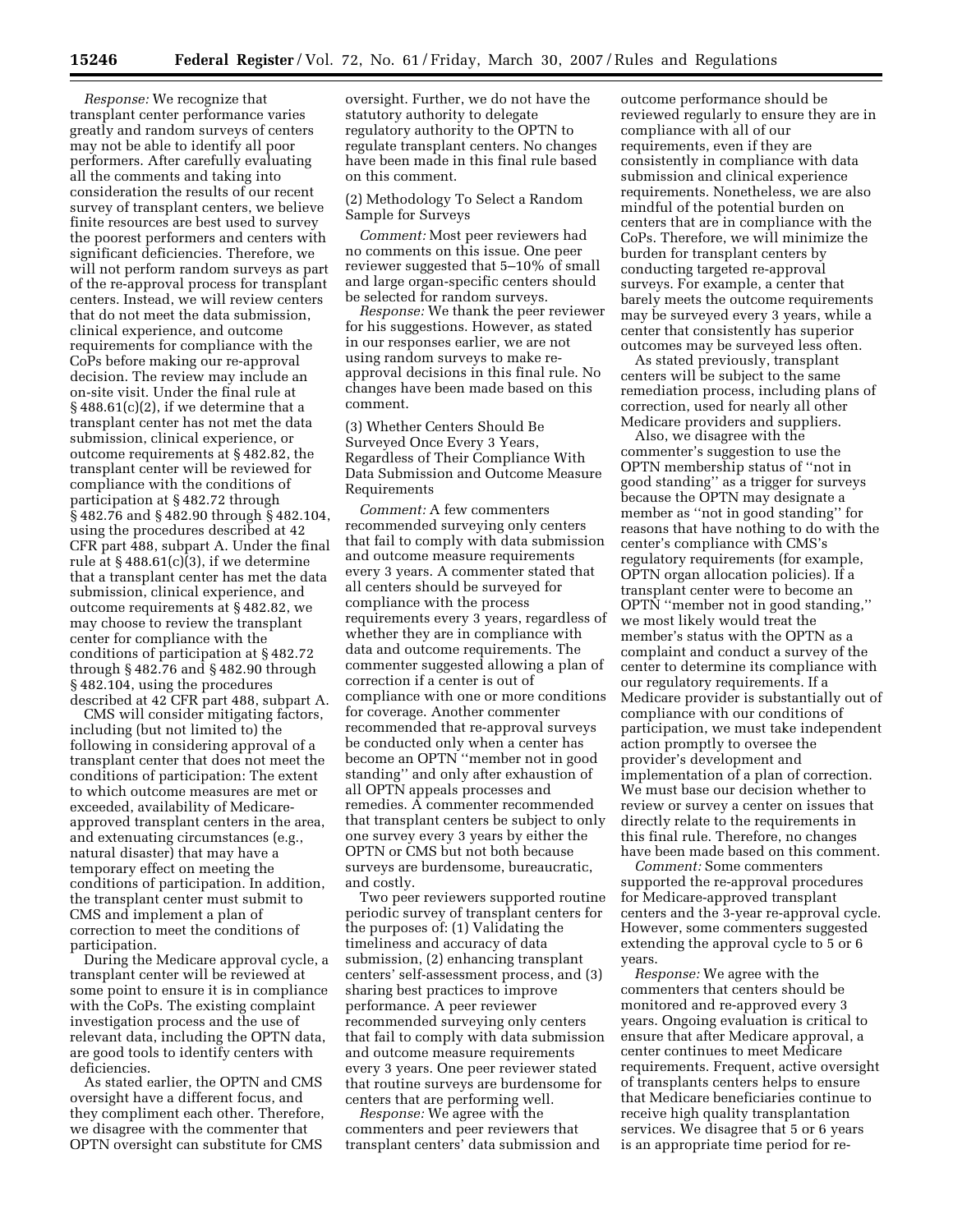*Response:* We recognize that transplant center performance varies greatly and random surveys of centers may not be able to identify all poor performers. After carefully evaluating all the comments and taking into consideration the results of our recent survey of transplant centers, we believe finite resources are best used to survey the poorest performers and centers with significant deficiencies. Therefore, we will not perform random surveys as part of the re-approval process for transplant centers. Instead, we will review centers that do not meet the data submission, clinical experience, and outcome requirements for compliance with the CoPs before making our re-approval decision. The review may include an on-site visit. Under the final rule at § 488.61(c)(2), if we determine that a transplant center has not met the data submission, clinical experience, or outcome requirements at § 482.82, the transplant center will be reviewed for compliance with the conditions of participation at § 482.72 through § 482.76 and § 482.90 through § 482.104, using the procedures described at 42 CFR part 488, subpart A. Under the final rule at § 488.61(c)(3), if we determine that a transplant center has met the data submission, clinical experience, and outcome requirements at § 482.82, we may choose to review the transplant center for compliance with the conditions of participation at § 482.72 through § 482.76 and § 482.90 through § 482.104, using the procedures described at 42 CFR part 488, subpart A.

CMS will consider mitigating factors, including (but not limited to) the following in considering approval of a transplant center that does not meet the conditions of participation: The extent to which outcome measures are met or exceeded, availability of Medicare-approved transplant centers in the area, and extenuating circumstances (e.g., natural disaster) that may have a temporary effect on meeting the conditions of participation. In addition, the transplant center must submit to CMS and implement a plan of correction to meet the conditions of participation.

During the Medicare approval cycle, a transplant center will be reviewed at some point to ensure it is in compliance with the CoPs. The existing complaint investigation process and the use of relevant data, including the OPTN data, are good tools to identify centers with deficiencies.

As stated earlier, the OPTN and CMS oversight have a different focus, and they compliment each other. Therefore, we disagree with the commenter that OPTN oversight can substitute for CMS oversight. Further, we do not have the statutory authority to delegate regulatory authority to the OPTN to regulate transplant centers. No changes have been made in this final rule based on this comment.

(2) Methodology To Select a Random Sample for Surveys

*Comment:* Most peer reviewers had no comments on this issue. One peer reviewer suggested that 5–10% of small and large organ-specific centers should be selected for random surveys.

*Response:* We thank the peer reviewer for his suggestions. However, as stated in our responses earlier, we are not using random surveys to make re-approval decisions in this final rule. No changes have been made based on this comment.

(3) Whether Centers Should Be Surveyed Once Every 3 Years, Regardless of Their Compliance With Data Submission and Outcome Measure Requirements

*Comment:* A few commenters recommended surveying only centers that fail to comply with data submission and outcome measure requirements every 3 years. A commenter stated that all centers should be surveyed for compliance with the process requirements every 3 years, regardless of whether they are in compliance with data and outcome requirements. The commenter suggested allowing a plan of correction if a center is out of compliance with one or more conditions for coverage. Another commenter recommended that re-approval surveys be conducted only when a center has become an OPTN "member not in good standing" and only after exhaustion of all OPTN appeals processes and remedies. A commenter recommended that transplant centers be subject to only one survey every 3 years by either the OPTN or CMS but not both because surveys are burdensome, bureaucratic, and costly.

Two peer reviewers supported routine periodic survey of transplant centers for the purposes of: (1) Validating the timeliness and accuracy of data submission, (2) enhancing transplant centers' self-assessment process, and (3) sharing best practices to improve performance. A peer reviewer recommended surveying only centers that fail to comply with data submission and outcome measure requirements every 3 years. One peer reviewer stated that routine surveys are burdensome for centers that are performing well.

*Response:* We agree with the commenters and peer reviewers that transplant centers' data submission and outcome performance should be reviewed regularly to ensure they are in compliance with all of our requirements, even if they are consistently in compliance with data submission and clinical experience requirements. Nonetheless, we are also mindful of the potential burden on centers that are in compliance with the CoPs. Therefore, we will minimize the burden for transplant centers by conducting targeted re-approval surveys. For example, a center that barely meets the outcome requirements may be surveyed every 3 years, while a center that consistently has superior outcomes may be surveyed less often.

As stated previously, transplant centers will be subject to the same remediation process, including plans of correction, used for nearly all other Medicare providers and suppliers.

Also, we disagree with the commenter's suggestion to use the OPTN membership status of "not in good standing" as a trigger for surveys because the OPTN may designate a member as "not in good standing" for reasons that have nothing to do with the center's compliance with CMS's regulatory requirements (for example, OPTN organ allocation policies). If a transplant center were to become an OPTN "member not in good standing," we most likely would treat the member's status with the OPTN as a complaint and conduct a survey of the center to determine its compliance with our regulatory requirements. If a Medicare provider is substantially out of compliance with our conditions of participation, we must take independent action promptly to oversee the provider's development and implementation of a plan of correction. We must base our decision whether to review or survey a center on issues that directly relate to the requirements in this final rule. Therefore, no changes have been made based on this comment.

*Comment:* Some commenters supported the re-approval procedures for Medicare-approved transplant centers and the 3-year re-approval cycle. However, some commenters suggested extending the approval cycle to 5 or 6 years.

*Response:* We agree with the commenters that centers should be monitored and re-approved every 3 years. Ongoing evaluation is critical to ensure that after Medicare approval, a center continues to meet Medicare requirements. Frequent, active oversight of transplants centers helps to ensure that Medicare beneficiaries continue to receive high quality transplantation services. We disagree that 5 or 6 years is an appropriate time period for re-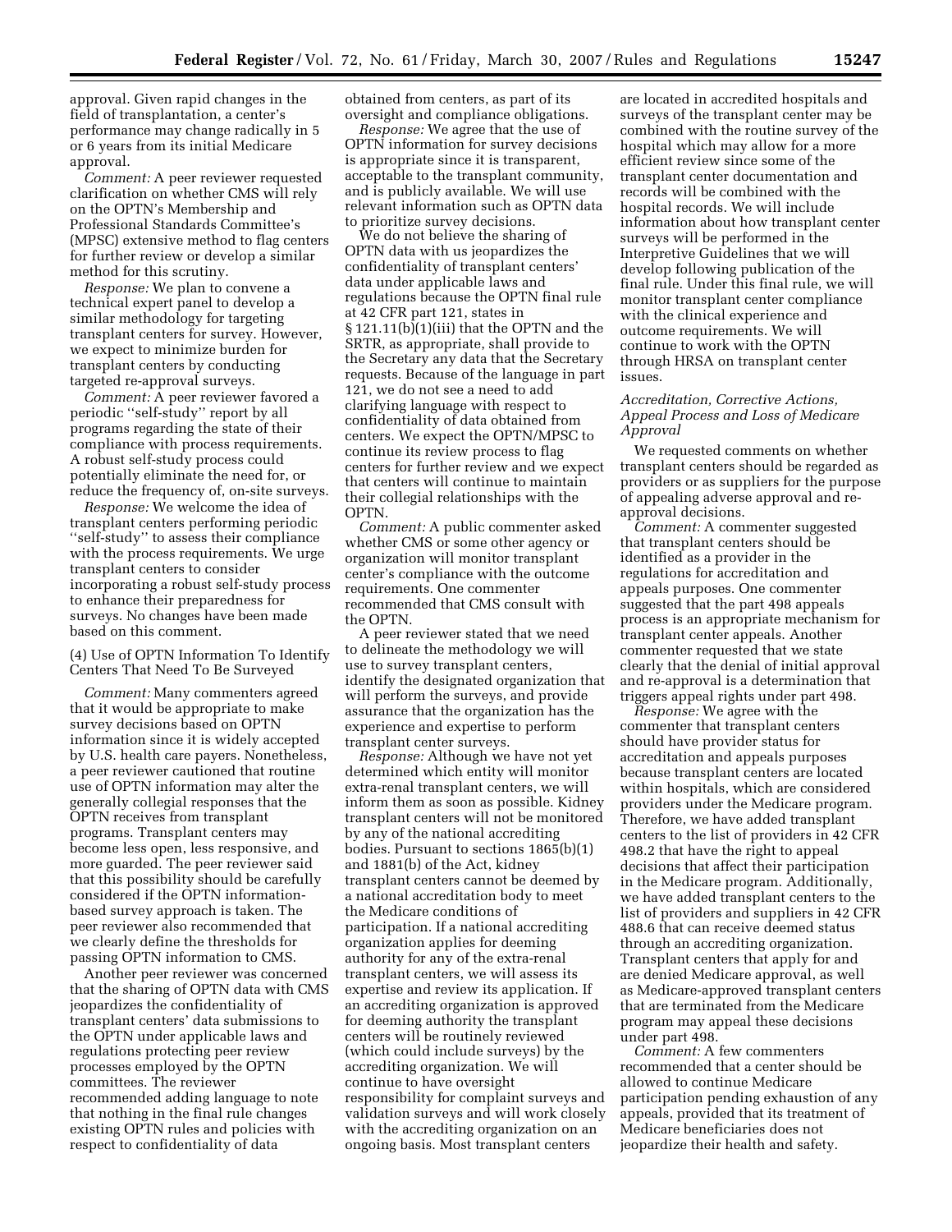approval. Given rapid changes in the field of transplantation, a center's performance may change radically in 5 or 6 years from its initial Medicare approval.

*Comment:* A peer reviewer requested clarification on whether CMS will rely on the OPTN's Membership and Professional Standards Committee's (MPSC) extensive method to flag centers for further review or develop a similar method for this scrutiny.

*Response:* We plan to convene a technical expert panel to develop a similar methodology for targeting transplant centers for survey. However, we expect to minimize burden for transplant centers by conducting targeted re-approval surveys.

*Comment:* A peer reviewer favored a periodic ''self-study'' report by all programs regarding the state of their compliance with process requirements. A robust self-study process could potentially eliminate the need for, or reduce the frequency of, on-site surveys.

*Response:* We welcome the idea of transplant centers performing periodic ''self-study'' to assess their compliance with the process requirements. We urge transplant centers to consider incorporating a robust self-study process to enhance their preparedness for surveys. No changes have been made based on this comment.

(4) Use of OPTN Information To Identify Centers That Need To Be Surveyed

*Comment:* Many commenters agreed that it would be appropriate to make survey decisions based on OPTN information since it is widely accepted by U.S. health care payers. Nonetheless, a peer reviewer cautioned that routine use of OPTN information may alter the generally collegial responses that the OPTN receives from transplant programs. Transplant centers may become less open, less responsive, and more guarded. The peer reviewer said that this possibility should be carefully considered if the OPTN information-based survey approach is taken. The peer reviewer also recommended that we clearly define the thresholds for passing OPTN information to CMS.

Another peer reviewer was concerned that the sharing of OPTN data with CMS jeopardizes the confidentiality of transplant centers' data submissions to the OPTN under applicable laws and regulations protecting peer review processes employed by the OPTN committees. The reviewer recommended adding language to note that nothing in the final rule changes existing OPTN rules and policies with respect to confidentiality of data obtained from centers, as part of its oversight and compliance obligations.

*Response:* We agree that the use of OPTN information for survey decisions is appropriate since it is transparent, acceptable to the transplant community, and is publicly available. We will use relevant information such as OPTN data to prioritize survey decisions.

We do not believe the sharing of OPTN data with us jeopardizes the confidentiality of transplant centers' data under applicable laws and regulations because the OPTN final rule at 42 CFR part 121, states in § 121.11(b)(1)(iii) that the OPTN and the SRTR, as appropriate, shall provide to the Secretary any data that the Secretary requests. Because of the language in part 121, we do not see a need to add clarifying language with respect to confidentiality of data obtained from centers. We expect the OPTN/MPSC to continue its review process to flag centers for further review and we expect that centers will continue to maintain their collegial relationships with the OPTN.

*Comment:* A public commenter asked whether CMS or some other agency or organization will monitor transplant center's compliance with the outcome requirements. One commenter recommended that CMS consult with the OPTN.

A peer reviewer stated that we need to delineate the methodology we will use to survey transplant centers, identify the designated organization that will perform the surveys, and provide assurance that the organization has the experience and expertise to perform transplant center surveys.

*Response:* Although we have not yet determined which entity will monitor extra-renal transplant centers, we will inform them as soon as possible. Kidney transplant centers will not be monitored by any of the national accrediting bodies. Pursuant to sections 1865(b)(1) and 1881(b) of the Act, kidney transplant centers cannot be deemed by a national accreditation body to meet the Medicare conditions of participation. If a national accrediting organization applies for deeming authority for any of the extra-renal transplant centers, we will assess its expertise and review its application. If an accrediting organization is approved for deeming authority the transplant centers will be routinely reviewed (which could include surveys) by the accrediting organization. We will continue to have oversight responsibility for complaint surveys and validation surveys and will work closely with the accrediting organization on an ongoing basis. Most transplant centers are located in accredited hospitals and surveys of the transplant center may be combined with the routine survey of the hospital which may allow for a more efficient review since some of the transplant center documentation and records will be combined with the hospital records. We will include information about how transplant center surveys will be performed in the Interpretive Guidelines that we will develop following publication of the final rule. Under this final rule, we will monitor transplant center compliance with the clinical experience and outcome requirements. We will continue to work with the OPTN through HRSA on transplant center issues.

*Accreditation, Corrective Actions, Appeal Process and Loss of Medicare Approval*

We requested comments on whether transplant centers should be regarded as providers or as suppliers for the purpose of appealing adverse approval and re-approval decisions.

*Comment:* A commenter suggested that transplant centers should be identified as a provider in the regulations for accreditation and appeals purposes. One commenter suggested that the part 498 appeals process is an appropriate mechanism for transplant center appeals. Another commenter requested that we state clearly that the denial of initial approval and re-approval is a determination that triggers appeal rights under part 498.

*Response:* We agree with the commenter that transplant centers should have provider status for accreditation and appeals purposes because transplant centers are located within hospitals, which are considered providers under the Medicare program. Therefore, we have added transplant centers to the list of providers in 42 CFR 498.2 that have the right to appeal decisions that affect their participation in the Medicare program. Additionally, we have added transplant centers to the list of providers and suppliers in 42 CFR 488.6 that can receive deemed status through an accrediting organization. Transplant centers that apply for and are denied Medicare approval, as well as Medicare-approved transplant centers that are terminated from the Medicare program may appeal these decisions under part 498.

*Comment:* A few commenters recommended that a center should be allowed to continue Medicare participation pending exhaustion of any appeals, provided that its treatment of Medicare beneficiaries does not jeopardize their health and safety.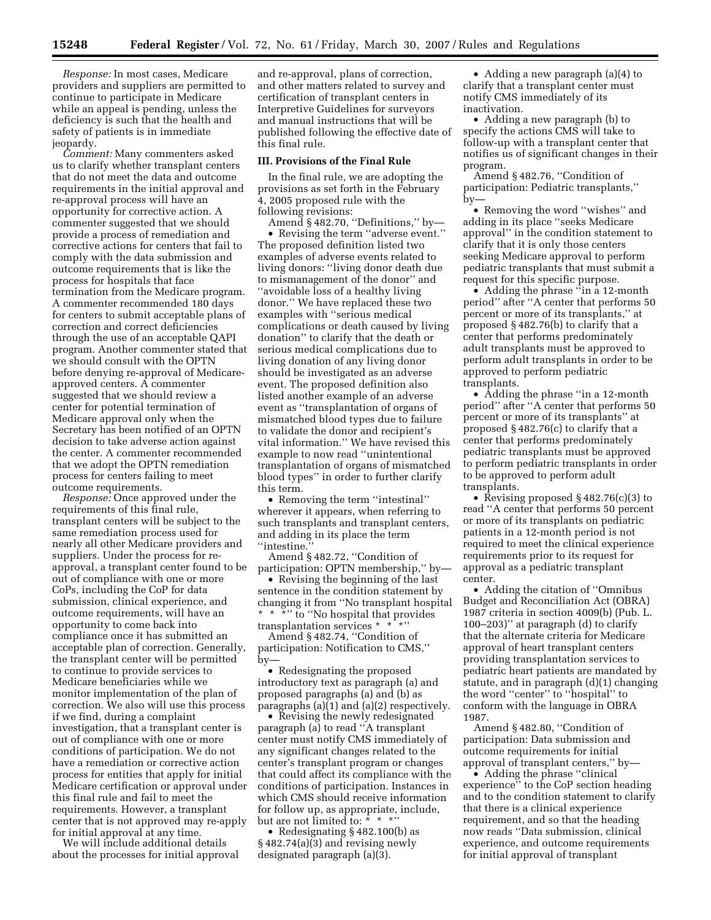*Response:* In most cases, Medicare providers and suppliers are permitted to continue to participate in Medicare while an appeal is pending, unless the deficiency is such that the health and safety of patients is in immediate jeopardy.

*Comment:* Many commenters asked us to clarify whether transplant centers that do not meet the data and outcome requirements in the initial approval and re-approval process will have an opportunity for corrective action. A commenter suggested that we should provide a process of remediation and corrective actions for centers that fail to comply with the data submission and outcome requirements that is like the process for hospitals that face termination from the Medicare program. A commenter recommended 180 days for centers to submit acceptable plans of correction and correct deficiencies through the use of an acceptable QAPI program. Another commenter stated that we should consult with the OPTN before denying re-approval of Medicare-approved centers. A commenter suggested that we should review a center for potential termination of Medicare approval only when the Secretary has been notified of an OPTN decision to take adverse action against the center. A commenter recommended that we adopt the OPTN remediation process for centers failing to meet outcome requirements.

*Response:* Once approved under the requirements of this final rule, transplant centers will be subject to the same remediation process used for nearly all other Medicare providers and suppliers. Under the process for re-approval, a transplant center found to be out of compliance with one or more CoPs, including the CoP for data submission, clinical experience, and outcome requirements, will have an opportunity to come back into compliance once it has submitted an acceptable plan of correction. Generally, the transplant center will be permitted to continue to provide services to Medicare beneficiaries while we monitor implementation of the plan of correction. We also will use this process if we find, during a complaint investigation, that a transplant center is out of compliance with one or more conditions of participation. We do not have a remediation or corrective action process for entities that apply for initial Medicare certification or approval under this final rule and fail to meet the requirements. However, a transplant center that is not approved may re-apply for initial approval at any time.

We will include additional details about the processes for initial approval and re-approval, plans of correction, and other matters related to survey and certification of transplant centers in Interpretive Guidelines for surveyors and manual instructions that will be published following the effective date of this final rule.

## III. Provisions of the Final Rule

In the final rule, we are adopting the provisions as set forth in the February 4, 2005 proposed rule with the following revisions:

Amend § 482.70, "Definitions," by—

- Revising the term "adverse event." The proposed definition listed two examples of adverse events related to living donors: "living donor death due to mismanagement of the donor" and "avoidable loss of a healthy living donor." We have replaced these two examples with "serious medical complications or death caused by living donation" to clarify that the death or serious medical complications due to living donation of any living donor should be investigated as an adverse event. The proposed definition also listed another example of an adverse event as "transplantation of organs of mismatched blood types due to failure to validate the donor and recipient's vital information." We have revised this example to now read "unintentional transplantation of organs of mismatched blood types" in order to further clarify this term.
- Removing the term "intestinal" wherever it appears, when referring to such transplants and transplant centers, and adding in its place the term "intestine."

Amend § 482.72, "Condition of participation: OPTN membership," by—

- Revising the beginning of the last sentence in the condition statement by changing it from "No transplant hospital * * *" to "No hospital that provides transplantation services * * *"

Amend § 482.74, "Condition of participation: Notification to CMS," by—

- Redesignating the proposed introductory text as paragraph (a) and proposed paragraphs (a) and (b) as paragraphs (a)(1) and (a)(2) respectively.
- Revising the newly redesignated paragraph (a) to read "A transplant center must notify CMS immediately of any significant changes related to the center's transplant program or changes that could affect its compliance with the conditions of participation. Instances in which CMS should receive information for follow up, as appropriate, include, but are not limited to: * * *"
- Redesignating § 482.100(b) as § 482.74(a)(3) and revising newly designated paragraph (a)(3).
- Adding a new paragraph (a)(4) to clarify that a transplant center must notify CMS immediately of its inactivation.
- Adding a new paragraph (b) to specify the actions CMS will take to follow-up with a transplant center that notifies us of significant changes in their program.

Amend § 482.76, "Condition of participation: Pediatric transplants," by—

- Removing the word "wishes" and adding in its place "seeks Medicare approval" in the condition statement to clarify that it is only those centers seeking Medicare approval to perform pediatric transplants that must submit a request for this specific purpose.
- Adding the phrase "in a 12-month period" after "A center that performs 50 percent or more of its transplants," at proposed § 482.76(b) to clarify that a center that performs predominately adult transplants must be approved to perform adult transplants in order to be approved to perform pediatric transplants.
- Adding the phrase "in a 12-month period" after "A center that performs 50 percent or more of its transplants" at proposed § 482.76(c) to clarify that a center that performs predominately pediatric transplants must be approved to perform pediatric transplants in order to be approved to perform adult transplants.
- Revising proposed § 482.76(c)(3) to read "A center that performs 50 percent or more of its transplants on pediatric patients in a 12-month period is not required to meet the clinical experience requirements prior to its request for approval as a pediatric transplant center.
- Adding the citation of "Omnibus Budget and Reconciliation Act (OBRA) 1987 criteria in section 4009(b) (Pub. L. 100–203)" at paragraph (d) to clarify that the alternate criteria for Medicare approval of heart transplant centers providing transplantation services to pediatric heart patients are mandated by statute, and in paragraph (d)(1) changing the word "center" to "hospital" to conform with the language in OBRA 1987.

Amend § 482.80, "Condition of participation: Data submission and outcome requirements for initial approval of transplant centers," by—

- Adding the phrase "clinical experience" to the CoP section heading and to the condition statement to clarify that there is a clinical experience requirement, and so that the heading now reads "Data submission, clinical experience, and outcome requirements for initial approval of transplant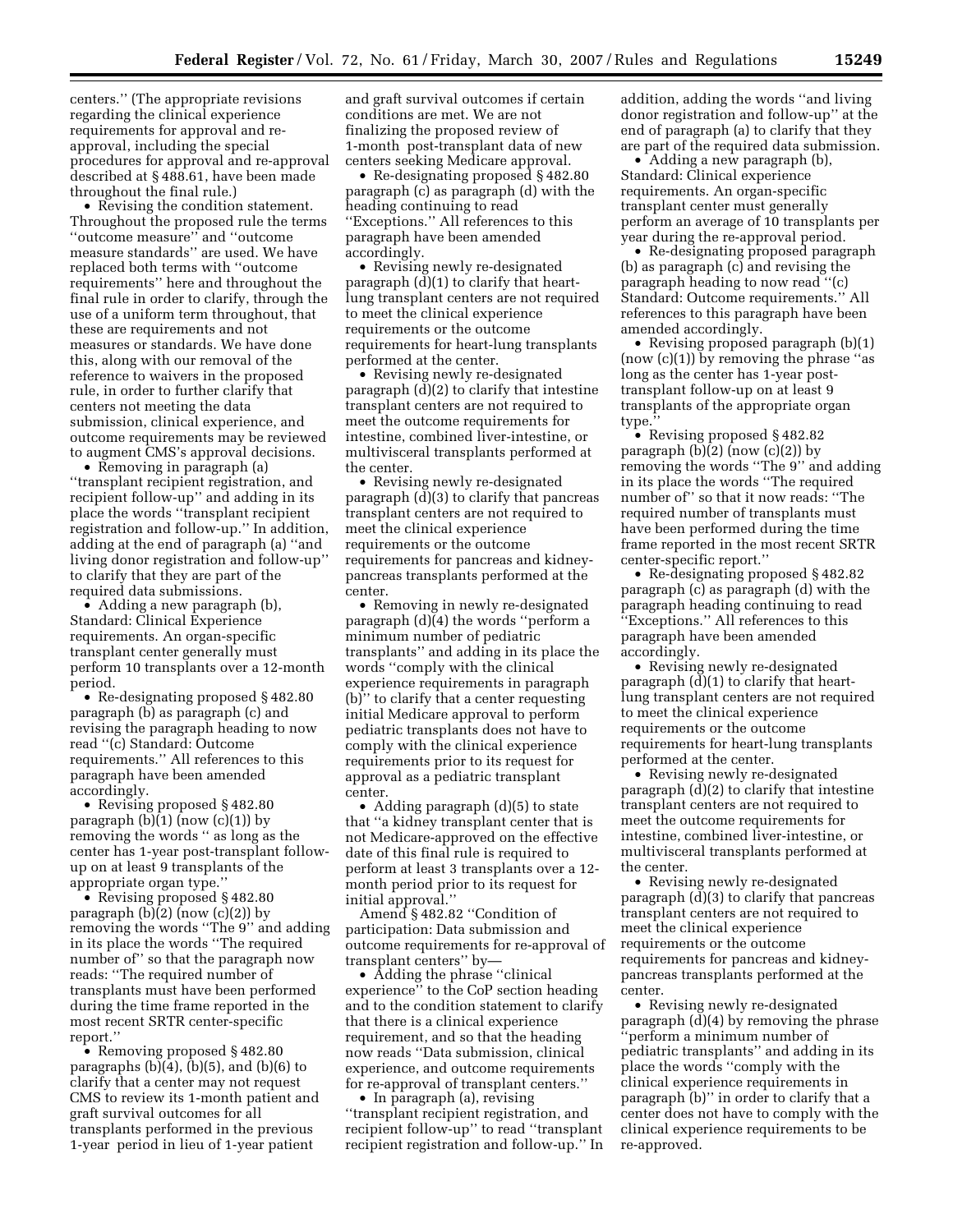centers.'' (The appropriate revisions regarding the clinical experience requirements for approval and re-approval, including the special procedures for approval and re-approval described at § 488.61, have been made throughout the final rule.)

- Revising the condition statement. Throughout the proposed rule the terms ''outcome measure'' and ''outcome measure standards'' are used. We have replaced both terms with ''outcome requirements'' here and throughout the final rule in order to clarify, through the use of a uniform term throughout, that these are requirements and not measures or standards. We have done this, along with our removal of the reference to waivers in the proposed rule, in order to further clarify that centers not meeting the data submission, clinical experience, and outcome requirements may be reviewed to augment CMS's approval decisions.
- Removing in paragraph (a) ''transplant recipient registration, and recipient follow-up'' and adding in its place the words ''transplant recipient registration and follow-up.'' In addition, adding at the end of paragraph (a) ''and living donor registration and follow-up'' to clarify that they are part of the required data submissions.
- Adding a new paragraph (b), Standard: Clinical Experience requirements. An organ-specific transplant center generally must perform 10 transplants over a 12-month period.
- Re-designating proposed § 482.80 paragraph (b) as paragraph (c) and revising the paragraph heading to now read ''(c) Standard: Outcome requirements.'' All references to this paragraph have been amended accordingly.
- Revising proposed § 482.80 paragraph (b)(1) (now (c)(1)) by removing the words '' as long as the center has 1-year post-transplant follow-up on at least 9 transplants of the appropriate organ type.''
- Revising proposed § 482.80 paragraph (b)(2) (now (c)(2)) by removing the words ''The 9'' and adding in its place the words ''The required number of'' so that the paragraph now reads: ''The required number of transplants must have been performed during the time frame reported in the most recent SRTR center-specific report.''
- Removing proposed § 482.80 paragraphs (b)(4), (b)(5), and (b)(6) to clarify that a center may not request CMS to review its 1-month patient and graft survival outcomes for all transplants performed in the previous 1-year period in lieu of 1-year patient and graft survival outcomes if certain conditions are met. We are not finalizing the proposed review of 1-month post-transplant data of new centers seeking Medicare approval.
- Re-designating proposed § 482.80 paragraph (c) as paragraph (d) with the heading continuing to read ''Exceptions.'' All references to this paragraph have been amended accordingly.
- Revising newly re-designated paragraph (d)(1) to clarify that heart-lung transplant centers are not required to meet the clinical experience requirements or the outcome requirements for heart-lung transplants performed at the center.
- Revising newly re-designated paragraph (d)(2) to clarify that intestine transplant centers are not required to meet the outcome requirements for intestine, combined liver-intestine, or multivisceral transplants performed at the center.
- Revising newly re-designated paragraph (d)(3) to clarify that pancreas transplant centers are not required to meet the clinical experience requirements or the outcome requirements for pancreas and kidney-pancreas transplants performed at the center.
- Removing in newly re-designated paragraph (d)(4) the words ''perform a minimum number of pediatric transplants'' and adding in its place the words ''comply with the clinical experience requirements in paragraph (b)'' to clarify that a center requesting initial Medicare approval to perform pediatric transplants does not have to comply with the clinical experience requirements prior to its request for approval as a pediatric transplant center.
- Adding paragraph (d)(5) to state that ''a kidney transplant center that is not Medicare-approved on the effective date of this final rule is required to perform at least 3 transplants over a 12-month period prior to its request for initial approval.''

Amend § 482.82 ''Condition of participation: Data submission and outcome requirements for re-approval of transplant centers'' by—

- Adding the phrase ''clinical experience'' to the CoP section heading and to the condition statement to clarify that there is a clinical experience requirement, and so that the heading now reads ''Data submission, clinical experience, and outcome requirements for re-approval of transplant centers.''
- In paragraph (a), revising ''transplant recipient registration, and recipient follow-up'' to read ''transplant recipient registration and follow-up.'' In addition, adding the words ''and living donor registration and follow-up'' at the end of paragraph (a) to clarify that they are part of the required data submission.
- Adding a new paragraph (b), Standard: Clinical experience requirements. An organ-specific transplant center must generally perform an average of 10 transplants per year during the re-approval period.
- Re-designating proposed paragraph (b) as paragraph (c) and revising the paragraph heading to now read ''(c) Standard: Outcome requirements.'' All references to this paragraph have been amended accordingly.
- Revising proposed paragraph (b)(1) (now (c)(1)) by removing the phrase ''as long as the center has 1-year post-transplant follow-up on at least 9 transplants of the appropriate organ type.''
- Revising proposed § 482.82 paragraph (b)(2) (now (c)(2)) by removing the words ''The 9'' and adding in its place the words ''The required number of'' so that it now reads: ''The required number of transplants must have been performed during the time frame reported in the most recent SRTR center-specific report.''
- Re-designating proposed § 482.82 paragraph (c) as paragraph (d) with the paragraph heading continuing to read ''Exceptions.'' All references to this paragraph have been amended accordingly.
- Revising newly re-designated paragraph (d)(1) to clarify that heart-lung transplant centers are not required to meet the clinical experience requirements or the outcome requirements for heart-lung transplants performed at the center.
- Revising newly re-designated paragraph (d)(2) to clarify that intestine transplant centers are not required to meet the outcome requirements for intestine, combined liver-intestine, or multivisceral transplants performed at the center.
- Revising newly re-designated paragraph (d)(3) to clarify that pancreas transplant centers are not required to meet the clinical experience requirements or the outcome requirements for pancreas and kidney-pancreas transplants performed at the center.
- Revising newly re-designated paragraph (d)(4) by removing the phrase ''perform a minimum number of pediatric transplants'' and adding in its place the words ''comply with the clinical experience requirements in paragraph (b)'' in order to clarify that a center does not have to comply with the clinical experience requirements to be re-approved.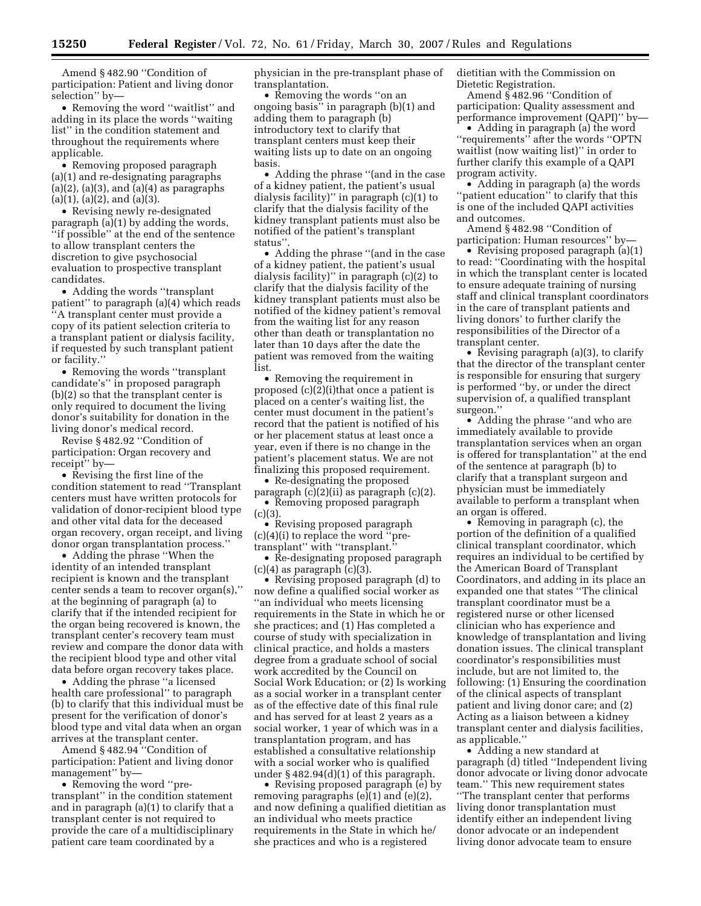Amend § 482.90 ''Condition of participation: Patient and living donor selection'' by—

• Removing the word ''waitlist'' and adding in its place the words ''waiting list'' in the condition statement and throughout the requirements where applicable.

• Removing proposed paragraph (a)(1) and re-designating paragraphs (a)(2), (a)(3), and (a)(4) as paragraphs (a)(1), (a)(2), and (a)(3).

• Revising newly re-designated paragraph (a)(1) by adding the words, ''if possible'' at the end of the sentence to allow transplant centers the discretion to give psychosocial evaluation to prospective transplant candidates.

• Adding the words ''transplant patient'' to paragraph (a)(4) which reads ''A transplant center must provide a copy of its patient selection criteria to a transplant patient or dialysis facility, if requested by such transplant patient or facility.''

• Removing the words ''transplant candidate's'' in proposed paragraph (b)(2) so that the transplant center is only required to document the living donor's suitability for donation in the living donor's medical record.

Revise § 482.92 ''Condition of participation: Organ recovery and receipt'' by—

• Revising the first line of the condition statement to read ''Transplant centers must have written protocols for validation of donor-recipient blood type and other vital data for the deceased organ recovery, organ receipt, and living donor organ transplantation process.''

• Adding the phrase ''When the identity of an intended transplant recipient is known and the transplant center sends a team to recover organ(s),'' at the beginning of paragraph (a) to clarify that if the intended recipient for the organ being recovered is known, the transplant center's recovery team must review and compare the donor data with the recipient blood type and other vital data before organ recovery takes place.

• Adding the phrase ''a licensed health care professional'' to paragraph (b) to clarify that this individual must be present for the verification of donor's blood type and vital data when an organ arrives at the transplant center.

Amend § 482.94 ''Condition of participation: Patient and living donor management'' by—

• Removing the word ''pre-transplant'' in the condition statement and in paragraph (a)(1) to clarify that a transplant center is not required to provide the care of a multidisciplinary patient care team coordinated by a physician in the pre-transplant phase of transplantation.

• Removing the words ''on an ongoing basis'' in paragraph (b)(1) and adding them to paragraph (b) introductory text to clarify that transplant centers must keep their waiting lists up to date on an ongoing basis.

• Adding the phrase ''(and in the case of a kidney patient, the patient's usual dialysis facility)'' in paragraph (c)(1) to clarify that the dialysis facility of the kidney transplant patients must also be notified of the patient's transplant status''.

• Adding the phrase ''(and in the case of a kidney patient, the patient's usual dialysis facility)'' in paragraph (c)(2) to clarify that the dialysis facility of the kidney transplant patients must also be notified of the kidney patient's removal from the waiting list for any reason other than death or transplantation no later than 10 days after the date the patient was removed from the waiting list.

• Removing the requirement in proposed (c)(2)(i)that once a patient is placed on a center's waiting list, the center must document in the patient's record that the patient is notified of his or her placement status at least once a year, even if there is no change in the patient's placement status. We are not finalizing this proposed requirement.

• Re-designating the proposed paragraph (c)(2)(ii) as paragraph (c)(2).

• Removing proposed paragraph (c)(3).

• Revising proposed paragraph (c)(4)(i) to replace the word ''pre-transplant'' with ''transplant.''

• Re-designating proposed paragraph (c)(4) as paragraph (c)(3).

• Revising proposed paragraph (d) to now define a qualified social worker as ''an individual who meets licensing requirements in the State in which he or she practices; and (1) Has completed a course of study with specialization in clinical practice, and holds a masters degree from a graduate school of social work accredited by the Council on Social Work Education; or (2) Is working as a social worker in a transplant center as of the effective date of this final rule and has served for at least 2 years as a social worker, 1 year of which was in a transplantation program, and has established a consultative relationship with a social worker who is qualified under § 482.94(d)(1) of this paragraph.

• Revising proposed paragraph (e) by removing paragraphs (e)(1) and (e)(2), and now defining a qualified dietitian as an individual who meets practice requirements in the State in which he/she practices and who is a registered dietitian with the Commission on Dietetic Registration.

Amend § 482.96 ''Condition of participation: Quality assessment and performance improvement (QAPI)'' by—

• Adding in paragraph (a) the word ''requirements'' after the words ''OPTN waitlist (now waiting list)'' in order to further clarify this example of a QAPI program activity.

• Adding in paragraph (a) the words ''patient education'' to clarify that this is one of the included QAPI activities and outcomes.

Amend § 482.98 ''Condition of participation: Human resources'' by—

• Revising proposed paragraph (a)(1) to read: ''Coordinating with the hospital in which the transplant center is located to ensure adequate training of nursing staff and clinical transplant coordinators in the care of transplant patients and living donors' to further clarify the responsibilities of the Director of a transplant center.

• Revising paragraph (a)(3), to clarify that the director of the transplant center is responsible for ensuring that surgery is performed ''by, or under the direct supervision of, a qualified transplant surgeon.''

• Adding the phrase ''and who are immediately available to provide transplantation services when an organ is offered for transplantation'' at the end of the sentence at paragraph (b) to clarify that a transplant surgeon and physician must be immediately available to perform a transplant when an organ is offered.

• Removing in paragraph (c), the portion of the definition of a qualified clinical transplant coordinator, which requires an individual to be certified by the American Board of Transplant Coordinators, and adding in its place an expanded one that states ''The clinical transplant coordinator must be a registered nurse or other licensed clinician who has experience and knowledge of transplantation and living donation issues. The clinical transplant coordinator's responsibilities must include, but are not limited to, the following: (1) Ensuring the coordination of the clinical aspects of transplant patient and living donor care; and (2) Acting as a liaison between a kidney transplant center and dialysis facilities, as applicable.''

• Adding a new standard at paragraph (d) titled ''Independent living donor advocate or living donor advocate team.'' This new requirement states ''The transplant center that performs living donor transplantation must identify either an independent living donor advocate or an independent living donor advocate team to ensure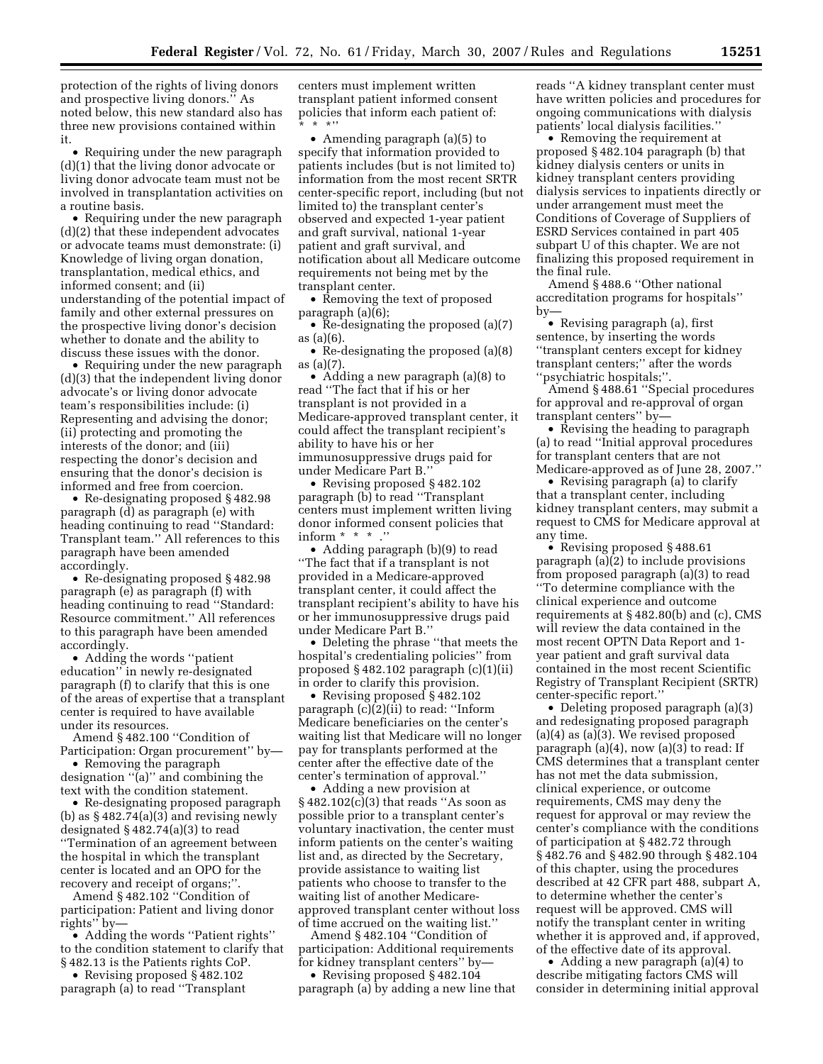protection of the rights of living donors and prospective living donors.'' As noted below, this new standard also has three new provisions contained within it.

- Requiring under the new paragraph (d)(1) that the living donor advocate or living donor advocate team must not be involved in transplantation activities on a routine basis.
- Requiring under the new paragraph (d)(2) that these independent advocates or advocate teams must demonstrate: (i) Knowledge of living organ donation, transplantation, medical ethics, and informed consent; and (ii) understanding of the potential impact of family and other external pressures on the prospective living donor's decision whether to donate and the ability to discuss these issues with the donor.
- Requiring under the new paragraph (d)(3) that the independent living donor advocate's or living donor advocate team's responsibilities include: (i) Representing and advising the donor; (ii) protecting and promoting the interests of the donor; and (iii) respecting the donor's decision and ensuring that the donor's decision is informed and free from coercion.
- Re-designating proposed § 482.98 paragraph (d) as paragraph (e) with heading continuing to read ''Standard: Transplant team.'' All references to this paragraph have been amended accordingly.
- Re-designating proposed § 482.98 paragraph (e) as paragraph (f) with heading continuing to read ''Standard: Resource commitment.'' All references to this paragraph have been amended accordingly.
- Adding the words ''patient education'' in newly re-designated paragraph (f) to clarify that this is one of the areas of expertise that a transplant center is required to have available under its resources.

Amend § 482.100 ''Condition of Participation: Organ procurement'' by—

- Removing the paragraph designation ''(a)'' and combining the text with the condition statement.
- Re-designating proposed paragraph (b) as § 482.74(a)(3) and revising newly designated § 482.74(a)(3) to read ''Termination of an agreement between the hospital in which the transplant center is located and an OPO for the recovery and receipt of organs;''.

Amend § 482.102 ''Condition of participation: Patient and living donor rights'' by—

- Adding the words ''Patient rights'' to the condition statement to clarify that § 482.13 is the Patients rights CoP.
- Revising proposed § 482.102 paragraph (a) to read ''Transplant centers must implement written transplant patient informed consent policies that inform each patient of: * * *''
- Amending paragraph (a)(5) to specify that information provided to patients includes (but is not limited to) information from the most recent SRTR center-specific report, including (but not limited to) the transplant center's observed and expected 1-year patient and graft survival, national 1-year patient and graft survival, and notification about all Medicare outcome requirements not being met by the transplant center.
- Removing the text of proposed paragraph (a)(6);
- Re-designating the proposed (a)(7) as (a)(6).
- Re-designating the proposed (a)(8) as (a)(7).
- Adding a new paragraph (a)(8) to read ''The fact that if his or her transplant is not provided in a Medicare-approved transplant center, it could affect the transplant recipient's ability to have his or her immunosuppressive drugs paid for under Medicare Part B.''
- Revising proposed § 482.102 paragraph (b) to read ''Transplant centers must implement written living donor informed consent policies that inform * * * .''
- Adding paragraph (b)(9) to read ''The fact that if a transplant is not provided in a Medicare-approved transplant center, it could affect the transplant recipient's ability to have his or her immunosuppressive drugs paid under Medicare Part B.''
- Deleting the phrase ''that meets the hospital's credentialing policies'' from proposed § 482.102 paragraph (c)(1)(ii) in order to clarify this provision.
- Revising proposed § 482.102 paragraph (c)(2)(ii) to read: ''Inform Medicare beneficiaries on the center's waiting list that Medicare will no longer pay for transplants performed at the center after the effective date of the center's termination of approval.''
- Adding a new provision at § 482.102(c)(3) that reads ''As soon as possible prior to a transplant center's voluntary inactivation, the center must inform patients on the center's waiting list and, as directed by the Secretary, provide assistance to waiting list patients who choose to transfer to the waiting list of another Medicare-approved transplant center without loss of time accrued on the waiting list.''

Amend § 482.104 ''Condition of participation: Additional requirements for kidney transplant centers'' by—

- Revising proposed § 482.104 paragraph (a) by adding a new line that reads ''A kidney transplant center must have written policies and procedures for ongoing communications with dialysis patients' local dialysis facilities.''
- Removing the requirement at proposed § 482.104 paragraph (b) that kidney dialysis centers or units in kidney transplant centers providing dialysis services to inpatients directly or under arrangement must meet the Conditions of Coverage of Suppliers of ESRD Services contained in part 405 subpart U of this chapter. We are not finalizing this proposed requirement in the final rule.

Amend § 488.6 ''Other national accreditation programs for hospitals'' by—

- Revising paragraph (a), first sentence, by inserting the words ''transplant centers except for kidney transplant centers;'' after the words ''psychiatric hospitals;''.

Amend § 488.61 ''Special procedures for approval and re-approval of organ transplant centers'' by—

- Revising the heading to paragraph (a) to read ''Initial approval procedures for transplant centers that are not Medicare-approved as of June 28, 2007.''
- Revising paragraph (a) to clarify that a transplant center, including kidney transplant centers, may submit a request to CMS for Medicare approval at any time.
- Revising proposed § 488.61 paragraph (a)(2) to include provisions from proposed paragraph (a)(3) to read ''To determine compliance with the clinical experience and outcome requirements at § 482.80(b) and (c), CMS will review the data contained in the most recent OPTN Data Report and 1-year patient and graft survival data contained in the most recent Scientific Registry of Transplant Recipient (SRTR) center-specific report.''
- Deleting proposed paragraph (a)(3) and redesignating proposed paragraph (a)(4) as (a)(3). We revised proposed paragraph (a)(4), now (a)(3) to read: If CMS determines that a transplant center has not met the data submission, clinical experience, or outcome requirements, CMS may deny the request for approval or may review the center's compliance with the conditions of participation at § 482.72 through § 482.76 and § 482.90 through § 482.104 of this chapter, using the procedures described at 42 CFR part 488, subpart A, to determine whether the center's request will be approved. CMS will notify the transplant center in writing whether it is approved and, if approved, of the effective date of its approval.
- Adding a new paragraph (a)(4) to describe mitigating factors CMS will consider in determining initial approval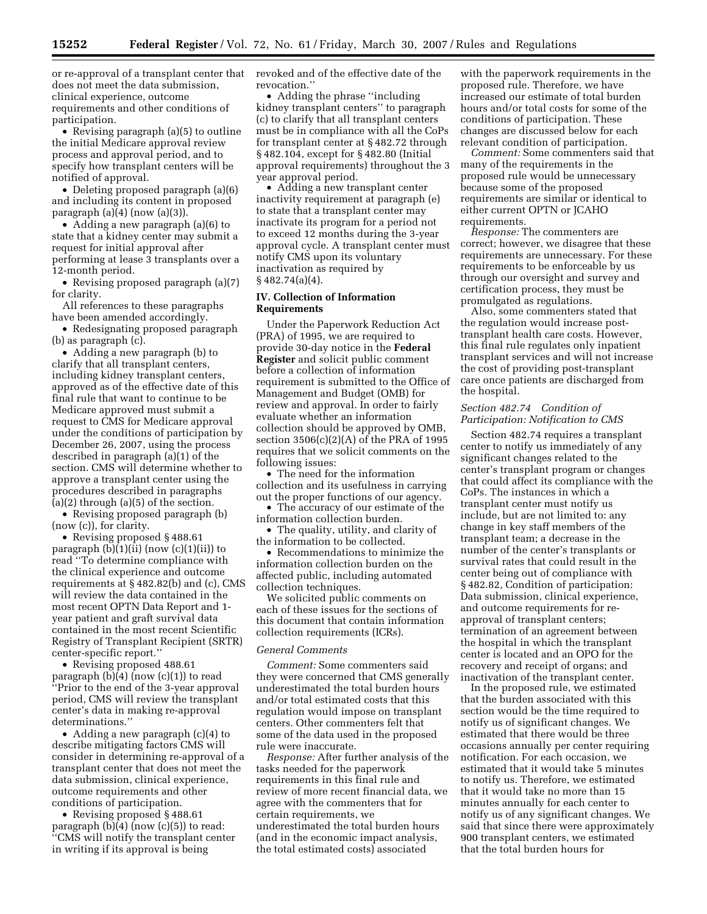or re-approval of a transplant center that does not meet the data submission, clinical experience, outcome requirements and other conditions of participation.

- Revising paragraph (a)(5) to outline the initial Medicare approval review process and approval period, and to specify how transplant centers will be notified of approval.
- Deleting proposed paragraph (a)(6) and including its content in proposed paragraph (a)(4) (now (a)(3)).
- Adding a new paragraph (a)(6) to state that a kidney center may submit a request for initial approval after performing at lease 3 transplants over a 12-month period.
- Revising proposed paragraph (a)(7) for clarity.

All references to these paragraphs have been amended accordingly.

- Redesignating proposed paragraph (b) as paragraph (c).
- Adding a new paragraph (b) to clarify that all transplant centers, including kidney transplant centers, approved as of the effective date of this final rule that want to continue to be Medicare approved must submit a request to CMS for Medicare approval under the conditions of participation by December 26, 2007, using the process described in paragraph (a)(1) of the section. CMS will determine whether to approve a transplant center using the procedures described in paragraphs (a)(2) through (a)(5) of the section.
- Revising proposed paragraph (b) (now (c)), for clarity.
- Revising proposed § 488.61 paragraph (b)(1)(ii) (now (c)(1)(ii)) to read "To determine compliance with the clinical experience and outcome requirements at § 482.82(b) and (c), CMS will review the data contained in the most recent OPTN Data Report and 1-year patient and graft survival data contained in the most recent Scientific Registry of Transplant Recipient (SRTR) center-specific report."
- Revising proposed 488.61 paragraph (b)(4) (now (c)(1)) to read "Prior to the end of the 3-year approval period, CMS will review the transplant center's data in making re-approval determinations."
- Adding a new paragraph (c)(4) to describe mitigating factors CMS will consider in determining re-approval of a transplant center that does not meet the data submission, clinical experience, outcome requirements and other conditions of participation.
- Revising proposed § 488.61 paragraph (b)(4) (now (c)(5)) to read: "CMS will notify the transplant center in writing if its approval is being revoked and of the effective date of the revocation."
- Adding the phrase "including kidney transplant centers" to paragraph (c) to clarify that all transplant centers must be in compliance with all the CoPs for transplant center at § 482.72 through § 482.104, except for § 482.80 (Initial approval requirements) throughout the 3 year approval period.
- Adding a new transplant center inactivity requirement at paragraph (e) to state that a transplant center may inactivate its program for a period not to exceed 12 months during the 3-year approval cycle. A transplant center must notify CMS upon its voluntary inactivation as required by § 482.74(a)(4).

## IV. Collection of Information Requirements

Under the Paperwork Reduction Act (PRA) of 1995, we are required to provide 30-day notice in the **Federal Register** and solicit public comment before a collection of information requirement is submitted to the Office of Management and Budget (OMB) for review and approval. In order to fairly evaluate whether an information collection should be approved by OMB, section 3506(c)(2)(A) of the PRA of 1995 requires that we solicit comments on the following issues:

- The need for the information collection and its usefulness in carrying out the proper functions of our agency.
- The accuracy of our estimate of the information collection burden.
- The quality, utility, and clarity of the information to be collected.
- Recommendations to minimize the information collection burden on the affected public, including automated collection techniques.

We solicited public comments on each of these issues for the sections of this document that contain information collection requirements (ICRs).

### *General Comments*

*Comment:* Some commenters said they were concerned that CMS generally underestimated the total burden hours and/or total estimated costs that this regulation would impose on transplant centers. Other commenters felt that some of the data used in the proposed rule were inaccurate.

*Response:* After further analysis of the tasks needed for the paperwork requirements in this final rule and review of more recent financial data, we agree with the commenters that for certain requirements, we underestimated the total burden hours (and in the economic impact analysis, the total estimated costs) associated with the paperwork requirements in the proposed rule. Therefore, we have increased our estimate of total burden hours and/or total costs for some of the conditions of participation. These changes are discussed below for each relevant condition of participation.

*Comment:* Some commenters said that many of the requirements in the proposed rule would be unnecessary because some of the proposed requirements are similar or identical to either current OPTN or JCAHO requirements.

*Response:* The commenters are correct; however, we disagree that these requirements are unnecessary. For these requirements to be enforceable by us through our oversight and survey and certification process, they must be promulgated as regulations.

Also, some commenters stated that the regulation would increase post-transplant health care costs. However, this final rule regulates only inpatient transplant services and will not increase the cost of providing post-transplant care once patients are discharged from the hospital.

### *Section 482.74 Condition of Participation: Notification to CMS*

Section 482.74 requires a transplant center to notify us immediately of any significant changes related to the center's transplant program or changes that could affect its compliance with the CoPs. The instances in which a transplant center must notify us include, but are not limited to: any change in key staff members of the transplant team; a decrease in the number of the center's transplants or survival rates that could result in the center being out of compliance with § 482.82, Condition of participation: Data submission, clinical experience, and outcome requirements for re-approval of transplant centers; termination of an agreement between the hospital in which the transplant center is located and an OPO for the recovery and receipt of organs; and inactivation of the transplant center.

In the proposed rule, we estimated that the burden associated with this section would be the time required to notify us of significant changes. We estimated that there would be three occasions annually per center requiring notification. For each occasion, we estimated that it would take 5 minutes to notify us. Therefore, we estimated that it would take no more than 15 minutes annually for each center to notify us of any significant changes. We said that since there were approximately 900 transplant centers, we estimated that the total burden hours for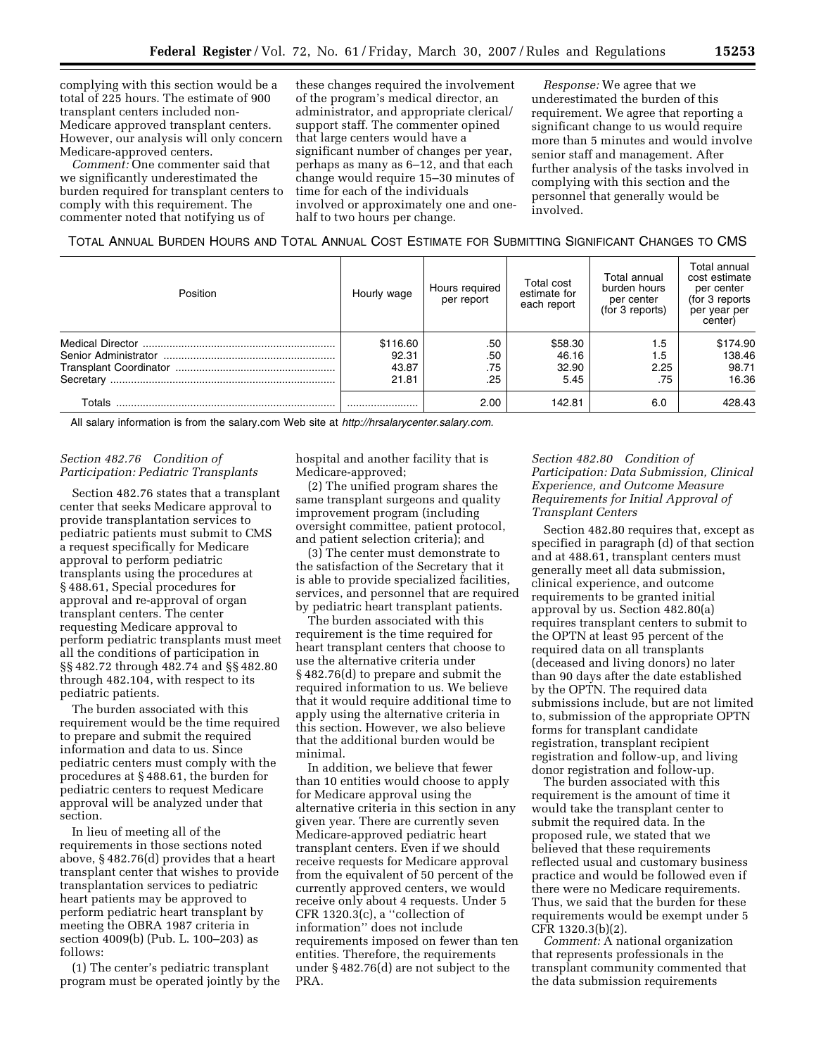complying with this section would be a total of 225 hours. The estimate of 900 transplant centers included non-Medicare approved transplant centers. However, our analysis will only concern Medicare-approved centers.

*Comment:* One commenter said that we significantly underestimated the burden required for transplant centers to comply with this requirement. The commenter noted that notifying us of these changes required the involvement of the program's medical director, an administrator, and appropriate clerical/support staff. The commenter opined that large centers would have a significant number of changes per year, perhaps as many as 6–12, and that each change would require 15–30 minutes of time for each of the individuals involved or approximately one and one-half to two hours per change.

*Response:* We agree that we underestimated the burden of this requirement. We agree that reporting a significant change to us would require more than 5 minutes and would involve senior staff and management. After further analysis of the tasks involved in complying with this section and the personnel that generally would be involved.

TOTAL ANNUAL BURDEN HOURS AND TOTAL ANNUAL COST ESTIMATE FOR SUBMITTING SIGNIFICANT CHANGES TO CMS

| Position | Hourly wage | Hours required per report | Total cost estimate for each report | Total annual burden hours per center (for 3 reports) | Total annual cost estimate per center (for 3 reports per year per center) |
|---|---|---|---|---|---|
| Medical Director | $116.60 | .50 | $58.30 | 1.5 | $174.90 |
| Senior Administrator | 92.31 | .50 | 46.16 | 1.5 | 138.46 |
| Transplant Coordinator | 43.87 | .75 | 32.90 | 2.25 | 98.71 |
| Secretary | 21.81 | .25 | 5.45 | .75 | 16.36 |
| Totals | | 2.00 | 142.81 | 6.0 | 428.43 |

All salary information is from the salary.com Web site at *http://hrsalarycenter.salary.com.*

### *Section 482.76 Condition of Participation: Pediatric Transplants*

Section 482.76 states that a transplant center that seeks Medicare approval to provide transplantation services to pediatric patients must submit to CMS a request specifically for Medicare approval to perform pediatric transplants using the procedures at § 488.61, Special procedures for approval and re-approval of organ transplant centers. The center requesting Medicare approval to perform pediatric transplants must meet all the conditions of participation in §§ 482.72 through 482.74 and §§ 482.80 through 482.104, with respect to its pediatric patients.

The burden associated with this requirement would be the time required to prepare and submit the required information and data to us. Since pediatric centers must comply with the procedures at § 488.61, the burden for pediatric centers to request Medicare approval will be analyzed under that section.

In lieu of meeting all of the requirements in those sections noted above, § 482.76(d) provides that a heart transplant center that wishes to provide transplantation services to pediatric heart patients may be approved to perform pediatric heart transplant by meeting the OBRA 1987 criteria in section 4009(b) (Pub. L. 100–203) as follows:

(1) The center's pediatric transplant program must be operated jointly by the hospital and another facility that is Medicare-approved;

(2) The unified program shares the same transplant surgeons and quality improvement program (including oversight committee, patient protocol, and patient selection criteria); and

(3) The center must demonstrate to the satisfaction of the Secretary that it is able to provide specialized facilities, services, and personnel that are required by pediatric heart transplant patients.

The burden associated with this requirement is the time required for heart transplant centers that choose to use the alternative criteria under § 482.76(d) to prepare and submit the required information to us. We believe that it would require additional time to apply using the alternative criteria in this section. However, we also believe that the additional burden would be minimal.

In addition, we believe that fewer than 10 entities would choose to apply for Medicare approval using the alternative criteria in this section in any given year. There are currently seven Medicare-approved pediatric heart transplant centers. Even if we should receive requests for Medicare approval from the equivalent of 50 percent of the currently approved centers, we would receive only about 4 requests. Under 5 CFR 1320.3(c), a ''collection of information'' does not include requirements imposed on fewer than ten entities. Therefore, the requirements under § 482.76(d) are not subject to the PRA.

### *Section 482.80 Condition of Participation: Data Submission, Clinical Experience, and Outcome Measure Requirements for Initial Approval of Transplant Centers*

Section 482.80 requires that, except as specified in paragraph (d) of that section and at 488.61, transplant centers must generally meet all data submission, clinical experience, and outcome requirements to be granted initial approval by us. Section 482.80(a) requires transplant centers to submit to the OPTN at least 95 percent of the required data on all transplants (deceased and living donors) no later than 90 days after the date established by the OPTN. The required data submissions include, but are not limited to, submission of the appropriate OPTN forms for transplant candidate registration, transplant recipient registration and follow-up, and living donor registration and follow-up.

The burden associated with this requirement is the amount of time it would take the transplant center to submit the required data. In the proposed rule, we stated that we believed that these requirements reflected usual and customary business practice and would be followed even if there were no Medicare requirements. Thus, we said that the burden for these requirements would be exempt under 5 CFR 1320.3(b)(2).

*Comment:* A national organization that represents professionals in the transplant community commented that the data submission requirements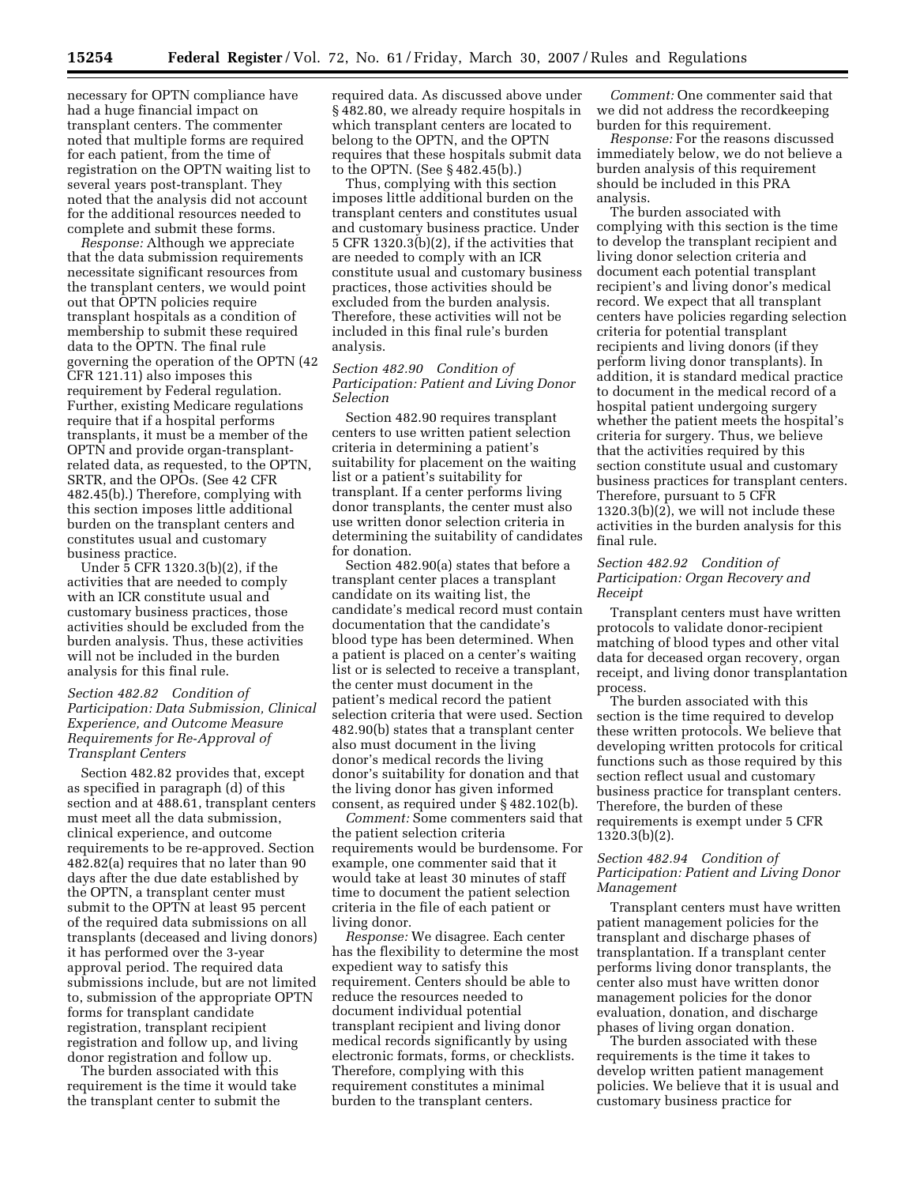necessary for OPTN compliance have had a huge financial impact on transplant centers. The commenter noted that multiple forms are required for each patient, from the time of registration on the OPTN waiting list to several years post-transplant. They noted that the analysis did not account for the additional resources needed to complete and submit these forms.

*Response:* Although we appreciate that the data submission requirements necessitate significant resources from the transplant centers, we would point out that OPTN policies require transplant hospitals as a condition of membership to submit these required data to the OPTN. The final rule governing the operation of the OPTN (42 CFR 121.11) also imposes this requirement by Federal regulation. Further, existing Medicare regulations require that if a hospital performs transplants, it must be a member of the OPTN and provide organ-transplant-related data, as requested, to the OPTN, SRTR, and the OPOs. (See 42 CFR 482.45(b).) Therefore, complying with this section imposes little additional burden on the transplant centers and constitutes usual and customary business practice.

Under 5 CFR 1320.3(b)(2), if the activities that are needed to comply with an ICR constitute usual and customary business practices, those activities should be excluded from the burden analysis. Thus, these activities will not be included in the burden analysis for this final rule.

### *Section 482.82 Condition of Participation: Data Submission, Clinical Experience, and Outcome Measure Requirements for Re-Approval of Transplant Centers*

Section 482.82 provides that, except as specified in paragraph (d) of this section and at 488.61, transplant centers must meet all the data submission, clinical experience, and outcome requirements to be re-approved. Section 482.82(a) requires that no later than 90 days after the due date established by the OPTN, a transplant center must submit to the OPTN at least 95 percent of the required data submissions on all transplants (deceased and living donors) it has performed over the 3-year approval period. The required data submissions include, but are not limited to, submission of the appropriate OPTN forms for transplant candidate registration, transplant recipient registration and follow up, and living donor registration and follow up.

The burden associated with this requirement is the time it would take the transplant center to submit the required data. As discussed above under § 482.80, we already require hospitals in which transplant centers are located to belong to the OPTN, and the OPTN requires that these hospitals submit data to the OPTN. (See § 482.45(b).)

Thus, complying with this section imposes little additional burden on the transplant centers and constitutes usual and customary business practice. Under 5 CFR 1320.3(b)(2), if the activities that are needed to comply with an ICR constitute usual and customary business practices, those activities should be excluded from the burden analysis. Therefore, these activities will not be included in this final rule's burden analysis.

### *Section 482.90 Condition of Participation: Patient and Living Donor Selection*

Section 482.90 requires transplant centers to use written patient selection criteria in determining a patient's suitability for placement on the waiting list or a patient's suitability for transplant. If a center performs living donor transplants, the center must also use written donor selection criteria in determining the suitability of candidates for donation.

Section 482.90(a) states that before a transplant center places a transplant candidate on its waiting list, the candidate's medical record must contain documentation that the candidate's blood type has been determined. When a patient is placed on a center's waiting list or is selected to receive a transplant, the center must document in the patient's medical record the patient selection criteria that were used. Section 482.90(b) states that a transplant center also must document in the living donor's medical records the living donor's suitability for donation and that the living donor has given informed consent, as required under § 482.102(b).

*Comment:* Some commenters said that the patient selection criteria requirements would be burdensome. For example, one commenter said that it would take at least 30 minutes of staff time to document the patient selection criteria in the file of each patient or living donor.

*Response:* We disagree. Each center has the flexibility to determine the most expedient way to satisfy this requirement. Centers should be able to reduce the resources needed to document individual potential transplant recipient and living donor medical records significantly by using electronic formats, forms, or checklists. Therefore, complying with this requirement constitutes a minimal burden to the transplant centers.

*Comment:* One commenter said that we did not address the recordkeeping burden for this requirement.

*Response:* For the reasons discussed immediately below, we do not believe a burden analysis of this requirement should be included in this PRA analysis.

The burden associated with complying with this section is the time to develop the transplant recipient and living donor selection criteria and document each potential transplant recipient's and living donor's medical record. We expect that all transplant centers have policies regarding selection criteria for potential transplant recipients and living donors (if they perform living donor transplants). In addition, it is standard medical practice to document in the medical record of a hospital patient undergoing surgery whether the patient meets the hospital's criteria for surgery. Thus, we believe that the activities required by this section constitute usual and customary business practices for transplant centers. Therefore, pursuant to 5 CFR 1320.3(b)(2), we will not include these activities in the burden analysis for this final rule.

### *Section 482.92 Condition of Participation: Organ Recovery and Receipt*

Transplant centers must have written protocols to validate donor-recipient matching of blood types and other vital data for deceased organ recovery, organ receipt, and living donor transplantation process.

The burden associated with this section is the time required to develop these written protocols. We believe that developing written protocols for critical functions such as those required by this section reflect usual and customary business practice for transplant centers. Therefore, the burden of these requirements is exempt under 5 CFR 1320.3(b)(2).

### *Section 482.94 Condition of Participation: Patient and Living Donor Management*

Transplant centers must have written patient management policies for the transplant and discharge phases of transplantation. If a transplant center performs living donor transplants, the center also must have written donor management policies for the donor evaluation, donation, and discharge phases of living organ donation.

The burden associated with these requirements is the time it takes to develop written patient management policies. We believe that it is usual and customary business practice for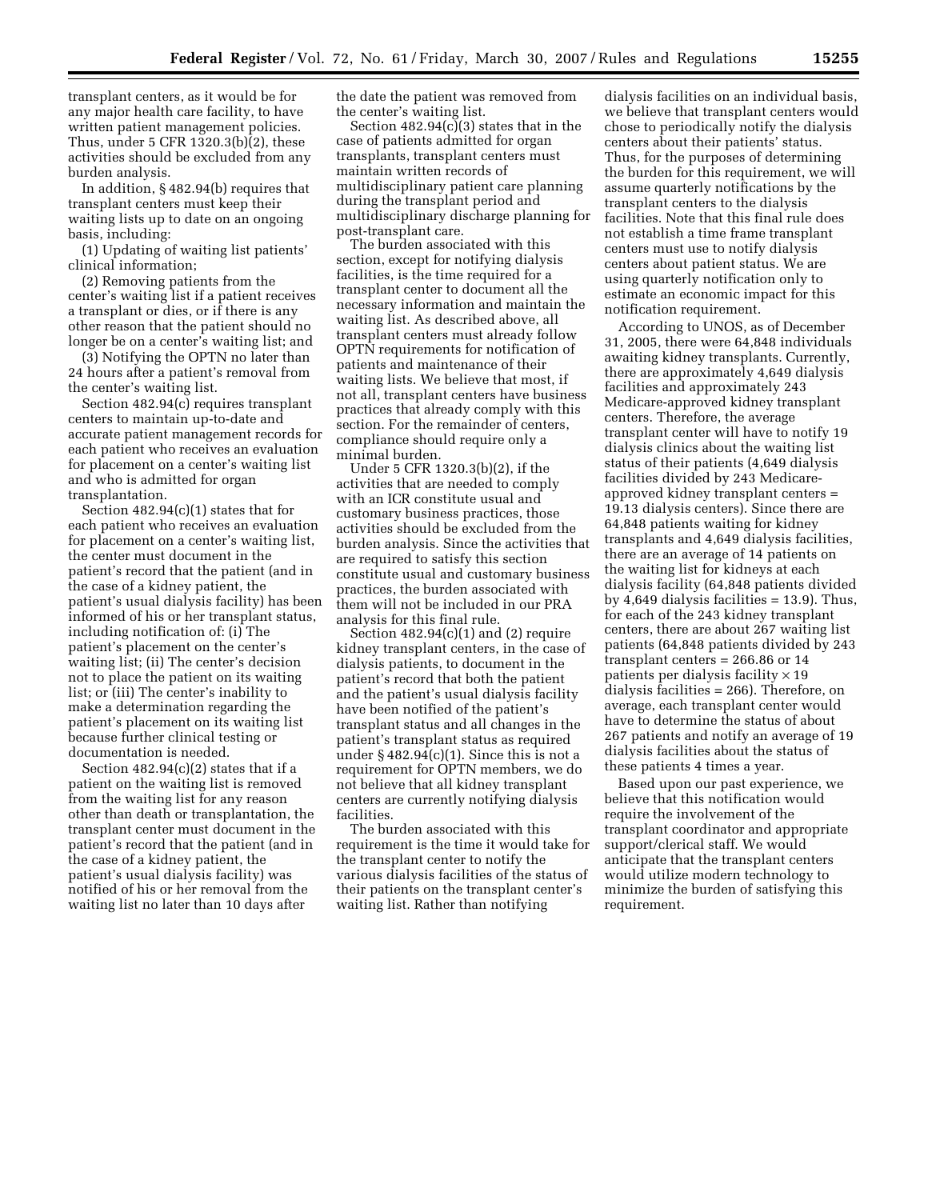transplant centers, as it would be for any major health care facility, to have written patient management policies. Thus, under 5 CFR 1320.3(b)(2), these activities should be excluded from any burden analysis.

In addition, § 482.94(b) requires that transplant centers must keep their waiting lists up to date on an ongoing basis, including:

(1) Updating of waiting list patients' clinical information;

(2) Removing patients from the center's waiting list if a patient receives a transplant or dies, or if there is any other reason that the patient should no longer be on a center's waiting list; and

(3) Notifying the OPTN no later than 24 hours after a patient's removal from the center's waiting list.

Section 482.94(c) requires transplant centers to maintain up-to-date and accurate patient management records for each patient who receives an evaluation for placement on a center's waiting list and who is admitted for organ transplantation.

Section 482.94(c)(1) states that for each patient who receives an evaluation for placement on a center's waiting list, the center must document in the patient's record that the patient (and in the case of a kidney patient, the patient's usual dialysis facility) has been informed of his or her transplant status, including notification of: (i) The patient's placement on the center's waiting list; (ii) The center's decision not to place the patient on its waiting list; or (iii) The center's inability to make a determination regarding the patient's placement on its waiting list because further clinical testing or documentation is needed.

Section 482.94(c)(2) states that if a patient on the waiting list is removed from the waiting list for any reason other than death or transplantation, the transplant center must document in the patient's record that the patient (and in the case of a kidney patient, the patient's usual dialysis facility) was notified of his or her removal from the waiting list no later than 10 days after the date the patient was removed from the center's waiting list.

Section 482.94(c)(3) states that in the case of patients admitted for organ transplants, transplant centers must maintain written records of multidisciplinary patient care planning during the transplant period and multidisciplinary discharge planning for post-transplant care.

The burden associated with this section, except for notifying dialysis facilities, is the time required for a transplant center to document all the necessary information and maintain the waiting list. As described above, all transplant centers must already follow OPTN requirements for notification of patients and maintenance of their waiting lists. We believe that most, if not all, transplant centers have business practices that already comply with this section. For the remainder of centers, compliance should require only a minimal burden.

Under 5 CFR 1320.3(b)(2), if the activities that are needed to comply with an ICR constitute usual and customary business practices, those activities should be excluded from the burden analysis. Since the activities that are required to satisfy this section constitute usual and customary business practices, the burden associated with them will not be included in our PRA analysis for this final rule.

Section 482.94(c)(1) and (2) require kidney transplant centers, in the case of dialysis patients, to document in the patient's record that both the patient and the patient's usual dialysis facility have been notified of the patient's transplant status and all changes in the patient's transplant status as required under § 482.94(c)(1). Since this is not a requirement for OPTN members, we do not believe that all kidney transplant centers are currently notifying dialysis facilities.

The burden associated with this requirement is the time it would take for the transplant center to notify the various dialysis facilities of the status of their patients on the transplant center's waiting list. Rather than notifying dialysis facilities on an individual basis, we believe that transplant centers would chose to periodically notify the dialysis centers about their patients' status. Thus, for the purposes of determining the burden for this requirement, we will assume quarterly notifications by the transplant centers to the dialysis facilities. Note that this final rule does not establish a time frame transplant centers must use to notify dialysis centers about patient status. We are using quarterly notification only to estimate an economic impact for this notification requirement.

According to UNOS, as of December 31, 2005, there were 64,848 individuals awaiting kidney transplants. Currently, there are approximately 4,649 dialysis facilities and approximately 243 Medicare-approved kidney transplant centers. Therefore, the average transplant center will have to notify 19 dialysis clinics about the waiting list status of their patients (4,649 dialysis facilities divided by 243 Medicare-approved kidney transplant centers = 19.13 dialysis centers). Since there are 64,848 patients waiting for kidney transplants and 4,649 dialysis facilities, there are an average of 14 patients on the waiting list for kidneys at each dialysis facility (64,848 patients divided by 4,649 dialysis facilities = 13.9). Thus, for each of the 243 kidney transplant centers, there are about 267 waiting list patients (64,848 patients divided by 243 transplant centers = 266.86 or 14 patients per dialysis facility × 19 dialysis facilities = 266). Therefore, on average, each transplant center would have to determine the status of about 267 patients and notify an average of 19 dialysis facilities about the status of these patients 4 times a year.

Based upon our past experience, we believe that this notification would require the involvement of the transplant coordinator and appropriate support/clerical staff. We would anticipate that the transplant centers would utilize modern technology to minimize the burden of satisfying this requirement.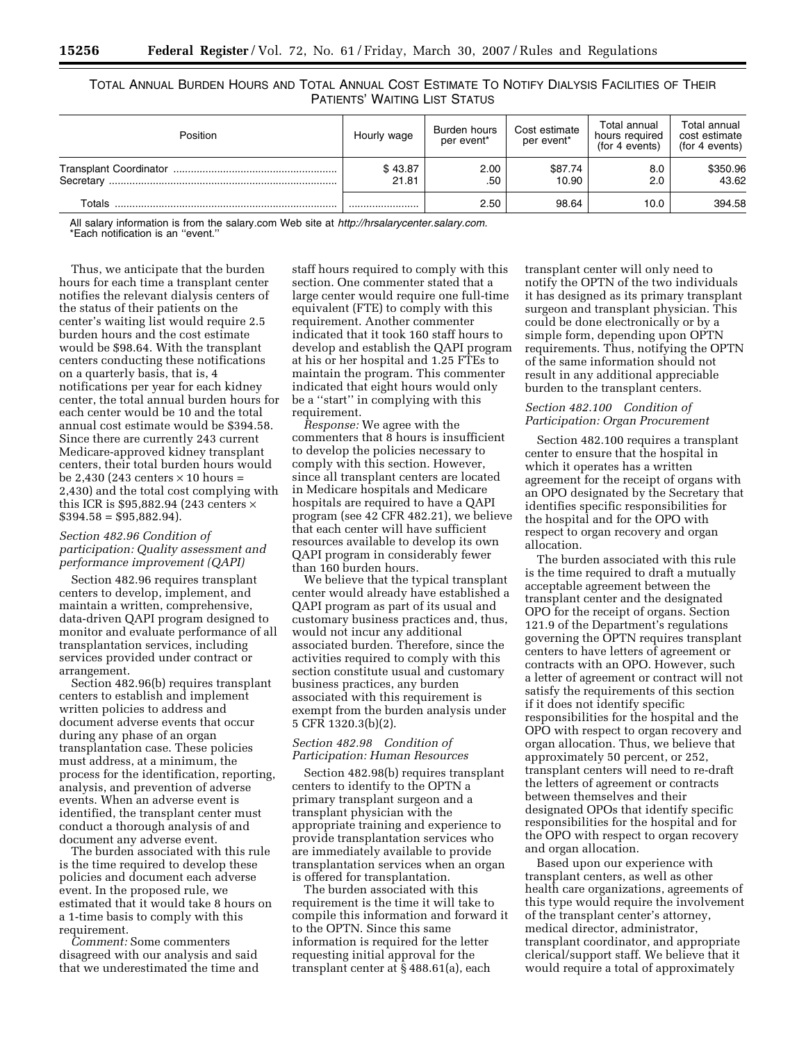TOTAL ANNUAL BURDEN HOURS AND TOTAL ANNUAL COST ESTIMATE TO NOTIFY DIALYSIS FACILITIES OF THEIR PATIENTS' WAITING LIST STATUS

| Position | Hourly wage | Burden hours per event* | Cost estimate per event* | Total annual hours required (for 4 events) | Total annual cost estimate (for 4 events) |
|---|---|---|---|---|---|
| Transplant Coordinator | $ 43.87 | 2.00 | $87.74 | 8.0 | $350.96 |
| Secretary | 21.81 | .50 | 10.90 | 2.0 | 43.62 |
| Totals | | 2.50 | 98.64 | 10.0 | 394.58 |

All salary information is from the salary.com Web site at *http://hrsalarycenter.salary.com*.
*Each notification is an "event."

Thus, we anticipate that the burden hours for each time a transplant center notifies the relevant dialysis centers of the status of their patients on the center's waiting list would require 2.5 burden hours and the cost estimate would be $98.64. With the transplant centers conducting these notifications on a quarterly basis, that is, 4 notifications per year for each kidney center, the total annual burden hours for each center would be 10 and the total annual cost estimate would be $394.58. Since there are currently 243 current Medicare-approved kidney transplant centers, their total burden hours would be 2,430 (243 centers × 10 hours = 2,430) and the total cost complying with this ICR is $95,882.94 (243 centers × $394.58 = $95,882.94).

### *Section 482.96 Condition of participation: Quality assessment and performance improvement (QAPI)*

Section 482.96 requires transplant centers to develop, implement, and maintain a written, comprehensive, data-driven QAPI program designed to monitor and evaluate performance of all transplantation services, including services provided under contract or arrangement.

Section 482.96(b) requires transplant centers to establish and implement written policies to address and document adverse events that occur during any phase of an organ transplantation case. These policies must address, at a minimum, the process for the identification, reporting, analysis, and prevention of adverse events. When an adverse event is identified, the transplant center must conduct a thorough analysis of and document any adverse event.

The burden associated with this rule is the time required to develop these policies and document each adverse event. In the proposed rule, we estimated that it would take 8 hours on a 1-time basis to comply with this requirement.

*Comment:* Some commenters disagreed with our analysis and said that we underestimated the time and staff hours required to comply with this section. One commenter stated that a large center would require one full-time equivalent (FTE) to comply with this requirement. Another commenter indicated that it took 160 staff hours to develop and establish the QAPI program at his or her hospital and 1.25 FTEs to maintain the program. This commenter indicated that eight hours would only be a "start" in complying with this requirement.

*Response:* We agree with the commenters that 8 hours is insufficient to develop the policies necessary to comply with this section. However, since all transplant centers are located in Medicare hospitals and Medicare hospitals are required to have a QAPI program (see 42 CFR 482.21), we believe that each center will have sufficient resources available to develop its own QAPI program in considerably fewer than 160 burden hours.

We believe that the typical transplant center would already have established a QAPI program as part of its usual and customary business practices and, thus, would not incur any additional associated burden. Therefore, since the activities required to comply with this section constitute usual and customary business practices, any burden associated with this requirement is exempt from the burden analysis under 5 CFR 1320.3(b)(2).

### *Section 482.98 Condition of Participation: Human Resources*

Section 482.98(b) requires transplant centers to identify to the OPTN a primary transplant surgeon and a transplant physician with the appropriate training and experience to provide transplantation services who are immediately available to provide transplantation services when an organ is offered for transplantation.

The burden associated with this requirement is the time it will take to compile this information and forward it to the OPTN. Since this same information is required for the letter requesting initial approval for the transplant center at § 488.61(a), each transplant center will only need to notify the OPTN of the two individuals it has designated as its primary transplant surgeon and transplant physician. This could be done electronically or by a simple form, depending upon OPTN requirements. Thus, notifying the OPTN of the same information should not result in any additional appreciable burden to the transplant centers.

### *Section 482.100 Condition of Participation: Organ Procurement*

Section 482.100 requires a transplant center to ensure that the hospital in which it operates has a written agreement for the receipt of organs with an OPO designated by the Secretary that identifies specific responsibilities for the hospital and for the OPO with respect to organ recovery and organ allocation.

The burden associated with this rule is the time required to draft a mutually acceptable agreement between the transplant center and the designated OPO for the receipt of organs. Section 121.9 of the Department's regulations governing the OPTN requires transplant centers to have letters of agreement or contracts with an OPO. However, such a letter of agreement or contract will not satisfy the requirements of this section if it does not identify specific responsibilities for the hospital and the OPO with respect to organ recovery and organ allocation. Thus, we believe that approximately 50 percent, or 252, transplant centers will need to re-draft the letters of agreement or contracts between themselves and their designated OPOs that identify specific responsibilities for the hospital and for the OPO with respect to organ recovery and organ allocation.

Based upon our experience with transplant centers, as well as other health care organizations, agreements of this type would require the involvement of the transplant center's attorney, medical director, administrator, transplant coordinator, and appropriate clerical/support staff. We believe that it would require a total of approximately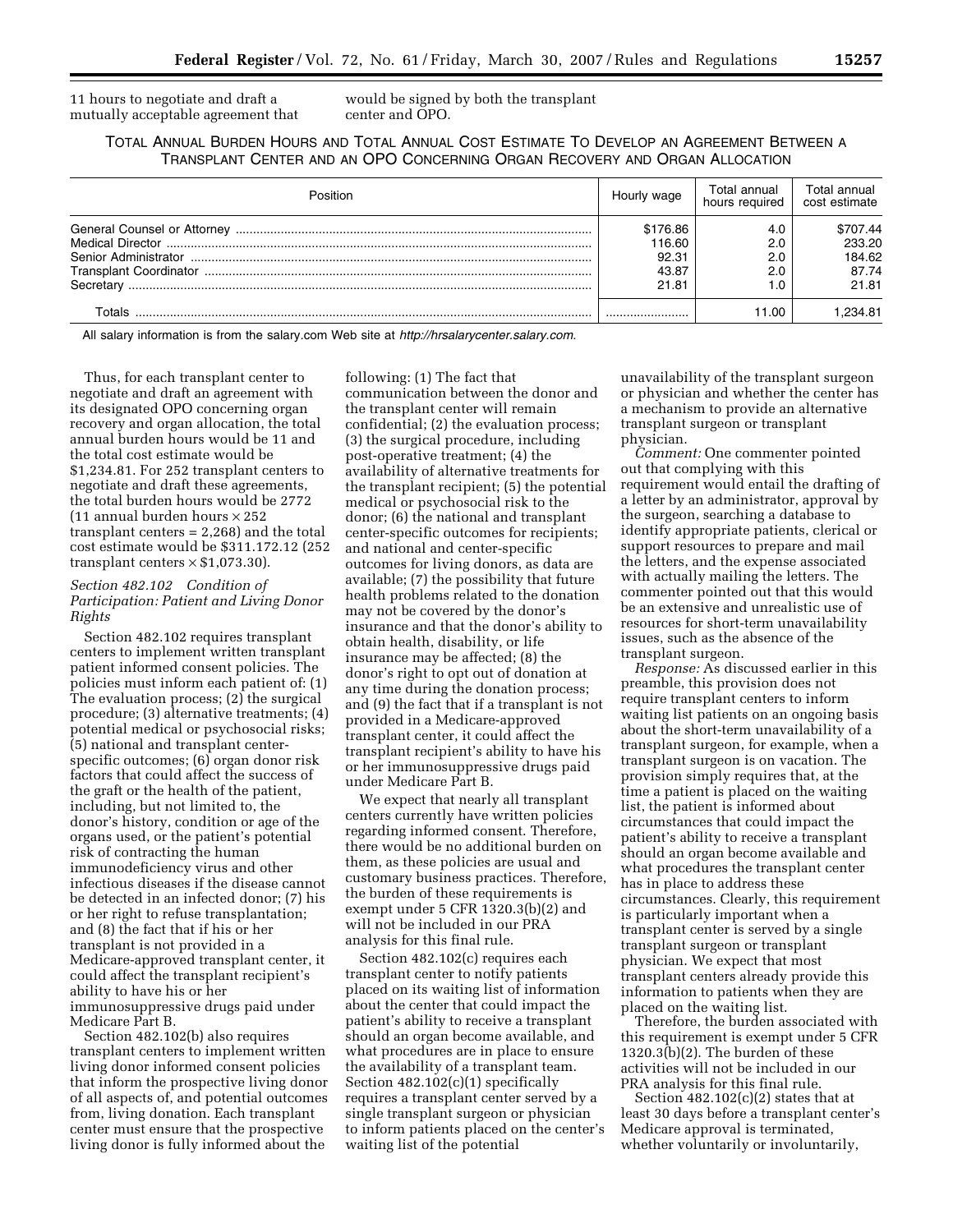11 hours to negotiate and draft a mutually acceptable agreement that would be signed by both the transplant center and OPO.

TOTAL ANNUAL BURDEN HOURS AND TOTAL ANNUAL COST ESTIMATE TO DEVELOP AN AGREEMENT BETWEEN A TRANSPLANT CENTER AND AN OPO CONCERNING ORGAN RECOVERY AND ORGAN ALLOCATION

| Position | Hourly wage | Total annual hours required | Total annual cost estimate |
|---|---|---|---|
| General Counsel or Attorney | $176.86 | 4.0 | $707.44 |
| Medical Director | 116.60 | 2.0 | 233.20 |
| Senior Administrator | 92.31 | 2.0 | 184.62 |
| Transplant Coordinator | 43.87 | 2.0 | 87.74 |
| Secretary | 21.81 | 1.0 | 21.81 |
| Totals | | 11.00 | 1,234.81 |

All salary information is from the salary.com Web site at *http://hrsalarycenter.salary.com*.

Thus, for each transplant center to negotiate and draft an agreement with its designated OPO concerning organ recovery and organ allocation, the total annual burden hours would be 11 and the total cost estimate would be $1,234.81. For 252 transplant centers to negotiate and draft these agreements, the total burden hours would be 2772 (11 annual burden hours × 252 transplant centers = 2,268) and the total cost estimate would be $311.172.12 (252 transplant centers × $1,073.30).

*Section 482.102 Condition of Participation: Patient and Living Donor Rights*

Section 482.102 requires transplant centers to implement written transplant patient informed consent policies. The policies must inform each patient of: (1) The evaluation process; (2) the surgical procedure; (3) alternative treatments; (4) potential medical or psychosocial risks; (5) national and transplant center-specific outcomes; (6) organ donor risk factors that could affect the success of the graft or the health of the patient, including, but not limited to, the donor's history, condition or age of the organs used, or the patient's potential risk of contracting the human immunodeficiency virus and other infectious diseases if the disease cannot be detected in an infected donor; (7) his or her right to refuse transplantation; and (8) the fact that if his or her transplant is not provided in a Medicare-approved transplant center, it could affect the transplant recipient's ability to have his or her immunosuppressive drugs paid under Medicare Part B.

Section 482.102(b) also requires transplant centers to implement written living donor informed consent policies that inform the prospective living donor of all aspects of, and potential outcomes from, living donation. Each transplant center must ensure that the prospective living donor is fully informed about the following: (1) The fact that communication between the donor and the transplant center will remain confidential; (2) the evaluation process; (3) the surgical procedure, including post-operative treatment; (4) the availability of alternative treatments for the transplant recipient; (5) the potential medical or psychosocial risk to the donor; (6) the national and transplant center-specific outcomes for recipients; and national and center-specific outcomes for living donors, as data are available; (7) the possibility that future health problems related to the donation may not be covered by the donor's insurance and that the donor's ability to obtain health, disability, or life insurance may be affected; (8) the donor's right to opt out of donation at any time during the donation process; and (9) the fact that if a transplant is not provided in a Medicare-approved transplant center, it could affect the transplant recipient's ability to have his or her immunosuppressive drugs paid under Medicare Part B.

We expect that nearly all transplant centers currently have written policies regarding informed consent. Therefore, there would be no additional burden on them, as these policies are usual and customary business practices. Therefore, the burden of these requirements is exempt under 5 CFR 1320.3(b)(2) and will not be included in our PRA analysis for this final rule.

Section 482.102(c) requires each transplant center to notify patients placed on its waiting list of information about the center that could impact the patient's ability to receive a transplant should an organ become available, and what procedures are in place to ensure the availability of a transplant team. Section 482.102(c)(1) specifically requires a transplant center served by a single transplant surgeon or physician to inform patients placed on the center's waiting list of the potential unavailability of the transplant surgeon or physician and whether the center has a mechanism to provide an alternative transplant surgeon or transplant physician.

*Comment:* One commenter pointed out that complying with this requirement would entail the drafting of a letter by an administrator, approval by the surgeon, searching a database to identify appropriate patients, clerical or support resources to prepare and mail the letters, and the expense associated with actually mailing the letters. The commenter pointed out that this would be an extensive and unrealistic use of resources for short-term unavailability issues, such as the absence of the transplant surgeon.

*Response:* As discussed earlier in this preamble, this provision does not require transplant centers to inform waiting list patients on an ongoing basis about the short-term unavailability of a transplant surgeon, for example, when a transplant surgeon is on vacation. The provision simply requires that, at the time a patient is placed on the waiting list, the patient is informed about circumstances that could impact the patient's ability to receive a transplant should an organ become available and what procedures the transplant center has in place to address these circumstances. Clearly, this requirement is particularly important when a transplant center is served by a single transplant surgeon or transplant physician. We expect that most transplant centers already provide this information to patients when they are placed on the waiting list.

Therefore, the burden associated with this requirement is exempt under 5 CFR 1320.3(b)(2). The burden of these activities will not be included in our PRA analysis for this final rule.

Section 482.102(c)(2) states that at least 30 days before a transplant center's Medicare approval is terminated, whether voluntarily or involuntarily,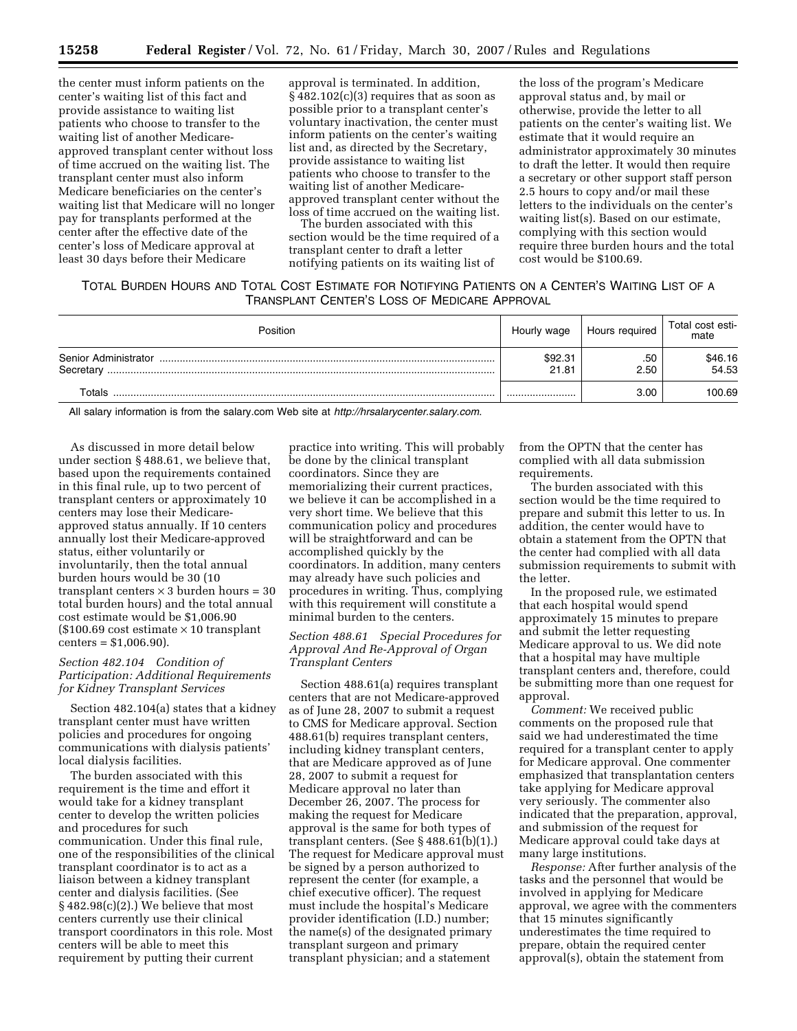the center must inform patients on the center's waiting list of this fact and provide assistance to waiting list patients who choose to transfer to the waiting list of another Medicare-approved transplant center without loss of time accrued on the waiting list. The transplant center must also inform Medicare beneficiaries on the center's waiting list that Medicare will no longer pay for transplants performed at the center after the effective date of the center's loss of Medicare approval at least 30 days before their Medicare approval is terminated. In addition, § 482.102(c)(3) requires that as soon as possible prior to a transplant center's voluntary inactivation, the center must inform patients on the center's waiting list and, as directed by the Secretary, provide assistance to waiting list patients who choose to transfer to the waiting list of another Medicare-approved transplant center without the loss of time accrued on the waiting list.

The burden associated with this section would be the time required of a transplant center to draft a letter notifying patients on its waiting list of the loss of the program's Medicare approval status and, by mail or otherwise, provide the letter to all patients on the center's waiting list. We estimate that it would require an administrator approximately 30 minutes to draft the letter. It would then require a secretary or other support staff person 2.5 hours to copy and/or mail these letters to the individuals on the center's waiting list(s). Based on our estimate, complying with this section would require three burden hours and the total cost would be $100.69.

TOTAL BURDEN HOURS AND TOTAL COST ESTIMATE FOR NOTIFYING PATIENTS ON A CENTER'S WAITING LIST OF A TRANSPLANT CENTER'S LOSS OF MEDICARE APPROVAL

| Position | Hourly wage | Hours required | Total cost estimate |
|---|---|---|---|
| Senior Administrator | $92.31 | .50 | $46.16 |
| Secretary | 21.81 | 2.50 | 54.53 |
| Totals | | 3.00 | 100.69 |

All salary information is from the salary.com Web site at *http://hrsalarycenter.salary.com*.

As discussed in more detail below under section § 488.61, we believe that, based upon the requirements contained in this final rule, up to two percent of transplant centers or approximately 10 centers may lose their Medicare-approved status annually. If 10 centers annually lost their Medicare-approved status, either voluntarily or involuntarily, then the total annual burden hours would be 30 (10 transplant centers × 3 burden hours = 30 total burden hours) and the total annual cost estimate would be $1,006.90 ($100.69 cost estimate × 10 transplant centers = $1,006.90).

*Section 482.104 Condition of Participation: Additional Requirements for Kidney Transplant Services*

Section 482.104(a) states that a kidney transplant center must have written policies and procedures for ongoing communications with dialysis patients' local dialysis facilities.

The burden associated with this requirement is the time and effort it would take for a kidney transplant center to develop the written policies and procedures for such communication. Under this final rule, one of the responsibilities of the clinical transplant coordinator is to act as a liaison between a kidney transplant center and dialysis facilities. (See § 482.98(c)(2).) We believe that most centers currently use their clinical transport coordinators in this role. Most centers will be able to meet this requirement by putting their current practice into writing. This will probably be done by the clinical transplant coordinators. Since they are memorializing their current practices, we believe it can be accomplished in a very short time. We believe that this communication policy and procedures will be straightforward and can be accomplished quickly by the coordinators. In addition, many centers may already have such policies and procedures in writing. Thus, complying with this requirement will constitute a minimal burden to the centers.

*Section 488.61 Special Procedures for Approval And Re-Approval of Organ Transplant Centers*

Section 488.61(a) requires transplant centers that are not Medicare-approved as of June 28, 2007 to submit a request to CMS for Medicare approval. Section 488.61(b) requires transplant centers, including kidney transplant centers, that are Medicare approved as of June 28, 2007 to submit a request for Medicare approval no later than December 26, 2007. The process for making the request for Medicare approval is the same for both types of transplant centers. (See § 488.61(b)(1).) The request for Medicare approval must be signed by a person authorized to represent the center (for example, a chief executive officer). The request must include the hospital's Medicare provider identification (I.D.) number; the name(s) of the designated primary transplant surgeon and primary transplant physician; and a statement from the OPTN that the center has complied with all data submission requirements.

The burden associated with this section would be the time required to prepare and submit this letter to us. In addition, the center would have to obtain a statement from the OPTN that the center had complied with all data submission requirements to submit with the letter.

In the proposed rule, we estimated that each hospital would spend approximately 15 minutes to prepare and submit the letter requesting Medicare approval to us. We did note that a hospital may have multiple transplant centers and, therefore, could be submitting more than one request for approval.

*Comment:* We received public comments on the proposed rule that said we had underestimated the time required for a transplant center to apply for Medicare approval. One commenter emphasized that transplantation centers take applying for Medicare approval very seriously. The commenter also indicated that the preparation, approval, and submission of the request for Medicare approval could take days at many large institutions.

*Response:* After further analysis of the tasks and the personnel that would be involved in applying for Medicare approval, we agree with the commenters that 15 minutes significantly underestimates the time required to prepare, obtain the required center approval(s), obtain the statement from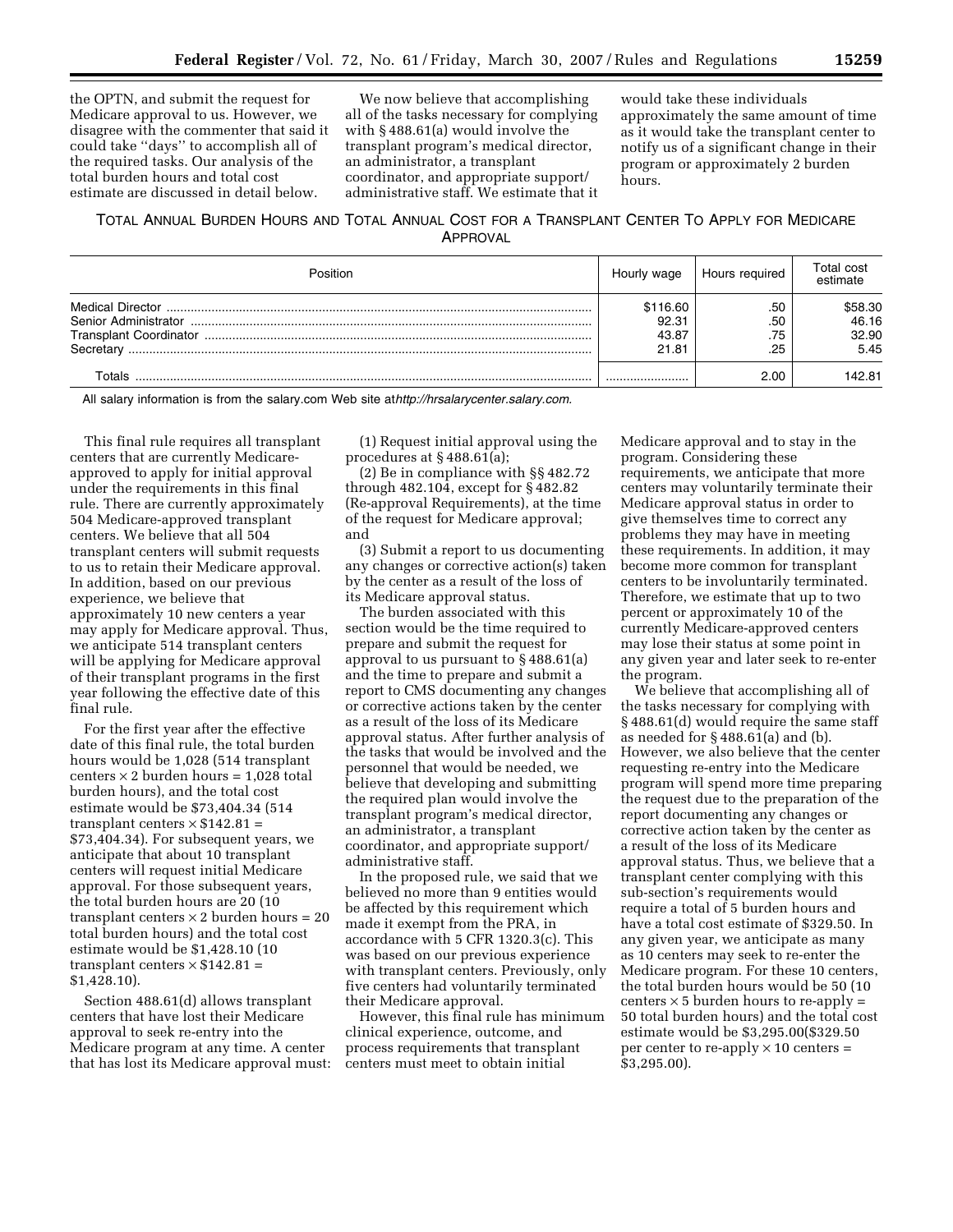the OPTN, and submit the request for Medicare approval to us. However, we disagree with the commenter that said it could take ''days'' to accomplish all of the required tasks. Our analysis of the total burden hours and total cost estimate are discussed in detail below.

We now believe that accomplishing all of the tasks necessary for complying with § 488.61(a) would involve the transplant program's medical director, an administrator, a transplant coordinator, and appropriate support/administrative staff. We estimate that it would take these individuals approximately the same amount of time as it would take the transplant center to notify us of a significant change in their program or approximately 2 burden hours.

TOTAL ANNUAL BURDEN HOURS AND TOTAL ANNUAL COST FOR A TRANSPLANT CENTER TO APPLY FOR MEDICARE APPROVAL

| Position | Hourly wage | Hours required | Total cost estimate |
|---|---|---|---|
| Medical Director | $116.60 | .50 | $58.30 |
| Senior Administrator | 92.31 | .50 | 46.16 |
| Transplant Coordinator | 43.87 | .75 | 32.90 |
| Secretary | 21.81 | .25 | 5.45 |
| Totals | | 2.00 | 142.81 |

All salary information is from the salary.com Web site at *http://hrsalarycenter.salary.com*.

This final rule requires all transplant centers that are currently Medicare-approved to apply for initial approval under the requirements in this final rule. There are currently approximately 504 Medicare-approved transplant centers. We believe that all 504 transplant centers will submit requests to us to retain their Medicare approval. In addition, based on our previous experience, we believe that approximately 10 new centers a year may apply for Medicare approval. Thus, we anticipate 514 transplant centers will be applying for Medicare approval of their transplant programs in the first year following the effective date of this final rule.

For the first year after the effective date of this final rule, the total burden hours would be 1,028 (514 transplant centers × 2 burden hours = 1,028 total burden hours), and the total cost estimate would be $73,404.34 (514 transplant centers × $142.81 = $73,404.34). For subsequent years, we anticipate that about 10 transplant centers will request initial Medicare approval. For those subsequent years, the total burden hours are 20 (10 transplant centers × 2 burden hours = 20 total burden hours) and the total cost estimate would be $1,428.10 (10 transplant centers × $142.81 = $1,428.10).

Section 488.61(d) allows transplant centers that have lost their Medicare approval to seek re-entry into the Medicare program at any time. A center that has lost its Medicare approval must:

(1) Request initial approval using the procedures at § 488.61(a);

(2) Be in compliance with §§ 482.72 through 482.104, except for § 482.82 (Re-approval Requirements), at the time of the request for Medicare approval; and

(3) Submit a report to us documenting any changes or corrective action(s) taken by the center as a result of the loss of its Medicare approval status.

The burden associated with this section would be the time required to prepare and submit the request for approval to us pursuant to § 488.61(a) and the time to prepare and submit a report to CMS documenting any changes or corrective actions taken by the center as a result of the loss of its Medicare approval status. After further analysis of the tasks that would be involved and the personnel that would be needed, we believe that developing and submitting the required plan would involve the transplant program's medical director, an administrator, a transplant coordinator, and appropriate support/administrative staff.

In the proposed rule, we said that we believed no more than 9 entities would be affected by this requirement which made it exempt from the PRA, in accordance with 5 CFR 1320.3(c). This was based on our previous experience with transplant centers. Previously, only five centers had voluntarily terminated their Medicare approval.

However, this final rule has minimum clinical experience, outcome, and process requirements that transplant centers must meet to obtain initial Medicare approval and to stay in the program. Considering these requirements, we anticipate that more centers may voluntarily terminate their Medicare approval status in order to give themselves time to correct any problems they may have in meeting these requirements. In addition, it may become more common for transplant centers to be involuntarily terminated. Therefore, we estimate that up to two percent or approximately 10 of the currently Medicare-approved centers may lose their status at some point in any given year and later seek to re-enter the program.

We believe that accomplishing all of the tasks necessary for complying with § 488.61(d) would require the same staff as needed for § 488.61(a) and (b). However, we also believe that the center requesting re-entry into the Medicare program will spend more time preparing the request due to the preparation of the report documenting any changes or corrective action taken by the center as a result of the loss of its Medicare approval status. Thus, we believe that a transplant center complying with this sub-section's requirements would require a total of 5 burden hours and have a total cost estimate of $329.50. In any given year, we anticipate as many as 10 centers may seek to re-enter the Medicare program. For these 10 centers, the total burden hours would be 50 (10 centers × 5 burden hours to re-apply = 50 total burden hours) and the total cost estimate would be $3,295.00($329.50 per center to re-apply × 10 centers = $3,295.00).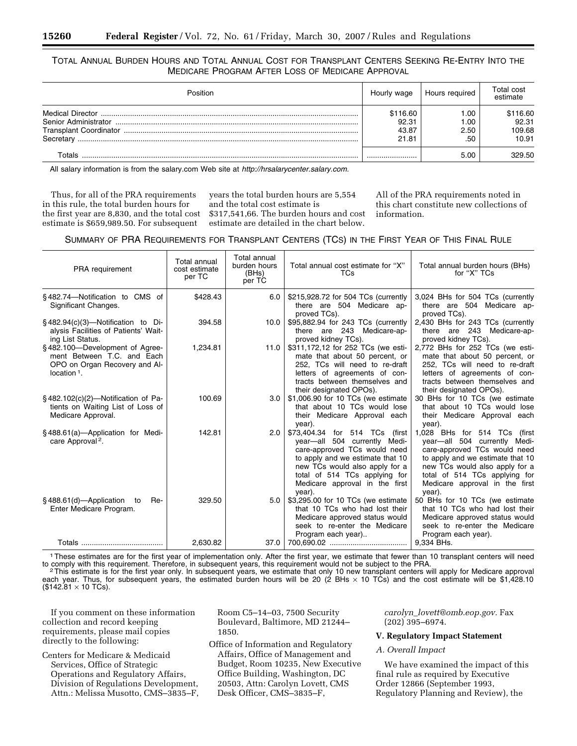TOTAL ANNUAL BURDEN HOURS AND TOTAL ANNUAL COST FOR TRANSPLANT CENTERS SEEKING RE-ENTRY INTO THE MEDICARE PROGRAM AFTER LOSS OF MEDICARE APPROVAL

| Position | Hourly wage | Hours required | Total cost estimate |
|---|---|---|---|
| Medical Director | $116.60 | 1.00 | $116.60 |
| Senior Administrator | 92.31 | 1.00 | 92.31 |
| Transplant Coordinator | 43.87 | 2.50 | 109.68 |
| Secretary | 21.81 | .50 | 10.91 |
| Totals | | 5.00 | 329.50 |

All salary information is from the salary.com Web site at *http://hrsalarycenter.salary.com.*

Thus, for all of the PRA requirements in this rule, the total burden hours for the first year are 8,830, and the total cost estimate is $659,989.50. For subsequent years the total burden hours are 5,554 and the total cost estimate is $317,541,66. The burden hours and cost estimate are detailed in the chart below. All of the PRA requirements noted in this chart constitute new collections of information.

SUMMARY OF PRA REQUIREMENTS FOR TRANSPLANT CENTERS (TCS) IN THE FIRST YEAR OF THIS FINAL RULE

| PRA requirement | Total annual cost estimate per TC | Total annual burden hours (BHs) per TC | Total annual cost estimate for "X" TCs | Total annual burden hours (BHs) for "X" TCs |
|---|---|---|---|---|
| §482.74—Notification to CMS of Significant Changes. | $428.43 | 6.0 | $215,928.72 for 504 TCs (currently there are 504 Medicare approved TCs). | 3,024 BHs for 504 TCs (currently there are 504 Medicare approved TCs). |
| §482.94(c)(3)—Notification to Dialysis Facilities of Patients' Waiting List Status. | 394.58 | 10.0 | $95,882.94 for 243 TCs (currently there are 243 Medicare-approved kidney TCs). | 2,430 BHs for 243 TCs (currently there are 243 Medicare-approved kidney TCs). |
| §482.100—Development of Agreement Between T.C. and Each OPO on Organ Recovery and Allocation [1]. | 1,234.81 | 11.0 | $311,172,12 for 252 TCs (we estimate that about 50 percent, or 252, TCs will need to re-draft letters of agreements of contracts between themselves and their designated OPOs). | 2,772 BHs for 252 TCs (we estimate that about 50 percent, or 252, TCs will need to re-draft letters of agreements of contracts between themselves and their designated OPOs). |
| §482.102(c)(2)—Notification of Patients on Waiting List of Loss of Medicare Approval. | 100.69 | 3.0 | $1,006.90 for 10 TCs (we estimate that about 10 TCs would lose their Medicare Approval each year). | 30 BHs for 10 TCs (we estimate that about 10 TCs would lose their Medicare Approval each year). |
| §488.61(a)—Application for Medicare Approval [2]. | 142.81 | 2.0 | $73,404.34 for 514 TCs (first year—all 504 currently Medicare-approved TCs would need to apply and we estimate that 10 new TCs would also apply for a total of 514 TCs applying for Medicare approval in the first year). | 1,028 BHs for 514 TCs (first year—all 504 currently Medicare-approved TCs would need to apply and we estimate that 10 new TCs would also apply for a total of 514 TCs applying for Medicare approval in the first year). |
| §488.61(d)—Application to Re-Enter Medicare Program. | 329.50 | 5.0 | $3,295.00 for 10 TCs (we estimate that 10 TCs who had lost their Medicare approved status would seek to re-enter the Medicare Program each year).. | 50 BHs for 10 TCs (we estimate that 10 TCs who had lost their Medicare approved status would seek to re-enter the Medicare Program each year). |
| Totals | 2,630.82 | 37.0 | 700,690.02 | 9,334 BHs. |

[1] These estimates are for the first year of implementation only. After the first year, we estimate that fewer than 10 transplant centers will need to comply with this requirement. Therefore, in subsequent years, this requirement would not be subject to the PRA.

[2] This estimate is for the first year only. In subsequent years, we estimate that only 10 new transplant centers will apply for Medicare approval each year. Thus, for subsequent years, the estimated burden hours will be 20 (2 BHs × 10 TCs) and the cost estimate will be $1,428.10 ($142.81 × 10 TCs).

If you comment on these information collection and record keeping requirements, please mail copies directly to the following:

Centers for Medicare & Medicaid Services, Office of Strategic Operations and Regulatory Affairs, Division of Regulations Development, Attn.: Melissa Musotto, CMS–3835–F, Room C5–14–03, 7500 Security Boulevard, Baltimore, MD 21244–1850.

Office of Information and Regulatory Affairs, Office of Management and Budget, Room 10235, New Executive Office Building, Washington, DC 20503, Attn: Carolyn Lovett, CMS Desk Officer, CMS–3835–F, *carolyn_lovett@omb.eop.gov.* Fax (202) 395–6974.

## V. Regulatory Impact Statement

### *A. Overall Impact*

We have examined the impact of this final rule as required by Executive Order 12866 (September 1993, Regulatory Planning and Review), the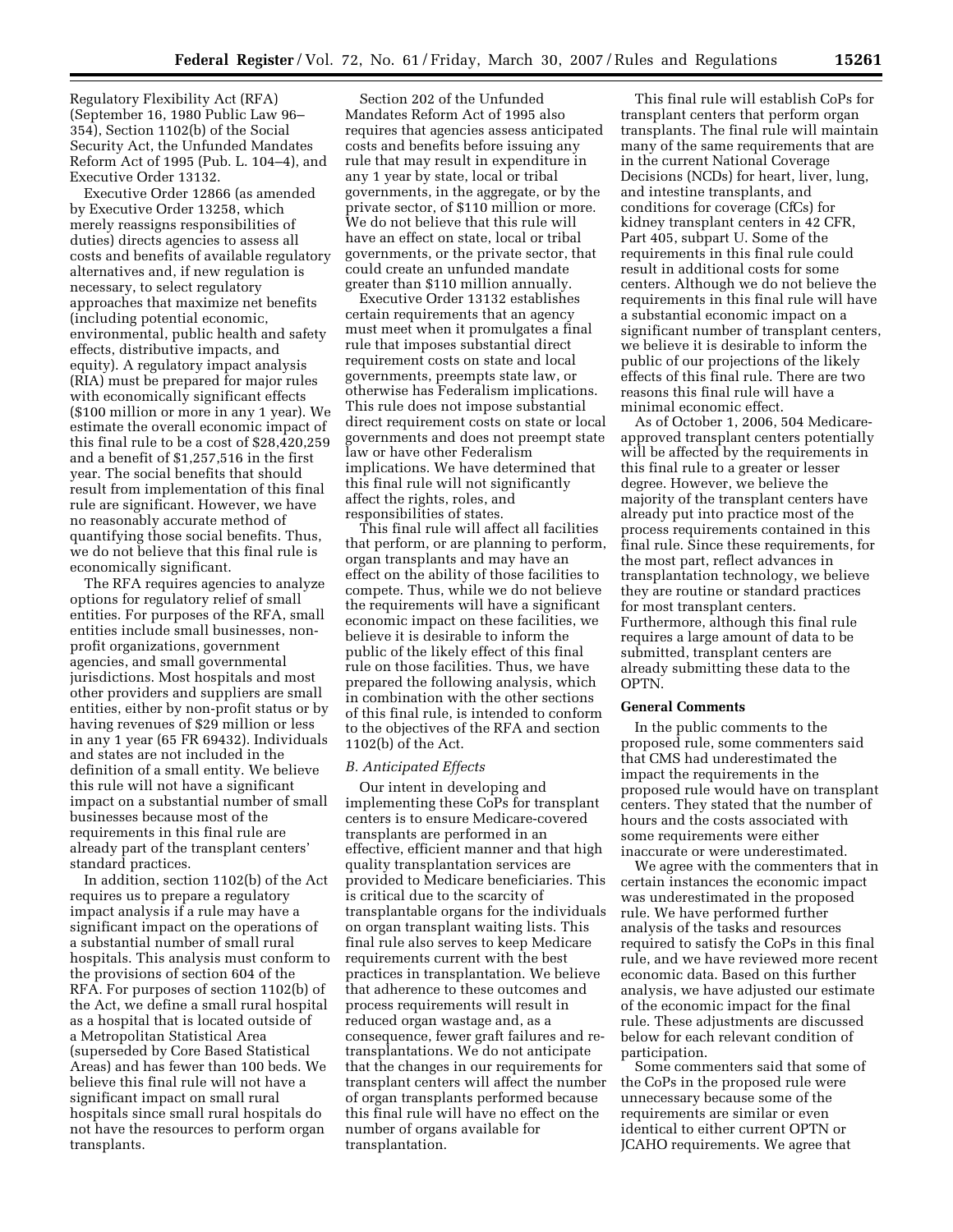Regulatory Flexibility Act (RFA) (September 16, 1980 Public Law 96–354), Section 1102(b) of the Social Security Act, the Unfunded Mandates Reform Act of 1995 (Pub. L. 104–4), and Executive Order 13132.

Executive Order 12866 (as amended by Executive Order 13258, which merely reassigns responsibilities of duties) directs agencies to assess all costs and benefits of available regulatory alternatives and, if new regulation is necessary, to select regulatory approaches that maximize net benefits (including potential economic, environmental, public health and safety effects, distributive impacts, and equity). A regulatory impact analysis (RIA) must be prepared for major rules with economically significant effects ($100 million or more in any 1 year). We estimate the overall economic impact of this final rule to be a cost of $28,420,259 and a benefit of $1,257,516 in the first year. The social benefits that should result from implementation of this final rule are significant. However, we have no reasonably accurate method of quantifying those social benefits. Thus, we do not believe that this final rule is economically significant.

The RFA requires agencies to analyze options for regulatory relief of small entities. For purposes of the RFA, small entities include small businesses, non-profit organizations, government agencies, and small governmental jurisdictions. Most hospitals and most other providers and suppliers are small entities, either by non-profit status or by having revenues of $29 million or less in any 1 year (65 FR 69432). Individuals and states are not included in the definition of a small entity. We believe this rule will not have a significant impact on a substantial number of small businesses because most of the requirements in this final rule are already part of the transplant centers' standard practices.

In addition, section 1102(b) of the Act requires us to prepare a regulatory impact analysis if a rule may have a significant impact on the operations of a substantial number of small rural hospitals. This analysis must conform to the provisions of section 604 of the RFA. For purposes of section 1102(b) of the Act, we define a small rural hospital as a hospital that is located outside of a Metropolitan Statistical Area (superseded by Core Based Statistical Areas) and has fewer than 100 beds. We believe this final rule will not have a significant impact on small rural hospitals since small rural hospitals do not have the resources to perform organ transplants.

Section 202 of the Unfunded Mandates Reform Act of 1995 also requires that agencies assess anticipated costs and benefits before issuing any rule that may result in expenditure in any 1 year by state, local or tribal governments, in the aggregate, or by the private sector, of $110 million or more. We do not believe that this rule will have an effect on state, local or tribal governments, or the private sector, that could create an unfunded mandate greater than $110 million annually.

Executive Order 13132 establishes certain requirements that an agency must meet when it promulgates a final rule that imposes substantial direct requirement costs on state and local governments, preempts state law, or otherwise has Federalism implications. This rule does not impose substantial direct requirement costs on state or local governments and does not preempt state law or have other Federalism implications. We have determined that this final rule will not significantly affect the rights, roles, and responsibilities of states.

This final rule will affect all facilities that perform, or are planning to perform, organ transplants and may have an effect on the ability of those facilities to compete. Thus, while we do not believe the requirements will have a significant economic impact on these facilities, we believe it is desirable to inform the public of the likely effect of this final rule on those facilities. Thus, we have prepared the following analysis, which in combination with the other sections of this final rule, is intended to conform to the objectives of the RFA and section 1102(b) of the Act.

*B. Anticipated Effects*

Our intent in developing and implementing these CoPs for transplant centers is to ensure Medicare-covered transplants are performed in an effective, efficient manner and that high quality transplantation services are provided to Medicare beneficiaries. This is critical due to the scarcity of transplantable organs for the individuals on organ transplant waiting lists. This final rule also serves to keep Medicare requirements current with the best practices in transplantation. We believe that adherence to these outcomes and process requirements will result in reduced organ wastage and, as a consequence, fewer graft failures and re-transplantations. We do not anticipate that the changes in our requirements for transplant centers will affect the number of organ transplants performed because this final rule will have no effect on the number of organs available for transplantation.

This final rule will establish CoPs for transplant centers that perform organ transplants. The final rule will maintain many of the same requirements that are in the current National Coverage Decisions (NCDs) for heart, liver, lung, and intestine transplants, and conditions for coverage (CfCs) for kidney transplant centers in 42 CFR, Part 405, subpart U. Some of the requirements in this final rule could result in additional costs for some centers. Although we do not believe the requirements in this final rule will have a substantial economic impact on a significant number of transplant centers, we believe it is desirable to inform the public of our projections of the likely effects of this final rule. There are two reasons this final rule will have a minimal economic effect.

As of October 1, 2006, 504 Medicare-approved transplant centers potentially will be affected by the requirements in this final rule to a greater or lesser degree. However, we believe the majority of the transplant centers have already put into practice most of the process requirements contained in this final rule. Since these requirements, for the most part, reflect advances in transplantation technology, we believe they are routine or standard practices for most transplant centers. Furthermore, although this final rule requires a large amount of data to be submitted, transplant centers are already submitting these data to the OPTN.

**General Comments**

In the public comments to the proposed rule, some commenters said that CMS had underestimated the impact the requirements in the proposed rule would have on transplant centers. They stated that the number of hours and the costs associated with some requirements were either inaccurate or were underestimated.

We agree with the commenters that in certain instances the economic impact was underestimated in the proposed rule. We have performed further analysis of the tasks and resources required to satisfy the CoPs in this final rule, and we have reviewed more recent economic data. Based on this further analysis, we have adjusted our estimate of the economic impact for the final rule. These adjustments are discussed below for each relevant condition of participation.

Some commenters said that some of the CoPs in the proposed rule were unnecessary because some of the requirements are similar or even identical to either current OPTN or JCAHO requirements. We agree that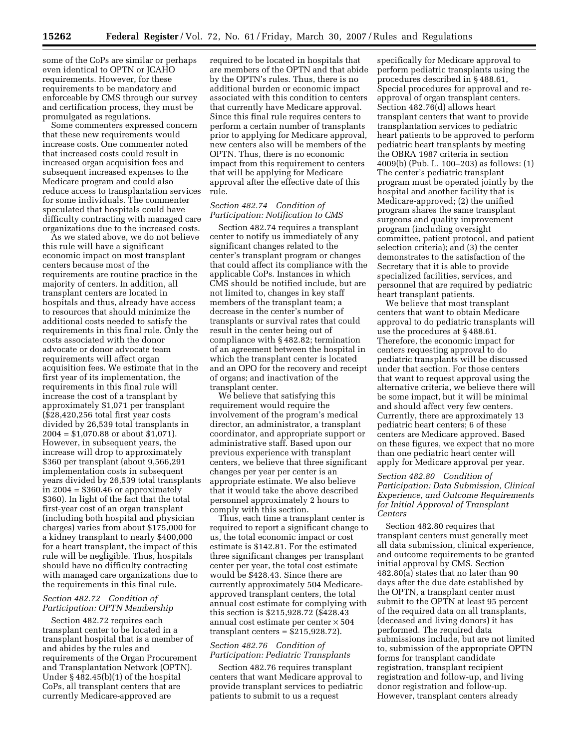some of the CoPs are similar or perhaps even identical to OPTN or JCAHO requirements. However, for these requirements to be mandatory and enforceable by CMS through our survey and certification process, they must be promulgated as regulations.

Some commenters expressed concern that these new requirements would increase costs. One commenter noted that increased costs could result in increased organ acquisition fees and subsequent increased expenses to the Medicare program and could also reduce access to transplantation services for some individuals. The commenter speculated that hospitals could have difficulty contracting with managed care organizations due to the increased costs.

As we stated above, we do not believe this rule will have a significant economic impact on most transplant centers because most of the requirements are routine practice in the majority of centers. In addition, all transplant centers are located in hospitals and thus, already have access to resources that should minimize the additional costs needed to satisfy the requirements in this final rule. Only the costs associated with the donor advocate or donor advocate team requirements will affect organ acquisition fees. We estimate that in the first year of its implementation, the requirements in this final rule will increase the cost of a transplant by approximately $1,071 per transplant ($28,420,256 total first year costs divided by 26,539 total transplants in 2004 = $1,070.88 or about $1,071). However, in subsequent years, the increase will drop to approximately $360 per transplant (about 9,566,291 implementation costs in subsequent years divided by 26,539 total transplants in 2004 = $360.46 or approximately $360). In light of the fact that the total first-year cost of an organ transplant (including both hospital and physician charges) varies from about $175,000 for a kidney transplant to nearly $400,000 for a heart transplant, the impact of this rule will be negligible. Thus, hospitals should have no difficulty contracting with managed care organizations due to the requirements in this final rule.

*Section 482.72 Condition of Participation: OPTN Membership*

Section 482.72 requires each transplant center to be located in a transplant hospital that is a member of and abides by the rules and requirements of the Organ Procurement and Transplantation Network (OPTN). Under § 482.45(b)(1) of the hospital CoPs, all transplant centers that are currently Medicare-approved are required to be located in hospitals that are members of the OPTN and that abide by the OPTN's rules. Thus, there is no additional burden or economic impact associated with this condition to centers that currently have Medicare approval. Since this final rule requires centers to perform a certain number of transplants prior to applying for Medicare approval, new centers also will be members of the OPTN. Thus, there is no economic impact from this requirement to centers that will be applying for Medicare approval after the effective date of this rule.

*Section 482.74 Condition of Participation: Notification to CMS*

Section 482.74 requires a transplant center to notify us immediately of any significant changes related to the center's transplant program or changes that could affect its compliance with the applicable CoPs. Instances in which CMS should be notified include, but are not limited to, changes in key staff members of the transplant team; a decrease in the center's number of transplants or survival rates that could result in the center being out of compliance with § 482.82; termination of an agreement between the hospital in which the transplant center is located and an OPO for the recovery and receipt of organs; and inactivation of the transplant center.

We believe that satisfying this requirement would require the involvement of the program's medical director, an administrator, a transplant coordinator, and appropriate support or administrative staff. Based upon our previous experience with transplant centers, we believe that three significant changes per year per center is an appropriate estimate. We also believe that it would take the above described personnel approximately 2 hours to comply with this section.

Thus, each time a transplant center is required to report a significant change to us, the total economic impact or cost estimate is $142.81. For the estimated three significant changes per transplant center per year, the total cost estimate would be $428.43. Since there are currently approximately 504 Medicare-approved transplant centers, the total annual cost estimate for complying with this section is $215,928.72 ($428.43 annual cost estimate per center × 504 transplant centers = $215,928.72).

*Section 482.76 Condition of Participation: Pediatric Transplants*

Section 482.76 requires transplant centers that want Medicare approval to provide transplant services to pediatric patients to submit to us a request specifically for Medicare approval to perform pediatric transplants using the procedures described in § 488.61, Special procedures for approval and re-approval of organ transplant centers. Section 482.76(d) allows heart transplant centers that want to provide transplantation services to pediatric heart patients to be approved to perform pediatric heart transplants by meeting the OBRA 1987 criteria in section 4009(b) (Pub. L. 100–203) as follows: (1) The center's pediatric transplant program must be operated jointly by the hospital and another facility that is Medicare-approved; (2) the unified program shares the same transplant surgeons and quality improvement program (including oversight committee, patient protocol, and patient selection criteria); and (3) the center demonstrates to the satisfaction of the Secretary that it is able to provide specialized facilities, services, and personnel that are required by pediatric heart transplant patients.

We believe that most transplant centers that want to obtain Medicare approval to do pediatric transplants will use the procedures at § 488.61. Therefore, the economic impact for centers requesting approval to do pediatric transplants will be discussed under that section. For those centers that want to request approval using the alternative criteria, we believe there will be some impact, but it will be minimal and should affect very few centers. Currently, there are approximately 13 pediatric heart centers; 6 of these centers are Medicare approved. Based on these figures, we expect that no more than one pediatric heart center will apply for Medicare approval per year.

*Section 482.80 Condition of Participation: Data Submission, Clinical Experience, and Outcome Requirements for Initial Approval of Transplant Centers*

Section 482.80 requires that transplant centers must generally meet all data submission, clinical experience, and outcome requirements to be granted initial approval by CMS. Section 482.80(a) states that no later than 90 days after the due date established by the OPTN, a transplant center must submit to the OPTN at least 95 percent of the required data on all transplants, (deceased and living donors) it has performed. The required data submissions include, but are not limited to, submission of the appropriate OPTN forms for transplant candidate registration, transplant recipient registration and follow-up, and living donor registration and follow-up. However, transplant centers already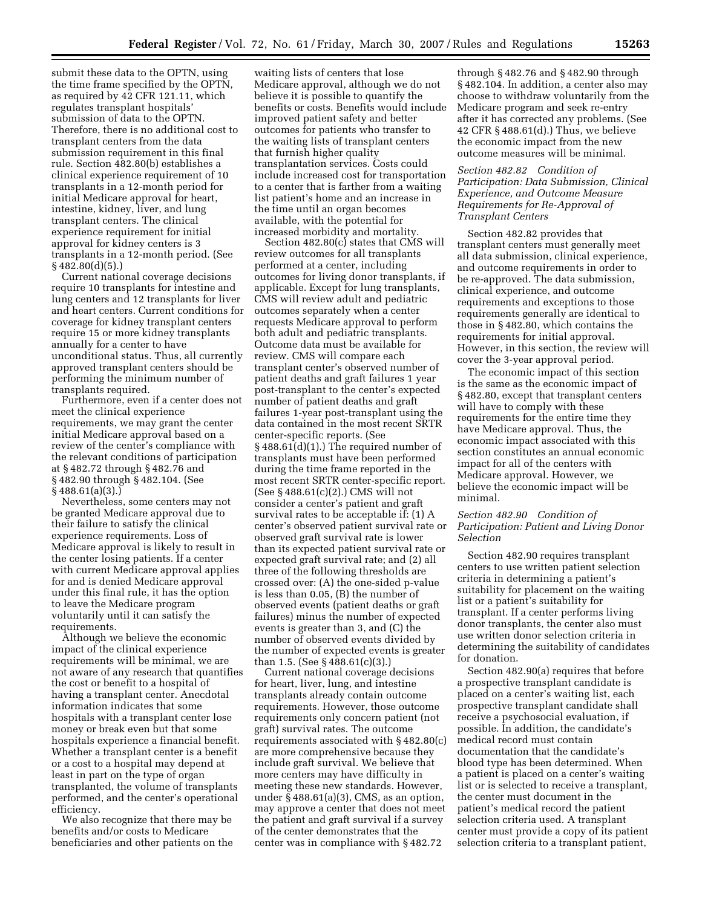submit these data to the OPTN, using the time frame specified by the OPTN, as required by 42 CFR 121.11, which regulates transplant hospitals' submission of data to the OPTN. Therefore, there is no additional cost to transplant centers from the data submission requirement in this final rule. Section 482.80(b) establishes a clinical experience requirement of 10 transplants in a 12-month period for initial Medicare approval for heart, intestine, kidney, liver, and lung transplant centers. The clinical experience requirement for initial approval for kidney centers is 3 transplants in a 12-month period. (See § 482.80(d)(5).)

Current national coverage decisions require 10 transplants for intestine and lung centers and 12 transplants for liver and heart centers. Current conditions for coverage for kidney transplant centers require 15 or more kidney transplants annually for a center to have unconditional status. Thus, all currently approved transplant centers should be performing the minimum number of transplants required.

Furthermore, even if a center does not meet the clinical experience requirements, we may grant the center initial Medicare approval based on a review of the center's compliance with the relevant conditions of participation at § 482.72 through § 482.76 and § 482.90 through § 482.104. (See § 488.61(a)(3).)

Nevertheless, some centers may not be granted Medicare approval due to their failure to satisfy the clinical experience requirements. Loss of Medicare approval is likely to result in the center losing patients. If a center with current Medicare approval applies for and is denied Medicare approval under this final rule, it has the option to leave the Medicare program voluntarily until it can satisfy the requirements.

Although we believe the economic impact of the clinical experience requirements will be minimal, we are not aware of any research that quantifies the cost or benefit to a hospital of having a transplant center. Anecdotal information indicates that some hospitals with a transplant center lose money or break even but that some hospitals experience a financial benefit. Whether a transplant center is a benefit or a cost to a hospital may depend at least in part on the type of organ transplanted, the volume of transplants performed, and the center's operational efficiency.

We also recognize that there may be benefits and/or costs to Medicare beneficiaries and other patients on the waiting lists of centers that lose Medicare approval, although we do not believe it is possible to quantify the benefits or costs. Benefits would include improved patient safety and better outcomes for patients who transfer to the waiting lists of transplant centers that furnish higher quality transplantation services. Costs could include increased cost for transportation to a center that is farther from a waiting list patient's home and an increase in the time until an organ becomes available, with the potential for increased morbidity and mortality.

Section 482.80(c) states that CMS will review outcomes for all transplants performed at a center, including outcomes for living donor transplants, if applicable. Except for lung transplants, CMS will review adult and pediatric outcomes separately when a center requests Medicare approval to perform both adult and pediatric transplants. Outcome data must be available for review. CMS will compare each transplant center's observed number of patient deaths and graft failures 1 year post-transplant to the center's expected number of patient deaths and graft failures 1-year post-transplant using the data contained in the most recent SRTR center-specific reports. (See § 488.61(d)(1).) The required number of transplants must have been performed during the time frame reported in the most recent SRTR center-specific report. (See § 488.61(c)(2).) CMS will not consider a center's patient and graft survival rates to be acceptable if: (1) A center's observed patient survival rate or observed graft survival rate is lower than its expected patient survival rate or expected graft survival rate; and (2) all three of the following thresholds are crossed over: (A) the one-sided p-value is less than 0.05, (B) the number of observed events (patient deaths or graft failures) minus the number of expected events is greater than 3, and (C) the number of observed events divided by the number of expected events is greater than 1.5. (See § 488.61(c)(3).)

Current national coverage decisions for heart, liver, lung, and intestine transplants already contain outcome requirements. However, those outcome requirements only concern patient (not graft) survival rates. The outcome requirements associated with § 482.80(c) are more comprehensive because they include graft survival. We believe that more centers may have difficulty in meeting these new standards. However, under § 488.61(a)(3), CMS, as an option, may approve a center that does not meet the patient and graft survival if a survey of the center demonstrates that the center was in compliance with § 482.72 through § 482.76 and § 482.90 through § 482.104. In addition, a center also may choose to withdraw voluntarily from the Medicare program and seek re-entry after it has corrected any problems. (See 42 CFR § 488.61(d).) Thus, we believe the economic impact from the new outcome measures will be minimal.

*Section 482.82 Condition of Participation: Data Submission, Clinical Experience, and Outcome Measure Requirements for Re-Approval of Transplant Centers*

Section 482.82 provides that transplant centers must generally meet all data submission, clinical experience, and outcome requirements in order to be re-approved. The data submission, clinical experience, and outcome requirements and exceptions to those requirements generally are identical to those in § 482.80, which contains the requirements for initial approval. However, in this section, the review will cover the 3-year approval period.

The economic impact of this section is the same as the economic impact of § 482.80, except that transplant centers will have to comply with these requirements for the entire time they have Medicare approval. Thus, the economic impact associated with this section constitutes an annual economic impact for all of the centers with Medicare approval. However, we believe the economic impact will be minimal.

*Section 482.90 Condition of Participation: Patient and Living Donor Selection*

Section 482.90 requires transplant centers to use written patient selection criteria in determining a patient's suitability for placement on the waiting list or a patient's suitability for transplant. If a center performs living donor transplants, the center also must use written donor selection criteria in determining the suitability of candidates for donation.

Section 482.90(a) requires that before a prospective transplant candidate is placed on a center's waiting list, each prospective transplant candidate shall receive a psychosocial evaluation, if possible. In addition, the candidate's medical record must contain documentation that the candidate's blood type has been determined. When a patient is placed on a center's waiting list or is selected to receive a transplant, the center must document in the patient's medical record the patient selection criteria used. A transplant center must provide a copy of its patient selection criteria to a transplant patient,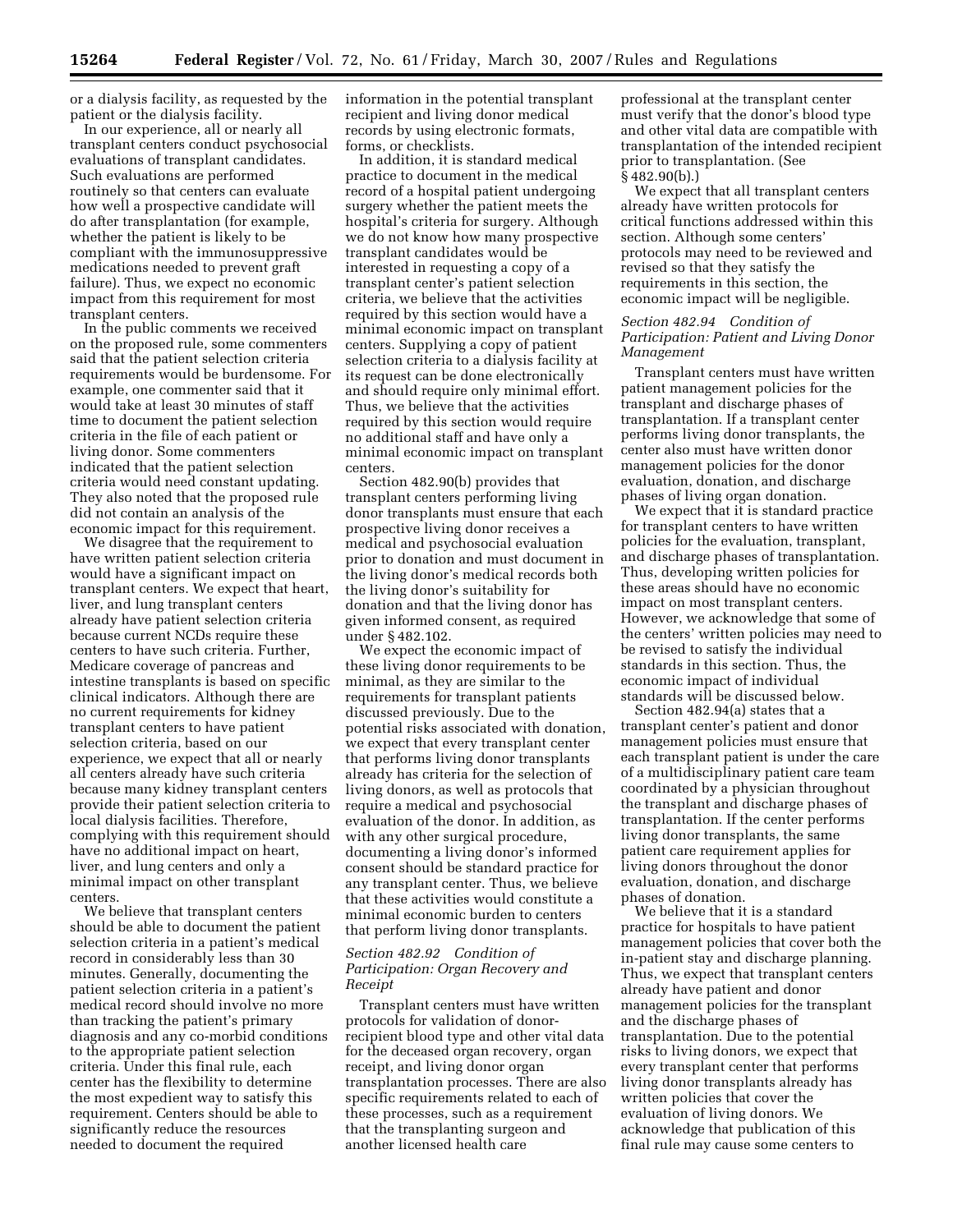or a dialysis facility, as requested by the patient or the dialysis facility.

In our experience, all or nearly all transplant centers conduct psychosocial evaluations of transplant candidates. Such evaluations are performed routinely so that centers can evaluate how well a prospective candidate will do after transplantation (for example, whether the patient is likely to be compliant with the immunosuppressive medications needed to prevent graft failure). Thus, we expect no economic impact from this requirement for most transplant centers.

In the public comments we received on the proposed rule, some commenters said that the patient selection criteria requirements would be burdensome. For example, one commenter said that it would take at least 30 minutes of staff time to document the patient selection criteria in the file of each patient or living donor. Some commenters indicated that the patient selection criteria would need constant updating. They also noted that the proposed rule did not contain an analysis of the economic impact for this requirement.

We disagree that the requirement to have written patient selection criteria would have a significant impact on transplant centers. We expect that heart, liver, and lung transplant centers already have patient selection criteria because current NCDs require these centers to have such criteria. Further, Medicare coverage of pancreas and intestine transplants is based on specific clinical indicators. Although there are no current requirements for kidney transplant centers to have patient selection criteria, based on our experience, we expect that all or nearly all centers already have such criteria because many kidney transplant centers provide their patient selection criteria to local dialysis facilities. Therefore, complying with this requirement should have no additional impact on heart, liver, and lung centers and only a minimal impact on other transplant centers.

We believe that transplant centers should be able to document the patient selection criteria in a patient's medical record in considerably less than 30 minutes. Generally, documenting the patient selection criteria in a patient's medical record should involve no more than tracking the patient's primary diagnosis and any co-morbid conditions to the appropriate patient selection criteria. Under this final rule, each center has the flexibility to determine the most expedient way to satisfy this requirement. Centers should be able to significantly reduce the resources needed to document the required information in the potential transplant recipient and living donor medical records by using electronic formats, forms, or checklists.

In addition, it is standard medical practice to document in the medical record of a hospital patient undergoing surgery whether the patient meets the hospital's criteria for surgery. Although we do not know how many prospective transplant candidates would be interested in requesting a copy of a transplant center's patient selection criteria, we believe that the activities required by this section would have a minimal economic impact on transplant centers. Supplying a copy of patient selection criteria to a dialysis facility at its request can be done electronically and should require only minimal effort. Thus, we believe that the activities required by this section would require no additional staff and have only a minimal economic impact on transplant centers.

Section 482.90(b) provides that transplant centers performing living donor transplants must ensure that each prospective living donor receives a medical and psychosocial evaluation prior to donation and must document in the living donor's medical records both the living donor's suitability for donation and that the living donor has given informed consent, as required under § 482.102.

We expect the economic impact of these living donor requirements to be minimal, as they are similar to the requirements for transplant patients discussed previously. Due to the potential risks associated with donation, we expect that every transplant center that performs living donor transplants already has criteria for the selection of living donors, as well as protocols that require a medical and psychosocial evaluation of the donor. In addition, as with any other surgical procedure, documenting a living donor's informed consent should be standard practice for any transplant center. Thus, we believe that these activities would constitute a minimal economic burden to centers that perform living donor transplants.

*Section 482.92 Condition of Participation: Organ Recovery and Receipt*

Transplant centers must have written protocols for validation of donor-recipient blood type and other vital data for the deceased organ recovery, organ receipt, and living donor organ transplantation processes. There are also specific requirements related to each of these processes, such as a requirement that the transplanting surgeon and another licensed health care professional at the transplant center must verify that the donor's blood type and other vital data are compatible with transplantation of the intended recipient prior to transplantation. (See § 482.90(b).)

We expect that all transplant centers already have written protocols for critical functions addressed within this section. Although some centers' protocols may need to be reviewed and revised so that they satisfy the requirements in this section, the economic impact will be negligible.

*Section 482.94 Condition of Participation: Patient and Living Donor Management*

Transplant centers must have written patient management policies for the transplant and discharge phases of transplantation. If a transplant center performs living donor transplants, the center also must have written donor management policies for the donor evaluation, donation, and discharge phases of living organ donation.

We expect that it is standard practice for transplant centers to have written policies for the evaluation, transplant, and discharge phases of transplantation. Thus, developing written policies for these areas should have no economic impact on most transplant centers. However, we acknowledge that some of the centers' written policies may need to be revised to satisfy the individual standards in this section. Thus, the economic impact of individual standards will be discussed below.

Section 482.94(a) states that a transplant center's patient and donor management policies must ensure that each transplant patient is under the care of a multidisciplinary patient care team coordinated by a physician throughout the transplant and discharge phases of transplantation. If the center performs living donor transplants, the same patient care requirement applies for living donors throughout the donor evaluation, donation, and discharge phases of donation.

We believe that it is a standard practice for hospitals to have patient management policies that cover both the in-patient stay and discharge planning. Thus, we expect that transplant centers already have patient and donor management policies for the transplant and the discharge phases of transplantation. Due to the potential risks to living donors, we expect that every transplant center that performs living donor transplants already has written policies that cover the evaluation of living donors. We acknowledge that publication of this final rule may cause some centers to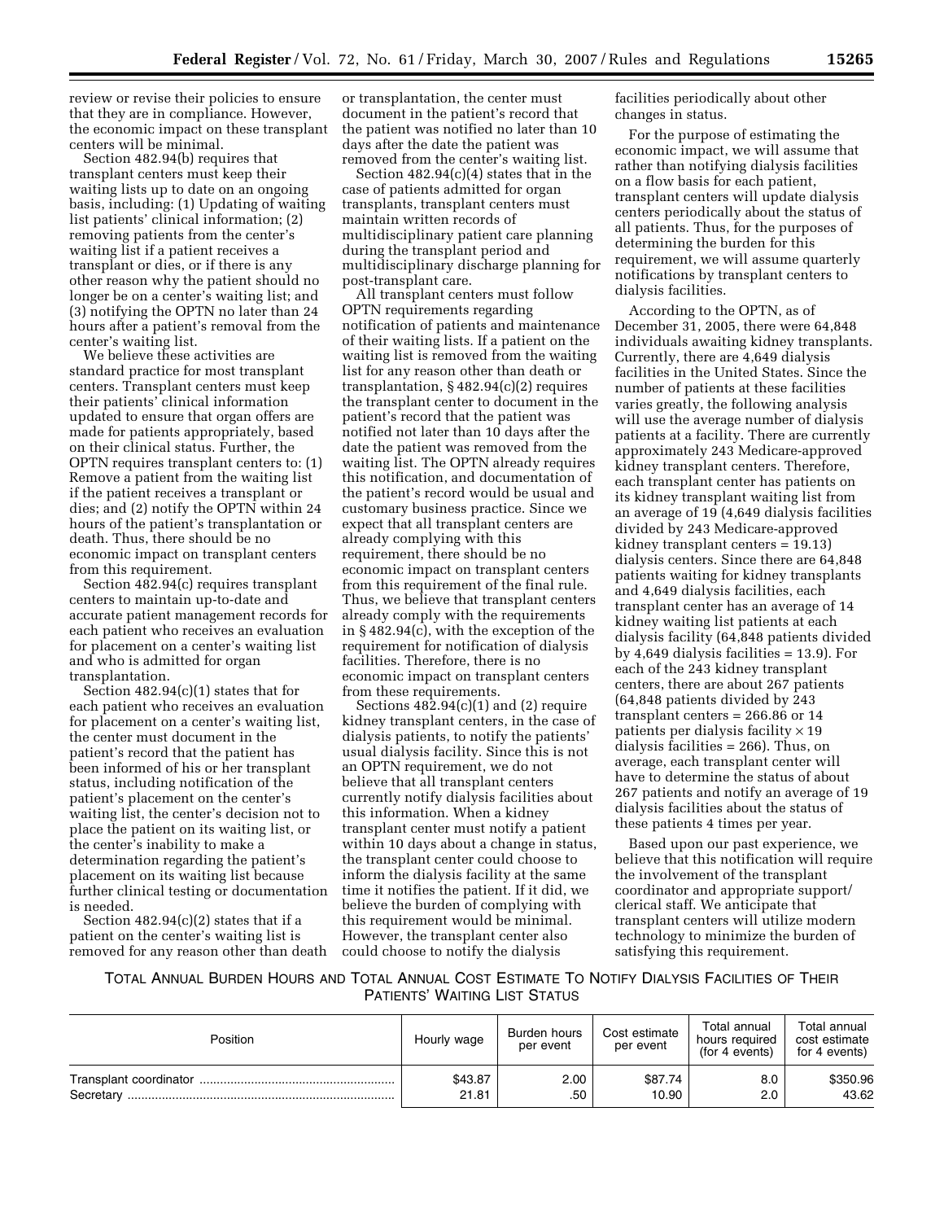review or revise their policies to ensure that they are in compliance. However, the economic impact on these transplant centers will be minimal.

Section 482.94(b) requires that transplant centers must keep their waiting lists up to date on an ongoing basis, including: (1) Updating of waiting list patients' clinical information; (2) removing patients from the center's waiting list if a patient receives a transplant or dies, or if there is any other reason why the patient should no longer be on a center's waiting list; and (3) notifying the OPTN no later than 24 hours after a patient's removal from the center's waiting list.

We believe these activities are standard practice for most transplant centers. Transplant centers must keep their patients' clinical information updated to ensure that organ offers are made for patients appropriately, based on their clinical status. Further, the OPTN requires transplant centers to: (1) Remove a patient from the waiting list if the patient receives a transplant or dies; and (2) notify the OPTN within 24 hours of the patient's transplantation or death. Thus, there should be no economic impact on transplant centers from this requirement.

Section 482.94(c) requires transplant centers to maintain up-to-date and accurate patient management records for each patient who receives an evaluation for placement on a center's waiting list and who is admitted for organ transplantation.

Section 482.94(c)(1) states that for each patient who receives an evaluation for placement on a center's waiting list, the center must document in the patient's record that the patient has been informed of his or her transplant status, including notification of the patient's placement on the center's waiting list, the center's decision not to place the patient on its waiting list, or the center's inability to make a determination regarding the patient's placement on its waiting list because further clinical testing or documentation is needed.

Section 482.94(c)(2) states that if a patient on the center's waiting list is removed for any reason other than death or transplantation, the center must document in the patient's record that the patient was notified no later than 10 days after the date the patient was removed from the center's waiting list.

Section 482.94(c)(4) states that in the case of patients admitted for organ transplants, transplant centers must maintain written records of multidisciplinary patient care planning during the transplant period and multidisciplinary discharge planning for post-transplant care.

All transplant centers must follow OPTN requirements regarding notification of patients and maintenance of their waiting lists. If a patient on the waiting list is removed from the waiting list for any reason other than death or transplantation, § 482.94(c)(2) requires the transplant center to document in the patient's record that the patient was notified not later than 10 days after the date the patient was removed from the waiting list. The OPTN already requires this notification, and documentation of the patient's record would be usual and customary business practice. Since we expect that all transplant centers are already complying with this requirement, there should be no economic impact on transplant centers from this requirement of the final rule. Thus, we believe that transplant centers already comply with the requirements in § 482.94(c), with the exception of the requirement for notification of dialysis facilities. Therefore, there is no economic impact on transplant centers from these requirements.

Sections 482.94(c)(1) and (2) require kidney transplant centers, in the case of dialysis patients, to notify the patients' usual dialysis facility. Since this is not an OPTN requirement, we do not believe that all transplant centers currently notify dialysis facilities about this information. When a kidney transplant center must notify a patient within 10 days about a change in status, the transplant center could choose to inform the dialysis facility at the same time it notifies the patient. If it did, we believe the burden of complying with this requirement would be minimal. However, the transplant center also could choose to notify the dialysis facilities periodically about other changes in status.

For the purpose of estimating the economic impact, we will assume that rather than notifying dialysis facilities on a flow basis for each patient, transplant centers will update dialysis centers periodically about the status of all patients. Thus, for the purposes of determining the burden for this requirement, we will assume quarterly notifications by transplant centers to dialysis facilities.

According to the OPTN, as of December 31, 2005, there were 64,848 individuals awaiting kidney transplants. Currently, there are 4,649 dialysis facilities in the United States. Since the number of patients at these facilities varies greatly, the following analysis will use the average number of dialysis patients at a facility. There are currently approximately 243 Medicare-approved kidney transplant centers. Therefore, each transplant center has patients on its kidney transplant waiting list from an average of 19 (4,649 dialysis facilities divided by 243 Medicare-approved kidney transplant centers = 19.13) dialysis centers. Since there are 64,848 patients waiting for kidney transplants and 4,649 dialysis facilities, each transplant center has an average of 14 kidney waiting list patients at each dialysis facility (64,848 patients divided by 4,649 dialysis facilities = 13.9). For each of the 243 kidney transplant centers, there are about 267 patients (64,848 patients divided by 243 transplant centers = 266.86 or 14 patients per dialysis facility $\times$ 19 dialysis facilities = 266). Thus, on average, each transplant center will have to determine the status of about 267 patients and notify an average of 19 dialysis facilities about the status of these patients 4 times per year.

Based upon our past experience, we believe that this notification will require the involvement of the transplant coordinator and appropriate support/clerical staff. We anticipate that transplant centers will utilize modern technology to minimize the burden of satisfying this requirement.

TOTAL ANNUAL BURDEN HOURS AND TOTAL ANNUAL COST ESTIMATE TO NOTIFY DIALYSIS FACILITIES OF THEIR PATIENTS' WAITING LIST STATUS

| Position | Hourly wage | Burden hours per event | Cost estimate per event | Total annual hours required (for 4 events) | Total annual cost estimate for 4 events) |
|---|---|---|---|---|---|
| Transplant coordinator | $43.87 | 2.00 | $87.74 | 8.0 | $350.96 |
| Secretary | 21.81 | .50 | 10.90 | 2.0 | 43.62 |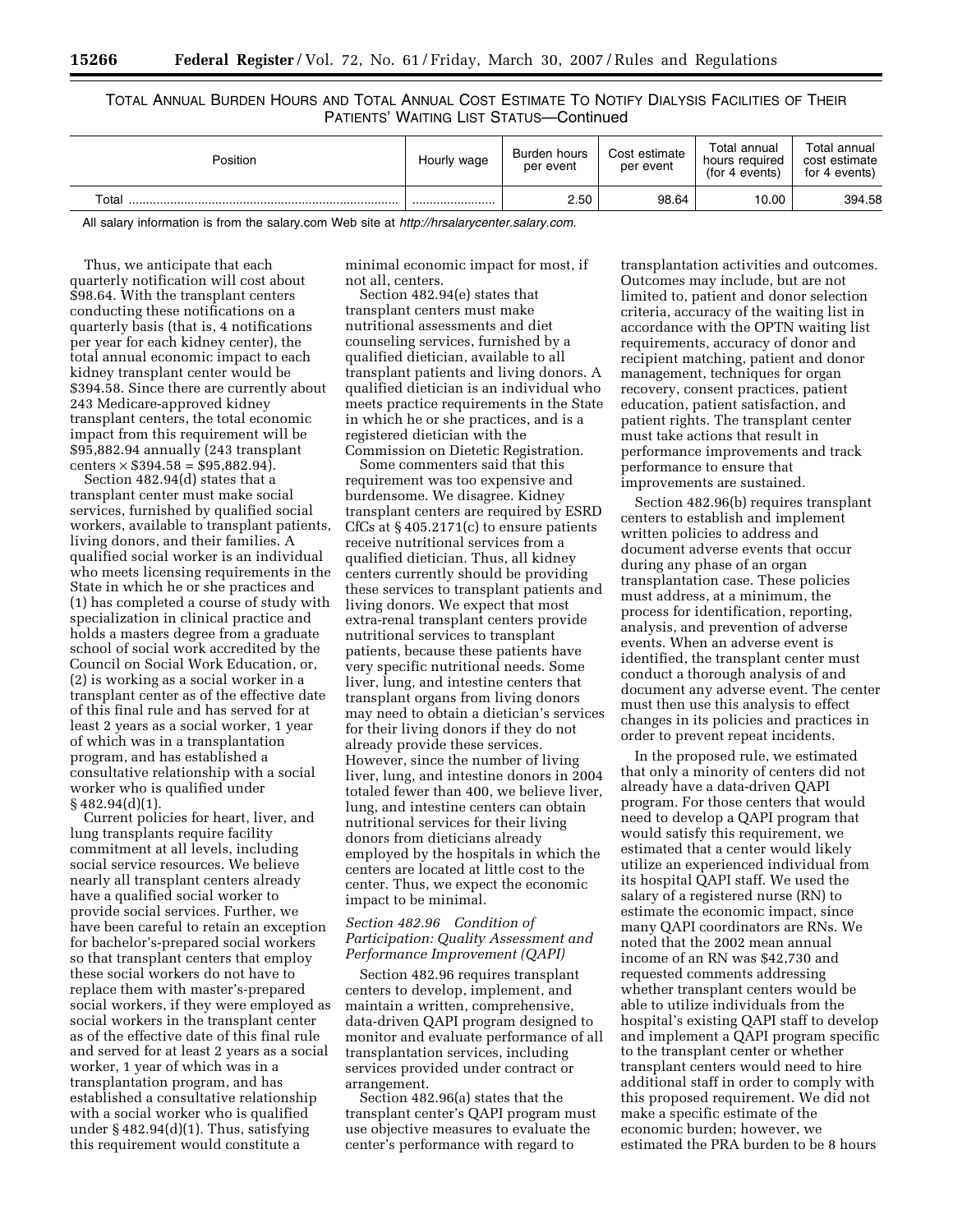TOTAL ANNUAL BURDEN HOURS AND TOTAL ANNUAL COST ESTIMATE TO NOTIFY DIALYSIS FACILITIES OF THEIR PATIENTS' WAITING LIST STATUS—Continued

| Position | Hourly wage | Burden hours per event | Cost estimate per event | Total annual hours required (for 4 events) | Total annual cost estimate for 4 events) |
|---|---|---|---|---|---|
| Total | | 2.50 | 98.64 | 10.00 | 394.58 |

All salary information is from the salary.com Web site at *http://hrsalarycenter.salary.com.*

Thus, we anticipate that each quarterly notification will cost about $98.64. With the transplant centers conducting these notifications on a quarterly basis (that is, 4 notifications per year for each kidney center), the total annual economic impact to each kidney transplant center would be $394.58. Since there are currently about 243 Medicare-approved kidney transplant centers, the total economic impact from this requirement will be $95,882.94 annually (243 transplant centers × $394.58 = $95,882.94).

Section 482.94(d) states that a transplant center must make social services, furnished by qualified social workers, available to transplant patients, living donors, and their families. A qualified social worker is an individual who meets licensing requirements in the State in which he or she practices and (1) has completed a course of study with specialization in clinical practice and holds a masters degree from a graduate school of social work accredited by the Council on Social Work Education, or, (2) is working as a social worker in a transplant center as of the effective date of this final rule and has served for at least 2 years as a social worker, 1 year of which was in a transplantation program, and has established a consultative relationship with a social worker who is qualified under § 482.94(d)(1).

Current policies for heart, liver, and lung transplants require facility commitment at all levels, including social service resources. We believe nearly all transplant centers already have a qualified social worker to provide social services. Further, we have been careful to retain an exception for bachelor's-prepared social workers so that transplant centers that employ these social workers do not have to replace them with master's-prepared social workers, if they were employed as social workers in the transplant center as of the effective date of this final rule and served for at least 2 years as a social worker, 1 year of which was in a transplantation program, and has established a consultative relationship with a social worker who is qualified under § 482.94(d)(1). Thus, satisfying this requirement would constitute a minimal economic impact for most, if not all, centers.

Section 482.94(e) states that transplant centers must make nutritional assessments and diet counseling services, furnished by a qualified dietician, available to all transplant patients and living donors. A qualified dietician is an individual who meets practice requirements in the State in which he or she practices, and is a registered dietician with the Commission on Dietetic Registration.

Some commenters said that this requirement was too expensive and burdensome. We disagree. Kidney transplant centers are required by ESRD CfCs at § 405.2171(c) to ensure patients receive nutritional services from a qualified dietician. Thus, all kidney centers currently should be providing these services to transplant patients and living donors. We expect that most extra-renal transplant centers provide nutritional services to transplant patients, because these patients have very specific nutritional needs. Some liver, lung, and intestine centers that transplant organs from living donors may need to obtain a dietician's services for their living donors if they do not already provide these services. However, since the number of living liver, lung, and intestine donors in 2004 totaled fewer than 400, we believe liver, lung, and intestine centers can obtain nutritional services for their living donors from dieticians already employed by the hospitals in which the centers are located at little cost to the center. Thus, we expect the economic impact to be minimal.

### *Section 482.96 Condition of Participation: Quality Assessment and Performance Improvement (QAPI)*

Section 482.96 requires transplant centers to develop, implement, and maintain a written, comprehensive, data-driven QAPI program designed to monitor and evaluate performance of all transplantation services, including services provided under contract or arrangement.

Section 482.96(a) states that the transplant center's QAPI program must use objective measures to evaluate the center's performance with regard to transplantation activities and outcomes. Outcomes may include, but are not limited to, patient and donor selection criteria, accuracy of the waiting list in accordance with the OPTN waiting list requirements, accuracy of donor and recipient matching, patient and donor management, techniques for organ recovery, consent practices, patient education, patient satisfaction, and patient rights. The transplant center must take actions that result in performance improvements and track performance to ensure that improvements are sustained.

Section 482.96(b) requires transplant centers to establish and implement written policies to address and document adverse events that occur during any phase of an organ transplantation case. These policies must address, at a minimum, the process for identification, reporting, analysis, and prevention of adverse events. When an adverse event is identified, the transplant center must conduct a thorough analysis of and document any adverse event. The center must then use this analysis to effect changes in its policies and practices in order to prevent repeat incidents.

In the proposed rule, we estimated that only a minority of centers did not already have a data-driven QAPI program. For those centers that would need to develop a QAPI program that would satisfy this requirement, we estimated that a center would likely utilize an experienced individual from its hospital QAPI staff. We used the salary of a registered nurse (RN) to estimate the economic impact, since many QAPI coordinators are RNs. We noted that the 2002 mean annual income of an RN was $42,730 and requested comments addressing whether transplant centers would be able to utilize individuals from the hospital's existing QAPI staff to develop and implement a QAPI program specific to the transplant center or whether transplant centers would need to hire additional staff in order to comply with this proposed requirement. We did not make a specific estimate of the economic burden; however, we estimated the PRA burden to be 8 hours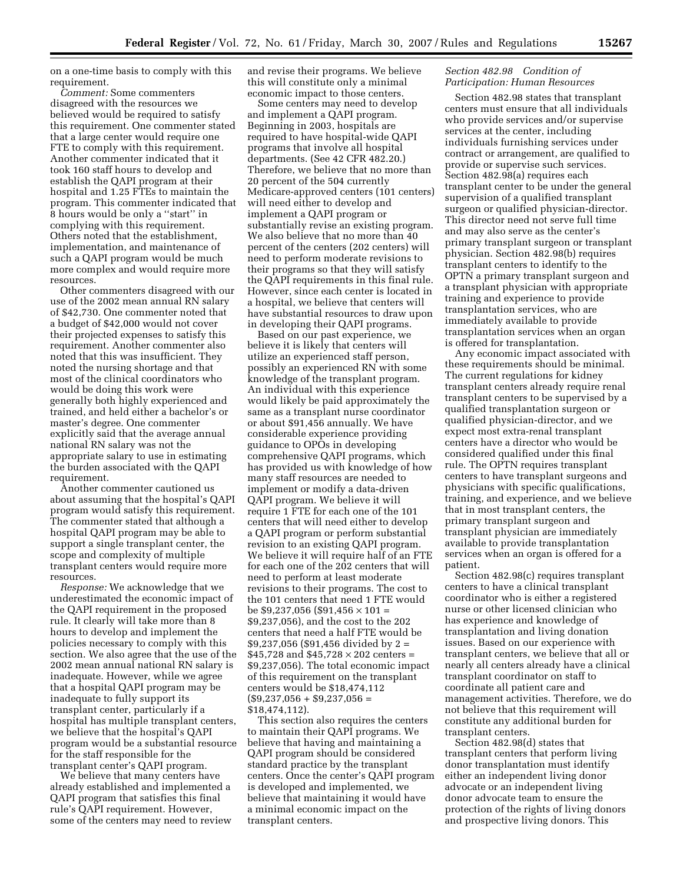on a one-time basis to comply with this requirement.

*Comment:* Some commenters disagreed with the resources we believed would be required to satisfy this requirement. One commenter stated that a large center would require one FTE to comply with this requirement. Another commenter indicated that it took 160 staff hours to develop and establish the QAPI program at their hospital and 1.25 FTEs to maintain the program. This commenter indicated that 8 hours would be only a ''start'' in complying with this requirement. Others noted that the establishment, implementation, and maintenance of such a QAPI program would be much more complex and would require more resources.

Other commenters disagreed with our use of the 2002 mean annual RN salary of $42,730. One commenter noted that a budget of $42,000 would not cover their projected expenses to satisfy this requirement. Another commenter also noted that this was insufficient. They noted the nursing shortage and that most of the clinical coordinators who would be doing this work were generally both highly experienced and trained, and held either a bachelor's or master's degree. One commenter explicitly said that the average annual national RN salary was not the appropriate salary to use in estimating the burden associated with the QAPI requirement.

Another commenter cautioned us about assuming that the hospital's QAPI program would satisfy this requirement. The commenter stated that although a hospital QAPI program may be able to support a single transplant center, the scope and complexity of multiple transplant centers would require more resources.

*Response:* We acknowledge that we underestimated the economic impact of the QAPI requirement in the proposed rule. It clearly will take more than 8 hours to develop and implement the policies necessary to comply with this section. We also agree that the use of the 2002 mean annual national RN salary is inadequate. However, while we agree that a hospital QAPI program may be inadequate to fully support its transplant center, particularly if a hospital has multiple transplant centers, we believe that the hospital's QAPI program would be a substantial resource for the staff responsible for the transplant center's QAPI program.

We believe that many centers have already established and implemented a QAPI program that satisfies this final rule's QAPI requirement. However, some of the centers may need to review and revise their programs. We believe this will constitute only a minimal economic impact to those centers.

Some centers may need to develop and implement a QAPI program. Beginning in 2003, hospitals are required to have hospital-wide QAPI programs that involve all hospital departments. (See 42 CFR 482.20.) Therefore, we believe that no more than 20 percent of the 504 currently Medicare-approved centers (101 centers) will need either to develop and implement a QAPI program or substantially revise an existing program. We also believe that no more than 40 percent of the centers (202 centers) will need to perform moderate revisions to their programs so that they will satisfy the QAPI requirements in this final rule. However, since each center is located in a hospital, we believe that centers will have substantial resources to draw upon in developing their QAPI programs.

Based on our past experience, we believe it is likely that centers will utilize an experienced staff person, possibly an experienced RN with some knowledge of the transplant program. An individual with this experience would likely be paid approximately the same as a transplant nurse coordinator or about $91,456 annually. We have considerable experience providing guidance to OPOs in developing comprehensive QAPI programs, which has provided us with knowledge of how many staff resources are needed to implement or modify a data-driven QAPI program. We believe it will require 1 FTE for each one of the 101 centers that will need either to develop a QAPI program or perform substantial revision to an existing QAPI program. We believe it will require half of an FTE for each one of the 202 centers that will need to perform at least moderate revisions to their programs. The cost to the 101 centers that need 1 FTE would be $9,237,056 ($91,456 × 101 = $9,237,056), and the cost to the 202 centers that need a half FTE would be $9,237,056 ($91,456 divided by 2 = $45,728 and $45,728 × 202 centers = $9,237,056). The total economic impact of this requirement on the transplant centers would be $18,474,112 ($9,237,056 + $9,237,056 = $18,474,112).

This section also requires the centers to maintain their QAPI programs. We believe that having and maintaining a QAPI program should be considered standard practice by the transplant centers. Once the center's QAPI program is developed and implemented, we believe that maintaining it would have a minimal economic impact on the transplant centers.

*Section 482.98 Condition of Participation: Human Resources*

Section 482.98 states that transplant centers must ensure that all individuals who provide services and/or supervise services at the center, including individuals furnishing services under contract or arrangement, are qualified to provide or supervise such services. Section 482.98(a) requires each transplant center to be under the general supervision of a qualified transplant surgeon or qualified physician-director. This director need not serve full time and may also serve as the center's primary transplant surgeon or transplant physician. Section 482.98(b) requires transplant centers to identify to the OPTN a primary transplant surgeon and a transplant physician with appropriate training and experience to provide transplantation services, who are immediately available to provide transplantation services when an organ is offered for transplantation.

Any economic impact associated with these requirements should be minimal. The current regulations for kidney transplant centers already require renal transplant centers to be supervised by a qualified transplantation surgeon or qualified physician-director, and we expect most extra-renal transplant centers have a director who would be considered qualified under this final rule. The OPTN requires transplant centers to have transplant surgeons and physicians with specific qualifications, training, and experience, and we believe that in most transplant centers, the primary transplant surgeon and transplant physician are immediately available to provide transplantation services when an organ is offered for a patient.

Section 482.98(c) requires transplant centers to have a clinical transplant coordinator who is either a registered nurse or other licensed clinician who has experience and knowledge of transplantation and living donation issues. Based on our experience with transplant centers, we believe that all or nearly all centers already have a clinical transplant coordinator on staff to coordinate all patient care and management activities. Therefore, we do not believe that this requirement will constitute any additional burden for transplant centers.

Section 482.98(d) states that transplant centers that perform living donor transplantation must identify either an independent living donor advocate or an independent living donor advocate team to ensure the protection of the rights of living donors and prospective living donors. This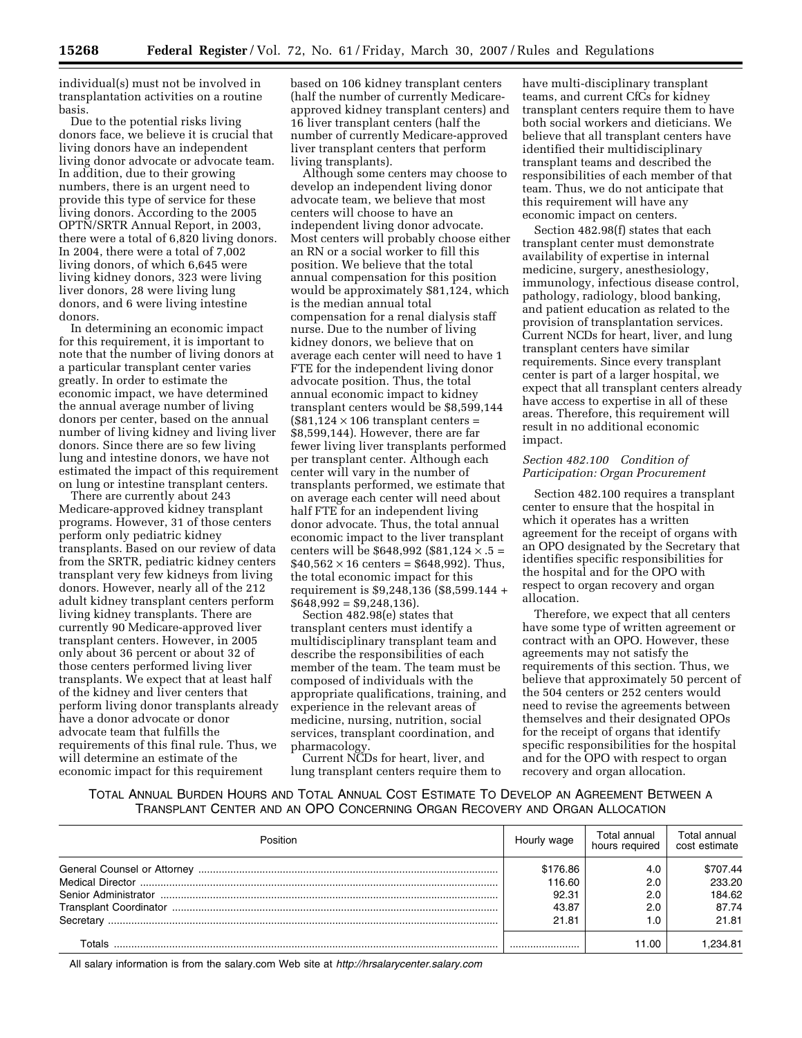individual(s) must not be involved in transplantation activities on a routine basis.

Due to the potential risks living donors face, we believe it is crucial that living donors have an independent living donor advocate or advocate team. In addition, due to their growing numbers, there is an urgent need to provide this type of service for these living donors. According to the 2005 OPTN/SRTR Annual Report, in 2003, there were a total of 6,820 living donors. In 2004, there were a total of 7,002 living donors, of which 6,645 were living kidney donors, 323 were living liver donors, 28 were living lung donors, and 6 were living intestine donors.

In determining an economic impact for this requirement, it is important to note that the number of living donors at a particular transplant center varies greatly. In order to estimate the economic impact, we have determined the annual average number of living donors per center, based on the annual number of living kidney and living liver donors. Since there are so few living lung and intestine donors, we have not estimated the impact of this requirement on lung or intestine transplant centers.

There are currently about 243 Medicare-approved kidney transplant programs. However, 31 of those centers perform only pediatric kidney transplants. Based on our review of data from the SRTR, pediatric kidney centers transplant very few kidneys from living donors. However, nearly all of the 212 adult kidney transplant centers perform living kidney transplants. There are currently 90 Medicare-approved liver transplant centers. However, in 2005 only about 36 percent or about 32 of those centers performed living liver transplants. We expect that at least half of the kidney and liver centers that perform living donor transplants already have a donor advocate or donor advocate team that fulfills the requirements of this final rule. Thus, we will determine an estimate of the economic impact for this requirement based on 106 kidney transplant centers (half the number of currently Medicare-approved kidney transplant centers) and 16 liver transplant centers (half the number of currently Medicare-approved liver transplant centers that perform living transplants).

Although some centers may choose to develop an independent living donor advocate team, we believe that most centers will choose to have an independent living donor advocate. Most centers will probably choose either an RN or a social worker to fill this position. We believe that the total annual compensation for this position would be approximately $81,124, which is the median annual total compensation for a renal dialysis staff nurse. Due to the number of living kidney donors, we believe that on average each center will need to have 1 FTE for the independent living donor advocate position. Thus, the total annual economic impact to kidney transplant centers would be $8,599,144 ($81,124 × 106 transplant centers = $8,599,144). However, there are far fewer living liver transplants performed per transplant center. Although each center will vary in the number of transplants performed, we estimate that on average each center will need about half FTE for an independent living donor advocate. Thus, the total annual economic impact to the liver transplant centers will be $648,992 ($81,124 × .5 = $40,562 × 16 centers = $648,992). Thus, the total economic impact for this requirement is $9,248,136 ($8,599.144 + $648,992 = $9,248,136).

Section 482.98(e) states that transplant centers must identify a multidisciplinary transplant team and describe the responsibilities of each member of the team. The team must be composed of individuals with the appropriate qualifications, training, and experience in the relevant areas of medicine, nursing, nutrition, social services, transplant coordination, and pharmacology.

Current NCDs for heart, liver, and lung transplant centers require them to have multi-disciplinary transplant teams, and current CfCs for kidney transplant centers require them to have both social workers and dieticians. We believe that all transplant centers have identified their multidisciplinary transplant teams and described the responsibilities of each member of that team. Thus, we do not anticipate that this requirement will have any economic impact on centers.

Section 482.98(f) states that each transplant center must demonstrate availability of expertise in internal medicine, surgery, anesthesiology, immunology, infectious disease control, pathology, radiology, blood banking, and patient education as related to the provision of transplantation services. Current NCDs for heart, liver, and lung transplant centers have similar requirements. Since every transplant center is part of a larger hospital, we expect that all transplant centers already have access to expertise in all of these areas. Therefore, this requirement will result in no additional economic impact.

*Section 482.100 Condition of Participation: Organ Procurement*

Section 482.100 requires a transplant center to ensure that the hospital in which it operates has a written agreement for the receipt of organs with an OPO designated by the Secretary that identifies specific responsibilities for the hospital and for the OPO with respect to organ recovery and organ allocation.

Therefore, we expect that all centers have some type of written agreement or contract with an OPO. However, these agreements may not satisfy the requirements of this section. Thus, we believe that approximately 50 percent of the 504 centers or 252 centers would need to revise the agreements between themselves and their designated OPOs for the receipt of organs that identify specific responsibilities for the hospital and for the OPO with respect to organ recovery and organ allocation.

TOTAL ANNUAL BURDEN HOURS AND TOTAL ANNUAL COST ESTIMATE TO DEVELOP AN AGREEMENT BETWEEN A TRANSPLANT CENTER AND AN OPO CONCERNING ORGAN RECOVERY AND ORGAN ALLOCATION

| Position | Hourly wage | Total annual hours required | Total annual cost estimate |
|---|---|---|---|
| General Counsel or Attorney | $176.86 | 4.0 | $707.44 |
| Medical Director | 116.60 | 2.0 | 233.20 |
| Senior Administrator | 92.31 | 2.0 | 184.62 |
| Transplant Coordinator | 43.87 | 2.0 | 87.74 |
| Secretary | 21.81 | 1.0 | 21.81 |
| Totals | | 11.00 | 1,234.81 |

All salary information is from the salary.com Web site at *http://hrsalarycenter.salary.com*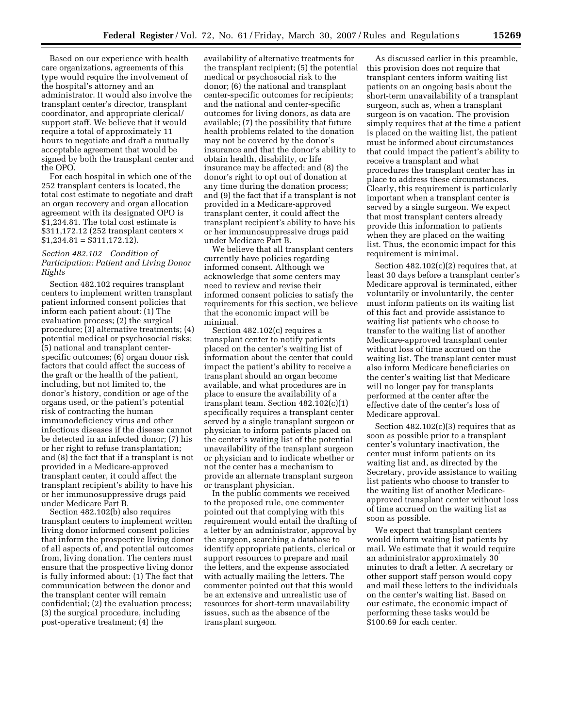Based on our experience with health care organizations, agreements of this type would require the involvement of the hospital's attorney and an administrator. It would also involve the transplant center's director, transplant coordinator, and appropriate clerical/support staff. We believe that it would require a total of approximately 11 hours to negotiate and draft a mutually acceptable agreement that would be signed by both the transplant center and the OPO.

For each hospital in which one of the 252 transplant centers is located, the total cost estimate to negotiate and draft an organ recovery and organ allocation agreement with its designated OPO is $1,234.81. The total cost estimate is $311,172.12 (252 transplant centers × $1,234.81 = $311,172.12).

### *Section 482.102 Condition of Participation: Patient and Living Donor Rights*

Section 482.102 requires transplant centers to implement written transplant patient informed consent policies that inform each patient about: (1) The evaluation process; (2) the surgical procedure; (3) alternative treatments; (4) potential medical or psychosocial risks; (5) national and transplant center-specific outcomes; (6) organ donor risk factors that could affect the success of the graft or the health of the patient, including, but not limited to, the donor's history, condition or age of the organs used, or the patient's potential risk of contracting the human immunodeficiency virus and other infectious diseases if the disease cannot be detected in an infected donor; (7) his or her right to refuse transplantation; and (8) the fact that if a transplant is not provided in a Medicare-approved transplant center, it could affect the transplant recipient's ability to have his or her immunosuppressive drugs paid under Medicare Part B.

Section 482.102(b) also requires transplant centers to implement written living donor informed consent policies that inform the prospective living donor of all aspects of, and potential outcomes from, living donation. The centers must ensure that the prospective living donor is fully informed about: (1) The fact that communication between the donor and the transplant center will remain confidential; (2) the evaluation process; (3) the surgical procedure, including post-operative treatment; (4) the availability of alternative treatments for the transplant recipient; (5) the potential medical or psychosocial risk to the donor; (6) the national and transplant center-specific outcomes for recipients; and the national and center-specific outcomes for living donors, as data are available; (7) the possibility that future health problems related to the donation may not be covered by the donor's insurance and that the donor's ability to obtain health, disability, or life insurance may be affected; and (8) the donor's right to opt out of donation at any time during the donation process; and (9) the fact that if a transplant is not provided in a Medicare-approved transplant center, it could affect the transplant recipient's ability to have his or her immunosuppressive drugs paid under Medicare Part B.

We believe that all transplant centers currently have policies regarding informed consent. Although we acknowledge that some centers may need to review and revise their informed consent policies to satisfy the requirements for this section, we believe that the economic impact will be minimal.

Section 482.102(c) requires a transplant center to notify patients placed on the center's waiting list of information about the center that could impact the patient's ability to receive a transplant should an organ become available, and what procedures are in place to ensure the availability of a transplant team. Section 482.102(c)(1) specifically requires a transplant center served by a single transplant surgeon or physician to inform patients placed on the center's waiting list of the potential unavailability of the transplant surgeon or physician and to indicate whether or not the center has a mechanism to provide an alternate transplant surgeon or transplant physician.

In the public comments we received to the proposed rule, one commenter pointed out that complying with this requirement would entail the drafting of a letter by an administrator, approval by the surgeon, searching a database to identify appropriate patients, clerical or support resources to prepare and mail the letters, and the expense associated with actually mailing the letters. The commenter pointed out that this would be an extensive and unrealistic use of resources for short-term unavailability issues, such as the absence of the transplant surgeon.

As discussed earlier in this preamble, this provision does not require that transplant centers inform waiting list patients on an ongoing basis about the short-term unavailability of a transplant surgeon, such as, when a transplant surgeon is on vacation. The provision simply requires that at the time a patient is placed on the waiting list, the patient must be informed about circumstances that could impact the patient's ability to receive a transplant and what procedures the transplant center has in place to address these circumstances. Clearly, this requirement is particularly important when a transplant center is served by a single surgeon. We expect that most transplant centers already provide this information to patients when they are placed on the waiting list. Thus, the economic impact for this requirement is minimal.

Section 482.102(c)(2) requires that, at least 30 days before a transplant center's Medicare approval is terminated, either voluntarily or involuntarily, the center must inform patients on its waiting list of this fact and provide assistance to waiting list patients who choose to transfer to the waiting list of another Medicare-approved transplant center without loss of time accrued on the waiting list. The transplant center must also inform Medicare beneficiaries on the center's waiting list that Medicare will no longer pay for transplants performed at the center after the effective date of the center's loss of Medicare approval.

Section 482.102(c)(3) requires that as soon as possible prior to a transplant center's voluntary inactivation, the center must inform patients on its waiting list and, as directed by the Secretary, provide assistance to waiting list patients who choose to transfer to the waiting list of another Medicare-approved transplant center without loss of time accrued on the waiting list as soon as possible.

We expect that transplant centers would inform waiting list patients by mail. We estimate that it would require an administrator approximately 30 minutes to draft a letter. A secretary or other support staff person would copy and mail these letters to the individuals on the center's waiting list. Based on our estimate, the economic impact of performing these tasks would be $100.69 for each center.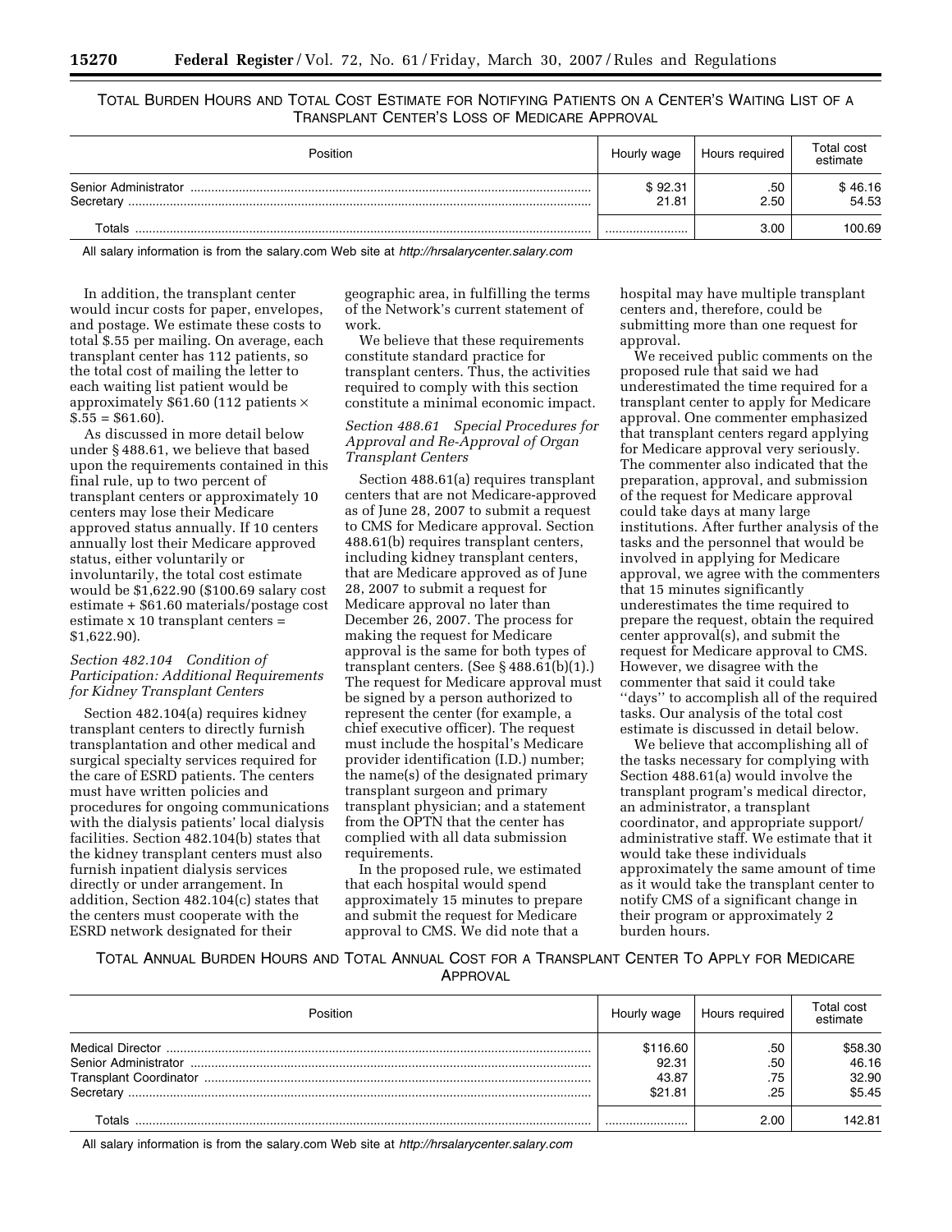TOTAL BURDEN HOURS AND TOTAL COST ESTIMATE FOR NOTIFYING PATIENTS ON A CENTER'S WAITING LIST OF A TRANSPLANT CENTER'S LOSS OF MEDICARE APPROVAL

| Position | Hourly wage | Hours required | Total cost estimate |
|---|---|---|---|
| Senior Administrator | $ 92.31 | .50 | $ 46.16 |
| Secretary | 21.81 | 2.50 | 54.53 |
| Totals | | 3.00 | 100.69 |

All salary information is from the salary.com Web site at *http://hrsalarycenter.salary.com*

In addition, the transplant center would incur costs for paper, envelopes, and postage. We estimate these costs to total $.55 per mailing. On average, each transplant center has 112 patients, so the total cost of mailing the letter to each waiting list patient would be approximately $61.60 (112 patients × $.55 = $61.60).

As discussed in more detail below under § 488.61, we believe that based upon the requirements contained in this final rule, up to two percent of transplant centers or approximately 10 centers may lose their Medicare approved status annually. If 10 centers annually lost their Medicare approved status, either voluntarily or involuntarily, the total cost estimate would be $1,622.90 ($100.69 salary cost estimate + $61.60 materials/postage cost estimate x 10 transplant centers = $1,622.90).

*Section 482.104 Condition of Participation: Additional Requirements for Kidney Transplant Centers*

Section 482.104(a) requires kidney transplant centers to directly furnish transplantation and other medical and surgical specialty services required for the care of ESRD patients. The centers must have written policies and procedures for ongoing communications with the dialysis patients' local dialysis facilities. Section 482.104(b) states that the kidney transplant centers must also furnish inpatient dialysis services directly or under arrangement. In addition, Section 482.104(c) states that the centers must cooperate with the ESRD network designated for their geographic area, in fulfilling the terms of the Network's current statement of work.

We believe that these requirements constitute standard practice for transplant centers. Thus, the activities required to comply with this section constitute a minimal economic impact.

*Section 488.61 Special Procedures for Approval and Re-Approval of Organ Transplant Centers*

Section 488.61(a) requires transplant centers that are not Medicare-approved as of June 28, 2007 to submit a request to CMS for Medicare approval. Section 488.61(b) requires transplant centers, including kidney transplant centers, that are Medicare approved as of June 28, 2007 to submit a request for Medicare approval no later than December 26, 2007. The process for making the request for Medicare approval is the same for both types of transplant centers. (See § 488.61(b)(1).) The request for Medicare approval must be signed by a person authorized to represent the center (for example, a chief executive officer). The request must include the hospital's Medicare provider identification (I.D.) number; the name(s) of the designated primary transplant surgeon and primary transplant physician; and a statement from the OPTN that the center has complied with all data submission requirements.

In the proposed rule, we estimated that each hospital would spend approximately 15 minutes to prepare and submit the request for Medicare approval to CMS. We did note that a hospital may have multiple transplant centers and, therefore, could be submitting more than one request for approval.

We received public comments on the proposed rule that said we had underestimated the time required for a transplant center to apply for Medicare approval. One commenter emphasized that transplant centers regard applying for Medicare approval very seriously. The commenter also indicated that the preparation, approval, and submission of the request for Medicare approval could take days at many large institutions. After further analysis of the tasks and the personnel that would be involved in applying for Medicare approval, we agree with the commenters that 15 minutes significantly underestimates the time required to prepare the request, obtain the required center approval(s), and submit the request for Medicare approval to CMS. However, we disagree with the commenter that said it could take ''days'' to accomplish all of the required tasks. Our analysis of the total cost estimate is discussed in detail below.

We believe that accomplishing all of the tasks necessary for complying with Section 488.61(a) would involve the transplant program's medical director, an administrator, a transplant coordinator, and appropriate support/administrative staff. We estimate that it would take these individuals approximately the same amount of time as it would take the transplant center to notify CMS of a significant change in their program or approximately 2 burden hours.

TOTAL ANNUAL BURDEN HOURS AND TOTAL ANNUAL COST FOR A TRANSPLANT CENTER TO APPLY FOR MEDICARE APPROVAL

| Position | Hourly wage | Hours required | Total cost estimate |
|---|---|---|---|
| Medical Director | $116.60 | .50 | $58.30 |
| Senior Administrator | 92.31 | .50 | 46.16 |
| Transplant Coordinator | 43.87 | .75 | 32.90 |
| Secretary | $21.81 | .25 | $5.45 |
| Totals | | 2.00 | 142.81 |

All salary information is from the salary.com Web site at *http://hrsalarycenter.salary.com*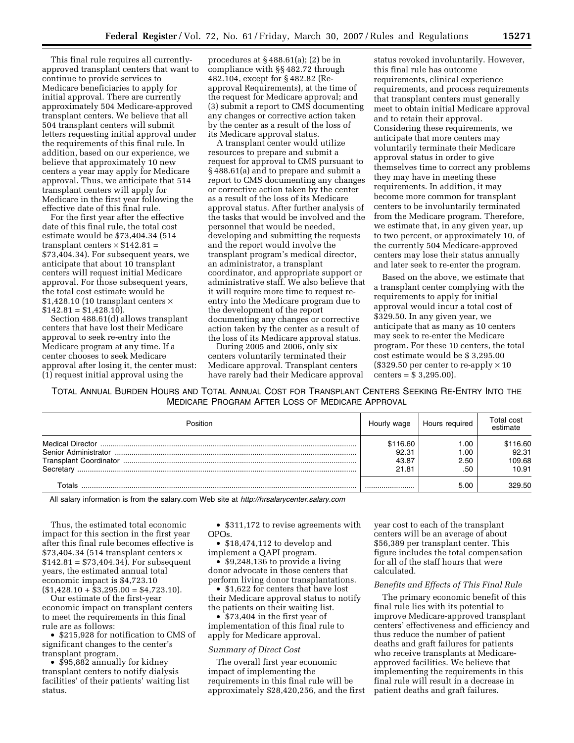This final rule requires all currently-approved transplant centers that want to continue to provide services to Medicare beneficiaries to apply for initial approval. There are currently approximately 504 Medicare-approved transplant centers. We believe that all 504 transplant centers will submit letters requesting initial approval under the requirements of this final rule. In addition, based on our experience, we believe that approximately 10 new centers a year may apply for Medicare approval. Thus, we anticipate that 514 transplant centers will apply for Medicare in the first year following the effective date of this final rule.

For the first year after the effective date of this final rule, the total cost estimate would be $73,404.34 (514 transplant centers × $142.81 = $73,404.34). For subsequent years, we anticipate that about 10 transplant centers will request initial Medicare approval. For those subsequent years, the total cost estimate would be $1,428.10 (10 transplant centers × $142.81 = $1,428.10).

Section 488.61(d) allows transplant centers that have lost their Medicare approval to seek re-entry into the Medicare program at any time. If a center chooses to seek Medicare approval after losing it, the center must: (1) request initial approval using the procedures at § 488.61(a); (2) be in compliance with §§ 482.72 through 482.104, except for § 482.82 (Re-approval Requirements), at the time of the request for Medicare approval; and (3) submit a report to CMS documenting any changes or corrective action taken by the center as a result of the loss of its Medicare approval status.

A transplant center would utilize resources to prepare and submit a request for approval to CMS pursuant to § 488.61(a) and to prepare and submit a report to CMS documenting any changes or corrective action taken by the center as a result of the loss of its Medicare approval status. After further analysis of the tasks that would be involved and the personnel that would be needed, developing and submitting the requests and the report would involve the transplant program's medical director, an administrator, a transplant coordinator, and appropriate support or administrative staff. We also believe that it will require more time to request re-entry into the Medicare program due to the development of the report documenting any changes or corrective action taken by the center as a result of the loss of its Medicare approval status.

During 2005 and 2006, only six centers voluntarily terminated their Medicare approval. Transplant centers have rarely had their Medicare approval status revoked involuntarily. However, this final rule has outcome requirements, clinical experience requirements, and process requirements that transplant centers must generally meet to obtain initial Medicare approval and to retain their approval. Considering these requirements, we anticipate that more centers may voluntarily terminate their Medicare approval status in order to give themselves time to correct any problems they may have in meeting these requirements. In addition, it may become more common for transplant centers to be involuntarily terminated from the Medicare program. Therefore, we estimate that, in any given year, up to two percent, or approximately 10, of the currently 504 Medicare-approved centers may lose their status annually and later seek to re-enter the program.

Based on the above, we estimate that a transplant center complying with the requirements to apply for initial approval would incur a total cost of $329.50. In any given year, we anticipate that as many as 10 centers may seek to re-enter the Medicare program. For these 10 centers, the total cost estimate would be $ 3,295.00 ($329.50 per center to re-apply × 10 centers = $ 3,295.00).

TOTAL ANNUAL BURDEN HOURS AND TOTAL ANNUAL COST FOR TRANSPLANT CENTERS SEEKING RE-ENTRY INTO THE MEDICARE PROGRAM AFTER LOSS OF MEDICARE APPROVAL

| Position | Hourly wage | Hours required | Total cost estimate |
|---|---|---|---|
| Medical Director | $116.60 | 1.00 | $116.60 |
| Senior Administrator | 92.31 | 1.00 | 92.31 |
| Transplant Coordinator | 43.87 | 2.50 | 109.68 |
| Secretary | 21.81 | .50 | 10.91 |
| Totals | | 5.00 | 329.50 |

All salary information is from the salary.com Web site at *http://hrsalarycenter.salary.com*

Thus, the estimated total economic impact for this section in the first year after this final rule becomes effective is $73,404.34 (514 transplant centers × $142.81 = $73,404.34). For subsequent years, the estimated annual total economic impact is $4,723.10 ($1,428.10 + $3,295.00 = $4,723.10).

Our estimate of the first-year economic impact on transplant centers to meet the requirements in this final rule are as follows:

- $215,928 for notification to CMS of significant changes to the center's transplant program.
- $95,882 annually for kidney transplant centers to notify dialysis facilities' of their patients' waiting list status.
- $311,172 to revise agreements with OPOs.
- $18,474,112 to develop and implement a QAPI program.
- $9,248,136 to provide a living donor advocate in those centers that perform living donor transplantations.
- $1,622 for centers that have lost their Medicare approval status to notify the patients on their waiting list.
- $73,404 in the first year of implementation of this final rule to apply for Medicare approval.

*Summary of Direct Cost*

The overall first year economic impact of implementing the requirements in this final rule will be approximately $28,420,256, and the first year cost to each of the transplant centers will be an average of about $56,389 per transplant center. This figure includes the total compensation for all of the staff hours that were calculated.

*Benefits and Effects of This Final Rule*

The primary economic benefit of this final rule lies with its potential to improve Medicare-approved transplant centers' effectiveness and efficiency and thus reduce the number of patient deaths and graft failures for patients who receive transplants at Medicare-approved facilities. We believe that implementing the requirements in this final rule will result in a decrease in patient deaths and graft failures.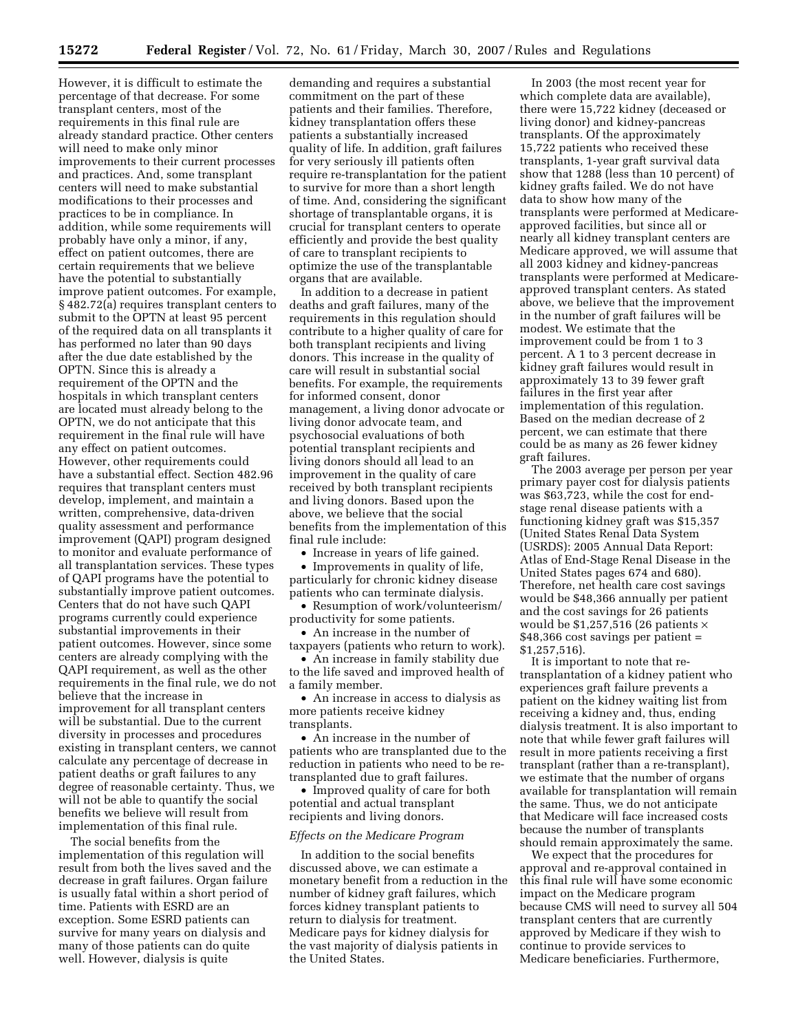However, it is difficult to estimate the percentage of that decrease. For some transplant centers, most of the requirements in this final rule are already standard practice. Other centers will need to make only minor improvements to their current processes and practices. And, some transplant centers will need to make substantial modifications to their processes and practices to be in compliance. In addition, while some requirements will probably have only a minor, if any, effect on patient outcomes, there are certain requirements that we believe have the potential to substantially improve patient outcomes. For example, § 482.72(a) requires transplant centers to submit to the OPTN at least 95 percent of the required data on all transplants it has performed no later than 90 days after the due date established by the OPTN. Since this is already a requirement of the OPTN and the hospitals in which transplant centers are located must already belong to the OPTN, we do not anticipate that this requirement in the final rule will have any effect on patient outcomes. However, other requirements could have a substantial effect. Section 482.96 requires that transplant centers must develop, implement, and maintain a written, comprehensive, data-driven quality assessment and performance improvement (QAPI) program designed to monitor and evaluate performance of all transplantation services. These types of QAPI programs have the potential to substantially improve patient outcomes. Centers that do not have such QAPI programs currently could experience substantial improvements in their patient outcomes. However, since some centers are already complying with the QAPI requirement, as well as the other requirements in the final rule, we do not believe that the increase in improvement for all transplant centers will be substantial. Due to the current diversity in processes and procedures existing in transplant centers, we cannot calculate any percentage of decrease in patient deaths or graft failures to any degree of reasonable certainty. Thus, we will not be able to quantify the social benefits we believe will result from implementation of this final rule.

The social benefits from the implementation of this regulation will result from both the lives saved and the decrease in graft failures. Organ failure is usually fatal within a short period of time. Patients with ESRD are an exception. Some ESRD patients can survive for many years on dialysis and many of those patients can do quite well. However, dialysis is quite demanding and requires a substantial commitment on the part of these patients and their families. Therefore, kidney transplantation offers these patients a substantially increased quality of life. In addition, graft failures for very seriously ill patients often require re-transplantation for the patient to survive for more than a short length of time. And, considering the significant shortage of transplantable organs, it is crucial for transplant centers to operate efficiently and provide the best quality of care to transplant recipients to optimize the use of the transplantable organs that are available.

In addition to a decrease in patient deaths and graft failures, many of the requirements in this regulation should contribute to a higher quality of care for both transplant recipients and living donors. This increase in the quality of care will result in substantial social benefits. For example, the requirements for informed consent, donor management, a living donor advocate or living donor advocate team, and psychosocial evaluations of both potential transplant recipients and living donors should all lead to an improvement in the quality of care received by both transplant recipients and living donors. Based upon the above, we believe that the social benefits from the implementation of this final rule include:

- Increase in years of life gained.
- Improvements in quality of life, particularly for chronic kidney disease patients who can terminate dialysis.
- Resumption of work/volunteerism/productivity for some patients.
- An increase in the number of taxpayers (patients who return to work).
- An increase in family stability due to the life saved and improved health of a family member.
- An increase in access to dialysis as more patients receive kidney transplants.
- An increase in the number of patients who are transplanted due to the reduction in patients who need to be re-transplanted due to graft failures.
- Improved quality of care for both potential and actual transplant recipients and living donors.

*Effects on the Medicare Program*

In addition to the social benefits discussed above, we can estimate a monetary benefit from a reduction in the number of kidney graft failures, which forces kidney transplant patients to return to dialysis for treatment. Medicare pays for kidney dialysis for the vast majority of dialysis patients in the United States.

In 2003 (the most recent year for which complete data are available), there were 15,722 kidney (deceased or living donor) and kidney-pancreas transplants. Of the approximately 15,722 patients who received these transplants, 1-year graft survival data show that 1288 (less than 10 percent) of kidney grafts failed. We do not have data to show how many of the transplants were performed at Medicare-approved facilities, but since all or nearly all kidney transplant centers are Medicare approved, we will assume that all 2003 kidney and kidney-pancreas transplants were performed at Medicare-approved transplant centers. As stated above, we believe that the improvement in the number of graft failures will be modest. We estimate that the improvement could be from 1 to 3 percent. A 1 to 3 percent decrease in kidney graft failures would result in approximately 13 to 39 fewer graft failures in the first year after implementation of this regulation. Based on the median decrease of 2 percent, we can estimate that there could be as many as 26 fewer kidney graft failures.

The 2003 average per person per year primary payer cost for dialysis patients was $63,723, while the cost for end-stage renal disease patients with a functioning kidney graft was $15,357 (United States Renal Data System (USRDS): 2005 Annual Data Report: Atlas of End-Stage Renal Disease in the United States pages 674 and 680). Therefore, net health care cost savings would be $48,366 annually per patient and the cost savings for 26 patients would be $1,257,516 (26 patients × $48,366 cost savings per patient = $1,257,516).

It is important to note that re-transplantation of a kidney patient who experiences graft failure prevents a patient on the kidney waiting list from receiving a kidney and, thus, ending dialysis treatment. It is also important to note that while fewer graft failures will result in more patients receiving a first transplant (rather than a re-transplant), we estimate that the number of organs available for transplantation will remain the same. Thus, we do not anticipate that Medicare will face increased costs because the number of transplants should remain approximately the same.

We expect that the procedures for approval and re-approval contained in this final rule will have some economic impact on the Medicare program because CMS will need to survey all 504 transplant centers that are currently approved by Medicare if they wish to continue to provide services to Medicare beneficiaries. Furthermore,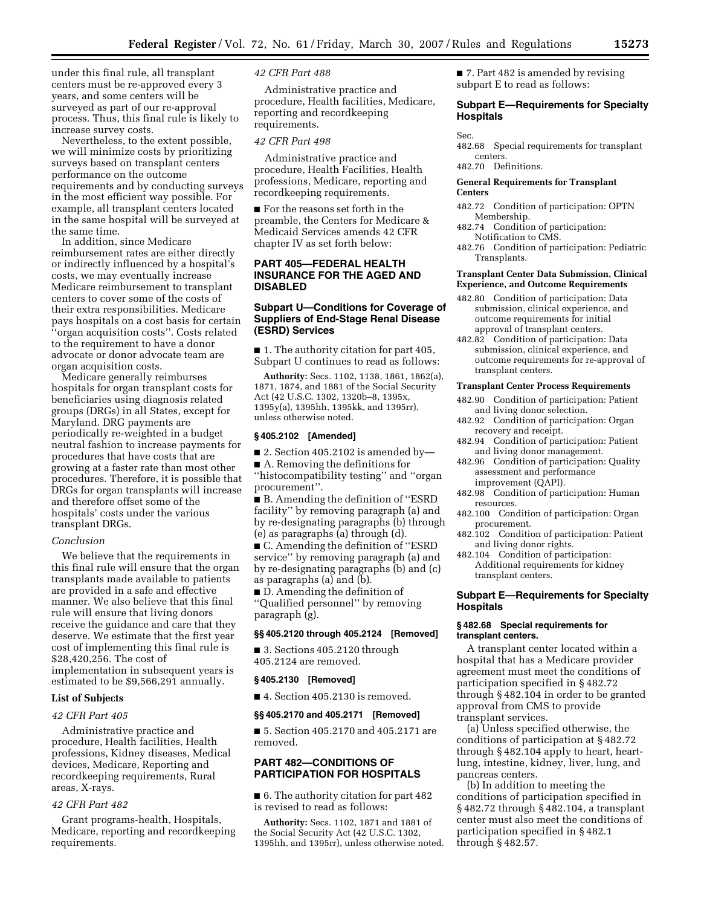under this final rule, all transplant centers must be re-approved every 3 years, and some centers will be surveyed as part of our re-approval process. Thus, this final rule is likely to increase survey costs.

Nevertheless, to the extent possible, we will minimize costs by prioritizing surveys based on transplant centers performance on the outcome requirements and by conducting surveys in the most efficient way possible. For example, all transplant centers located in the same hospital will be surveyed at the same time.

In addition, since Medicare reimbursement rates are either directly or indirectly influenced by a hospital's costs, we may eventually increase Medicare reimbursement to transplant centers to cover some of the costs of their extra responsibilities. Medicare pays hospitals on a cost basis for certain ''organ acquisition costs''. Costs related to the requirement to have a donor advocate or donor advocate team are organ acquisition costs.

Medicare generally reimburses hospitals for organ transplant costs for beneficiaries using diagnosis related groups (DRGs) in all States, except for Maryland. DRG payments are periodically re-weighted in a budget neutral fashion to increase payments for procedures that have costs that are growing at a faster rate than most other procedures. Therefore, it is possible that DRGs for organ transplants will increase and therefore offset some of the hospitals' costs under the various transplant DRGs.

*Conclusion*

We believe that the requirements in this final rule will ensure that the organ transplants made available to patients are provided in a safe and effective manner. We also believe that this final rule will ensure that living donors receive the guidance and care that they deserve. We estimate that the first year cost of implementing this final rule is $28,420,256. The cost of implementation in subsequent years is estimated to be $9,566,291 annually.

**List of Subjects**

*42 CFR Part 405*

Administrative practice and procedure, Health facilities, Health professions, Kidney diseases, Medical devices, Medicare, Reporting and recordkeeping requirements, Rural areas, X-rays.

*42 CFR Part 482*

Grant programs-health, Hospitals, Medicare, reporting and recordkeeping requirements.

*42 CFR Part 488*

Administrative practice and procedure, Health facilities, Medicare, reporting and recordkeeping requirements.

*42 CFR Part 498*

Administrative practice and procedure, Health Facilities, Health professions, Medicare, reporting and recordkeeping requirements.

■ For the reasons set forth in the preamble, the Centers for Medicare & Medicaid Services amends 42 CFR chapter IV as set forth below:

## PART 405—FEDERAL HEALTH INSURANCE FOR THE AGED AND DISABLED

### Subpart U—Conditions for Coverage of Suppliers of End-Stage Renal Disease (ESRD) Services

■ 1. The authority citation for part 405, Subpart U continues to read as follows:

**Authority:** Secs. 1102, 1138, 1861, 1862(a), 1871, 1874, and 1881 of the Social Security Act (42 U.S.C. 1302, 1320b–8, 1395x, 1395y(a), 1395hh, 1395kk, and 1395rr), unless otherwise noted.

**§ 405.2102 [Amended]**

■ 2. Section 405.2102 is amended by—

■ A. Removing the definitions for ''histocompatibility testing'' and ''organ procurement''.

■ B. Amending the definition of ''ESRD facility'' by removing paragraph (a) and by re-designating paragraphs (b) through (e) as paragraphs (a) through (d).

■ C. Amending the definition of ''ESRD service'' by removing paragraph (a) and by re-designating paragraphs (b) and (c) as paragraphs (a) and (b).

■ D. Amending the definition of ''Qualified personnel'' by removing paragraph (g).

**§§ 405.2120 through 405.2124 [Removed]**

■ 3. Sections 405.2120 through 405.2124 are removed.

**§ 405.2130 [Removed]**

■ 4. Section 405.2130 is removed.

**§§ 405.2170 and 405.2171 [Removed]**

■ 5. Section 405.2170 and 405.2171 are removed.

## PART 482—CONDITIONS OF PARTICIPATION FOR HOSPITALS

■ 6. The authority citation for part 482 is revised to read as follows:

**Authority:** Secs. 1102, 1871 and 1881 of the Social Security Act (42 U.S.C. 1302, 1395hh, and 1395rr), unless otherwise noted.

■ 7. Part 482 is amended by revising subpart E to read as follows:

### Subpart E—Requirements for Specialty Hospitals

Sec.
482.68 Special requirements for transplant centers.
482.70 Definitions.

**General Requirements for Transplant Centers**

482.72 Condition of participation: OPTN Membership.
482.74 Condition of participation: Notification to CMS.
482.76 Condition of participation: Pediatric Transplants.

**Transplant Center Data Submission, Clinical Experience, and Outcome Requirements**

482.80 Condition of participation: Data submission, clinical experience, and outcome requirements for initial approval of transplant centers.
482.82 Condition of participation: Data submission, clinical experience, and outcome requirements for re-approval of transplant centers.

**Transplant Center Process Requirements**

482.90 Condition of participation: Patient and living donor selection.
482.92 Condition of participation: Organ recovery and receipt.
482.94 Condition of participation: Patient and living donor management.
482.96 Condition of participation: Quality assessment and performance improvement (QAPI).
482.98 Condition of participation: Human resources.
482.100 Condition of participation: Organ procurement.
482.102 Condition of participation: Patient and living donor rights.
482.104 Condition of participation: Additional requirements for kidney transplant centers.

### Subpart E—Requirements for Specialty Hospitals

**§ 482.68 Special requirements for transplant centers.**

A transplant center located within a hospital that has a Medicare provider agreement must meet the conditions of participation specified in § 482.72 through § 482.104 in order to be granted approval from CMS to provide transplant services.

(a) Unless specified otherwise, the conditions of participation at § 482.72 through § 482.104 apply to heart, heart-lung, intestine, kidney, liver, lung, and pancreas centers.

(b) In addition to meeting the conditions of participation specified in § 482.72 through § 482.104, a transplant center must also meet the conditions of participation specified in § 482.1 through § 482.57.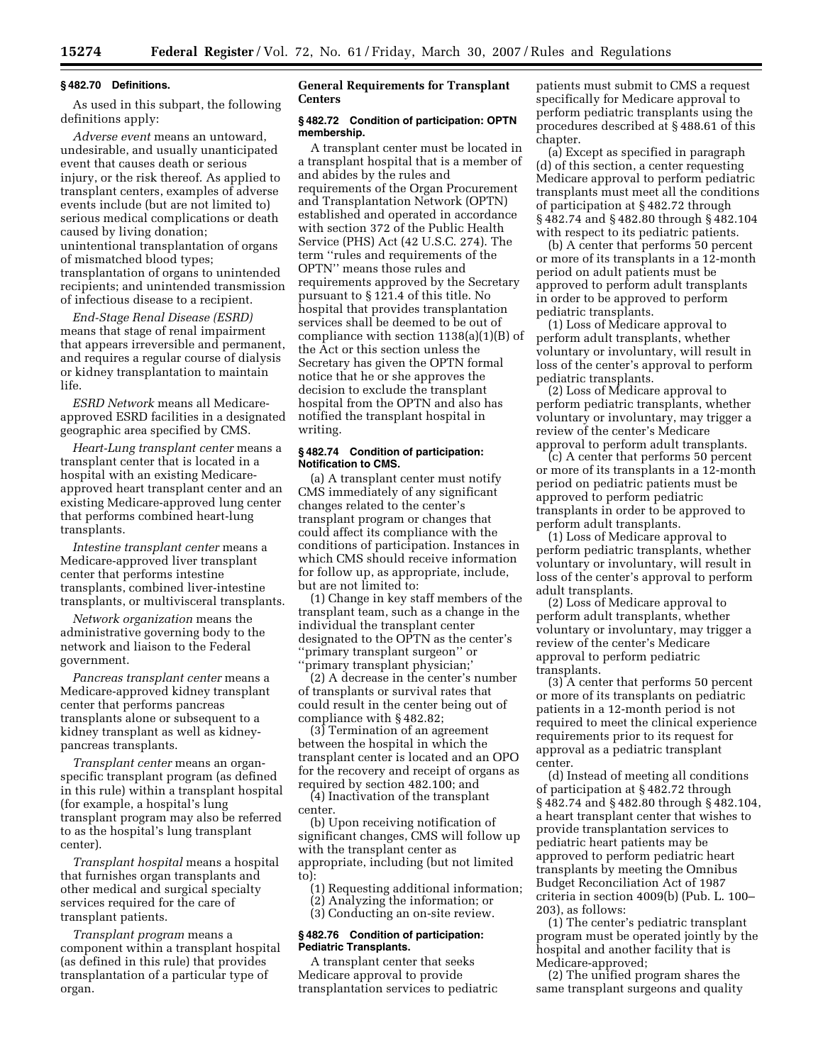### § 482.70 Definitions.

As used in this subpart, the following definitions apply:

*Adverse event* means an untoward, undesirable, and usually unanticipated event that causes death or serious injury, or the risk thereof. As applied to transplant centers, examples of adverse events include (but are not limited to) serious medical complications or death caused by living donation; unintentional transplantation of organs of mismatched blood types; transplantation of organs to unintended recipients; and unintended transmission of infectious disease to a recipient.

*End-Stage Renal Disease (ESRD)* means that stage of renal impairment that appears irreversible and permanent, and requires a regular course of dialysis or kidney transplantation to maintain life.

*ESRD Network* means all Medicare-approved ESRD facilities in a designated geographic area specified by CMS.

*Heart-Lung transplant center* means a transplant center that is located in a hospital with an existing Medicare-approved heart transplant center and an existing Medicare-approved lung center that performs combined heart-lung transplants.

*Intestine transplant center* means a Medicare-approved liver transplant center that performs intestine transplants, combined liver-intestine transplants, or multivisceral transplants.

*Network organization* means the administrative governing body to the network and liaison to the Federal government.

*Pancreas transplant center* means a Medicare-approved kidney transplant center that performs pancreas transplants alone or subsequent to a kidney transplant as well as kidney-pancreas transplants.

*Transplant center* means an organ-specific transplant program (as defined in this rule) within a transplant hospital (for example, a hospital's lung transplant program may also be referred to as the hospital's lung transplant center).

*Transplant hospital* means a hospital that furnishes organ transplants and other medical and surgical specialty services required for the care of transplant patients.

*Transplant program* means a component within a transplant hospital (as defined in this rule) that provides transplantation of a particular type of organ.

## General Requirements for Transplant Centers

### § 482.72 Condition of participation: OPTN membership.

A transplant center must be located in a transplant hospital that is a member of and abides by the rules and requirements of the Organ Procurement and Transplantation Network (OPTN) established and operated in accordance with section 372 of the Public Health Service (PHS) Act (42 U.S.C. 274). The term ''rules and requirements of the OPTN'' means those rules and requirements approved by the Secretary pursuant to § 121.4 of this title. No hospital that provides transplantation services shall be deemed to be out of compliance with section 1138(a)(1)(B) of the Act or this section unless the Secretary has given the OPTN formal notice that he or she approves the decision to exclude the transplant hospital from the OPTN and also has notified the transplant hospital in writing.

### § 482.74 Condition of participation: Notification to CMS.

(a) A transplant center must notify CMS immediately of any significant changes related to the center's transplant program or changes that could affect its compliance with the conditions of participation. Instances in which CMS should receive information for follow up, as appropriate, include, but are not limited to:

(1) Change in key staff members of the transplant team, such as a change in the individual the transplant center designated to the OPTN as the center's ''primary transplant surgeon'' or ''primary transplant physician;'

(2) A decrease in the center's number of transplants or survival rates that could result in the center being out of compliance with § 482.82;

(3) Termination of an agreement between the hospital in which the transplant center is located and an OPO for the recovery and receipt of organs as required by section 482.100; and

(4) Inactivation of the transplant center.

(b) Upon receiving notification of significant changes, CMS will follow up with the transplant center as appropriate, including (but not limited to):

(1) Requesting additional information;

(2) Analyzing the information; or

(3) Conducting an on-site review.

### § 482.76 Condition of participation: Pediatric Transplants.

A transplant center that seeks Medicare approval to provide transplantation services to pediatric patients must submit to CMS a request specifically for Medicare approval to perform pediatric transplants using the procedures described at § 488.61 of this chapter.

(a) Except as specified in paragraph (d) of this section, a center requesting Medicare approval to perform pediatric transplants must meet all the conditions of participation at § 482.72 through § 482.74 and § 482.80 through § 482.104 with respect to its pediatric patients.

(b) A center that performs 50 percent or more of its transplants in a 12-month period on adult patients must be approved to perform adult transplants in order to be approved to perform pediatric transplants.

(1) Loss of Medicare approval to perform adult transplants, whether voluntary or involuntary, will result in loss of the center's approval to perform pediatric transplants.

(2) Loss of Medicare approval to perform pediatric transplants, whether voluntary or involuntary, may trigger a review of the center's Medicare approval to perform adult transplants.

(c) A center that performs 50 percent or more of its transplants in a 12-month period on pediatric patients must be approved to perform pediatric transplants in order to be approved to perform adult transplants.

(1) Loss of Medicare approval to perform pediatric transplants, whether voluntary or involuntary, will result in loss of the center's approval to perform adult transplants.

(2) Loss of Medicare approval to perform adult transplants, whether voluntary or involuntary, may trigger a review of the center's Medicare approval to perform pediatric transplants.

(3) A center that performs 50 percent or more of its transplants on pediatric patients in a 12-month period is not required to meet the clinical experience requirements prior to its request for approval as a pediatric transplant center.

(d) Instead of meeting all conditions of participation at § 482.72 through § 482.74 and § 482.80 through § 482.104, a heart transplant center that wishes to provide transplantation services to pediatric heart patients may be approved to perform pediatric heart transplants by meeting the Omnibus Budget Reconciliation Act of 1987 criteria in section 4009(b) (Pub. L. 100–203), as follows:

(1) The center's pediatric transplant program must be operated jointly by the hospital and another facility that is Medicare-approved;

(2) The unified program shares the same transplant surgeons and quality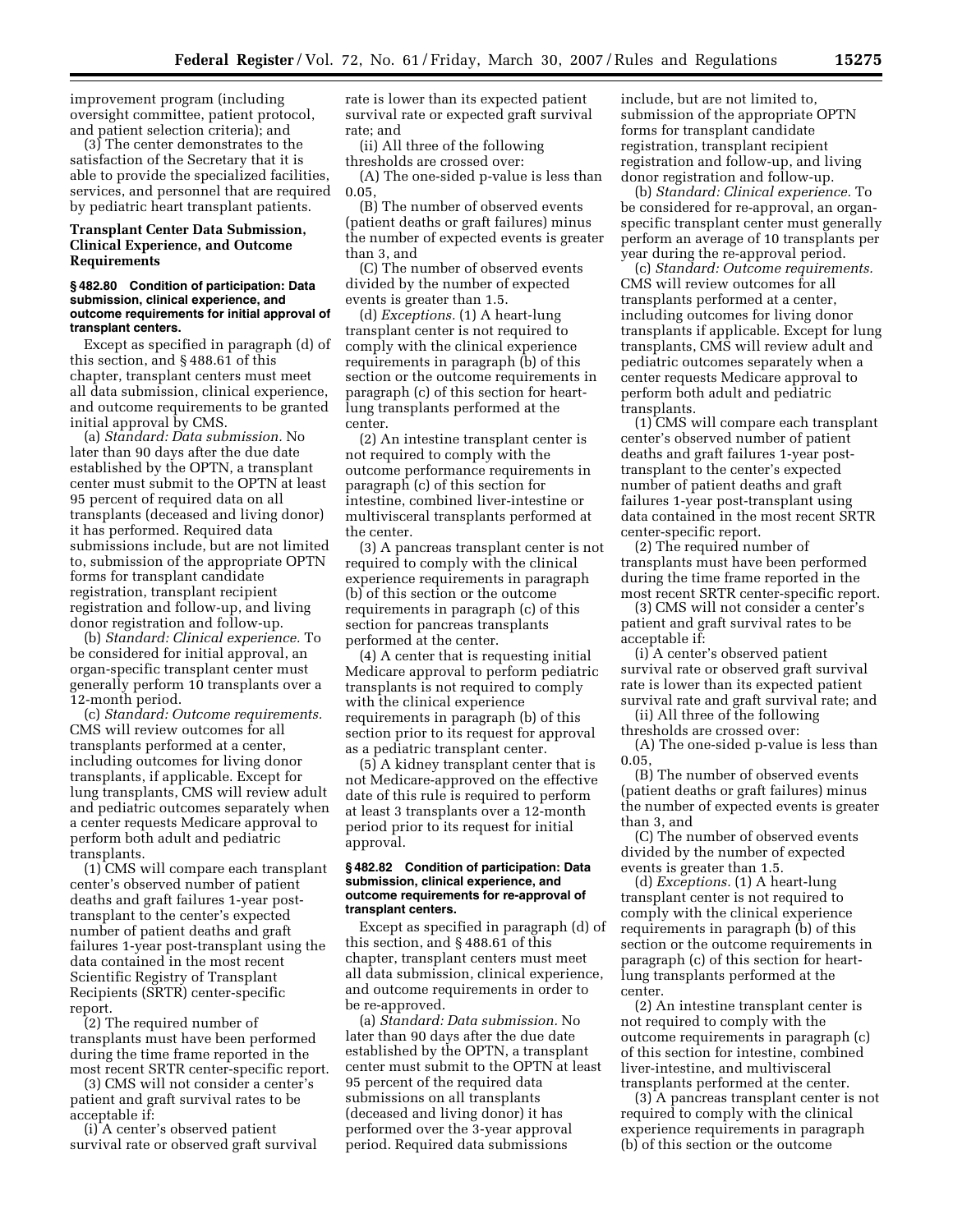improvement program (including oversight committee, patient protocol, and patient selection criteria); and

(3) The center demonstrates to the satisfaction of the Secretary that it is able to provide the specialized facilities, services, and personnel that are required by pediatric heart transplant patients.

### Transplant Center Data Submission, Clinical Experience, and Outcome Requirements

#### § 482.80 Condition of participation: Data submission, clinical experience, and outcome requirements for initial approval of transplant centers.

Except as specified in paragraph (d) of this section, and § 488.61 of this chapter, transplant centers must meet all data submission, clinical experience, and outcome requirements to be granted initial approval by CMS.

(a) *Standard: Data submission.* No later than 90 days after the due date established by the OPTN, a transplant center must submit to the OPTN at least 95 percent of required data on all transplants (deceased and living donor) it has performed. Required data submissions include, but are not limited to, submission of the appropriate OPTN forms for transplant candidate registration, transplant recipient registration and follow-up, and living donor registration and follow-up.

(b) *Standard: Clinical experience.* To be considered for initial approval, an organ-specific transplant center must generally perform 10 transplants over a 12-month period.

(c) *Standard: Outcome requirements.* CMS will review outcomes for all transplants performed at a center, including outcomes for living donor transplants, if applicable. Except for lung transplants, CMS will review adult and pediatric outcomes separately when a center requests Medicare approval to perform both adult and pediatric transplants.

(1) CMS will compare each transplant center's observed number of patient deaths and graft failures 1-year post-transplant to the center's expected number of patient deaths and graft failures 1-year post-transplant using the data contained in the most recent Scientific Registry of Transplant Recipients (SRTR) center-specific report.

(2) The required number of transplants must have been performed during the time frame reported in the most recent SRTR center-specific report.

(3) CMS will not consider a center's patient and graft survival rates to be acceptable if:

(i) A center's observed patient survival rate or observed graft survival rate is lower than its expected patient survival rate or expected graft survival rate; and

(ii) All three of the following thresholds are crossed over:

(A) The one-sided p-value is less than 0.05,

(B) The number of observed events (patient deaths or graft failures) minus the number of expected events is greater than 3, and

(C) The number of observed events divided by the number of expected events is greater than 1.5.

(d) *Exceptions.* (1) A heart-lung transplant center is not required to comply with the clinical experience requirements in paragraph (b) of this section or the outcome requirements in paragraph (c) of this section for heart-lung transplants performed at the center.

(2) An intestine transplant center is not required to comply with the outcome performance requirements in paragraph (c) of this section for intestine, combined liver-intestine or multivisceral transplants performed at the center.

(3) A pancreas transplant center is not required to comply with the clinical experience requirements in paragraph (b) of this section or the outcome requirements in paragraph (c) of this section for pancreas transplants performed at the center.

(4) A center that is requesting initial Medicare approval to perform pediatric transplants is not required to comply with the clinical experience requirements in paragraph (b) of this section prior to its request for approval as a pediatric transplant center.

(5) A kidney transplant center that is not Medicare-approved on the effective date of this rule is required to perform at least 3 transplants over a 12-month period prior to its request for initial approval.

#### § 482.82 Condition of participation: Data submission, clinical experience, and outcome requirements for re-approval of transplant centers.

Except as specified in paragraph (d) of this section, and § 488.61 of this chapter, transplant centers must meet all data submission, clinical experience, and outcome requirements in order to be re-approved.

(a) *Standard: Data submission.* No later than 90 days after the due date established by the OPTN, a transplant center must submit to the OPTN at least 95 percent of the required data submissions on all transplants (deceased and living donor) it has performed over the 3-year approval period. Required data submissions include, but are not limited to, submission of the appropriate OPTN forms for transplant candidate registration, transplant recipient registration and follow-up, and living donor registration and follow-up.

(b) *Standard: Clinical experience.* To be considered for re-approval, an organ-specific transplant center must generally perform an average of 10 transplants per year during the re-approval period.

(c) *Standard: Outcome requirements.* CMS will review outcomes for all transplants performed at a center, including outcomes for living donor transplants if applicable. Except for lung transplants, CMS will review adult and pediatric outcomes separately when a center requests Medicare approval to perform both adult and pediatric transplants.

(1) CMS will compare each transplant center's observed number of patient deaths and graft failures 1-year post-transplant to the center's expected number of patient deaths and graft failures 1-year post-transplant using data contained in the most recent SRTR center-specific report.

(2) The required number of transplants must have been performed during the time frame reported in the most recent SRTR center-specific report.

(3) CMS will not consider a center's patient and graft survival rates to be acceptable if:

(i) A center's observed patient survival rate or observed graft survival rate is lower than its expected patient survival rate and graft survival rate; and

(ii) All three of the following thresholds are crossed over:

(A) The one-sided p-value is less than 0.05,

(B) The number of observed events (patient deaths or graft failures) minus the number of expected events is greater than 3, and

(C) The number of observed events divided by the number of expected events is greater than 1.5.

(d) *Exceptions.* (1) A heart-lung transplant center is not required to comply with the clinical experience requirements in paragraph (b) of this section or the outcome requirements in paragraph (c) of this section for heart-lung transplants performed at the center.

(2) An intestine transplant center is not required to comply with the outcome requirements in paragraph (c) of this section for intestine, combined liver-intestine, and multivisceral transplants performed at the center.

(3) A pancreas transplant center is not required to comply with the clinical experience requirements in paragraph (b) of this section or the outcome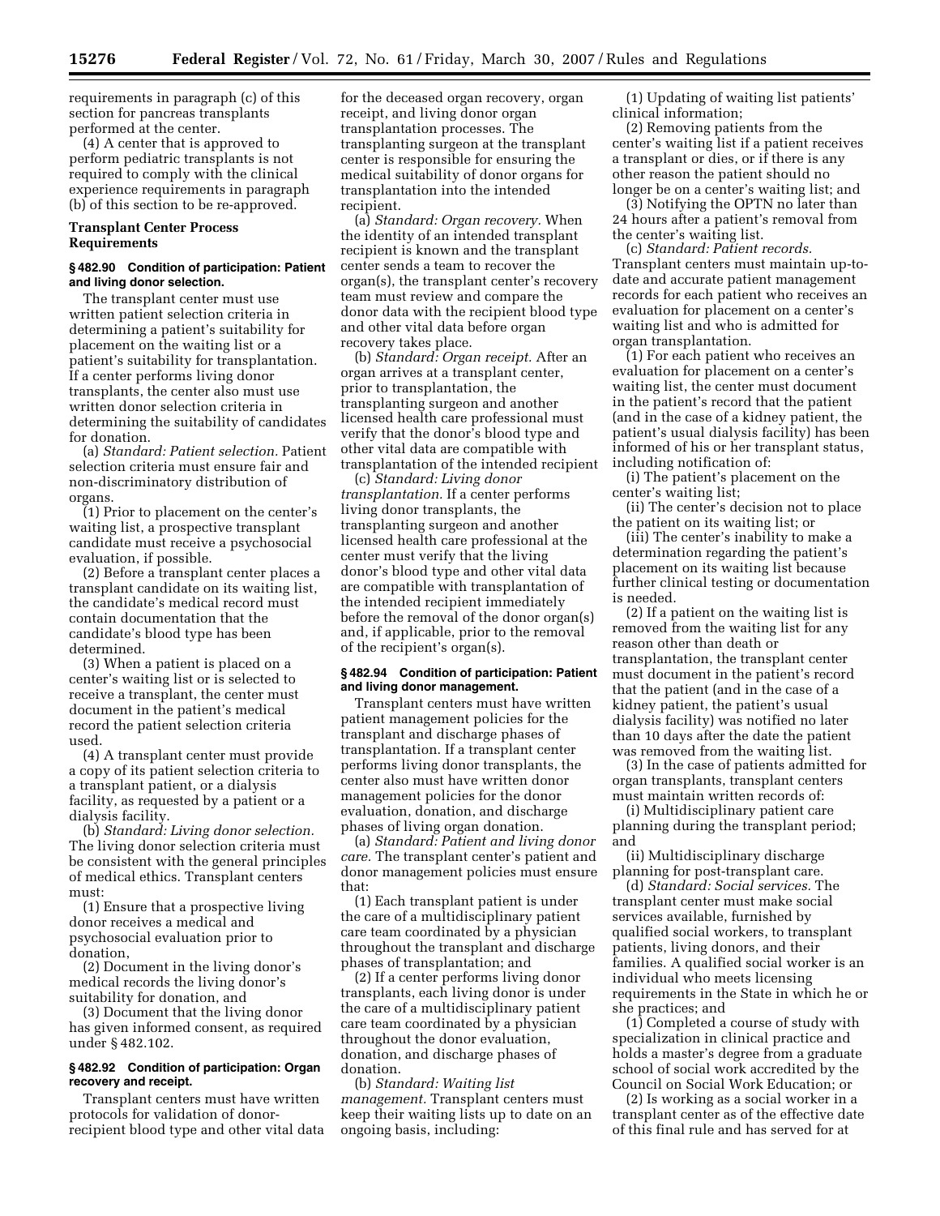requirements in paragraph (c) of this section for pancreas transplants performed at the center.

(4) A center that is approved to perform pediatric transplants is not required to comply with the clinical experience requirements in paragraph (b) of this section to be re-approved.

### Transplant Center Process Requirements

#### § 482.90 Condition of participation: Patient and living donor selection.

The transplant center must use written patient selection criteria in determining a patient's suitability for placement on the waiting list or a patient's suitability for transplantation. If a center performs living donor transplants, the center also must use written donor selection criteria in determining the suitability of candidates for donation.

(a) *Standard: Patient selection.* Patient selection criteria must ensure fair and non-discriminatory distribution of organs.

(1) Prior to placement on the center's waiting list, a prospective transplant candidate must receive a psychosocial evaluation, if possible.

(2) Before a transplant center places a transplant candidate on its waiting list, the candidate's medical record must contain documentation that the candidate's blood type has been determined.

(3) When a patient is placed on a center's waiting list or is selected to receive a transplant, the center must document in the patient's medical record the patient selection criteria used.

(4) A transplant center must provide a copy of its patient selection criteria to a transplant patient, or a dialysis facility, as requested by a patient or a dialysis facility.

(b) *Standard: Living donor selection.* The living donor selection criteria must be consistent with the general principles of medical ethics. Transplant centers must:

(1) Ensure that a prospective living donor receives a medical and psychosocial evaluation prior to donation,

(2) Document in the living donor's medical records the living donor's suitability for donation, and

(3) Document that the living donor has given informed consent, as required under § 482.102.

#### § 482.92 Condition of participation: Organ recovery and receipt.

Transplant centers must have written protocols for validation of donor-recipient blood type and other vital data for the deceased organ recovery, organ receipt, and living donor organ transplantation processes. The transplanting surgeon at the transplant center is responsible for ensuring the medical suitability of donor organs for transplantation into the intended recipient.

(a) *Standard: Organ recovery.* When the identity of an intended transplant recipient is known and the transplant center sends a team to recover the organ(s), the transplant center's recovery team must review and compare the donor data with the recipient blood type and other vital data before organ recovery takes place.

(b) *Standard: Organ receipt.* After an organ arrives at a transplant center, prior to transplantation, the transplanting surgeon and another licensed health care professional must verify that the donor's blood type and other vital data are compatible with transplantation of the intended recipient

(c) *Standard: Living donor transplantation.* If a center performs living donor transplants, the transplanting surgeon and another licensed health care professional at the center must verify that the living donor's blood type and other vital data are compatible with transplantation of the intended recipient immediately before the removal of the donor organ(s) and, if applicable, prior to the removal of the recipient's organ(s).

#### § 482.94 Condition of participation: Patient and living donor management.

Transplant centers must have written patient management policies for the transplant and discharge phases of transplantation. If a transplant center performs living donor transplants, the center also must have written donor management policies for the donor evaluation, donation, and discharge phases of living organ donation.

(a) *Standard: Patient and living donor care.* The transplant center's patient and donor management policies must ensure that:

(1) Each transplant patient is under the care of a multidisciplinary patient care team coordinated by a physician throughout the transplant and discharge phases of transplantation; and

(2) If a center performs living donor transplants, each living donor is under the care of a multidisciplinary patient care team coordinated by a physician throughout the donor evaluation, donation, and discharge phases of donation.

(b) *Standard: Waiting list management.* Transplant centers must keep their waiting lists up to date on an ongoing basis, including:

(1) Updating of waiting list patients' clinical information;

(2) Removing patients from the center's waiting list if a patient receives a transplant or dies, or if there is any other reason the patient should no longer be on a center's waiting list; and

(3) Notifying the OPTN no later than 24 hours after a patient's removal from the center's waiting list.

(c) *Standard: Patient records.* Transplant centers must maintain up-to-date and accurate patient management records for each patient who receives an evaluation for placement on a center's waiting list and who is admitted for organ transplantation.

(1) For each patient who receives an evaluation for placement on a center's waiting list, the center must document in the patient's record that the patient (and in the case of a kidney patient, the patient's usual dialysis facility) has been informed of his or her transplant status, including notification of:

(i) The patient's placement on the center's waiting list;

(ii) The center's decision not to place the patient on its waiting list; or

(iii) The center's inability to make a determination regarding the patient's placement on its waiting list because further clinical testing or documentation is needed.

(2) If a patient on the waiting list is removed from the waiting list for any reason other than death or transplantation, the transplant center must document in the patient's record that the patient (and in the case of a kidney patient, the patient's usual dialysis facility) was notified no later than 10 days after the date the patient was removed from the waiting list.

(3) In the case of patients admitted for organ transplants, transplant centers must maintain written records of:

(i) Multidisciplinary patient care planning during the transplant period; and

(ii) Multidisciplinary discharge planning for post-transplant care.

(d) *Standard: Social services.* The transplant center must make social services available, furnished by qualified social workers, to transplant patients, living donors, and their families. A qualified social worker is an individual who meets licensing requirements in the State in which he or she practices; and

(1) Completed a course of study with specialization in clinical practice and holds a master's degree from a graduate school of social work accredited by the Council on Social Work Education; or

(2) Is working as a social worker in a transplant center as of the effective date of this final rule and has served for at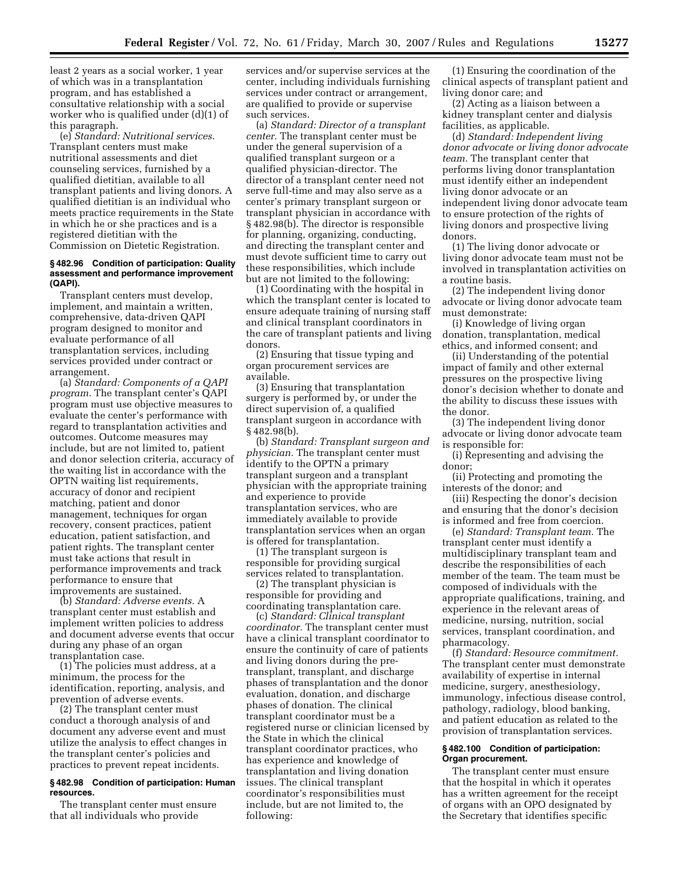least 2 years as a social worker, 1 year of which was in a transplantation program, and has established a consultative relationship with a social worker who is qualified under (d)(1) of this paragraph.

(e) *Standard: Nutritional services.* Transplant centers must make nutritional assessments and diet counseling services, furnished by a qualified dietitian, available to all transplant patients and living donors. A qualified dietitian is an individual who meets practice requirements in the State in which he or she practices and is a registered dietitian with the Commission on Dietetic Registration.

**§ 482.96 Condition of participation: Quality assessment and performance improvement (QAPI).**

Transplant centers must develop, implement, and maintain a written, comprehensive, data-driven QAPI program designed to monitor and evaluate performance of all transplantation services, including services provided under contract or arrangement.

(a) *Standard: Components of a QAPI program.* The transplant center's QAPI program must use objective measures to evaluate the center's performance with regard to transplantation activities and outcomes. Outcome measures may include, but are not limited to, patient and donor selection criteria, accuracy of the waiting list in accordance with the OPTN waiting list requirements, accuracy of donor and recipient matching, patient and donor management, techniques for organ recovery, consent practices, patient education, patient satisfaction, and patient rights. The transplant center must take actions that result in performance improvements and track performance to ensure that improvements are sustained.

(b) *Standard: Adverse events.* A transplant center must establish and implement written policies to address and document adverse events that occur during any phase of an organ transplantation case.

(1) The policies must address, at a minimum, the process for the identification, reporting, analysis, and prevention of adverse events.

(2) The transplant center must conduct a thorough analysis of and document any adverse event and must utilize the analysis to effect changes in the transplant center's policies and practices to prevent repeat incidents.

**§ 482.98 Condition of participation: Human resources.**

The transplant center must ensure that all individuals who provide services and/or supervise services at the center, including individuals furnishing services under contract or arrangement, are qualified to provide or supervise such services.

(a) *Standard: Director of a transplant center.* The transplant center must be under the general supervision of a qualified transplant surgeon or a qualified physician-director. The director of a transplant center need not serve full-time and may also serve as a center's primary transplant surgeon or transplant physician in accordance with § 482.98(b). The director is responsible for planning, organizing, conducting, and directing the transplant center and must devote sufficient time to carry out these responsibilities, which include but are not limited to the following:

(1) Coordinating with the hospital in which the transplant center is located to ensure adequate training of nursing staff and clinical transplant coordinators in the care of transplant patients and living donors.

(2) Ensuring that tissue typing and organ procurement services are available.

(3) Ensuring that transplantation surgery is performed by, or under the direct supervision of, a qualified transplant surgeon in accordance with § 482.98(b).

(b) *Standard: Transplant surgeon and physician.* The transplant center must identify to the OPTN a primary transplant surgeon and a transplant physician with the appropriate training and experience to provide transplantation services, who are immediately available to provide transplantation services when an organ is offered for transplantation.

(1) The transplant surgeon is responsible for providing surgical services related to transplantation.

(2) The transplant physician is responsible for providing and coordinating transplantation care.

(c) *Standard: Clinical transplant coordinator.* The transplant center must have a clinical transplant coordinator to ensure the continuity of care of patients and living donors during the pre-transplant, transplant, and discharge phases of transplantation and the donor evaluation, donation, and discharge phases of donation. The clinical transplant coordinator must be a registered nurse or clinician licensed by the State in which the clinical transplant coordinator practices, who has experience and knowledge of transplantation and living donation issues. The clinical transplant coordinator's responsibilities must include, but are not limited to, the following:

(1) Ensuring the coordination of the clinical aspects of transplant patient and living donor care; and

(2) Acting as a liaison between a kidney transplant center and dialysis facilities, as applicable.

(d) *Standard: Independent living donor advocate or living donor advocate team.* The transplant center that performs living donor transplantation must identify either an independent living donor advocate or an independent living donor advocate team to ensure protection of the rights of living donors and prospective living donors.

(1) The living donor advocate or living donor advocate team must not be involved in transplantation activities on a routine basis.

(2) The independent living donor advocate or living donor advocate team must demonstrate:

(i) Knowledge of living organ donation, transplantation, medical ethics, and informed consent; and

(ii) Understanding of the potential impact of family and other external pressures on the prospective living donor's decision whether to donate and the ability to discuss these issues with the donor.

(3) The independent living donor advocate or living donor advocate team is responsible for:

(i) Representing and advising the donor;

(ii) Protecting and promoting the interests of the donor; and

(iii) Respecting the donor's decision and ensuring that the donor's decision is informed and free from coercion.

(e) *Standard: Transplant team.* The transplant center must identify a multidisciplinary transplant team and describe the responsibilities of each member of the team. The team must be composed of individuals with the appropriate qualifications, training, and experience in the relevant areas of medicine, nursing, nutrition, social services, transplant coordination, and pharmacology.

(f) *Standard: Resource commitment.* The transplant center must demonstrate availability of expertise in internal medicine, surgery, anesthesiology, immunology, infectious disease control, pathology, radiology, blood banking, and patient education as related to the provision of transplantation services.

**§ 482.100 Condition of participation: Organ procurement.**

The transplant center must ensure that the hospital in which it operates has a written agreement for the receipt of organs with an OPO designated by the Secretary that identifies specific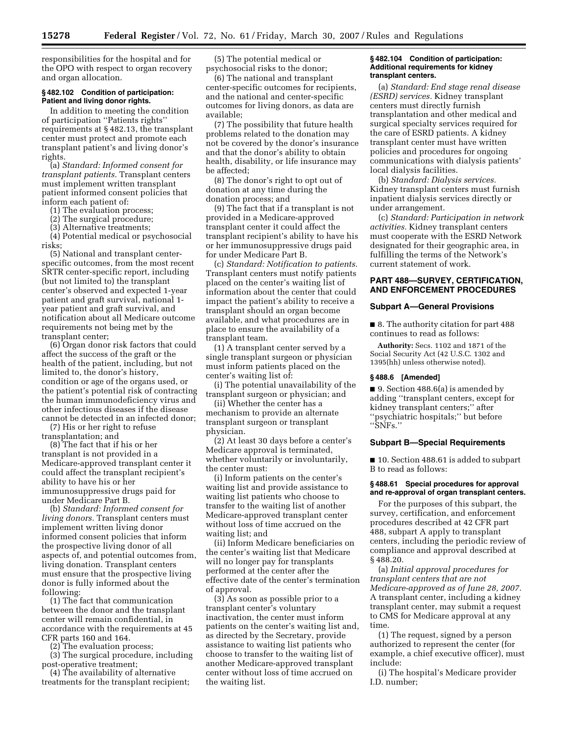responsibilities for the hospital and for the OPO with respect to organ recovery and organ allocation.

### § 482.102 Condition of participation: Patient and living donor rights.

In addition to meeting the condition of participation "Patients rights" requirements at § 482.13, the transplant center must protect and promote each transplant patient's and living donor's rights.

(a) *Standard: Informed consent for transplant patients.* Transplant centers must implement written transplant patient informed consent policies that inform each patient of:

(1) The evaluation process;

(2) The surgical procedure;

(3) Alternative treatments;

(4) Potential medical or psychosocial risks;

(5) National and transplant center-specific outcomes, from the most recent SRTR center-specific report, including (but not limited to) the transplant center's observed and expected 1-year patient and graft survival, national 1-year patient and graft survival, and notification about all Medicare outcome requirements not being met by the transplant center;

(6) Organ donor risk factors that could affect the success of the graft or the health of the patient, including, but not limited to, the donor's history, condition or age of the organs used, or the patient's potential risk of contracting the human immunodeficiency virus and other infectious diseases if the disease cannot be detected in an infected donor;

(7) His or her right to refuse transplantation; and

(8) The fact that if his or her transplant is not provided in a Medicare-approved transplant center it could affect the transplant recipient's ability to have his or her immunosuppressive drugs paid for under Medicare Part B.

(b) *Standard: Informed consent for living donors.* Transplant centers must implement written living donor informed consent policies that inform the prospective living donor of all aspects of, and potential outcomes from, living donation. Transplant centers must ensure that the prospective living donor is fully informed about the following:

(1) The fact that communication between the donor and the transplant center will remain confidential, in accordance with the requirements at 45 CFR parts 160 and 164.

(2) The evaluation process;

(3) The surgical procedure, including post-operative treatment;

(4) The availability of alternative treatments for the transplant recipient;

(5) The potential medical or psychosocial risks to the donor;

(6) The national and transplant center-specific outcomes for recipients, and the national and center-specific outcomes for living donors, as data are available;

(7) The possibility that future health problems related to the donation may not be covered by the donor's insurance and that the donor's ability to obtain health, disability, or life insurance may be affected;

(8) The donor's right to opt out of donation at any time during the donation process; and

(9) The fact that if a transplant is not provided in a Medicare-approved transplant center it could affect the transplant recipient's ability to have his or her immunosuppressive drugs paid for under Medicare Part B.

(c) *Standard: Notification to patients.* Transplant centers must notify patients placed on the center's waiting list of information about the center that could impact the patient's ability to receive a transplant should an organ become available, and what procedures are in place to ensure the availability of a transplant team.

(1) A transplant center served by a single transplant surgeon or physician must inform patients placed on the center's waiting list of:

(i) The potential unavailability of the transplant surgeon or physician; and

(ii) Whether the center has a mechanism to provide an alternate transplant surgeon or transplant physician.

(2) At least 30 days before a center's Medicare approval is terminated, whether voluntarily or involuntarily, the center must:

(i) Inform patients on the center's waiting list and provide assistance to waiting list patients who choose to transfer to the waiting list of another Medicare-approved transplant center without loss of time accrued on the waiting list; and

(ii) Inform Medicare beneficiaries on the center's waiting list that Medicare will no longer pay for transplants performed at the center after the effective date of the center's termination of approval.

(3) As soon as possible prior to a transplant center's voluntary inactivation, the center must inform patients on the center's waiting list and, as directed by the Secretary, provide assistance to waiting list patients who choose to transfer to the waiting list of another Medicare-approved transplant center without loss of time accrued on the waiting list.

### § 482.104 Condition of participation: Additional requirements for kidney transplant centers.

(a) *Standard: End stage renal disease (ESRD) services.* Kidney transplant centers must directly furnish transplantation and other medical and surgical specialty services required for the care of ESRD patients. A kidney transplant center must have written policies and procedures for ongoing communications with dialysis patients' local dialysis facilities.

(b) *Standard: Dialysis services.* Kidney transplant centers must furnish inpatient dialysis services directly or under arrangement.

(c) *Standard: Participation in network activities.* Kidney transplant centers must cooperate with the ESRD Network designated for their geographic area, in fulfilling the terms of the Network's current statement of work.

## PART 488—SURVEY, CERTIFICATION, AND ENFORCEMENT PROCEDURES

### Subpart A—General Provisions

■ 8. The authority citation for part 488 continues to read as follows:

**Authority:** Secs. 1102 and 1871 of the Social Security Act (42 U.S.C. 1302 and 1395(hh) unless otherwise noted).

### § 488.6 [Amended]

■ 9. Section 488.6(a) is amended by adding "transplant centers, except for kidney transplant centers;" after "psychiatric hospitals;" but before "SNFs."

### Subpart B—Special Requirements

■ 10. Section 488.61 is added to subpart B to read as follows:

### § 488.61 Special procedures for approval and re-approval of organ transplant centers.

For the purposes of this subpart, the survey, certification, and enforcement procedures described at 42 CFR part 488, subpart A apply to transplant centers, including the periodic review of compliance and approval described at § 488.20.

(a) *Initial approval procedures for transplant centers that are not Medicare-approved as of June 28, 2007.* A transplant center, including a kidney transplant center, may submit a request to CMS for Medicare approval at any time.

(1) The request, signed by a person authorized to represent the center (for example, a chief executive officer), must include:

(i) The hospital's Medicare provider I.D. number;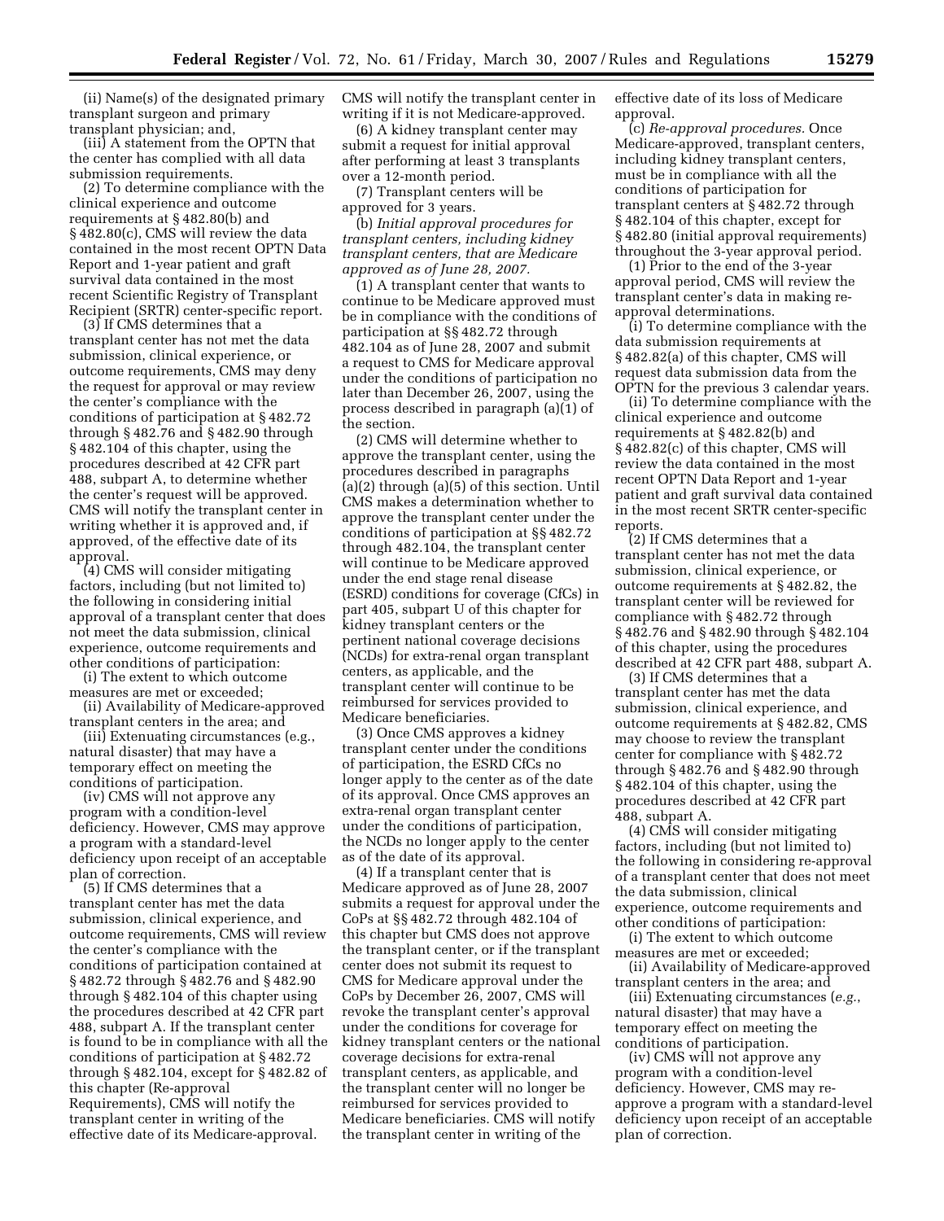(ii) Name(s) of the designated primary transplant surgeon and primary transplant physician; and,

(iii) A statement from the OPTN that the center has complied with all data submission requirements.

(2) To determine compliance with the clinical experience and outcome requirements at § 482.80(b) and § 482.80(c), CMS will review the data contained in the most recent OPTN Data Report and 1-year patient and graft survival data contained in the most recent Scientific Registry of Transplant Recipient (SRTR) center-specific report.

(3) If CMS determines that a transplant center has not met the data submission, clinical experience, or outcome requirements, CMS may deny the request for approval or may review the center's compliance with the conditions of participation at § 482.72 through § 482.76 and § 482.90 through § 482.104 of this chapter, using the procedures described at 42 CFR part 488, subpart A, to determine whether the center's request will be approved. CMS will notify the transplant center in writing whether it is approved and, if approved, of the effective date of its approval.

(4) CMS will consider mitigating factors, including (but not limited to) the following in considering initial approval of a transplant center that does not meet the data submission, clinical experience, outcome requirements and other conditions of participation:

(i) The extent to which outcome measures are met or exceeded;

(ii) Availability of Medicare-approved transplant centers in the area; and

(iii) Extenuating circumstances (e.g., natural disaster) that may have a temporary effect on meeting the conditions of participation.

(iv) CMS will not approve any program with a condition-level deficiency. However, CMS may approve a program with a standard-level deficiency upon receipt of an acceptable plan of correction.

(5) If CMS determines that a transplant center has met the data submission, clinical experience, and outcome requirements, CMS will review the center's compliance with the conditions of participation contained at § 482.72 through § 482.76 and § 482.90 through § 482.104 of this chapter using the procedures described at 42 CFR part 488, subpart A. If the transplant center is found to be in compliance with all the conditions of participation at § 482.72 through § 482.104, except for § 482.82 of this chapter (Re-approval Requirements), CMS will notify the transplant center in writing of the effective date of its Medicare-approval. CMS will notify the transplant center in writing if it is not Medicare-approved.

(6) A kidney transplant center may submit a request for initial approval after performing at least 3 transplants over a 12-month period.

(7) Transplant centers will be approved for 3 years.

(b) *Initial approval procedures for transplant centers, including kidney transplant centers, that are Medicare approved as of June 28, 2007.*

(1) A transplant center that wants to continue to be Medicare approved must be in compliance with the conditions of participation at §§ 482.72 through 482.104 as of June 28, 2007 and submit a request to CMS for Medicare approval under the conditions of participation no later than December 26, 2007, using the process described in paragraph (a)(1) of the section.

(2) CMS will determine whether to approve the transplant center, using the procedures described in paragraphs (a)(2) through (a)(5) of this section. Until CMS makes a determination whether to approve the transplant center under the conditions of participation at §§ 482.72 through 482.104, the transplant center will continue to be Medicare approved under the end stage renal disease (ESRD) conditions for coverage (CfCs) in part 405, subpart U of this chapter for kidney transplant centers or the pertinent national coverage decisions (NCDs) for extra-renal organ transplant centers, as applicable, and the transplant center will continue to be reimbursed for services provided to Medicare beneficiaries.

(3) Once CMS approves a kidney transplant center under the conditions of participation, the ESRD CfCs no longer apply to the center as of the date of its approval. Once CMS approves an extra-renal organ transplant center under the conditions of participation, the NCDs no longer apply to the center as of the date of its approval.

(4) If a transplant center that is Medicare approved as of June 28, 2007 submits a request for approval under the CoPs at §§ 482.72 through 482.104 of this chapter but CMS does not approve the transplant center, or if the transplant center does not submit its request to CMS for Medicare approval under the CoPs by December 26, 2007, CMS will revoke the transplant center's approval under the conditions for coverage for kidney transplant centers or the national coverage decisions for extra-renal transplant centers, as applicable, and the transplant center will no longer be reimbursed for services provided to Medicare beneficiaries. CMS will notify the transplant center in writing of the effective date of its loss of Medicare approval.

(c) *Re-approval procedures.* Once Medicare-approved, transplant centers, including kidney transplant centers, must be in compliance with all the conditions of participation for transplant centers at § 482.72 through § 482.104 of this chapter, except for § 482.80 (initial approval requirements) throughout the 3-year approval period.

(1) Prior to the end of the 3-year approval period, CMS will review the transplant center's data in making re-approval determinations.

(i) To determine compliance with the data submission requirements at § 482.82(a) of this chapter, CMS will request data submission data from the OPTN for the previous 3 calendar years.

(ii) To determine compliance with the clinical experience and outcome requirements at § 482.82(b) and § 482.82(c) of this chapter, CMS will review the data contained in the most recent OPTN Data Report and 1-year patient and graft survival data contained in the most recent SRTR center-specific reports.

(2) If CMS determines that a transplant center has not met the data submission, clinical experience, or outcome requirements at § 482.82, the transplant center will be reviewed for compliance with § 482.72 through § 482.76 and § 482.90 through § 482.104 of this chapter, using the procedures described at 42 CFR part 488, subpart A.

(3) If CMS determines that a transplant center has met the data submission, clinical experience, and outcome requirements at § 482.82, CMS may choose to review the transplant center for compliance with § 482.72 through § 482.76 and § 482.90 through § 482.104 of this chapter, using the procedures described at 42 CFR part 488, subpart A.

(4) CMS will consider mitigating factors, including (but not limited to) the following in considering re-approval of a transplant center that does not meet the data submission, clinical experience, outcome requirements and other conditions of participation:

(i) The extent to which outcome measures are met or exceeded;

(ii) Availability of Medicare-approved transplant centers in the area; and

(iii) Extenuating circumstances (*e.g.*, natural disaster) that may have a temporary effect on meeting the conditions of participation.

(iv) CMS will not approve any program with a condition-level deficiency. However, CMS may re-approve a program with a standard-level deficiency upon receipt of an acceptable plan of correction.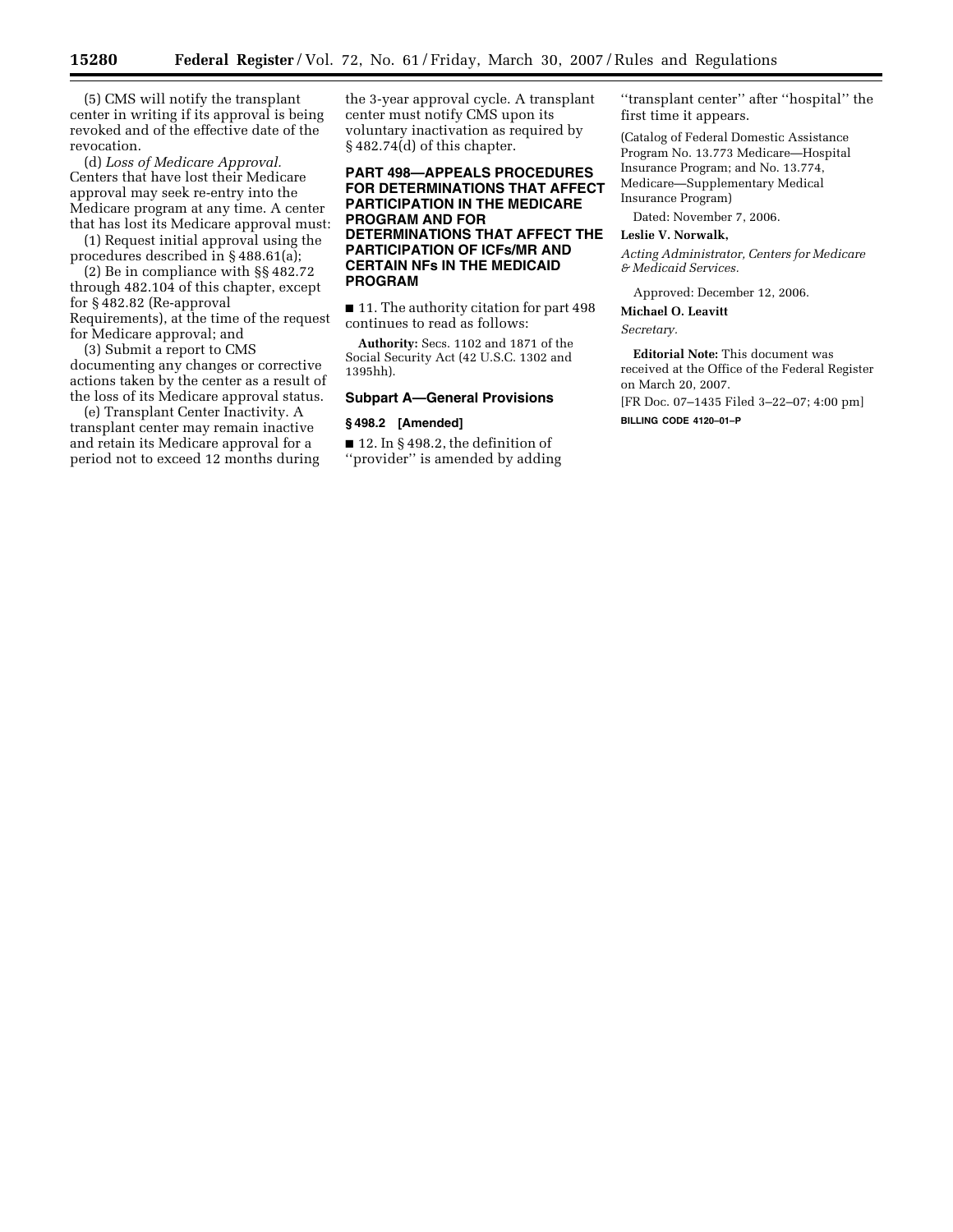(5) CMS will notify the transplant center in writing if its approval is being revoked and of the effective date of the revocation.

(d) *Loss of Medicare Approval.* Centers that have lost their Medicare approval may seek re-entry into the Medicare program at any time. A center that has lost its Medicare approval must:

(1) Request initial approval using the procedures described in § 488.61(a);

(2) Be in compliance with §§ 482.72 through 482.104 of this chapter, except for § 482.82 (Re-approval Requirements), at the time of the request for Medicare approval; and

(3) Submit a report to CMS documenting any changes or corrective actions taken by the center as a result of the loss of its Medicare approval status.

(e) Transplant Center Inactivity. A transplant center may remain inactive and retain its Medicare approval for a period not to exceed 12 months during the 3-year approval cycle. A transplant center must notify CMS upon its voluntary inactivation as required by § 482.74(d) of this chapter.

## PART 498—APPEALS PROCEDURES FOR DETERMINATIONS THAT AFFECT PARTICIPATION IN THE MEDICARE PROGRAM AND FOR DETERMINATIONS THAT AFFECT THE PARTICIPATION OF ICFs/MR AND CERTAIN NFs IN THE MEDICAID PROGRAM

■ 11. The authority citation for part 498 continues to read as follows:

**Authority:** Secs. 1102 and 1871 of the Social Security Act (42 U.S.C. 1302 and 1395hh).

### Subpart A—General Provisions

### § 498.2 [Amended]

■ 12. In § 498.2, the definition of "provider" is amended by adding "transplant center" after "hospital" the first time it appears.

(Catalog of Federal Domestic Assistance Program No. 13.773 Medicare—Hospital Insurance Program; and No. 13.774, Medicare—Supplementary Medical Insurance Program)

Dated: November 7, 2006.

**Leslie V. Norwalk,**

*Acting Administrator, Centers for Medicare & Medicaid Services.*

Approved: December 12, 2006.

**Michael O. Leavitt**

*Secretary.*

**Editorial Note:** This document was received at the Office of the Federal Register on March 20, 2007.

[FR Doc. 07–1435 Filed 3–22–07; 4:00 pm]

BILLING CODE 4120–01–P